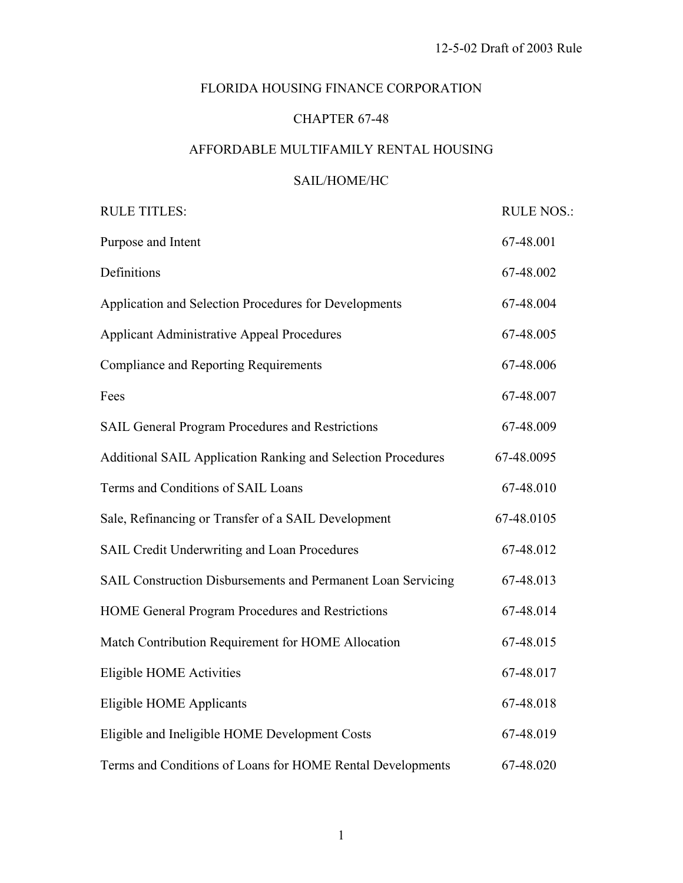12-5-02 Draft of 2003 Rule

# FLORIDA HOUSING FINANCE CORPORATION

## CHAPTER 67-48

## AFFORDABLE MULTIFAMILY RENTAL HOUSING

## SAIL/HOME/HC

| RULE TITLES: | RULE NOS.: |
|---|---|
| Purpose and Intent | 67-48.001 |
| Definitions | 67-48.002 |
| Application and Selection Procedures for Developments | 67-48.004 |
| Applicant Administrative Appeal Procedures | 67-48.005 |
| Compliance and Reporting Requirements | 67-48.006 |
| Fees | 67-48.007 |
| SAIL General Program Procedures and Restrictions | 67-48.009 |
| Additional SAIL Application Ranking and Selection Procedures | 67-48.0095 |
| Terms and Conditions of SAIL Loans | 67-48.010 |
| Sale, Refinancing or Transfer of a SAIL Development | 67-48.0105 |
| SAIL Credit Underwriting and Loan Procedures | 67-48.012 |
| SAIL Construction Disbursements and Permanent Loan Servicing | 67-48.013 |
| HOME General Program Procedures and Restrictions | 67-48.014 |
| Match Contribution Requirement for HOME Allocation | 67-48.015 |
| Eligible HOME Activities | 67-48.017 |
| Eligible HOME Applicants | 67-48.018 |
| Eligible and Ineligible HOME Development Costs | 67-48.019 |
| Terms and Conditions of Loans for HOME Rental Developments | 67-48.020 |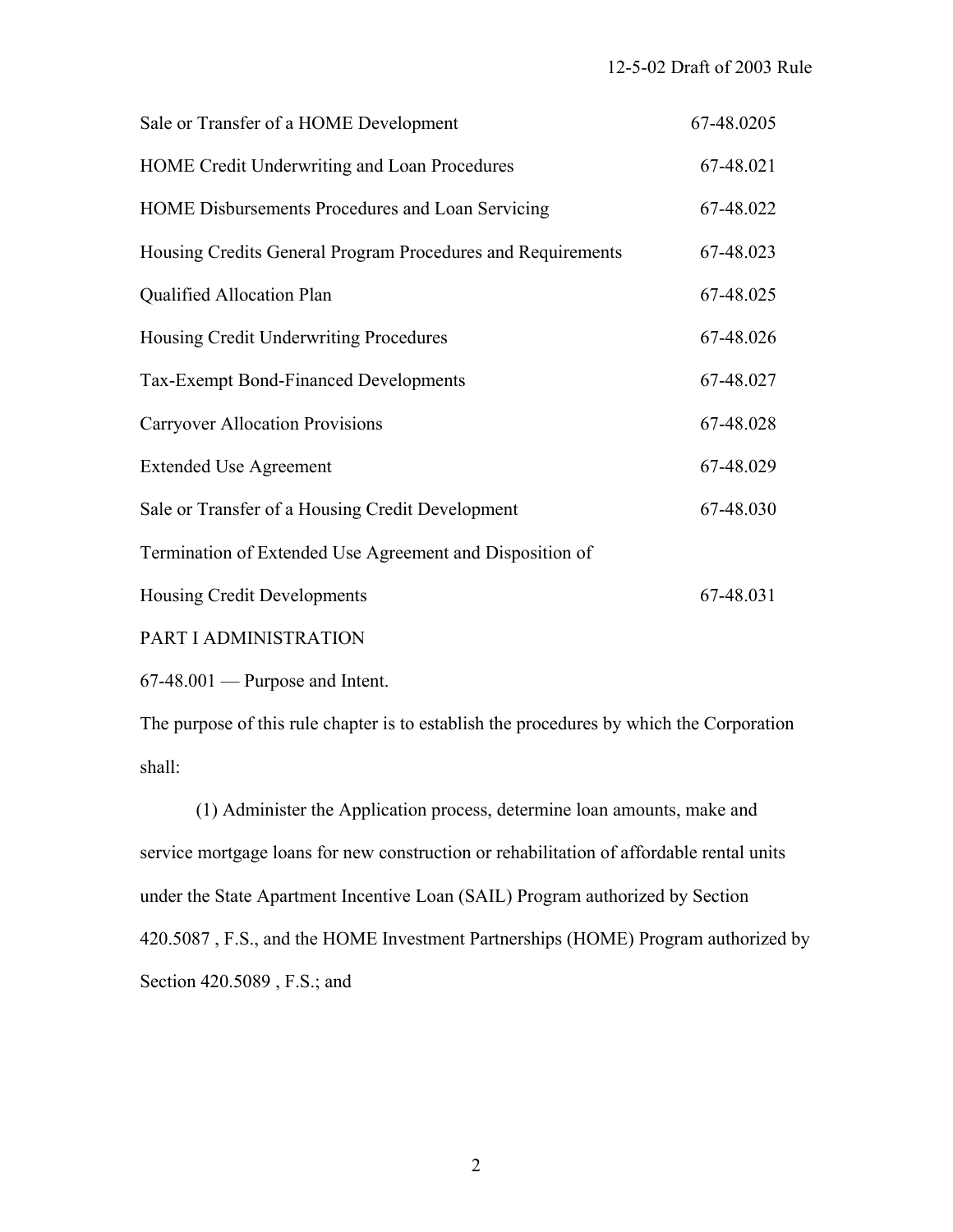| | |
|---|---|
| Sale or Transfer of a HOME Development | 67-48.0205 |
| HOME Credit Underwriting and Loan Procedures | 67-48.021 |
| HOME Disbursements Procedures and Loan Servicing | 67-48.022 |
| Housing Credits General Program Procedures and Requirements | 67-48.023 |
| Qualified Allocation Plan | 67-48.025 |
| Housing Credit Underwriting Procedures | 67-48.026 |
| Tax-Exempt Bond-Financed Developments | 67-48.027 |
| Carryover Allocation Provisions | 67-48.028 |
| Extended Use Agreement | 67-48.029 |
| Sale or Transfer of a Housing Credit Development | 67-48.030 |
| Termination of Extended Use Agreement and Disposition of Housing Credit Developments | 67-48.031 |

PART I ADMINISTRATION

67-48.001 — Purpose and Intent.

The purpose of this rule chapter is to establish the procedures by which the Corporation shall:

(1) Administer the Application process, determine loan amounts, make and service mortgage loans for new construction or rehabilitation of affordable rental units under the State Apartment Incentive Loan (SAIL) Program authorized by Section 420.5087 , F.S., and the HOME Investment Partnerships (HOME) Program authorized by Section 420.5089 , F.S.; and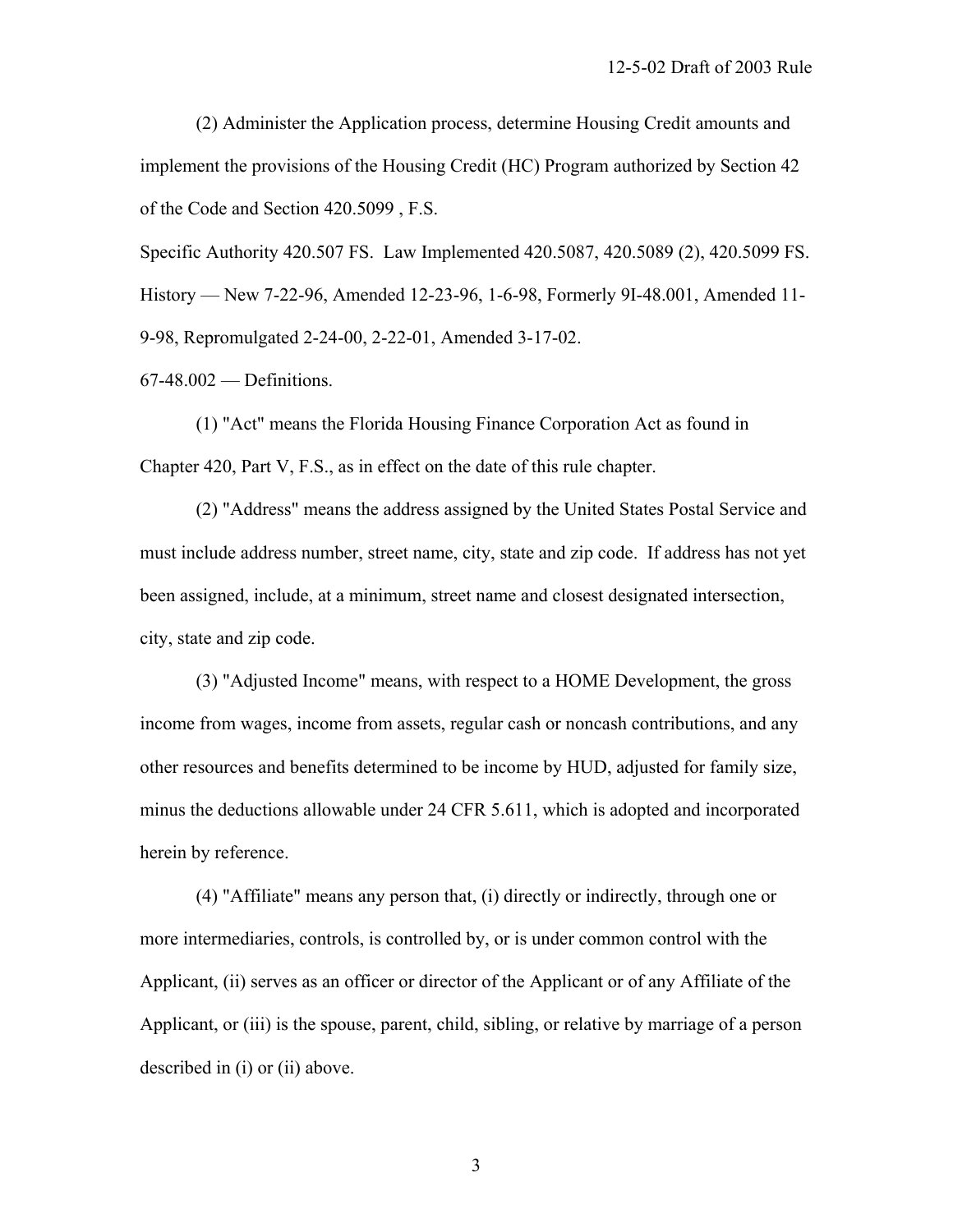(2) Administer the Application process, determine Housing Credit amounts and implement the provisions of the Housing Credit (HC) Program authorized by Section 42 of the Code and Section 420.5099 , F.S.

Specific Authority 420.507 FS. Law Implemented 420.5087, 420.5089 (2), 420.5099 FS. History — New 7-22-96, Amended 12-23-96, 1-6-98, Formerly 9I-48.001, Amended 11-9-98, Repromulgated 2-24-00, 2-22-01, Amended 3-17-02.

67-48.002 — Definitions.

(1) "Act" means the Florida Housing Finance Corporation Act as found in Chapter 420, Part V, F.S., as in effect on the date of this rule chapter.

(2) "Address" means the address assigned by the United States Postal Service and must include address number, street name, city, state and zip code. If address has not yet been assigned, include, at a minimum, street name and closest designated intersection, city, state and zip code.

(3) "Adjusted Income" means, with respect to a HOME Development, the gross income from wages, income from assets, regular cash or noncash contributions, and any other resources and benefits determined to be income by HUD, adjusted for family size, minus the deductions allowable under 24 CFR 5.611, which is adopted and incorporated herein by reference.

(4) "Affiliate" means any person that, (i) directly or indirectly, through one or more intermediaries, controls, is controlled by, or is under common control with the Applicant, (ii) serves as an officer or director of the Applicant or of any Affiliate of the Applicant, or (iii) is the spouse, parent, child, sibling, or relative by marriage of a person described in (i) or (ii) above.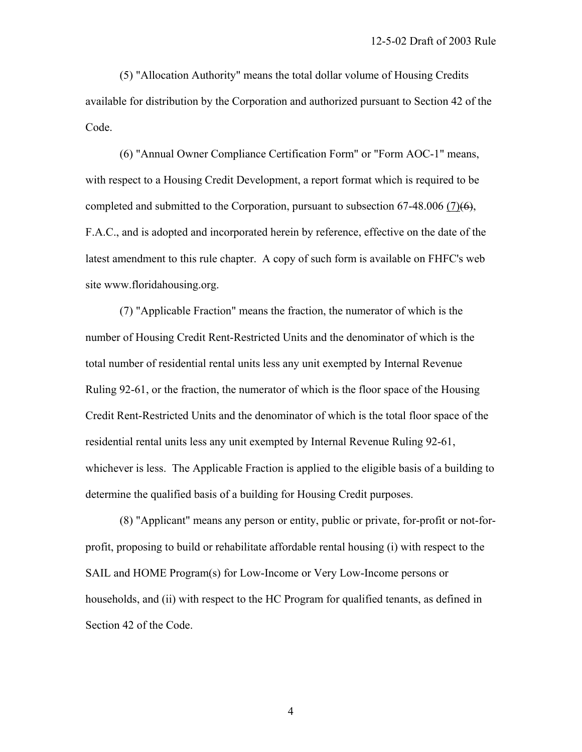(5) "Allocation Authority" means the total dollar volume of Housing Credits available for distribution by the Corporation and authorized pursuant to Section 42 of the Code.

(6) "Annual Owner Compliance Certification Form" or "Form AOC-1" means, with respect to a Housing Credit Development, a report format which is required to be completed and submitted to the Corporation, pursuant to subsection 67-48.006 <u>(7)</u>~~(6)~~, F.A.C., and is adopted and incorporated herein by reference, effective on the date of the latest amendment to this rule chapter. A copy of such form is available on FHFC's web site www.floridahousing.org.

(7) "Applicable Fraction" means the fraction, the numerator of which is the number of Housing Credit Rent-Restricted Units and the denominator of which is the total number of residential rental units less any unit exempted by Internal Revenue Ruling 92-61, or the fraction, the numerator of which is the floor space of the Housing Credit Rent-Restricted Units and the denominator of which is the total floor space of the residential rental units less any unit exempted by Internal Revenue Ruling 92-61, whichever is less. The Applicable Fraction is applied to the eligible basis of a building to determine the qualified basis of a building for Housing Credit purposes.

(8) "Applicant" means any person or entity, public or private, for-profit or not-for-profit, proposing to build or rehabilitate affordable rental housing (i) with respect to the SAIL and HOME Program(s) for Low-Income or Very Low-Income persons or households, and (ii) with respect to the HC Program for qualified tenants, as defined in Section 42 of the Code.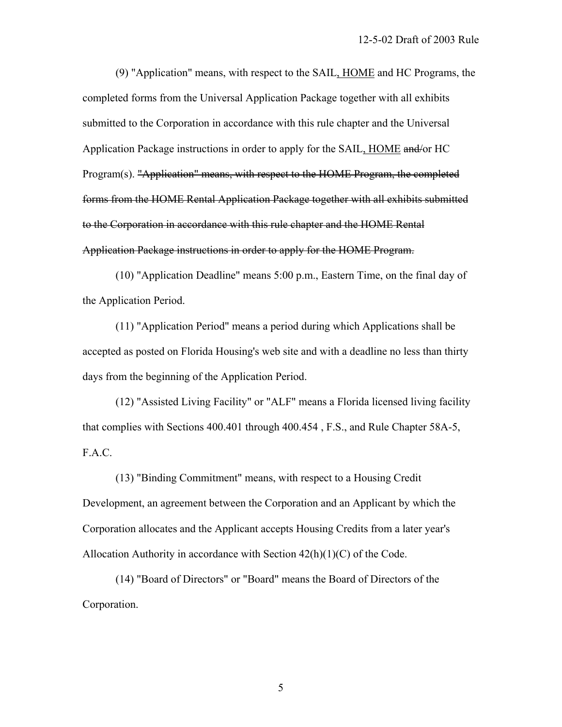(9) "Application" means, with respect to the SAIL<u>, HOME</u> and HC Programs, the completed forms from the Universal Application Package together with all exhibits submitted to the Corporation in accordance with this rule chapter and the Universal Application Package instructions in order to apply for the SAIL<u>, HOME</u> ~~and/~~or HC Program(s). ~~"Application" means, with respect to the HOME Program, the completed forms from the HOME Rental Application Package together with all exhibits submitted to the Corporation in accordance with this rule chapter and the HOME Rental Application Package instructions in order to apply for the HOME Program.~~

(10) "Application Deadline" means 5:00 p.m., Eastern Time, on the final day of the Application Period.

(11) "Application Period" means a period during which Applications shall be accepted as posted on Florida Housing's web site and with a deadline no less than thirty days from the beginning of the Application Period.

(12) "Assisted Living Facility" or "ALF" means a Florida licensed living facility that complies with Sections 400.401 through 400.454 , F.S., and Rule Chapter 58A-5, F.A.C.

(13) "Binding Commitment" means, with respect to a Housing Credit Development, an agreement between the Corporation and an Applicant by which the Corporation allocates and the Applicant accepts Housing Credits from a later year's Allocation Authority in accordance with Section 42(h)(1)(C) of the Code.

(14) "Board of Directors" or "Board" means the Board of Directors of the Corporation.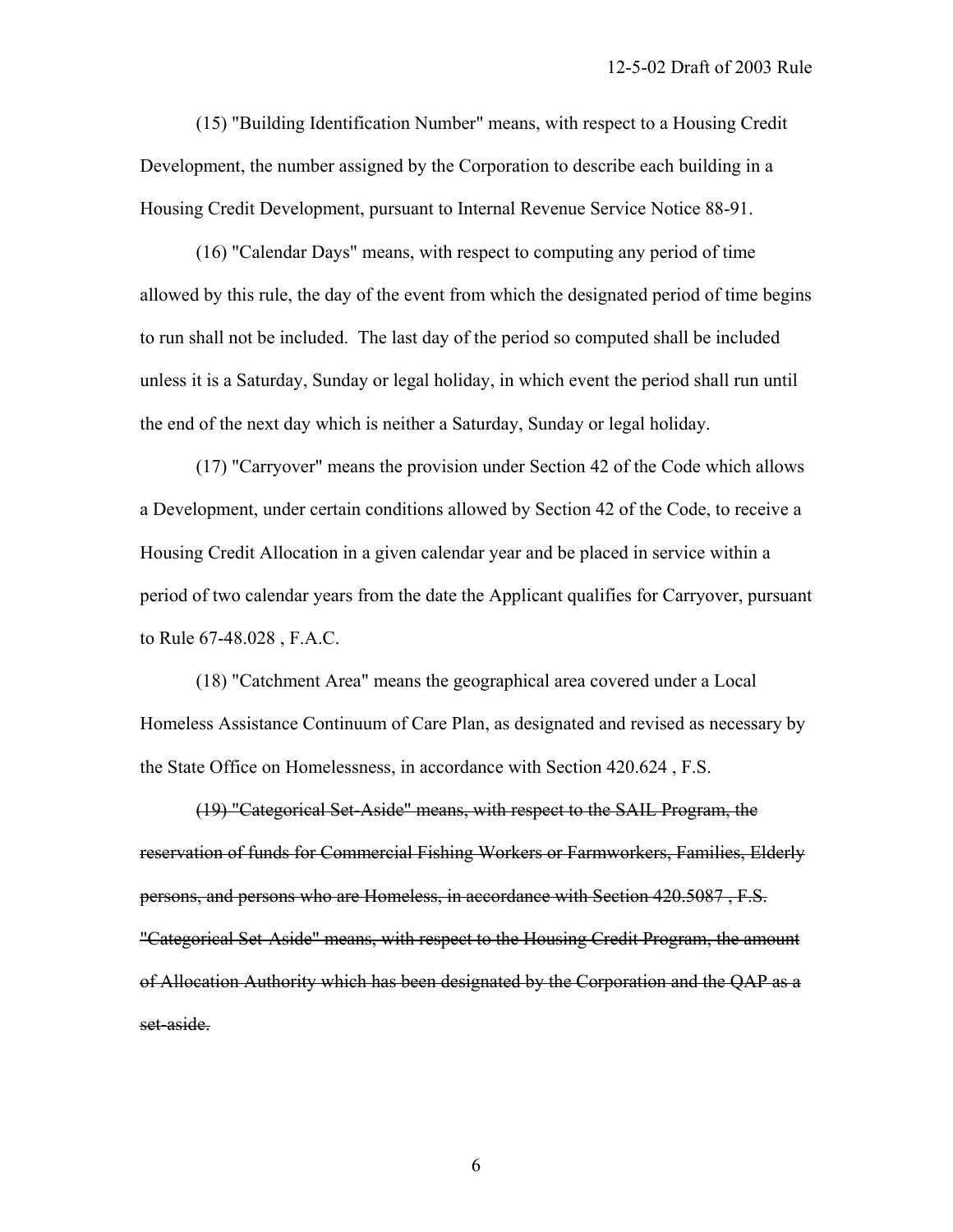(15) "Building Identification Number" means, with respect to a Housing Credit Development, the number assigned by the Corporation to describe each building in a Housing Credit Development, pursuant to Internal Revenue Service Notice 88-91.

(16) "Calendar Days" means, with respect to computing any period of time allowed by this rule, the day of the event from which the designated period of time begins to run shall not be included. The last day of the period so computed shall be included unless it is a Saturday, Sunday or legal holiday, in which event the period shall run until the end of the next day which is neither a Saturday, Sunday or legal holiday.

(17) "Carryover" means the provision under Section 42 of the Code which allows a Development, under certain conditions allowed by Section 42 of the Code, to receive a Housing Credit Allocation in a given calendar year and be placed in service within a period of two calendar years from the date the Applicant qualifies for Carryover, pursuant to Rule 67-48.028 , F.A.C.

(18) "Catchment Area" means the geographical area covered under a Local Homeless Assistance Continuum of Care Plan, as designated and revised as necessary by the State Office on Homelessness, in accordance with Section 420.624 , F.S.

~~(19) "Categorical Set-Aside" means, with respect to the SAIL Program, the reservation of funds for Commercial Fishing Workers or Farmworkers, Families, Elderly persons, and persons who are Homeless, in accordance with Section 420.5087 , F.S. "Categorical Set-Aside" means, with respect to the Housing Credit Program, the amount of Allocation Authority which has been designated by the Corporation and the QAP as a set-aside.~~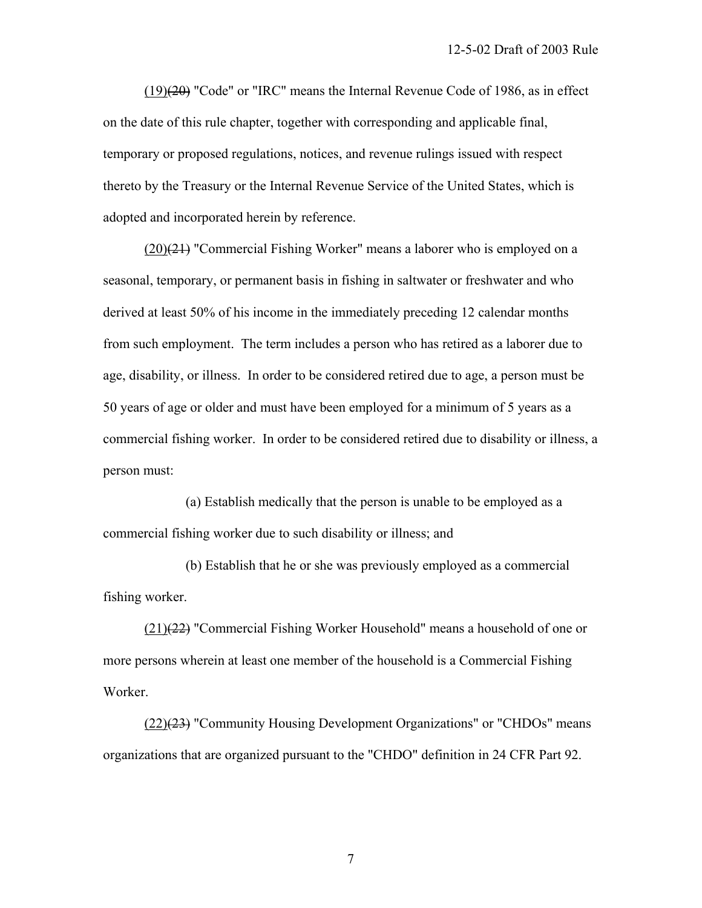(19)~~(20)~~ "Code" or "IRC" means the Internal Revenue Code of 1986, as in effect on the date of this rule chapter, together with corresponding and applicable final, temporary or proposed regulations, notices, and revenue rulings issued with respect thereto by the Treasury or the Internal Revenue Service of the United States, which is adopted and incorporated herein by reference.

(20)~~(21)~~ "Commercial Fishing Worker" means a laborer who is employed on a seasonal, temporary, or permanent basis in fishing in saltwater or freshwater and who derived at least 50% of his income in the immediately preceding 12 calendar months from such employment. The term includes a person who has retired as a laborer due to age, disability, or illness. In order to be considered retired due to age, a person must be 50 years of age or older and must have been employed for a minimum of 5 years as a commercial fishing worker. In order to be considered retired due to disability or illness, a person must:

(a) Establish medically that the person is unable to be employed as a commercial fishing worker due to such disability or illness; and

(b) Establish that he or she was previously employed as a commercial fishing worker.

(21)~~(22)~~ "Commercial Fishing Worker Household" means a household of one or more persons wherein at least one member of the household is a Commercial Fishing Worker.

(22)~~(23)~~ "Community Housing Development Organizations" or "CHDOs" means organizations that are organized pursuant to the "CHDO" definition in 24 CFR Part 92.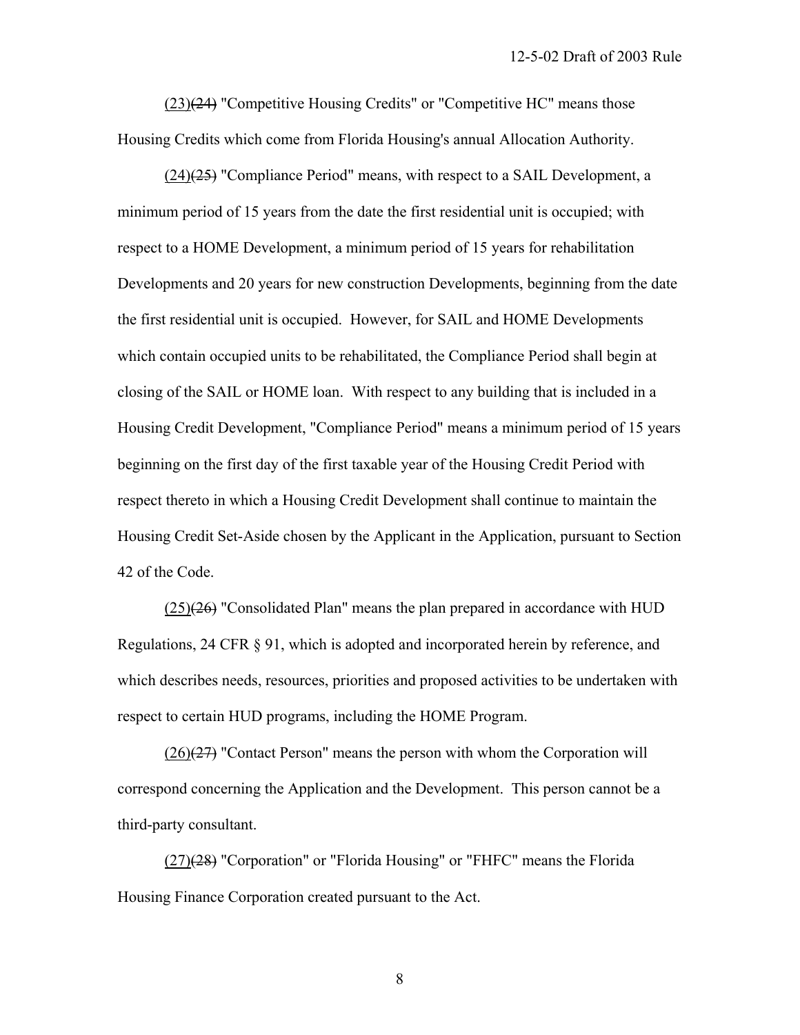(23)~~(24)~~ "Competitive Housing Credits" or "Competitive HC" means those Housing Credits which come from Florida Housing's annual Allocation Authority.

(24)~~(25)~~ "Compliance Period" means, with respect to a SAIL Development, a minimum period of 15 years from the date the first residential unit is occupied; with respect to a HOME Development, a minimum period of 15 years for rehabilitation Developments and 20 years for new construction Developments, beginning from the date the first residential unit is occupied. However, for SAIL and HOME Developments which contain occupied units to be rehabilitated, the Compliance Period shall begin at closing of the SAIL or HOME loan. With respect to any building that is included in a Housing Credit Development, "Compliance Period" means a minimum period of 15 years beginning on the first day of the first taxable year of the Housing Credit Period with respect thereto in which a Housing Credit Development shall continue to maintain the Housing Credit Set-Aside chosen by the Applicant in the Application, pursuant to Section 42 of the Code.

(25)~~(26)~~ "Consolidated Plan" means the plan prepared in accordance with HUD Regulations, 24 CFR § 91, which is adopted and incorporated herein by reference, and which describes needs, resources, priorities and proposed activities to be undertaken with respect to certain HUD programs, including the HOME Program.

(26)~~(27)~~ "Contact Person" means the person with whom the Corporation will correspond concerning the Application and the Development. This person cannot be a third-party consultant.

(27)~~(28)~~ "Corporation" or "Florida Housing" or "FHFC" means the Florida Housing Finance Corporation created pursuant to the Act.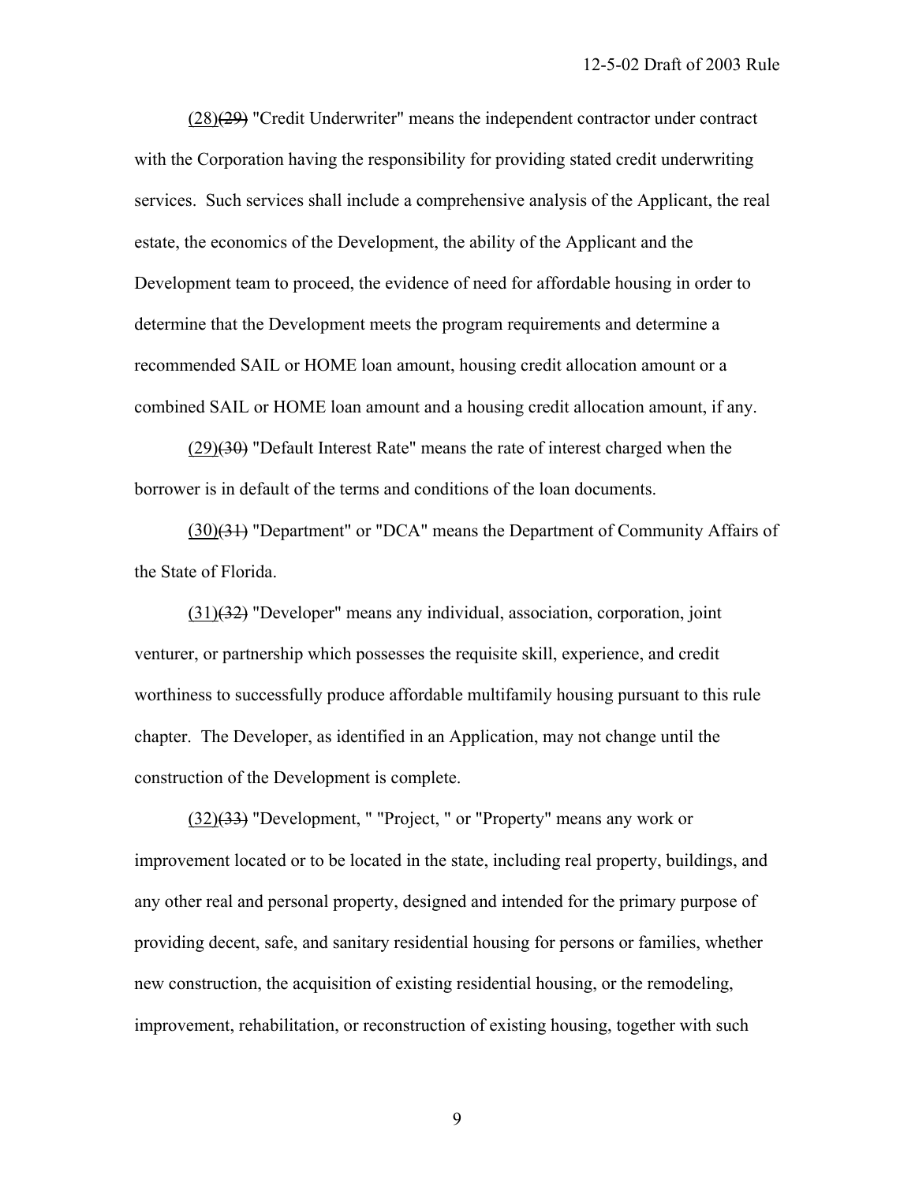(28)~~(29)~~ "Credit Underwriter" means the independent contractor under contract with the Corporation having the responsibility for providing stated credit underwriting services. Such services shall include a comprehensive analysis of the Applicant, the real estate, the economics of the Development, the ability of the Applicant and the Development team to proceed, the evidence of need for affordable housing in order to determine that the Development meets the program requirements and determine a recommended SAIL or HOME loan amount, housing credit allocation amount or a combined SAIL or HOME loan amount and a housing credit allocation amount, if any.

(29)~~(30)~~ "Default Interest Rate" means the rate of interest charged when the borrower is in default of the terms and conditions of the loan documents.

(30)~~(31)~~ "Department" or "DCA" means the Department of Community Affairs of the State of Florida.

(31)~~(32)~~ "Developer" means any individual, association, corporation, joint venturer, or partnership which possesses the requisite skill, experience, and credit worthiness to successfully produce affordable multifamily housing pursuant to this rule chapter. The Developer, as identified in an Application, may not change until the construction of the Development is complete.

(32)~~(33)~~ "Development, " "Project, " or "Property" means any work or improvement located or to be located in the state, including real property, buildings, and any other real and personal property, designed and intended for the primary purpose of providing decent, safe, and sanitary residential housing for persons or families, whether new construction, the acquisition of existing residential housing, or the remodeling, improvement, rehabilitation, or reconstruction of existing housing, together with such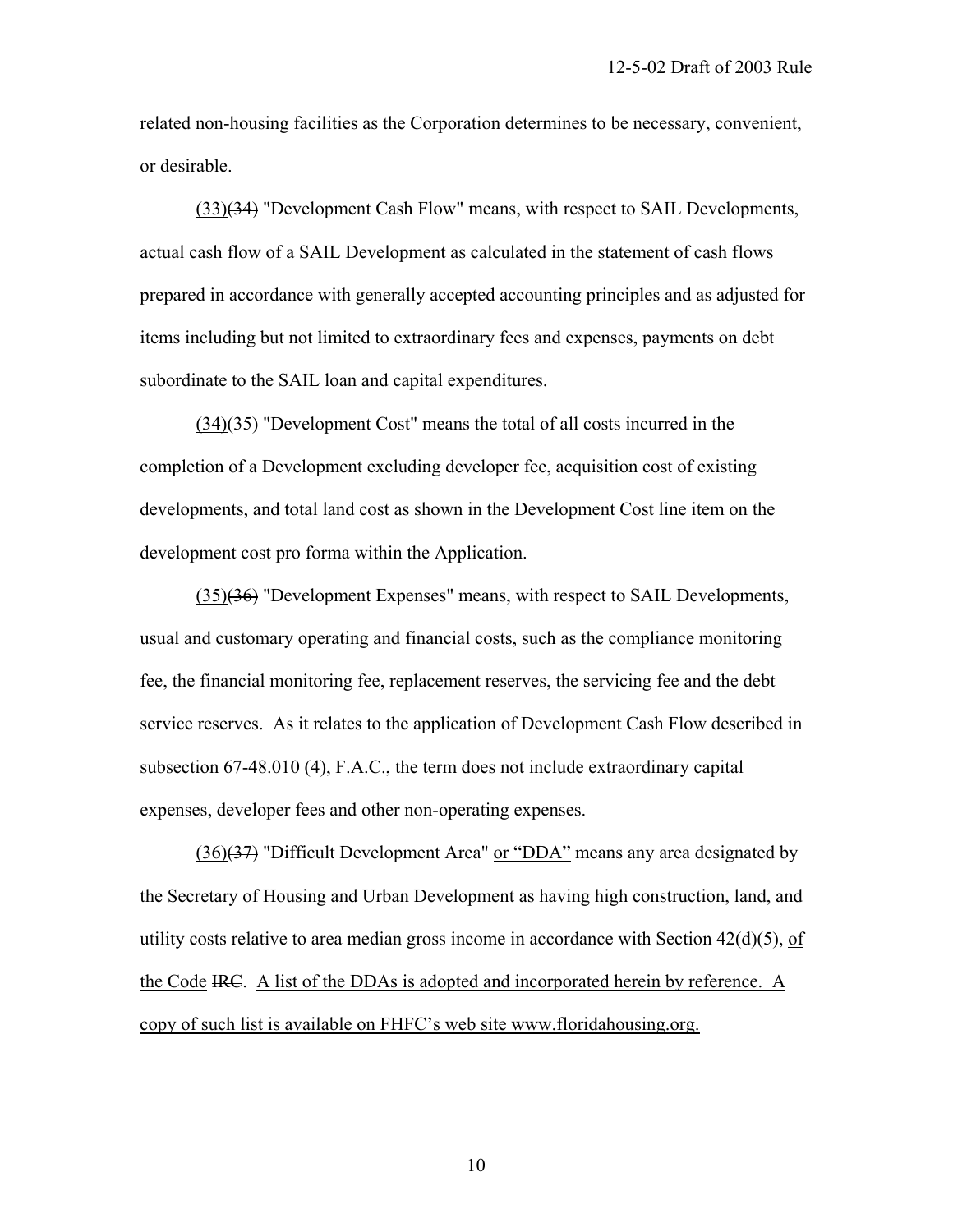related non-housing facilities as the Corporation determines to be necessary, convenient, or desirable.

<u>(33)</u>~~(34)~~ "Development Cash Flow" means, with respect to SAIL Developments, actual cash flow of a SAIL Development as calculated in the statement of cash flows prepared in accordance with generally accepted accounting principles and as adjusted for items including but not limited to extraordinary fees and expenses, payments on debt subordinate to the SAIL loan and capital expenditures.

<u>(34)</u>~~(35)~~ "Development Cost" means the total of all costs incurred in the completion of a Development excluding developer fee, acquisition cost of existing developments, and total land cost as shown in the Development Cost line item on the development cost pro forma within the Application.

<u>(35)</u>~~(36)~~ "Development Expenses" means, with respect to SAIL Developments, usual and customary operating and financial costs, such as the compliance monitoring fee, the financial monitoring fee, replacement reserves, the servicing fee and the debt service reserves. As it relates to the application of Development Cash Flow described in subsection 67-48.010 (4), F.A.C., the term does not include extraordinary capital expenses, developer fees and other non-operating expenses.

<u>(36)</u>~~(37)~~ "Difficult Development Area" <u>or "DDA"</u> means any area designated by the Secretary of Housing and Urban Development as having high construction, land, and utility costs relative to area median gross income in accordance with Section 42(d)(5), <u>of the Code</u> ~~IRC~~. <u>A list of the DDAs is adopted and incorporated herein by reference. A copy of such list is available on FHFC's web site www.floridahousing.org.</u>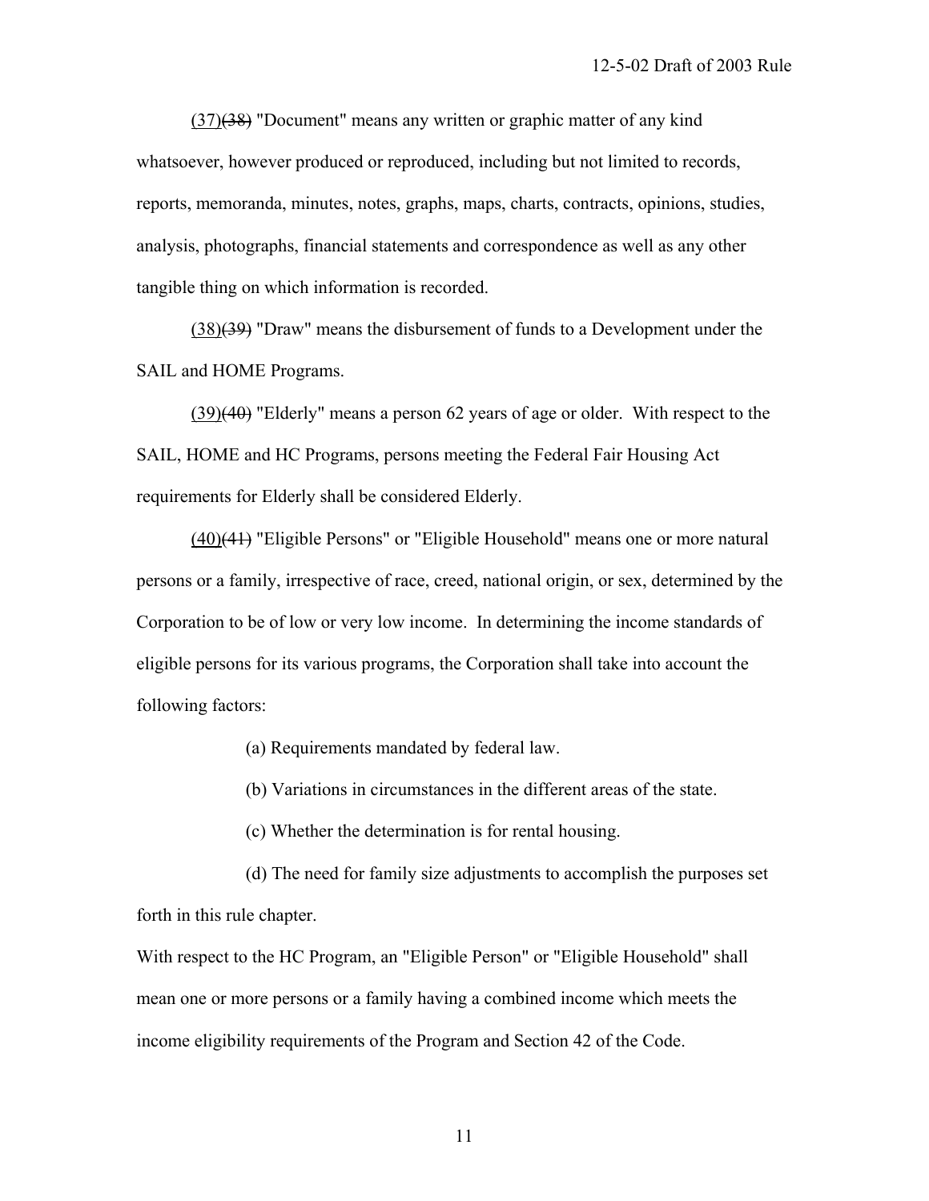(37)~~(38)~~ "Document" means any written or graphic matter of any kind whatsoever, however produced or reproduced, including but not limited to records, reports, memoranda, minutes, notes, graphs, maps, charts, contracts, opinions, studies, analysis, photographs, financial statements and correspondence as well as any other tangible thing on which information is recorded.

(38)~~(39)~~ "Draw" means the disbursement of funds to a Development under the SAIL and HOME Programs.

(39)~~(40)~~ "Elderly" means a person 62 years of age or older. With respect to the SAIL, HOME and HC Programs, persons meeting the Federal Fair Housing Act requirements for Elderly shall be considered Elderly.

(40)~~(41)~~ "Eligible Persons" or "Eligible Household" means one or more natural persons or a family, irrespective of race, creed, national origin, or sex, determined by the Corporation to be of low or very low income. In determining the income standards of eligible persons for its various programs, the Corporation shall take into account the following factors:

(a) Requirements mandated by federal law.

(b) Variations in circumstances in the different areas of the state.

(c) Whether the determination is for rental housing.

(d) The need for family size adjustments to accomplish the purposes set forth in this rule chapter.

With respect to the HC Program, an "Eligible Person" or "Eligible Household" shall mean one or more persons or a family having a combined income which meets the income eligibility requirements of the Program and Section 42 of the Code.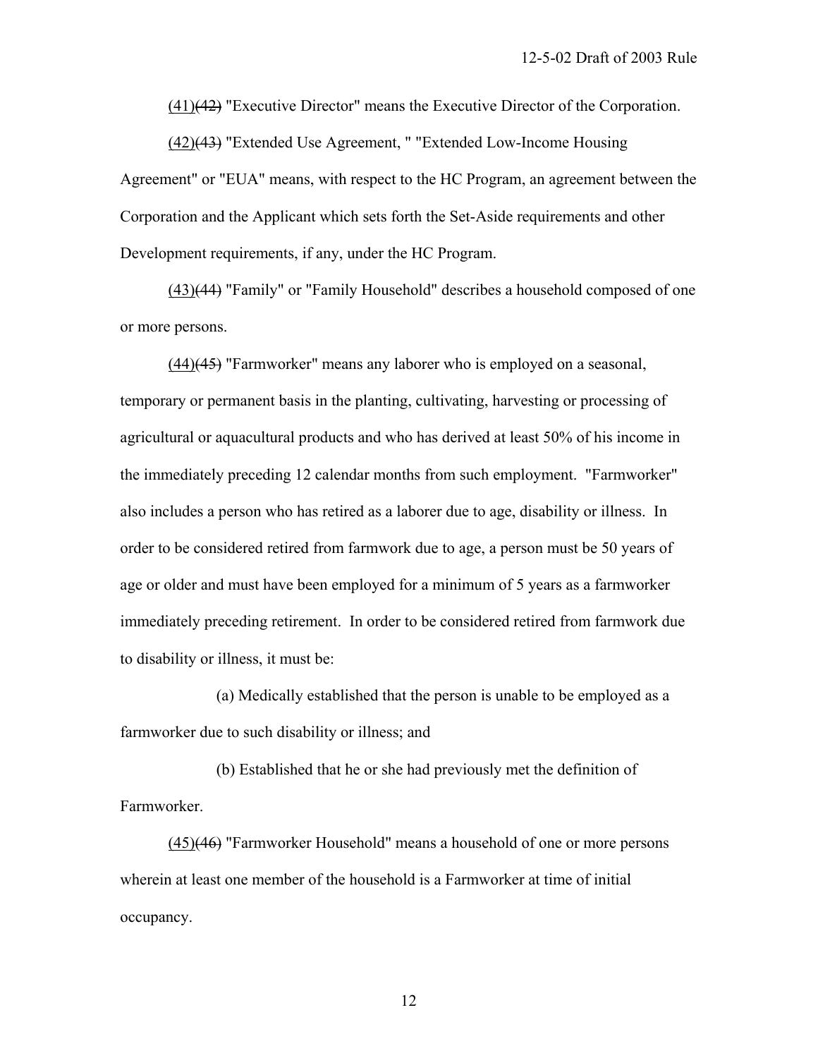(41)~~(42)~~ "Executive Director" means the Executive Director of the Corporation.

(42)~~(43)~~ "Extended Use Agreement, " "Extended Low-Income Housing Agreement" or "EUA" means, with respect to the HC Program, an agreement between the Corporation and the Applicant which sets forth the Set-Aside requirements and other Development requirements, if any, under the HC Program.

(43)~~(44)~~ "Family" or "Family Household" describes a household composed of one or more persons.

(44)~~(45)~~ "Farmworker" means any laborer who is employed on a seasonal, temporary or permanent basis in the planting, cultivating, harvesting or processing of agricultural or aquacultural products and who has derived at least 50% of his income in the immediately preceding 12 calendar months from such employment. "Farmworker" also includes a person who has retired as a laborer due to age, disability or illness. In order to be considered retired from farmwork due to age, a person must be 50 years of age or older and must have been employed for a minimum of 5 years as a farmworker immediately preceding retirement. In order to be considered retired from farmwork due to disability or illness, it must be:

(a) Medically established that the person is unable to be employed as a farmworker due to such disability or illness; and

(b) Established that he or she had previously met the definition of Farmworker.

(45)~~(46)~~ "Farmworker Household" means a household of one or more persons wherein at least one member of the household is a Farmworker at time of initial occupancy.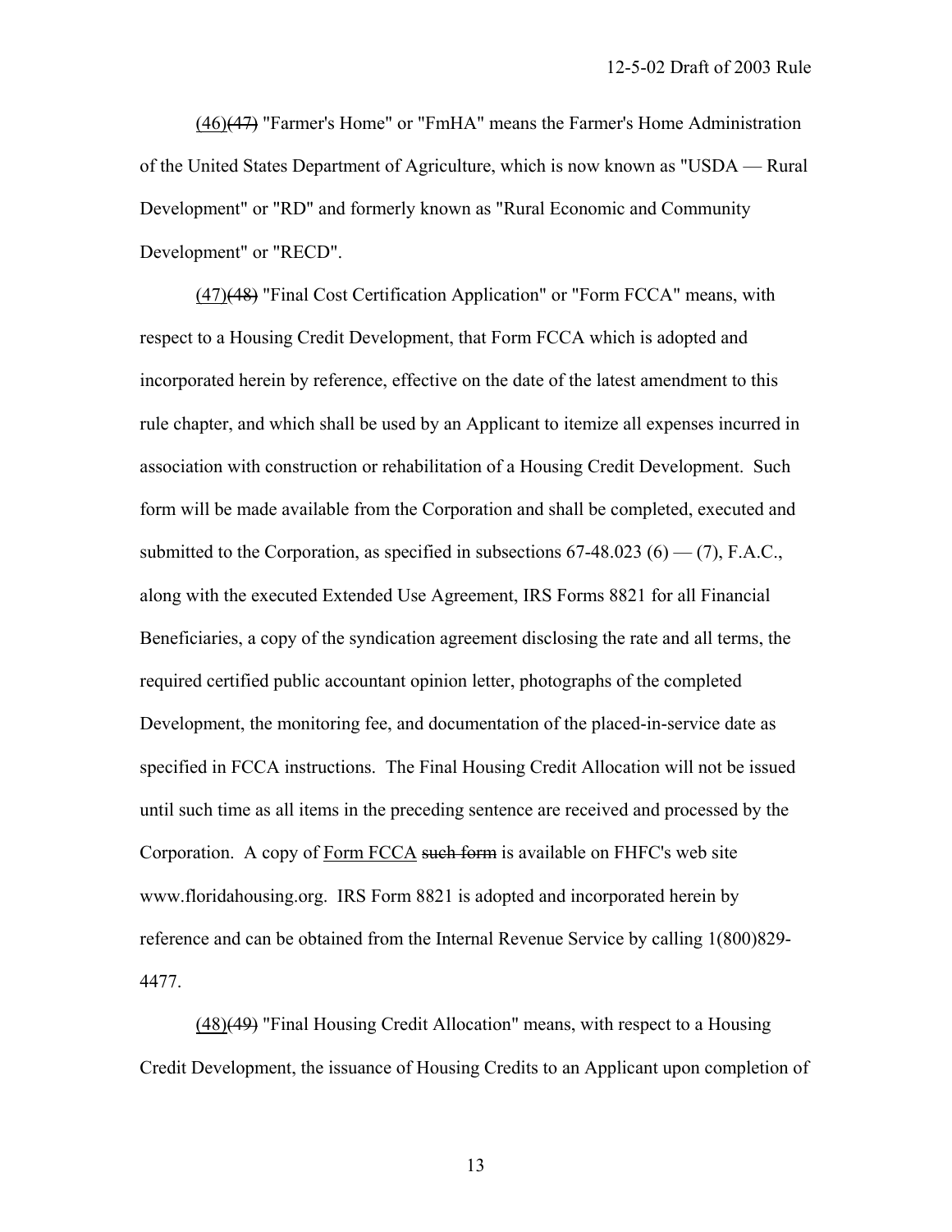<ins>(46)</ins>~~(47)~~ "Farmer's Home" or "FmHA" means the Farmer's Home Administration of the United States Department of Agriculture, which is now known as "USDA — Rural Development" or "RD" and formerly known as "Rural Economic and Community Development" or "RECD".

<ins>(47)</ins>~~(48)~~ "Final Cost Certification Application" or "Form FCCA" means, with respect to a Housing Credit Development, that Form FCCA which is adopted and incorporated herein by reference, effective on the date of the latest amendment to this rule chapter, and which shall be used by an Applicant to itemize all expenses incurred in association with construction or rehabilitation of a Housing Credit Development. Such form will be made available from the Corporation and shall be completed, executed and submitted to the Corporation, as specified in subsections 67-48.023 (6) — (7), F.A.C., along with the executed Extended Use Agreement, IRS Forms 8821 for all Financial Beneficiaries, a copy of the syndication agreement disclosing the rate and all terms, the required certified public accountant opinion letter, photographs of the completed Development, the monitoring fee, and documentation of the placed-in-service date as specified in FCCA instructions. The Final Housing Credit Allocation will not be issued until such time as all items in the preceding sentence are received and processed by the Corporation. A copy of <ins>Form FCCA</ins> ~~such form~~ is available on FHFC's web site www.floridahousing.org. IRS Form 8821 is adopted and incorporated herein by reference and can be obtained from the Internal Revenue Service by calling 1(800)829-4477.

<ins>(48)</ins>~~(49)~~ "Final Housing Credit Allocation" means, with respect to a Housing Credit Development, the issuance of Housing Credits to an Applicant upon completion of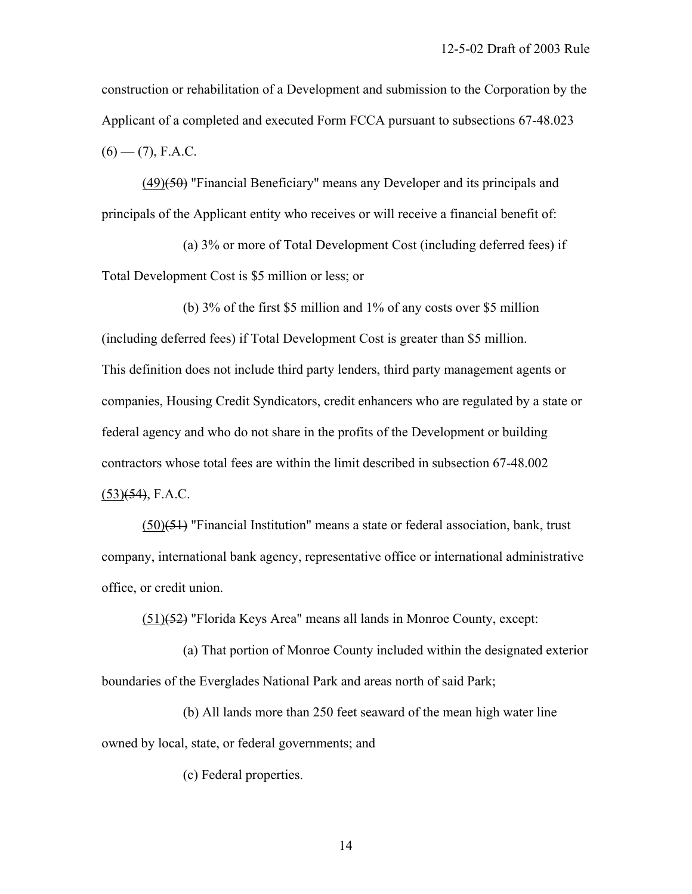construction or rehabilitation of a Development and submission to the Corporation by the Applicant of a completed and executed Form FCCA pursuant to subsections 67-48.023 (6) — (7), F.A.C.

<u>(49)</u>~~(50)~~ "Financial Beneficiary" means any Developer and its principals and principals of the Applicant entity who receives or will receive a financial benefit of:

(a) 3% or more of Total Development Cost (including deferred fees) if Total Development Cost is $5 million or less; or

(b) 3% of the first $5 million and 1% of any costs over $5 million (including deferred fees) if Total Development Cost is greater than $5 million.

This definition does not include third party lenders, third party management agents or companies, Housing Credit Syndicators, credit enhancers who are regulated by a state or federal agency and who do not share in the profits of the Development or building contractors whose total fees are within the limit described in subsection 67-48.002 <u>(53)</u>~~(54)~~, F.A.C.

<u>(50)</u>~~(51)~~ "Financial Institution" means a state or federal association, bank, trust company, international bank agency, representative office or international administrative office, or credit union.

<u>(51)</u>~~(52)~~ "Florida Keys Area" means all lands in Monroe County, except:

(a) That portion of Monroe County included within the designated exterior boundaries of the Everglades National Park and areas north of said Park;

(b) All lands more than 250 feet seaward of the mean high water line owned by local, state, or federal governments; and

(c) Federal properties.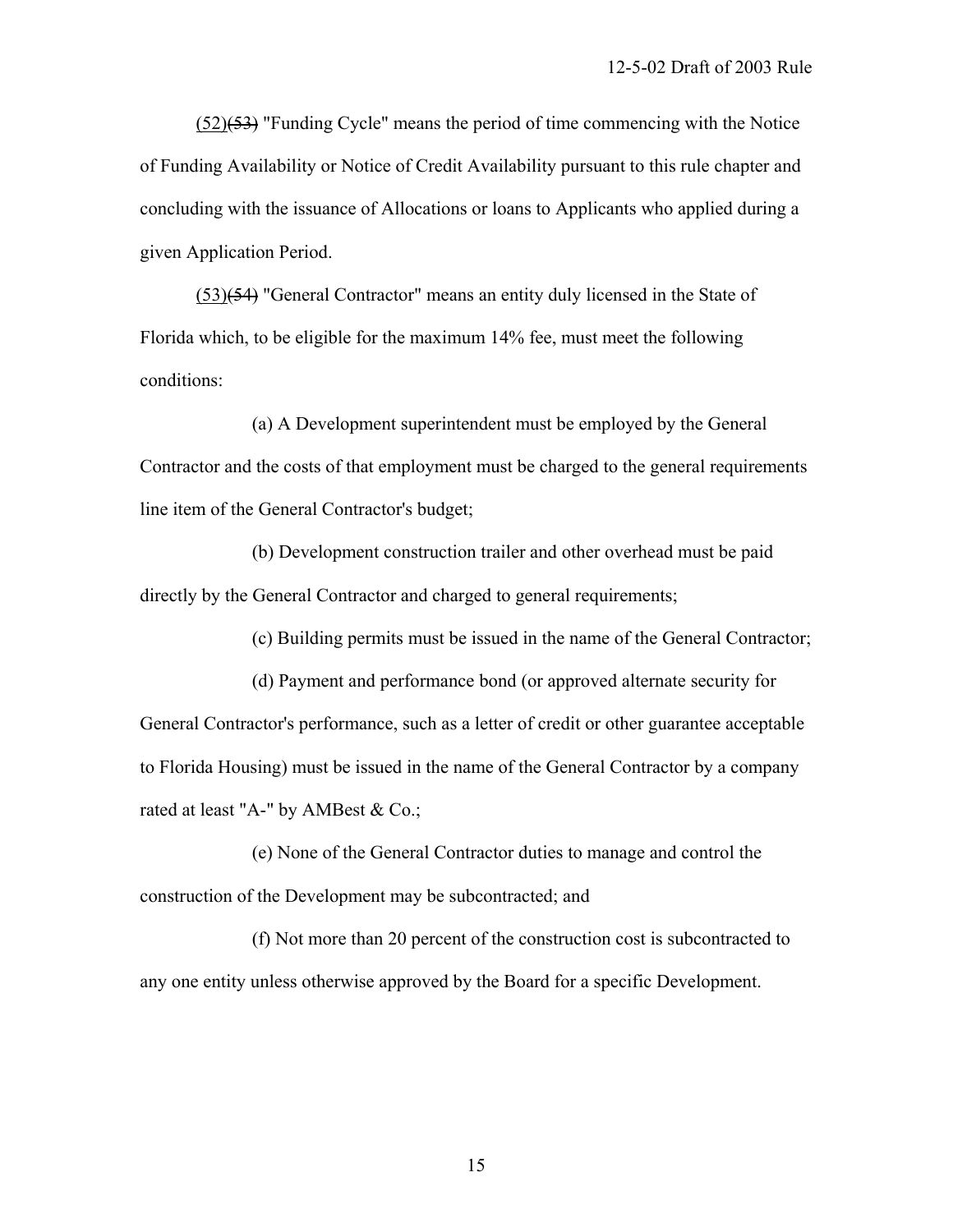(52)~~(53)~~ "Funding Cycle" means the period of time commencing with the Notice of Funding Availability or Notice of Credit Availability pursuant to this rule chapter and concluding with the issuance of Allocations or loans to Applicants who applied during a given Application Period.

(53)~~(54)~~ "General Contractor" means an entity duly licensed in the State of Florida which, to be eligible for the maximum 14% fee, must meet the following conditions:

(a) A Development superintendent must be employed by the General Contractor and the costs of that employment must be charged to the general requirements line item of the General Contractor's budget;

(b) Development construction trailer and other overhead must be paid directly by the General Contractor and charged to general requirements;

(c) Building permits must be issued in the name of the General Contractor;

(d) Payment and performance bond (or approved alternate security for General Contractor's performance, such as a letter of credit or other guarantee acceptable to Florida Housing) must be issued in the name of the General Contractor by a company rated at least "A-" by AMBest & Co.;

(e) None of the General Contractor duties to manage and control the construction of the Development may be subcontracted; and

(f) Not more than 20 percent of the construction cost is subcontracted to any one entity unless otherwise approved by the Board for a specific Development.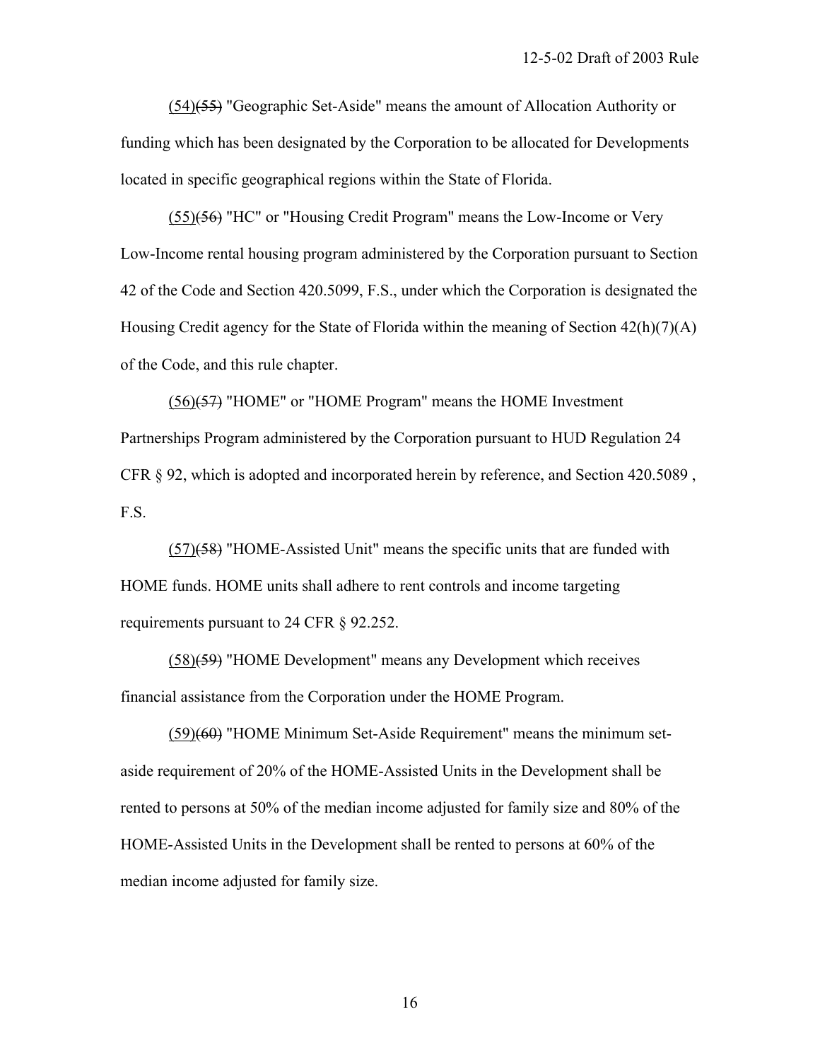(54)~~(55)~~ "Geographic Set-Aside" means the amount of Allocation Authority or funding which has been designated by the Corporation to be allocated for Developments located in specific geographical regions within the State of Florida.

(55)~~(56)~~ "HC" or "Housing Credit Program" means the Low-Income or Very Low-Income rental housing program administered by the Corporation pursuant to Section 42 of the Code and Section 420.5099, F.S., under which the Corporation is designated the Housing Credit agency for the State of Florida within the meaning of Section 42(h)(7)(A) of the Code, and this rule chapter.

(56)~~(57)~~ "HOME" or "HOME Program" means the HOME Investment Partnerships Program administered by the Corporation pursuant to HUD Regulation 24 CFR § 92, which is adopted and incorporated herein by reference, and Section 420.5089 , F.S.

(57)~~(58)~~ "HOME-Assisted Unit" means the specific units that are funded with HOME funds. HOME units shall adhere to rent controls and income targeting requirements pursuant to 24 CFR § 92.252.

(58)~~(59)~~ "HOME Development" means any Development which receives financial assistance from the Corporation under the HOME Program.

(59)~~(60)~~ "HOME Minimum Set-Aside Requirement" means the minimum set-aside requirement of 20% of the HOME-Assisted Units in the Development shall be rented to persons at 50% of the median income adjusted for family size and 80% of the HOME-Assisted Units in the Development shall be rented to persons at 60% of the median income adjusted for family size.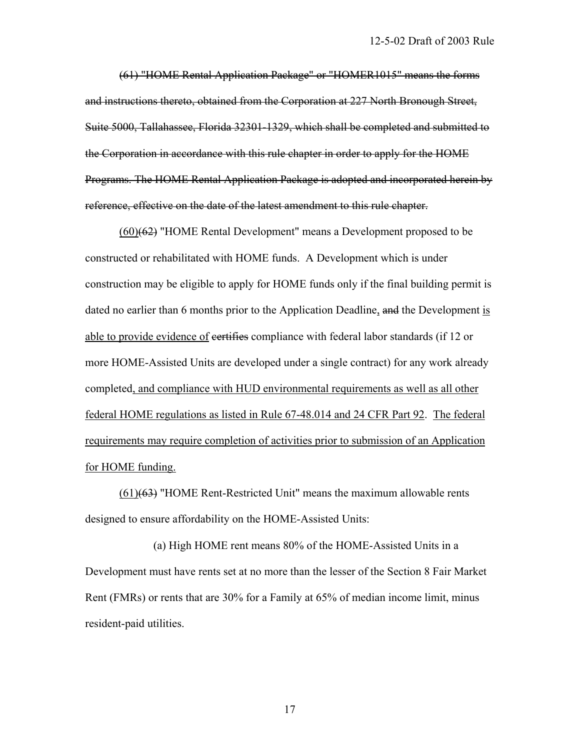~~(61) "HOME Rental Application Package" or "HOMER1015" means the forms and instructions thereto, obtained from the Corporation at 227 North Bronough Street, Suite 5000, Tallahassee, Florida 32301-1329, which shall be completed and submitted to the Corporation in accordance with this rule chapter in order to apply for the HOME Programs. The HOME Rental Application Package is adopted and incorporated herein by reference, effective on the date of the latest amendment to this rule chapter.~~

<u>(60)</u>~~(62)~~ "HOME Rental Development" means a Development proposed to be constructed or rehabilitated with HOME funds. A Development which is under construction may be eligible to apply for HOME funds only if the final building permit is dated no earlier than 6 months prior to the Application Deadline<u>,</u> ~~and~~ the Development <u>is able to provide evidence of</u> ~~certifies~~ compliance with federal labor standards (if 12 or more HOME-Assisted Units are developed under a single contract) for any work already completed<u>, and compliance with HUD environmental requirements as well as all other federal HOME regulations as listed in Rule 67-48.014 and 24 CFR Part 92</u>. <u>The federal requirements may require completion of activities prior to submission of an Application for HOME funding.</u>

<u>(61)</u>~~(63)~~ "HOME Rent-Restricted Unit" means the maximum allowable rents designed to ensure affordability on the HOME-Assisted Units:

(a) High HOME rent means 80% of the HOME-Assisted Units in a Development must have rents set at no more than the lesser of the Section 8 Fair Market Rent (FMRs) or rents that are 30% for a Family at 65% of median income limit, minus resident-paid utilities.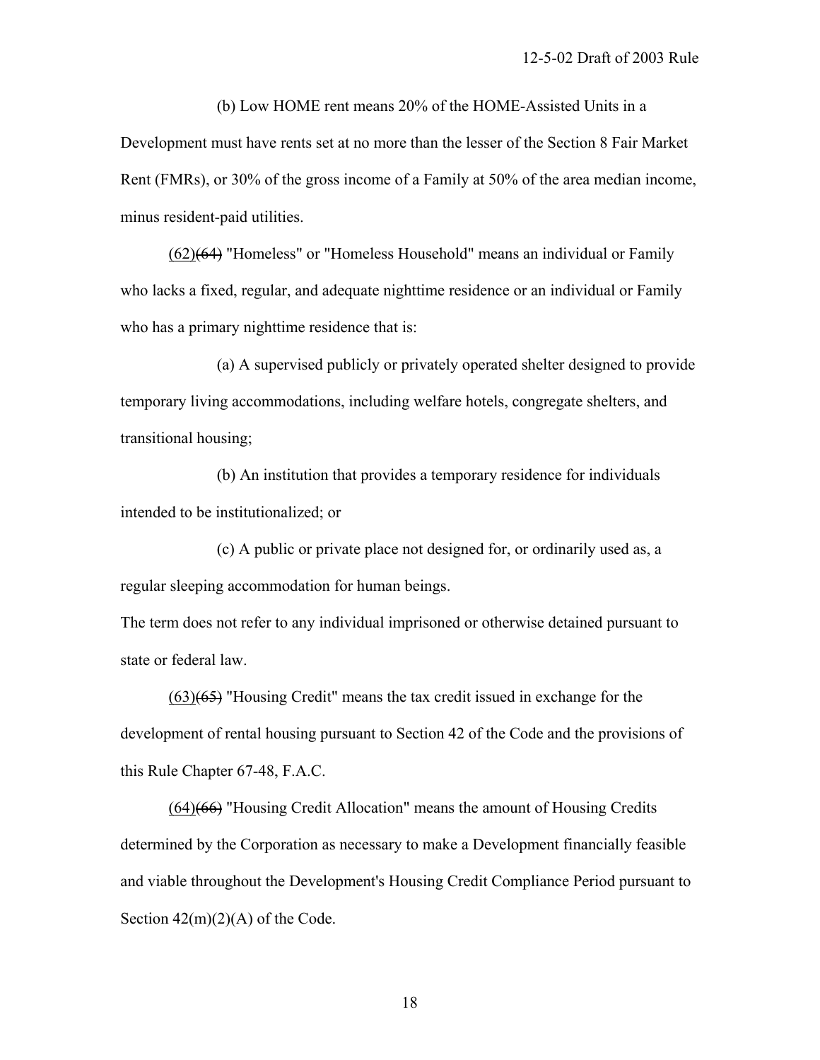(b) Low HOME rent means 20% of the HOME-Assisted Units in a Development must have rents set at no more than the lesser of the Section 8 Fair Market Rent (FMRs), or 30% of the gross income of a Family at 50% of the area median income, minus resident-paid utilities.

<u>(62)</u>~~(64)~~ "Homeless" or "Homeless Household" means an individual or Family who lacks a fixed, regular, and adequate nighttime residence or an individual or Family who has a primary nighttime residence that is:

(a) A supervised publicly or privately operated shelter designed to provide temporary living accommodations, including welfare hotels, congregate shelters, and transitional housing;

(b) An institution that provides a temporary residence for individuals intended to be institutionalized; or

(c) A public or private place not designed for, or ordinarily used as, a regular sleeping accommodation for human beings.

The term does not refer to any individual imprisoned or otherwise detained pursuant to state or federal law.

<u>(63)</u>~~(65)~~ "Housing Credit" means the tax credit issued in exchange for the development of rental housing pursuant to Section 42 of the Code and the provisions of this Rule Chapter 67-48, F.A.C.

<u>(64)</u>~~(66)~~ "Housing Credit Allocation" means the amount of Housing Credits determined by the Corporation as necessary to make a Development financially feasible and viable throughout the Development's Housing Credit Compliance Period pursuant to Section 42(m)(2)(A) of the Code.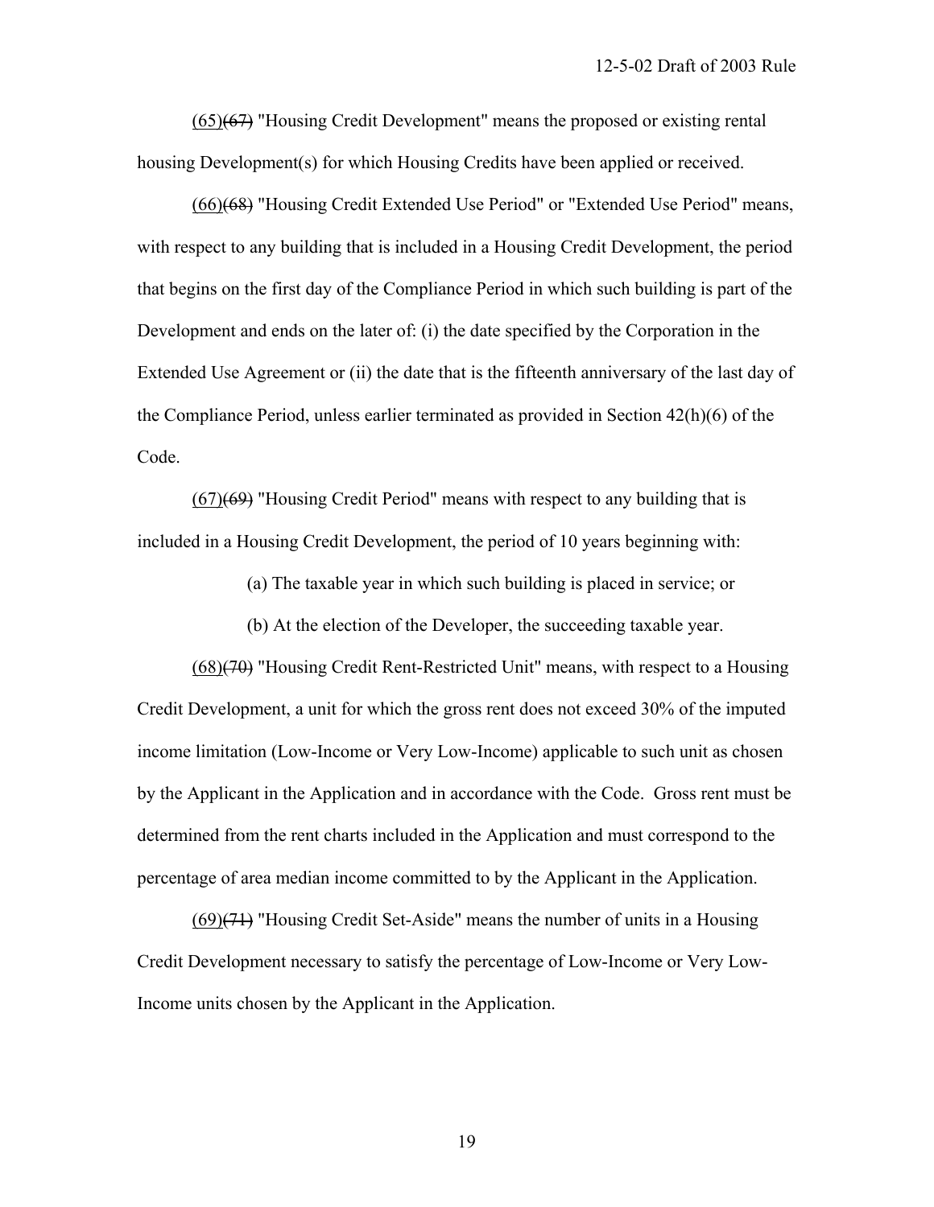(65)~~(67)~~ "Housing Credit Development" means the proposed or existing rental housing Development(s) for which Housing Credits have been applied or received.

(66)~~(68)~~ "Housing Credit Extended Use Period" or "Extended Use Period" means, with respect to any building that is included in a Housing Credit Development, the period that begins on the first day of the Compliance Period in which such building is part of the Development and ends on the later of: (i) the date specified by the Corporation in the Extended Use Agreement or (ii) the date that is the fifteenth anniversary of the last day of the Compliance Period, unless earlier terminated as provided in Section 42(h)(6) of the Code.

(67)~~(69)~~ "Housing Credit Period" means with respect to any building that is included in a Housing Credit Development, the period of 10 years beginning with:

(a) The taxable year in which such building is placed in service; or

(b) At the election of the Developer, the succeeding taxable year.

(68)~~(70)~~ "Housing Credit Rent-Restricted Unit" means, with respect to a Housing Credit Development, a unit for which the gross rent does not exceed 30% of the imputed income limitation (Low-Income or Very Low-Income) applicable to such unit as chosen by the Applicant in the Application and in accordance with the Code. Gross rent must be determined from the rent charts included in the Application and must correspond to the percentage of area median income committed to by the Applicant in the Application.

(69)~~(71)~~ "Housing Credit Set-Aside" means the number of units in a Housing Credit Development necessary to satisfy the percentage of Low-Income or Very Low-Income units chosen by the Applicant in the Application.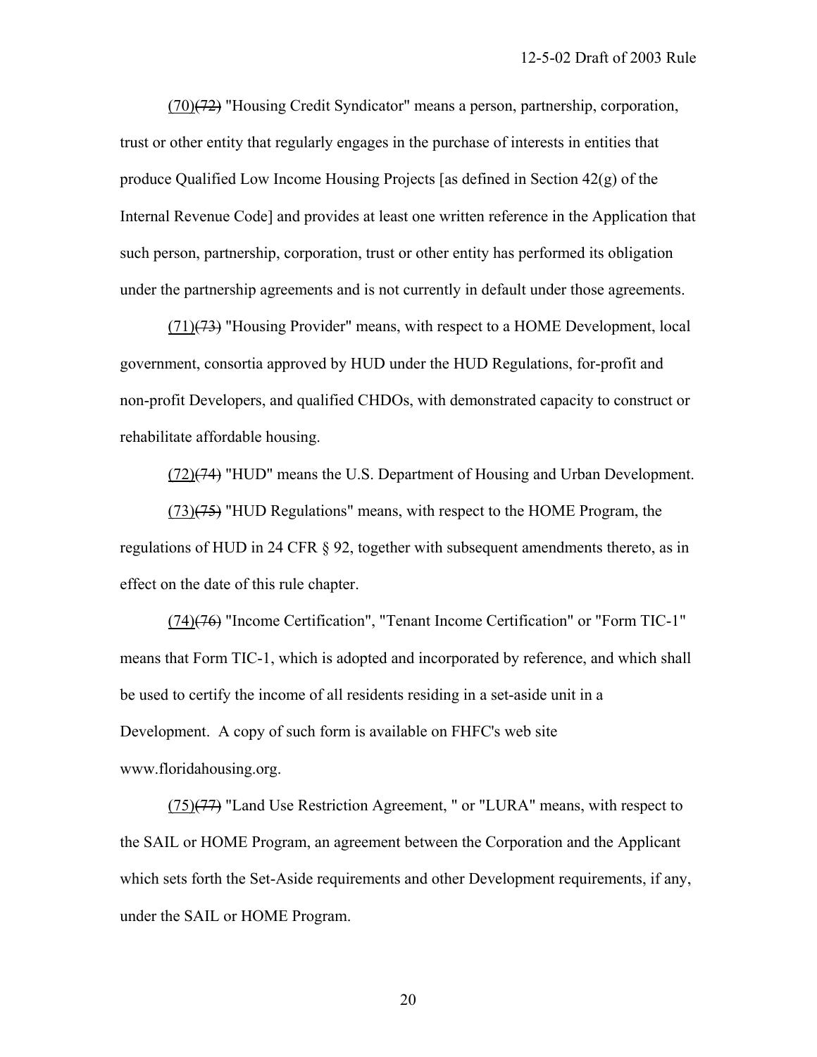(70)~~(72)~~ "Housing Credit Syndicator" means a person, partnership, corporation, trust or other entity that regularly engages in the purchase of interests in entities that produce Qualified Low Income Housing Projects [as defined in Section 42(g) of the Internal Revenue Code] and provides at least one written reference in the Application that such person, partnership, corporation, trust or other entity has performed its obligation under the partnership agreements and is not currently in default under those agreements.

(71)~~(73)~~ "Housing Provider" means, with respect to a HOME Development, local government, consortia approved by HUD under the HUD Regulations, for-profit and non-profit Developers, and qualified CHDOs, with demonstrated capacity to construct or rehabilitate affordable housing.

(72)~~(74)~~ "HUD" means the U.S. Department of Housing and Urban Development.

(73)~~(75)~~ "HUD Regulations" means, with respect to the HOME Program, the regulations of HUD in 24 CFR § 92, together with subsequent amendments thereto, as in effect on the date of this rule chapter.

(74)~~(76)~~ "Income Certification", "Tenant Income Certification" or "Form TIC-1" means that Form TIC-1, which is adopted and incorporated by reference, and which shall be used to certify the income of all residents residing in a set-aside unit in a Development. A copy of such form is available on FHFC's web site www.floridahousing.org.

(75)~~(77)~~ "Land Use Restriction Agreement, " or "LURA" means, with respect to the SAIL or HOME Program, an agreement between the Corporation and the Applicant which sets forth the Set-Aside requirements and other Development requirements, if any, under the SAIL or HOME Program.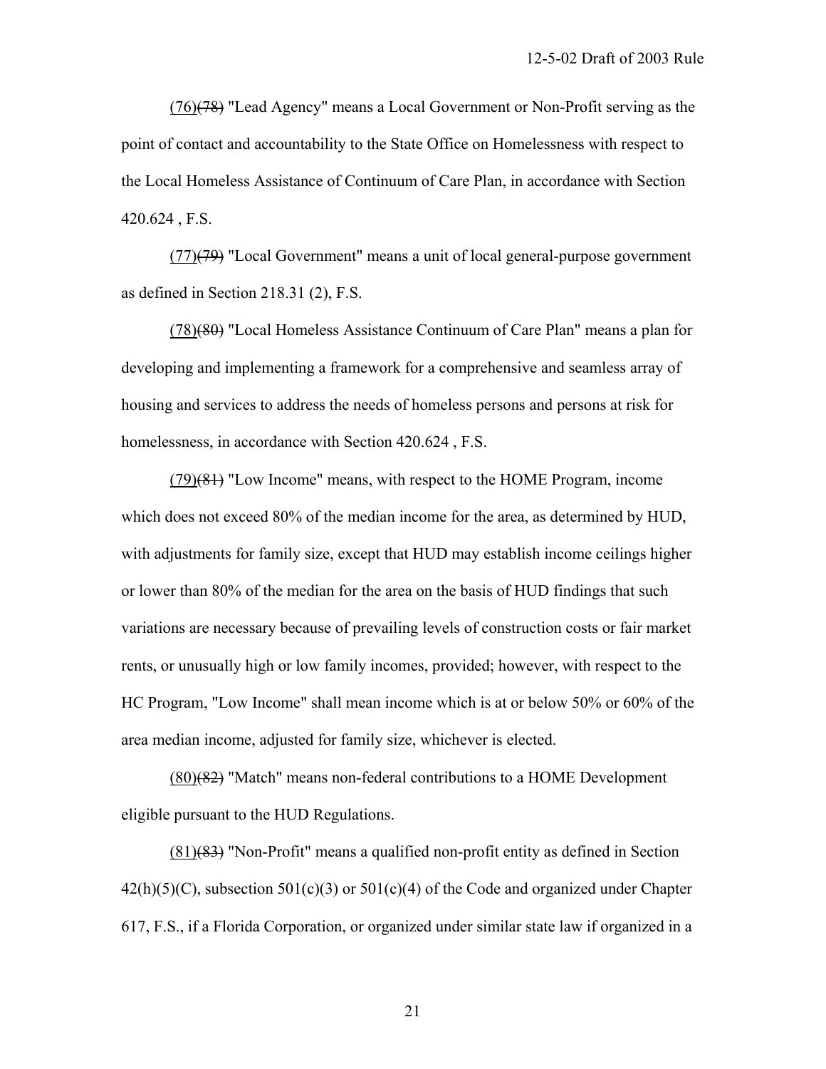(76)~~(78)~~ "Lead Agency" means a Local Government or Non-Profit serving as the point of contact and accountability to the State Office on Homelessness with respect to the Local Homeless Assistance of Continuum of Care Plan, in accordance with Section 420.624 , F.S.

(77)~~(79)~~ "Local Government" means a unit of local general-purpose government as defined in Section 218.31 (2), F.S.

(78)~~(80)~~ "Local Homeless Assistance Continuum of Care Plan" means a plan for developing and implementing a framework for a comprehensive and seamless array of housing and services to address the needs of homeless persons and persons at risk for homelessness, in accordance with Section 420.624 , F.S.

(79)~~(81)~~ "Low Income" means, with respect to the HOME Program, income which does not exceed 80% of the median income for the area, as determined by HUD, with adjustments for family size, except that HUD may establish income ceilings higher or lower than 80% of the median for the area on the basis of HUD findings that such variations are necessary because of prevailing levels of construction costs or fair market rents, or unusually high or low family incomes, provided; however, with respect to the HC Program, "Low Income" shall mean income which is at or below 50% or 60% of the area median income, adjusted for family size, whichever is elected.

(80)~~(82)~~ "Match" means non-federal contributions to a HOME Development eligible pursuant to the HUD Regulations.

(81)~~(83)~~ "Non-Profit" means a qualified non-profit entity as defined in Section 42(h)(5)(C), subsection 501(c)(3) or 501(c)(4) of the Code and organized under Chapter 617, F.S., if a Florida Corporation, or organized under similar state law if organized in a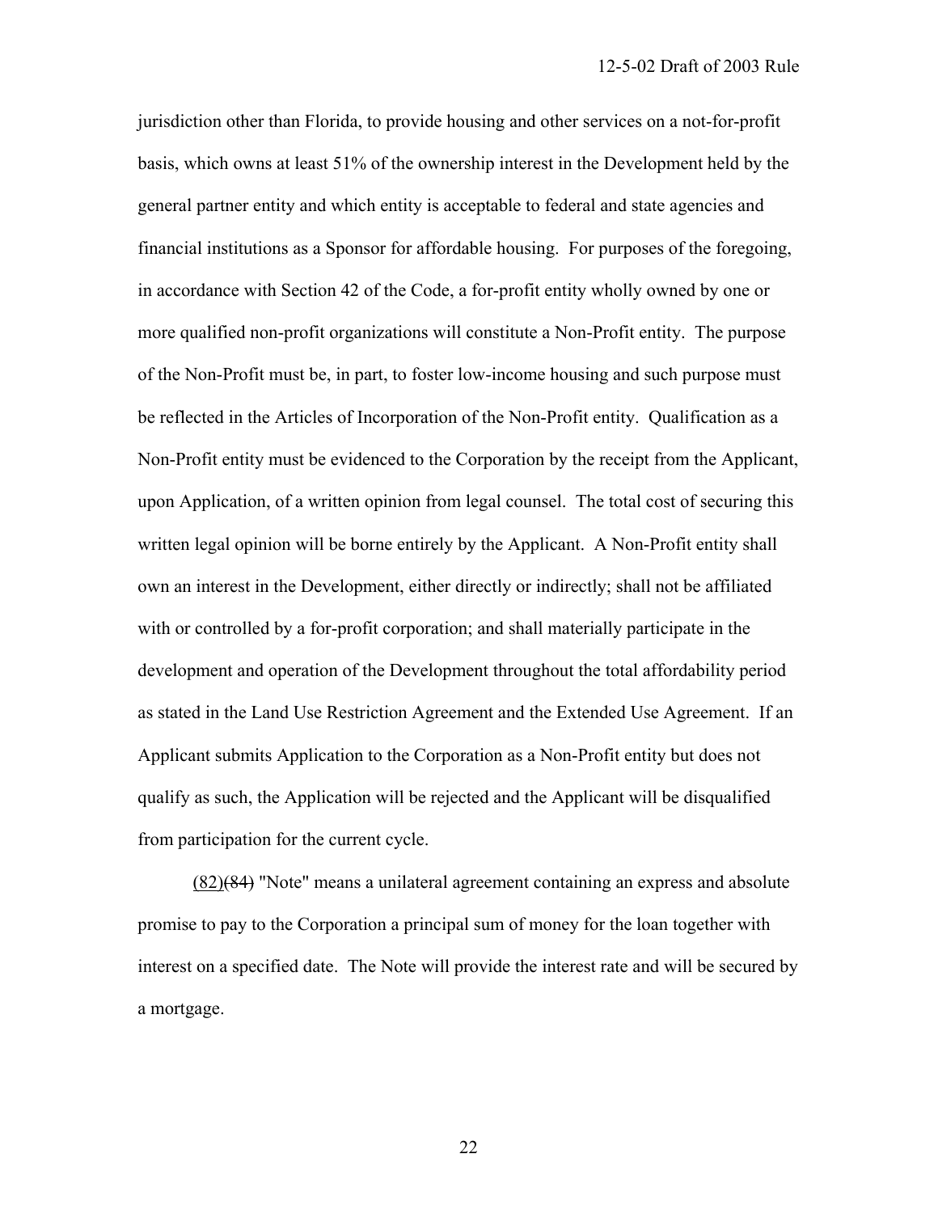jurisdiction other than Florida, to provide housing and other services on a not-for-profit basis, which owns at least 51% of the ownership interest in the Development held by the general partner entity and which entity is acceptable to federal and state agencies and financial institutions as a Sponsor for affordable housing. For purposes of the foregoing, in accordance with Section 42 of the Code, a for-profit entity wholly owned by one or more qualified non-profit organizations will constitute a Non-Profit entity. The purpose of the Non-Profit must be, in part, to foster low-income housing and such purpose must be reflected in the Articles of Incorporation of the Non-Profit entity. Qualification as a Non-Profit entity must be evidenced to the Corporation by the receipt from the Applicant, upon Application, of a written opinion from legal counsel. The total cost of securing this written legal opinion will be borne entirely by the Applicant. A Non-Profit entity shall own an interest in the Development, either directly or indirectly; shall not be affiliated with or controlled by a for-profit corporation; and shall materially participate in the development and operation of the Development throughout the total affordability period as stated in the Land Use Restriction Agreement and the Extended Use Agreement. If an Applicant submits Application to the Corporation as a Non-Profit entity but does not qualify as such, the Application will be rejected and the Applicant will be disqualified from participation for the current cycle.

<u>(82)</u>~~(84)~~ "Note" means a unilateral agreement containing an express and absolute promise to pay to the Corporation a principal sum of money for the loan together with interest on a specified date. The Note will provide the interest rate and will be secured by a mortgage.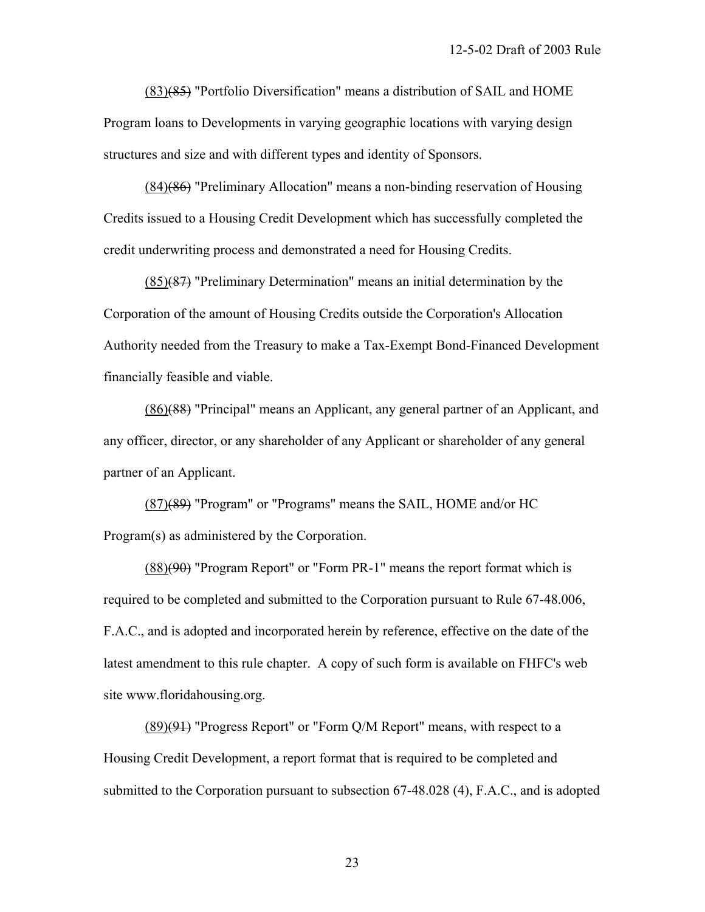(83)~~(85)~~ "Portfolio Diversification" means a distribution of SAIL and HOME Program loans to Developments in varying geographic locations with varying design structures and size and with different types and identity of Sponsors.

(84)~~(86)~~ "Preliminary Allocation" means a non-binding reservation of Housing Credits issued to a Housing Credit Development which has successfully completed the credit underwriting process and demonstrated a need for Housing Credits.

(85)~~(87)~~ "Preliminary Determination" means an initial determination by the Corporation of the amount of Housing Credits outside the Corporation's Allocation Authority needed from the Treasury to make a Tax-Exempt Bond-Financed Development financially feasible and viable.

(86)~~(88)~~ "Principal" means an Applicant, any general partner of an Applicant, and any officer, director, or any shareholder of any Applicant or shareholder of any general partner of an Applicant.

(87)~~(89)~~ "Program" or "Programs" means the SAIL, HOME and/or HC Program(s) as administered by the Corporation.

(88)~~(90)~~ "Program Report" or "Form PR-1" means the report format which is required to be completed and submitted to the Corporation pursuant to Rule 67-48.006, F.A.C., and is adopted and incorporated herein by reference, effective on the date of the latest amendment to this rule chapter. A copy of such form is available on FHFC's web site www.floridahousing.org.

(89)~~(91)~~ "Progress Report" or "Form Q/M Report" means, with respect to a Housing Credit Development, a report format that is required to be completed and submitted to the Corporation pursuant to subsection 67-48.028 (4), F.A.C., and is adopted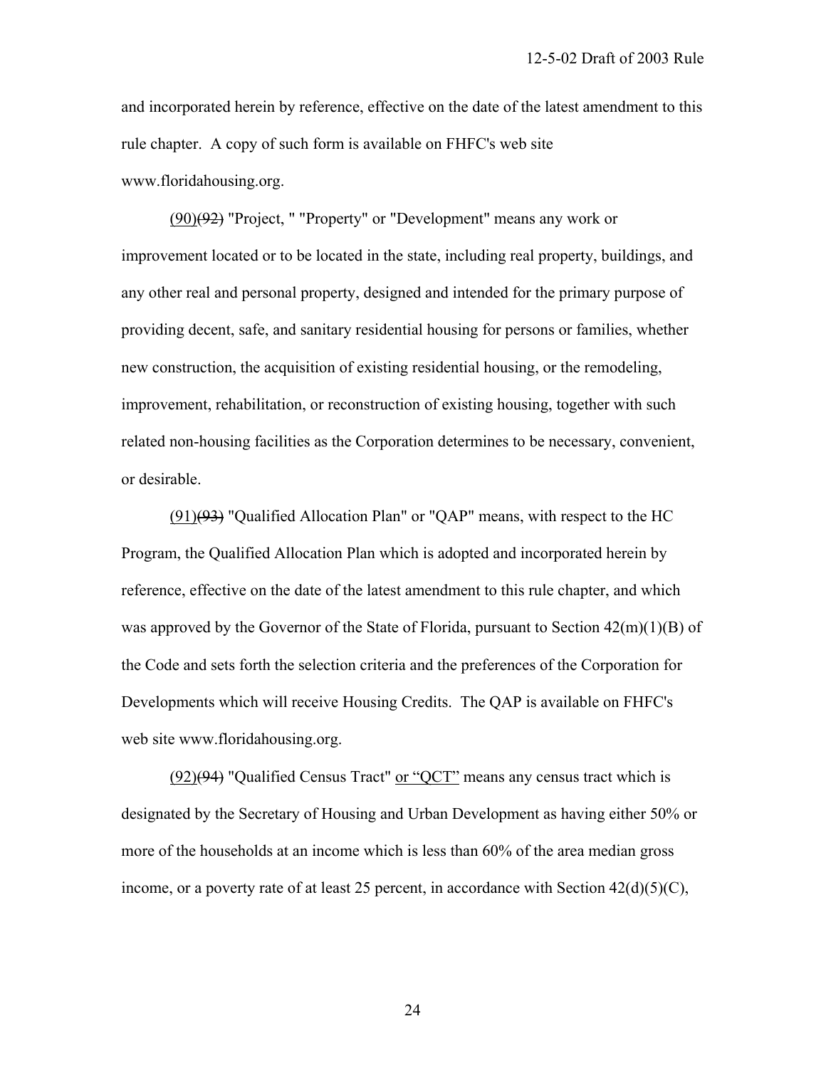and incorporated herein by reference, effective on the date of the latest amendment to this rule chapter. A copy of such form is available on FHFC's web site www.floridahousing.org.

(90)~~(92)~~ "Project, " "Property" or "Development" means any work or improvement located or to be located in the state, including real property, buildings, and any other real and personal property, designed and intended for the primary purpose of providing decent, safe, and sanitary residential housing for persons or families, whether new construction, the acquisition of existing residential housing, or the remodeling, improvement, rehabilitation, or reconstruction of existing housing, together with such related non-housing facilities as the Corporation determines to be necessary, convenient, or desirable.

(91)~~(93)~~ "Qualified Allocation Plan" or "QAP" means, with respect to the HC Program, the Qualified Allocation Plan which is adopted and incorporated herein by reference, effective on the date of the latest amendment to this rule chapter, and which was approved by the Governor of the State of Florida, pursuant to Section 42(m)(1)(B) of the Code and sets forth the selection criteria and the preferences of the Corporation for Developments which will receive Housing Credits. The QAP is available on FHFC's web site www.floridahousing.org.

(92)~~(94)~~ "Qualified Census Tract" or "QCT" means any census tract which is designated by the Secretary of Housing and Urban Development as having either 50% or more of the households at an income which is less than 60% of the area median gross income, or a poverty rate of at least 25 percent, in accordance with Section 42(d)(5)(C),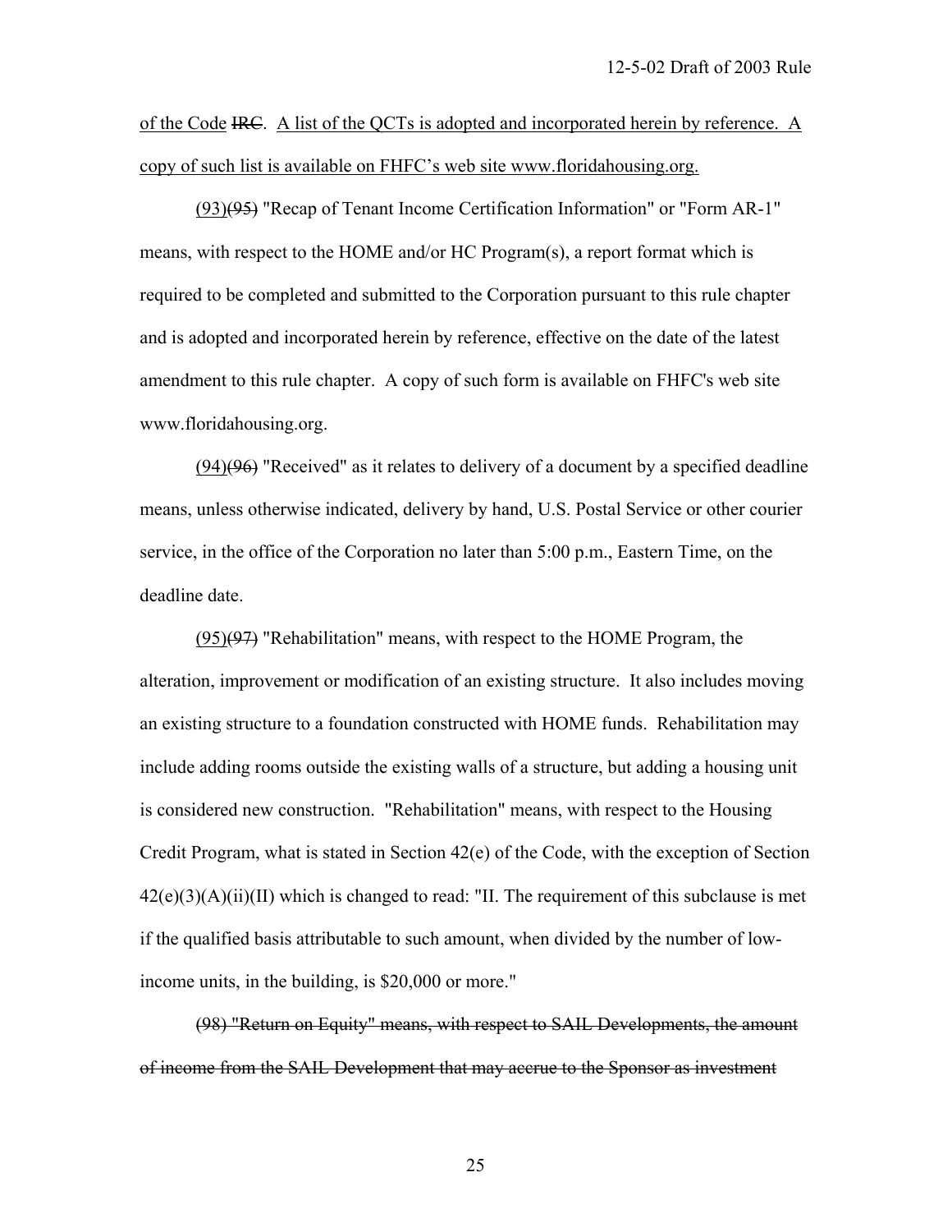of the Code ~~IRC~~. A list of the QCTs is adopted and incorporated herein by reference. A copy of such list is available on FHFC's web site www.floridahousing.org.

(93)~~(95)~~ "Recap of Tenant Income Certification Information" or "Form AR-1" means, with respect to the HOME and/or HC Program(s), a report format which is required to be completed and submitted to the Corporation pursuant to this rule chapter and is adopted and incorporated herein by reference, effective on the date of the latest amendment to this rule chapter. A copy of such form is available on FHFC's web site www.floridahousing.org.

(94)~~(96)~~ "Received" as it relates to delivery of a document by a specified deadline means, unless otherwise indicated, delivery by hand, U.S. Postal Service or other courier service, in the office of the Corporation no later than 5:00 p.m., Eastern Time, on the deadline date.

(95)~~(97)~~ "Rehabilitation" means, with respect to the HOME Program, the alteration, improvement or modification of an existing structure. It also includes moving an existing structure to a foundation constructed with HOME funds. Rehabilitation may include adding rooms outside the existing walls of a structure, but adding a housing unit is considered new construction. "Rehabilitation" means, with respect to the Housing Credit Program, what is stated in Section 42(e) of the Code, with the exception of Section 42(e)(3)(A)(ii)(II) which is changed to read: "II. The requirement of this subclause is met if the qualified basis attributable to such amount, when divided by the number of low-income units, in the building, is $20,000 or more."

~~(98) "Return on Equity" means, with respect to SAIL Developments, the amount of income from the SAIL Development that may accrue to the Sponsor as investment~~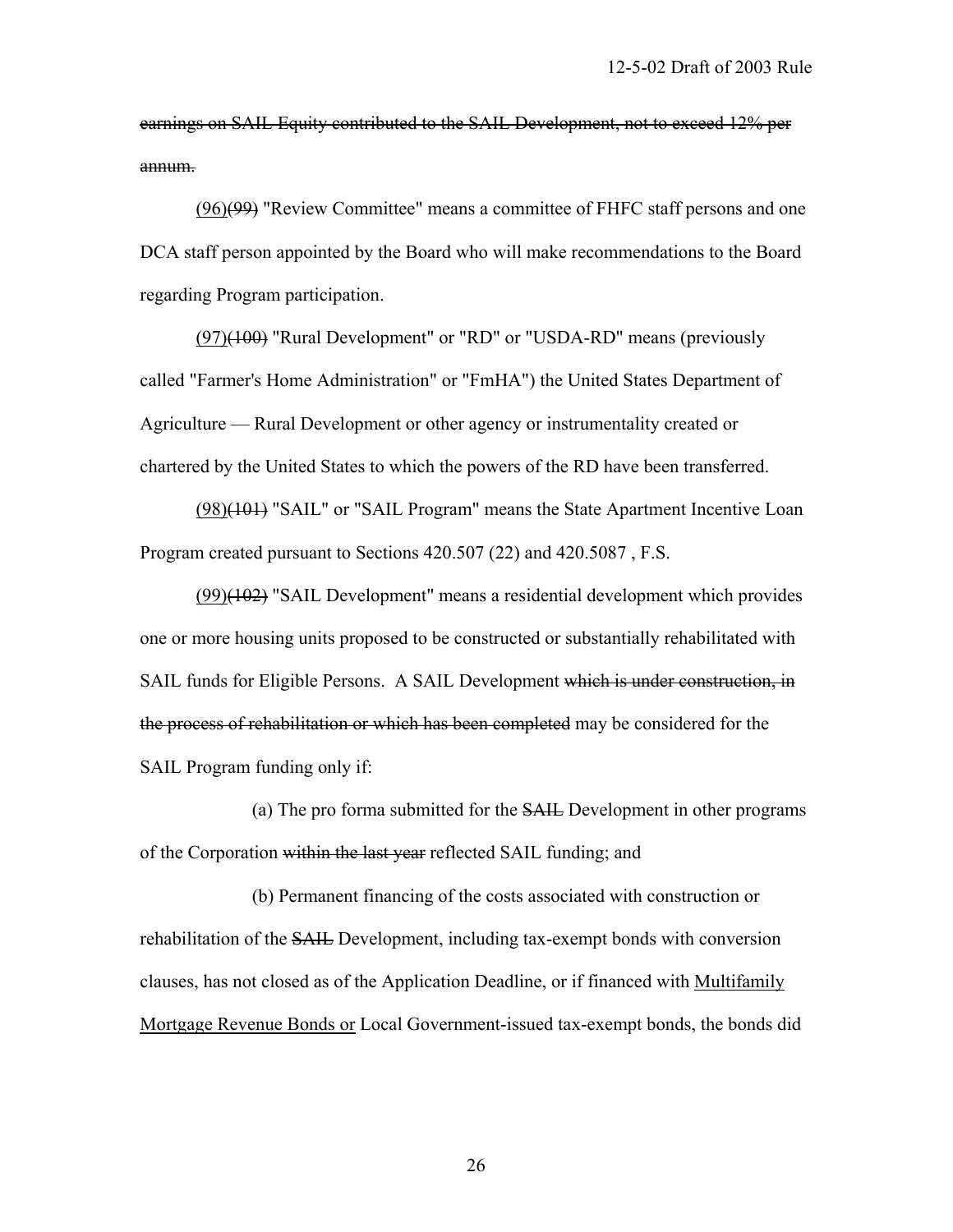~~earnings on SAIL Equity contributed to the SAIL Development, not to exceed 12% per annum.~~

<u>(96)</u>~~(99)~~ "Review Committee" means a committee of FHFC staff persons and one DCA staff person appointed by the Board who will make recommendations to the Board regarding Program participation.

<u>(97)</u>~~(100)~~ "Rural Development" or "RD" or "USDA-RD" means (previously called "Farmer's Home Administration" or "FmHA") the United States Department of Agriculture — Rural Development or other agency or instrumentality created or chartered by the United States to which the powers of the RD have been transferred.

<u>(98)</u>~~(101)~~ "SAIL" or "SAIL Program" means the State Apartment Incentive Loan Program created pursuant to Sections 420.507 (22) and 420.5087 , F.S.

<u>(99)</u>~~(102)~~ "SAIL Development" means a residential development which provides one or more housing units proposed to be constructed or substantially rehabilitated with SAIL funds for Eligible Persons. A SAIL Development ~~which is under construction, in the process of rehabilitation or which has been completed~~ may be considered for the SAIL Program funding only if:

(a) The pro forma submitted for the ~~SAIL~~ Development in other programs of the Corporation ~~within the last year~~ reflected SAIL funding; and

(b) Permanent financing of the costs associated with construction or rehabilitation of the ~~SAIL~~ Development, including tax-exempt bonds with conversion clauses, has not closed as of the Application Deadline, or if financed with <u>Multifamily Mortgage Revenue Bonds or</u> Local Government-issued tax-exempt bonds, the bonds did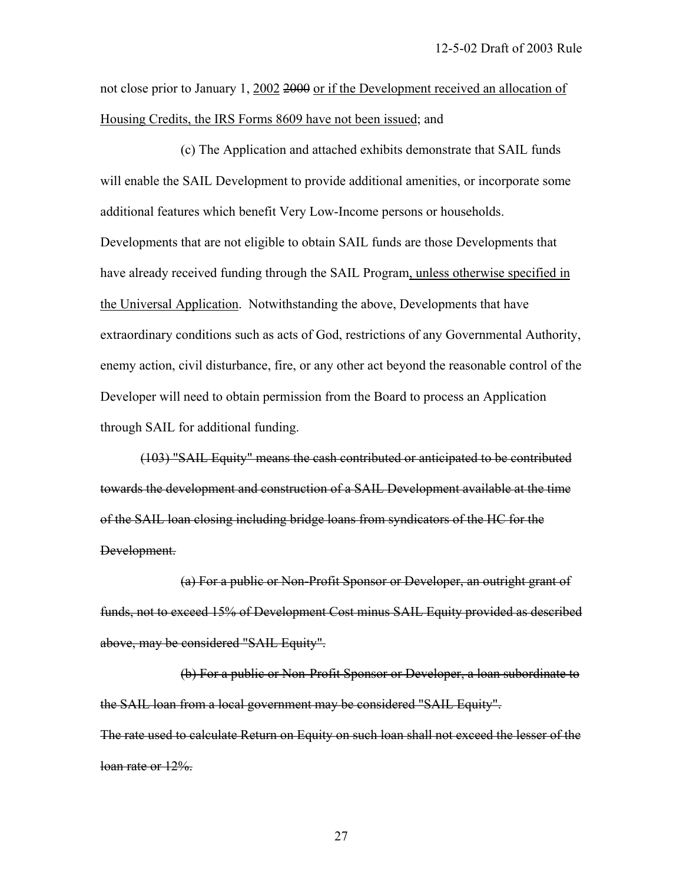not close prior to January 1, <u>2002</u> ~~2000~~ <u>or if the Development received an allocation of Housing Credits, the IRS Forms 8609 have not been issued</u>; and

(c) The Application and attached exhibits demonstrate that SAIL funds will enable the SAIL Development to provide additional amenities, or incorporate some additional features which benefit Very Low-Income persons or households. Developments that are not eligible to obtain SAIL funds are those Developments that have already received funding through the SAIL Program<u>, unless otherwise specified in the Universal Application</u>. Notwithstanding the above, Developments that have extraordinary conditions such as acts of God, restrictions of any Governmental Authority, enemy action, civil disturbance, fire, or any other act beyond the reasonable control of the Developer will need to obtain permission from the Board to process an Application through SAIL for additional funding.

~~(103) "SAIL Equity" means the cash contributed or anticipated to be contributed towards the development and construction of a SAIL Development available at the time of the SAIL loan closing including bridge loans from syndicators of the HC for the Development.~~

~~(a) For a public or Non-Profit Sponsor or Developer, an outright grant of funds, not to exceed 15% of Development Cost minus SAIL Equity provided as described above, may be considered "SAIL Equity".~~

~~(b) For a public or Non-Profit Sponsor or Developer, a loan subordinate to the SAIL loan from a local government may be considered "SAIL Equity". The rate used to calculate Return on Equity on such loan shall not exceed the lesser of the loan rate or 12%.~~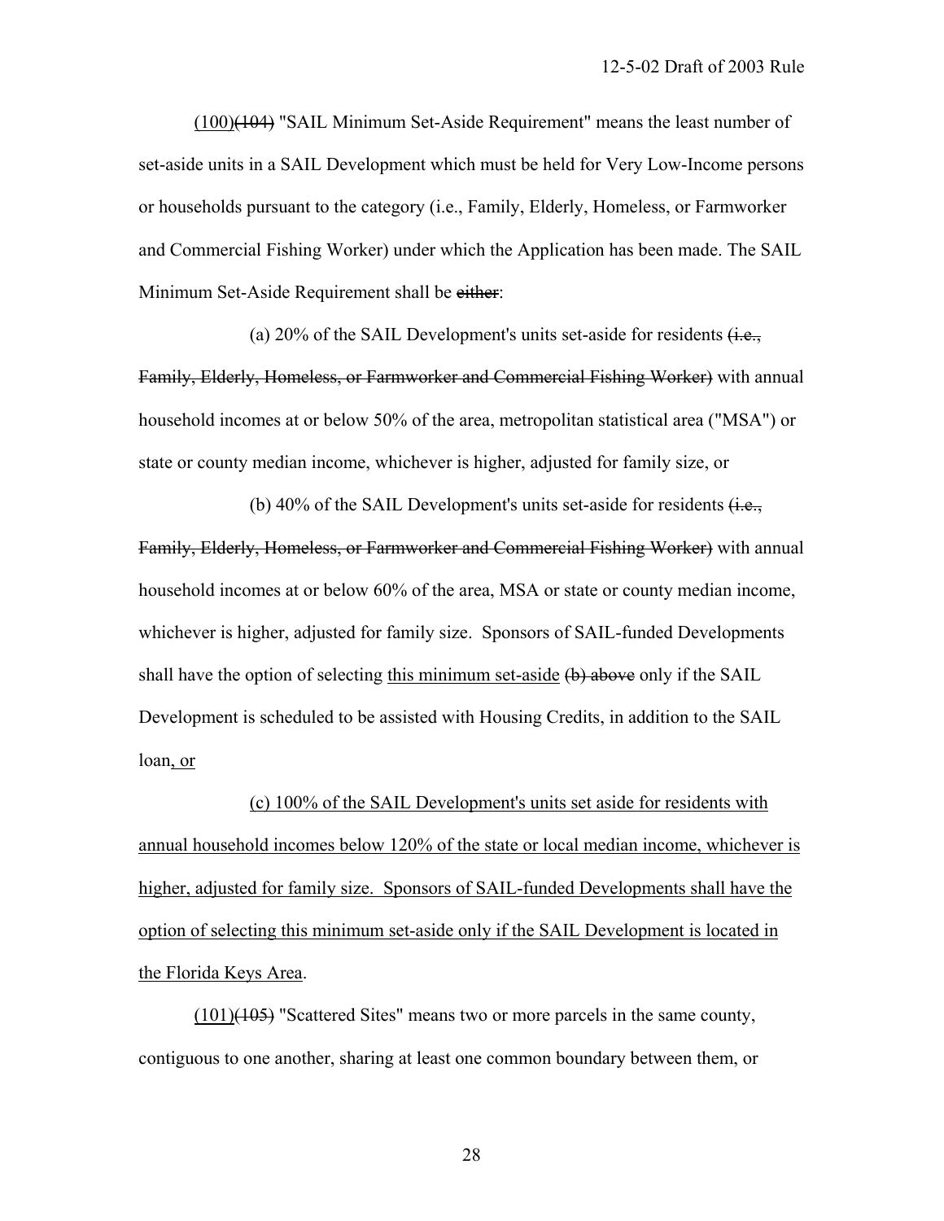<u>(100)</u>~~(104)~~ "SAIL Minimum Set-Aside Requirement" means the least number of set-aside units in a SAIL Development which must be held for Very Low-Income persons or households pursuant to the category (i.e., Family, Elderly, Homeless, or Farmworker and Commercial Fishing Worker) under which the Application has been made. The SAIL Minimum Set-Aside Requirement shall be ~~either~~:

(a) 20% of the SAIL Development's units set-aside for residents ~~(i.e., Family, Elderly, Homeless, or Farmworker and Commercial Fishing Worker)~~ with annual household incomes at or below 50% of the area, metropolitan statistical area ("MSA") or state or county median income, whichever is higher, adjusted for family size, or

(b) 40% of the SAIL Development's units set-aside for residents ~~(i.e., Family, Elderly, Homeless, or Farmworker and Commercial Fishing Worker)~~ with annual household incomes at or below 60% of the area, MSA or state or county median income, whichever is higher, adjusted for family size. Sponsors of SAIL-funded Developments shall have the option of selecting <u>this minimum set-aside</u> ~~(b) above~~ only if the SAIL Development is scheduled to be assisted with Housing Credits, in addition to the SAIL loan<u>, or</u>

<u>(c) 100% of the SAIL Development's units set aside for residents with annual household incomes below 120% of the state or local median income, whichever is higher, adjusted for family size. Sponsors of SAIL-funded Developments shall have the option of selecting this minimum set-aside only if the SAIL Development is located in the Florida Keys Area</u>.

<u>(101)</u>~~(105)~~ "Scattered Sites" means two or more parcels in the same county, contiguous to one another, sharing at least one common boundary between them, or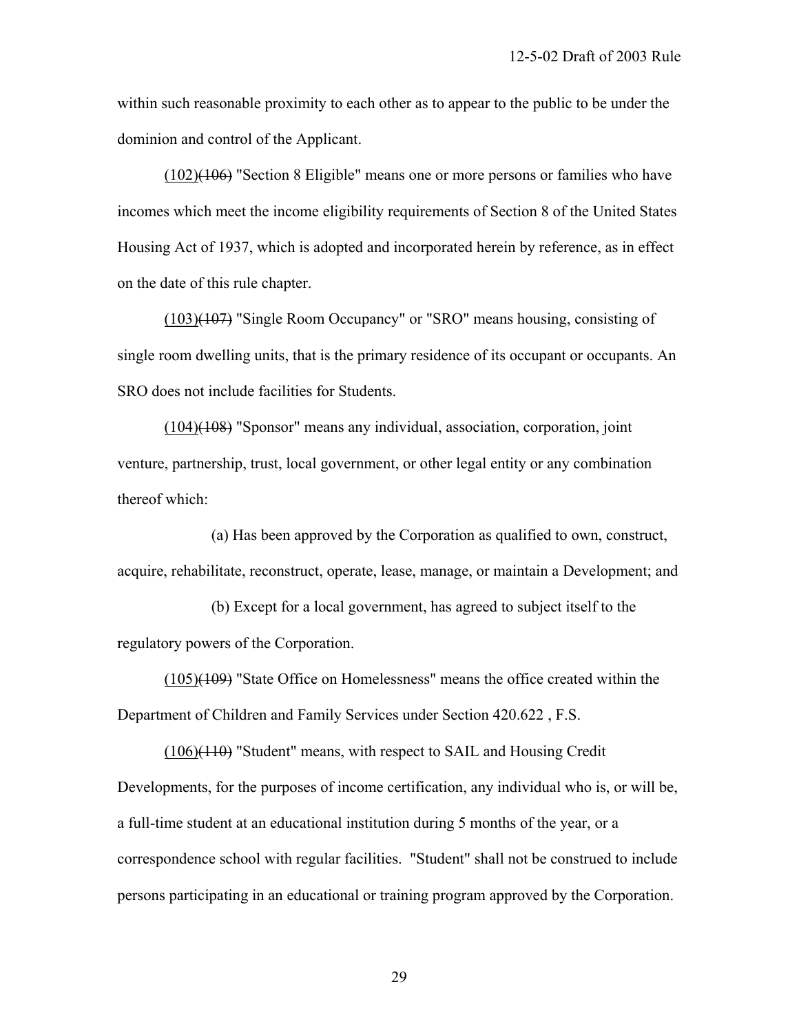within such reasonable proximity to each other as to appear to the public to be under the dominion and control of the Applicant.

(102)~~(106)~~ "Section 8 Eligible" means one or more persons or families who have incomes which meet the income eligibility requirements of Section 8 of the United States Housing Act of 1937, which is adopted and incorporated herein by reference, as in effect on the date of this rule chapter.

(103)~~(107)~~ "Single Room Occupancy" or "SRO" means housing, consisting of single room dwelling units, that is the primary residence of its occupant or occupants. An SRO does not include facilities for Students.

(104)~~(108)~~ "Sponsor" means any individual, association, corporation, joint venture, partnership, trust, local government, or other legal entity or any combination thereof which:

(a) Has been approved by the Corporation as qualified to own, construct, acquire, rehabilitate, reconstruct, operate, lease, manage, or maintain a Development; and

(b) Except for a local government, has agreed to subject itself to the regulatory powers of the Corporation.

(105)~~(109)~~ "State Office on Homelessness" means the office created within the Department of Children and Family Services under Section 420.622 , F.S.

(106)~~(110)~~ "Student" means, with respect to SAIL and Housing Credit Developments, for the purposes of income certification, any individual who is, or will be, a full-time student at an educational institution during 5 months of the year, or a correspondence school with regular facilities. "Student" shall not be construed to include persons participating in an educational or training program approved by the Corporation.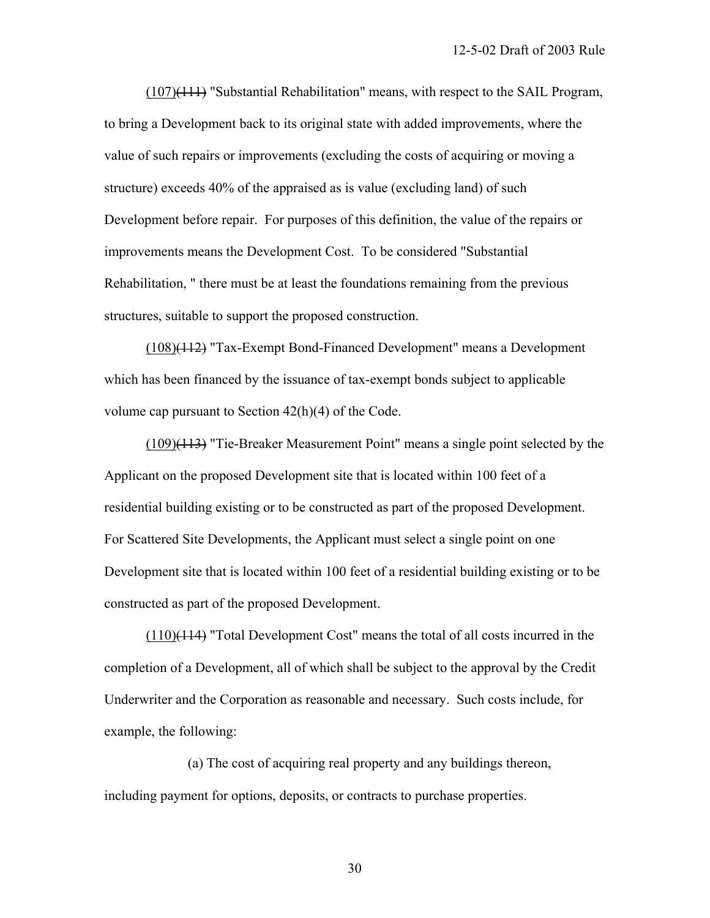(107)~~(111)~~ "Substantial Rehabilitation" means, with respect to the SAIL Program, to bring a Development back to its original state with added improvements, where the value of such repairs or improvements (excluding the costs of acquiring or moving a structure) exceeds 40% of the appraised as is value (excluding land) of such Development before repair. For purposes of this definition, the value of the repairs or improvements means the Development Cost. To be considered "Substantial Rehabilitation, " there must be at least the foundations remaining from the previous structures, suitable to support the proposed construction.

(108)~~(112)~~ "Tax-Exempt Bond-Financed Development" means a Development which has been financed by the issuance of tax-exempt bonds subject to applicable volume cap pursuant to Section 42(h)(4) of the Code.

(109)~~(113)~~ "Tie-Breaker Measurement Point" means a single point selected by the Applicant on the proposed Development site that is located within 100 feet of a residential building existing or to be constructed as part of the proposed Development. For Scattered Site Developments, the Applicant must select a single point on one Development site that is located within 100 feet of a residential building existing or to be constructed as part of the proposed Development.

(110)~~(114)~~ "Total Development Cost" means the total of all costs incurred in the completion of a Development, all of which shall be subject to the approval by the Credit Underwriter and the Corporation as reasonable and necessary. Such costs include, for example, the following:

(a) The cost of acquiring real property and any buildings thereon, including payment for options, deposits, or contracts to purchase properties.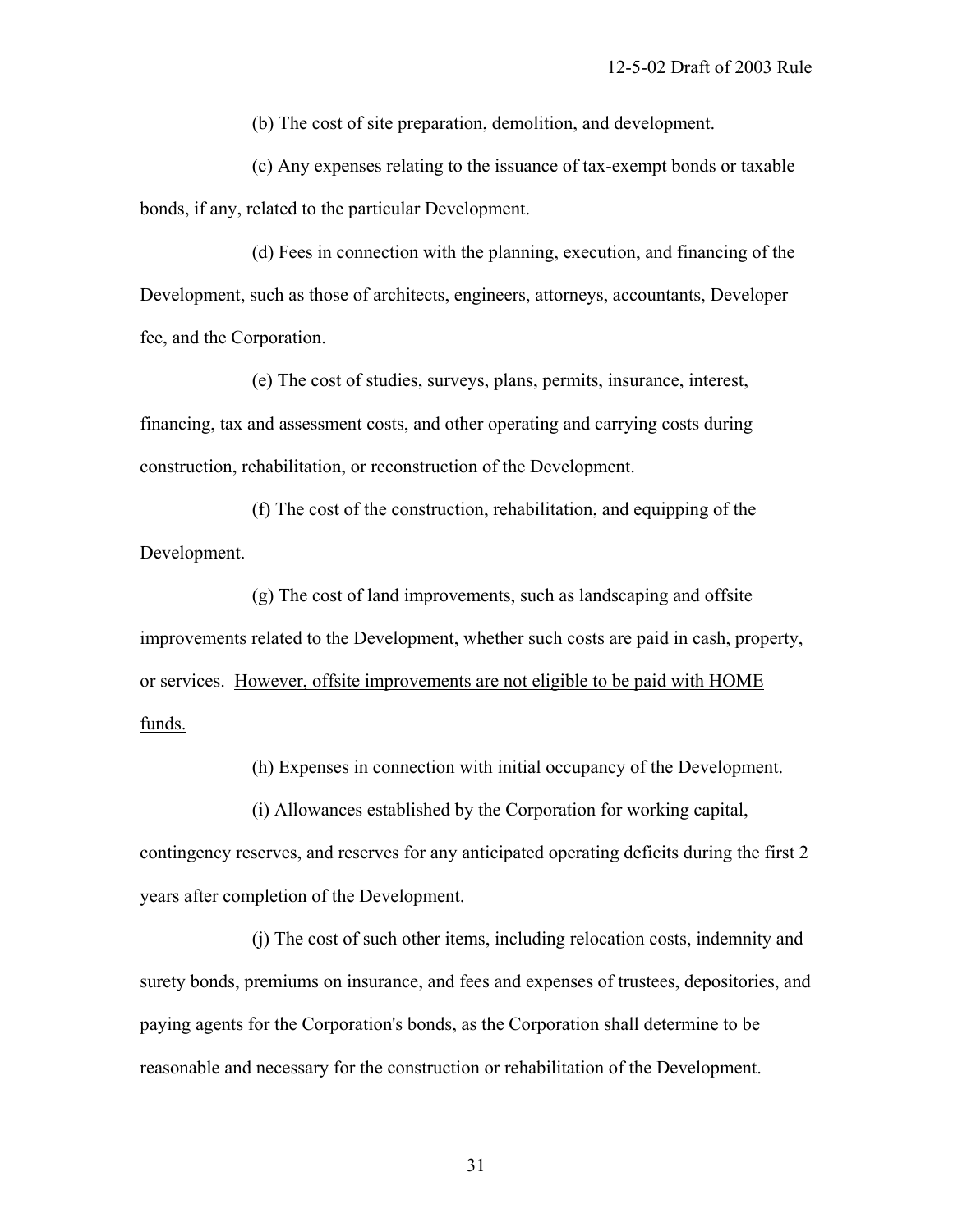(b) The cost of site preparation, demolition, and development.

(c) Any expenses relating to the issuance of tax-exempt bonds or taxable bonds, if any, related to the particular Development.

(d) Fees in connection with the planning, execution, and financing of the Development, such as those of architects, engineers, attorneys, accountants, Developer fee, and the Corporation.

(e) The cost of studies, surveys, plans, permits, insurance, interest, financing, tax and assessment costs, and other operating and carrying costs during construction, rehabilitation, or reconstruction of the Development.

(f) The cost of the construction, rehabilitation, and equipping of the Development.

(g) The cost of land improvements, such as landscaping and offsite improvements related to the Development, whether such costs are paid in cash, property, or services. <u>However, offsite improvements are not eligible to be paid with HOME funds.</u>

(h) Expenses in connection with initial occupancy of the Development.

(i) Allowances established by the Corporation for working capital, contingency reserves, and reserves for any anticipated operating deficits during the first 2 years after completion of the Development.

(j) The cost of such other items, including relocation costs, indemnity and surety bonds, premiums on insurance, and fees and expenses of trustees, depositories, and paying agents for the Corporation's bonds, as the Corporation shall determine to be reasonable and necessary for the construction or rehabilitation of the Development.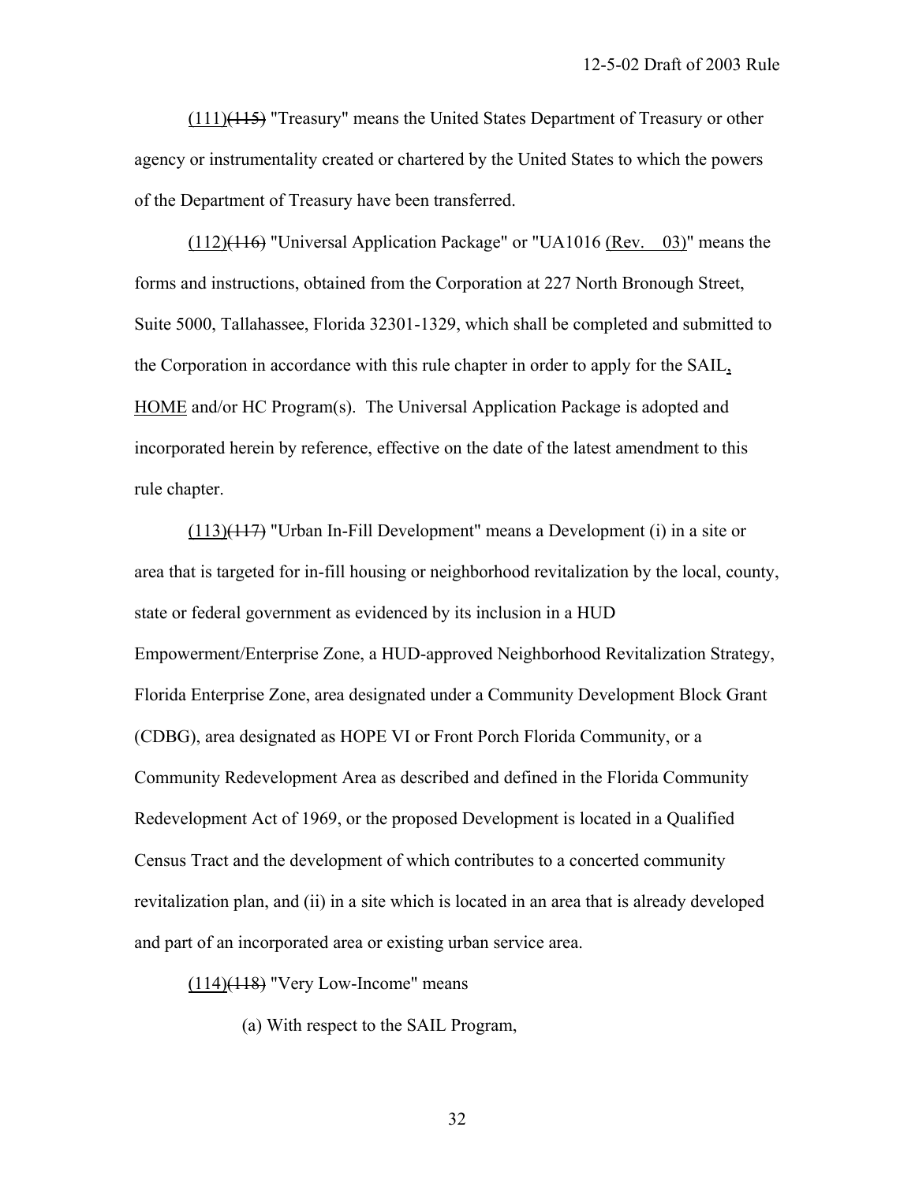(111)~~(115)~~ "Treasury" means the United States Department of Treasury or other agency or instrumentality created or chartered by the United States to which the powers of the Department of Treasury have been transferred.

(112)~~(116)~~ "Universal Application Package" or "UA1016 (Rev. 03)" means the forms and instructions, obtained from the Corporation at 227 North Bronough Street, Suite 5000, Tallahassee, Florida 32301-1329, which shall be completed and submitted to the Corporation in accordance with this rule chapter in order to apply for the SAIL, HOME and/or HC Program(s). The Universal Application Package is adopted and incorporated herein by reference, effective on the date of the latest amendment to this rule chapter.

(113)~~(117)~~ "Urban In-Fill Development" means a Development (i) in a site or area that is targeted for in-fill housing or neighborhood revitalization by the local, county, state or federal government as evidenced by its inclusion in a HUD Empowerment/Enterprise Zone, a HUD-approved Neighborhood Revitalization Strategy, Florida Enterprise Zone, area designated under a Community Development Block Grant (CDBG), area designated as HOPE VI or Front Porch Florida Community, or a Community Redevelopment Area as described and defined in the Florida Community Redevelopment Act of 1969, or the proposed Development is located in a Qualified Census Tract and the development of which contributes to a concerted community revitalization plan, and (ii) in a site which is located in an area that is already developed and part of an incorporated area or existing urban service area.

(114)~~(118)~~ "Very Low-Income" means

(a) With respect to the SAIL Program,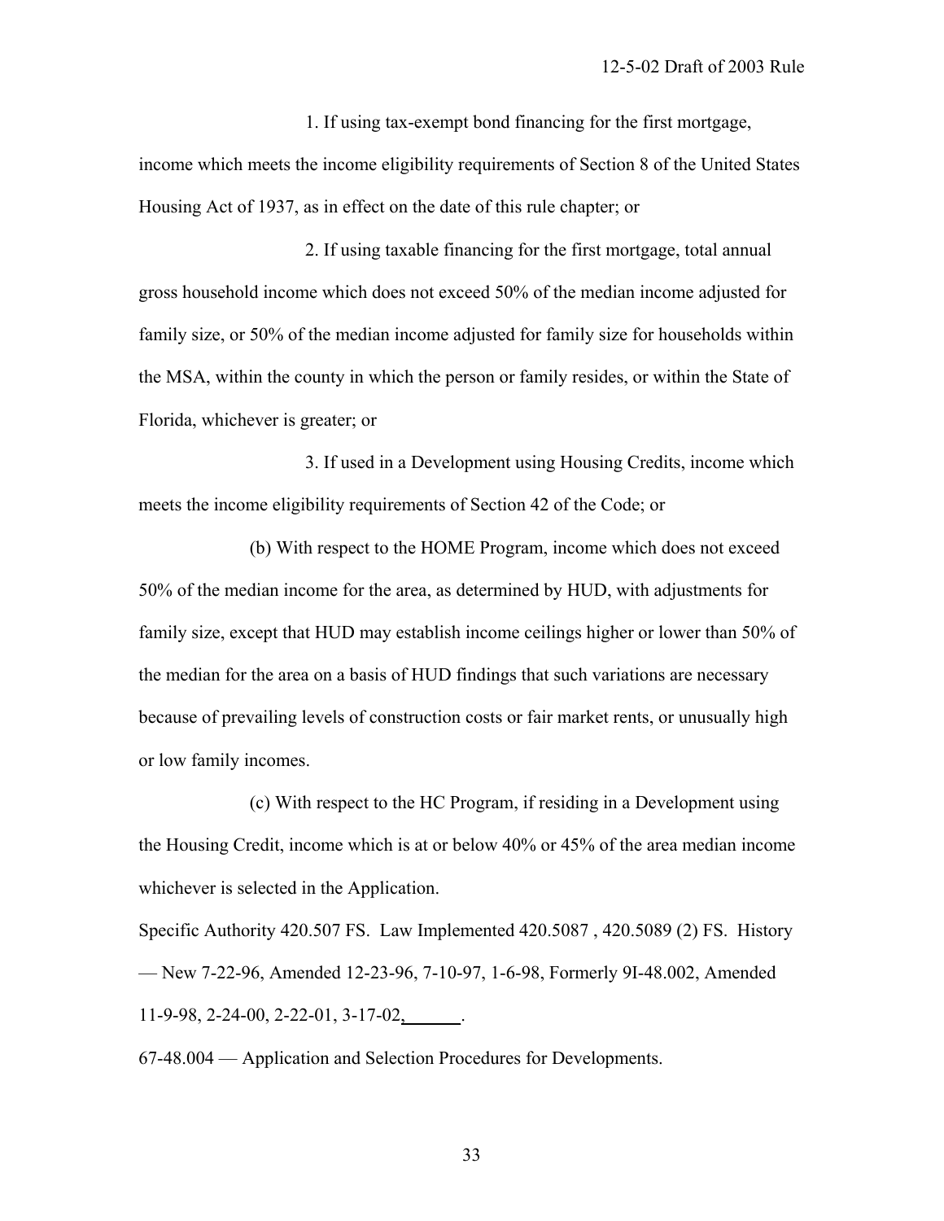1. If using tax-exempt bond financing for the first mortgage, income which meets the income eligibility requirements of Section 8 of the United States Housing Act of 1937, as in effect on the date of this rule chapter; or

2. If using taxable financing for the first mortgage, total annual gross household income which does not exceed 50% of the median income adjusted for family size, or 50% of the median income adjusted for family size for households within the MSA, within the county in which the person or family resides, or within the State of Florida, whichever is greater; or

3. If used in a Development using Housing Credits, income which meets the income eligibility requirements of Section 42 of the Code; or

(b) With respect to the HOME Program, income which does not exceed 50% of the median income for the area, as determined by HUD, with adjustments for family size, except that HUD may establish income ceilings higher or lower than 50% of the median for the area on a basis of HUD findings that such variations are necessary because of prevailing levels of construction costs or fair market rents, or unusually high or low family incomes.

(c) With respect to the HC Program, if residing in a Development using the Housing Credit, income which is at or below 40% or 45% of the area median income whichever is selected in the Application.

Specific Authority 420.507 FS. Law Implemented 420.5087 , 420.5089 (2) FS. History — New 7-22-96, Amended 12-23-96, 7-10-97, 1-6-98, Formerly 9I-48.002, Amended 11-9-98, 2-24-00, 2-22-01, 3-17-02, ______.

67-48.004 — Application and Selection Procedures for Developments.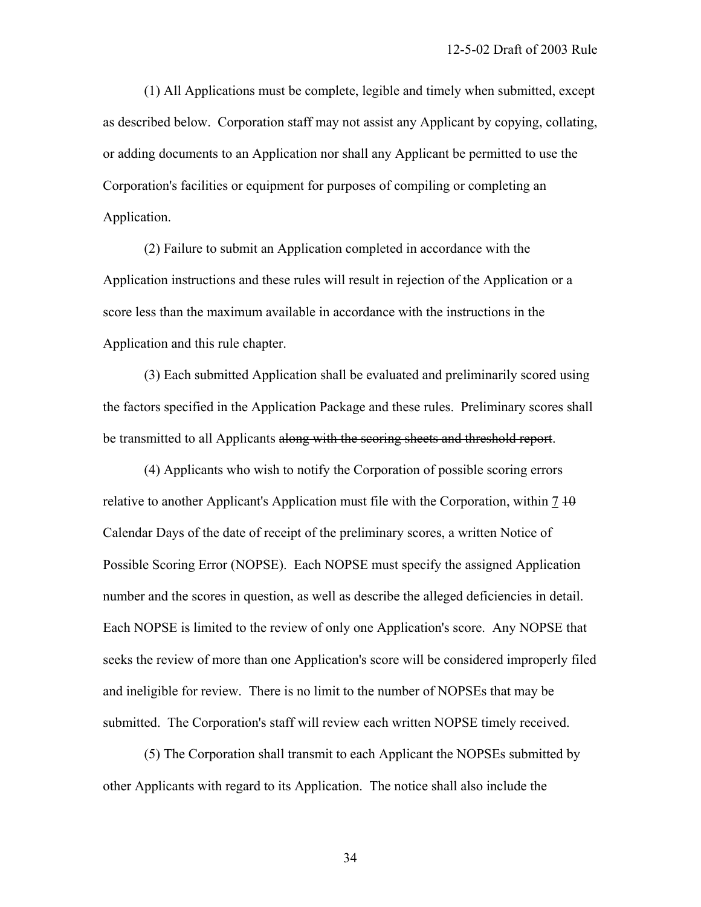(1) All Applications must be complete, legible and timely when submitted, except as described below. Corporation staff may not assist any Applicant by copying, collating, or adding documents to an Application nor shall any Applicant be permitted to use the Corporation's facilities or equipment for purposes of compiling or completing an Application.

(2) Failure to submit an Application completed in accordance with the Application instructions and these rules will result in rejection of the Application or a score less than the maximum available in accordance with the instructions in the Application and this rule chapter.

(3) Each submitted Application shall be evaluated and preliminarily scored using the factors specified in the Application Package and these rules. Preliminary scores shall be transmitted to all Applicants ~~along with the scoring sheets and threshold report~~.

(4) Applicants who wish to notify the Corporation of possible scoring errors relative to another Applicant's Application must file with the Corporation, within <u>7</u> ~~10~~ Calendar Days of the date of receipt of the preliminary scores, a written Notice of Possible Scoring Error (NOPSE). Each NOPSE must specify the assigned Application number and the scores in question, as well as describe the alleged deficiencies in detail. Each NOPSE is limited to the review of only one Application's score. Any NOPSE that seeks the review of more than one Application's score will be considered improperly filed and ineligible for review. There is no limit to the number of NOPSEs that may be submitted. The Corporation's staff will review each written NOPSE timely received.

(5) The Corporation shall transmit to each Applicant the NOPSEs submitted by other Applicants with regard to its Application. The notice shall also include the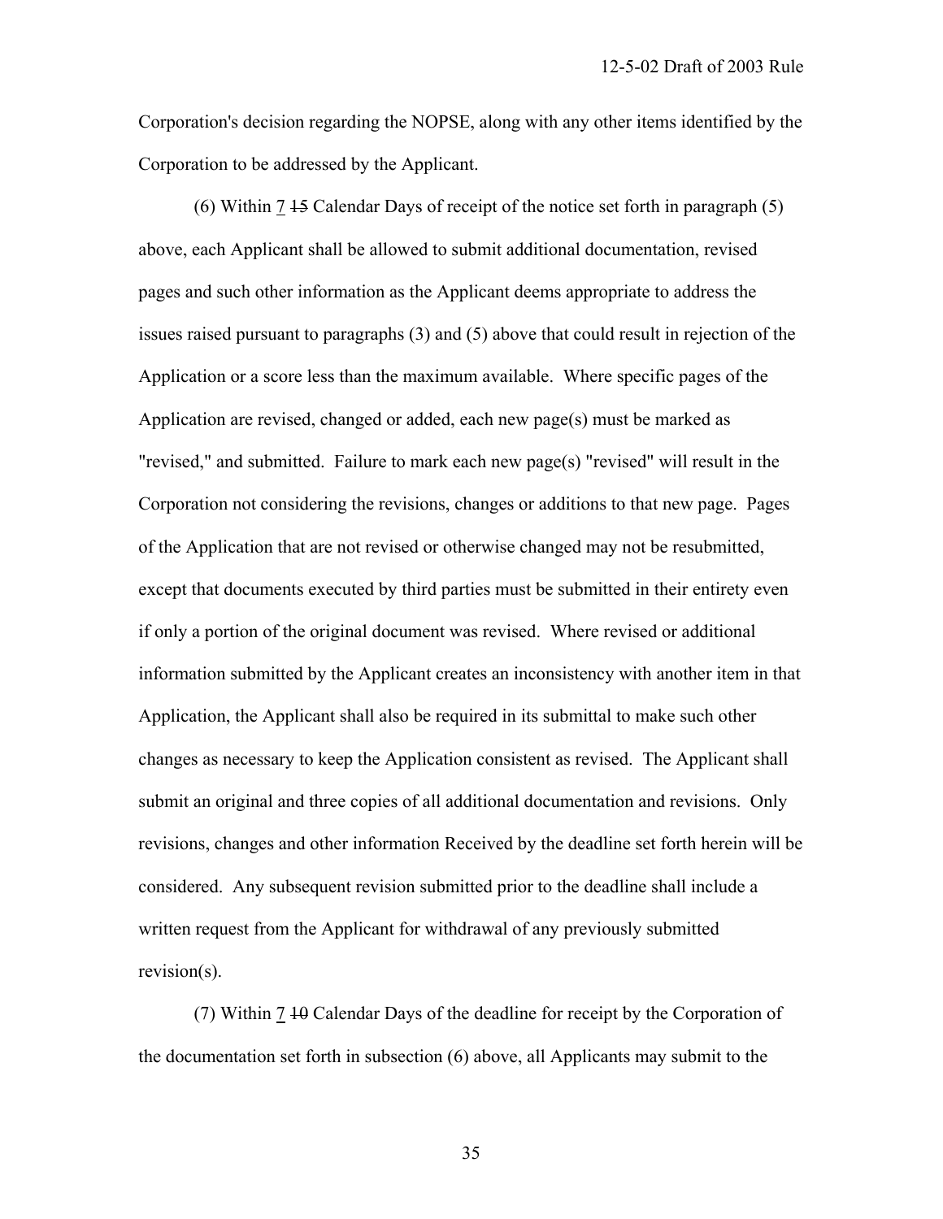Corporation's decision regarding the NOPSE, along with any other items identified by the Corporation to be addressed by the Applicant.

(6) Within 7 ~~15~~ Calendar Days of receipt of the notice set forth in paragraph (5) above, each Applicant shall be allowed to submit additional documentation, revised pages and such other information as the Applicant deems appropriate to address the issues raised pursuant to paragraphs (3) and (5) above that could result in rejection of the Application or a score less than the maximum available. Where specific pages of the Application are revised, changed or added, each new page(s) must be marked as "revised," and submitted. Failure to mark each new page(s) "revised" will result in the Corporation not considering the revisions, changes or additions to that new page. Pages of the Application that are not revised or otherwise changed may not be resubmitted, except that documents executed by third parties must be submitted in their entirety even if only a portion of the original document was revised. Where revised or additional information submitted by the Applicant creates an inconsistency with another item in that Application, the Applicant shall also be required in its submittal to make such other changes as necessary to keep the Application consistent as revised. The Applicant shall submit an original and three copies of all additional documentation and revisions. Only revisions, changes and other information Received by the deadline set forth herein will be considered. Any subsequent revision submitted prior to the deadline shall include a written request from the Applicant for withdrawal of any previously submitted revision(s).

(7) Within 7 ~~10~~ Calendar Days of the deadline for receipt by the Corporation of the documentation set forth in subsection (6) above, all Applicants may submit to the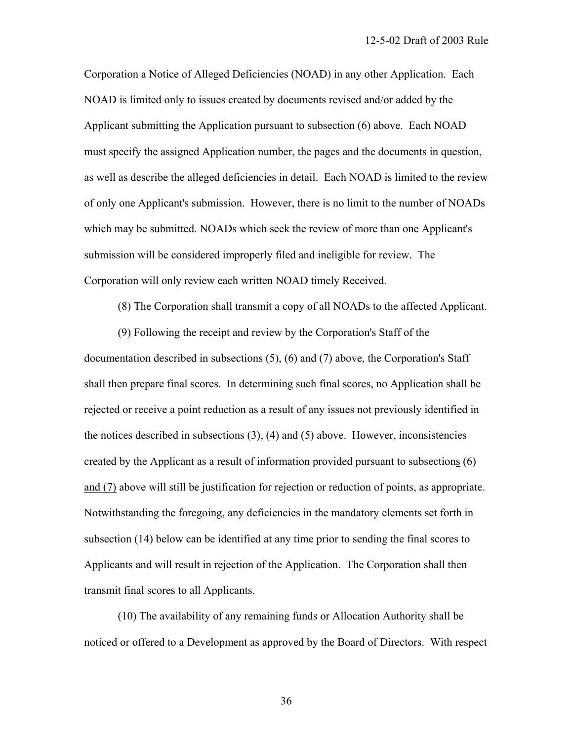Corporation a Notice of Alleged Deficiencies (NOAD) in any other Application. Each NOAD is limited only to issues created by documents revised and/or added by the Applicant submitting the Application pursuant to subsection (6) above. Each NOAD must specify the assigned Application number, the pages and the documents in question, as well as describe the alleged deficiencies in detail. Each NOAD is limited to the review of only one Applicant's submission. However, there is no limit to the number of NOADs which may be submitted. NOADs which seek the review of more than one Applicant's submission will be considered improperly filed and ineligible for review. The Corporation will only review each written NOAD timely Received.

(8) The Corporation shall transmit a copy of all NOADs to the affected Applicant.

(9) Following the receipt and review by the Corporation's Staff of the documentation described in subsections (5), (6) and (7) above, the Corporation's Staff shall then prepare final scores. In determining such final scores, no Application shall be rejected or receive a point reduction as a result of any issues not previously identified in the notices described in subsections (3), (4) and (5) above. However, inconsistencies created by the Applicant as a result of information provided pursuant to subsections (6) and (7) above will still be justification for rejection or reduction of points, as appropriate. Notwithstanding the foregoing, any deficiencies in the mandatory elements set forth in subsection (14) below can be identified at any time prior to sending the final scores to Applicants and will result in rejection of the Application. The Corporation shall then transmit final scores to all Applicants.

(10) The availability of any remaining funds or Allocation Authority shall be noticed or offered to a Development as approved by the Board of Directors. With respect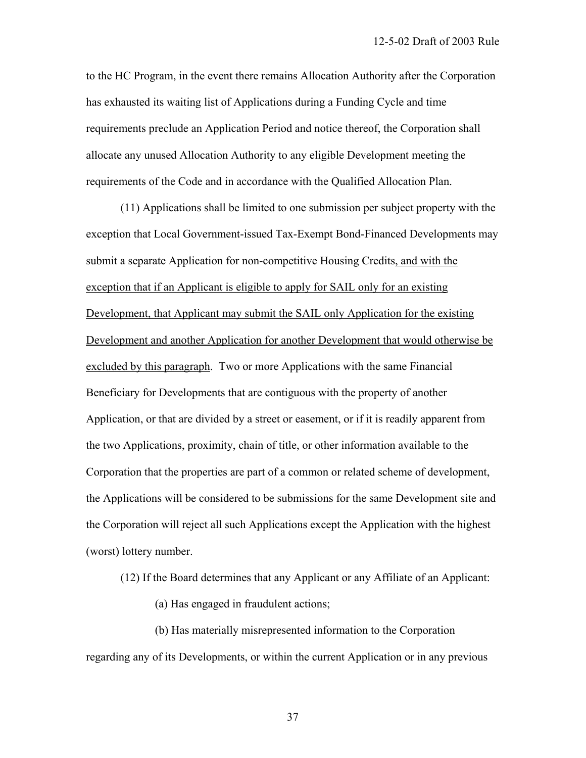to the HC Program, in the event there remains Allocation Authority after the Corporation has exhausted its waiting list of Applications during a Funding Cycle and time requirements preclude an Application Period and notice thereof, the Corporation shall allocate any unused Allocation Authority to any eligible Development meeting the requirements of the Code and in accordance with the Qualified Allocation Plan.

(11) Applications shall be limited to one submission per subject property with the exception that Local Government-issued Tax-Exempt Bond-Financed Developments may submit a separate Application for non-competitive Housing Credits<u>, and with the exception that if an Applicant is eligible to apply for SAIL only for an existing Development, that Applicant may submit the SAIL only Application for the existing Development and another Application for another Development that would otherwise be excluded by this paragraph</u>. Two or more Applications with the same Financial Beneficiary for Developments that are contiguous with the property of another Application, or that are divided by a street or easement, or if it is readily apparent from the two Applications, proximity, chain of title, or other information available to the Corporation that the properties are part of a common or related scheme of development, the Applications will be considered to be submissions for the same Development site and the Corporation will reject all such Applications except the Application with the highest (worst) lottery number.

(12) If the Board determines that any Applicant or any Affiliate of an Applicant:

(a) Has engaged in fraudulent actions;

(b) Has materially misrepresented information to the Corporation regarding any of its Developments, or within the current Application or in any previous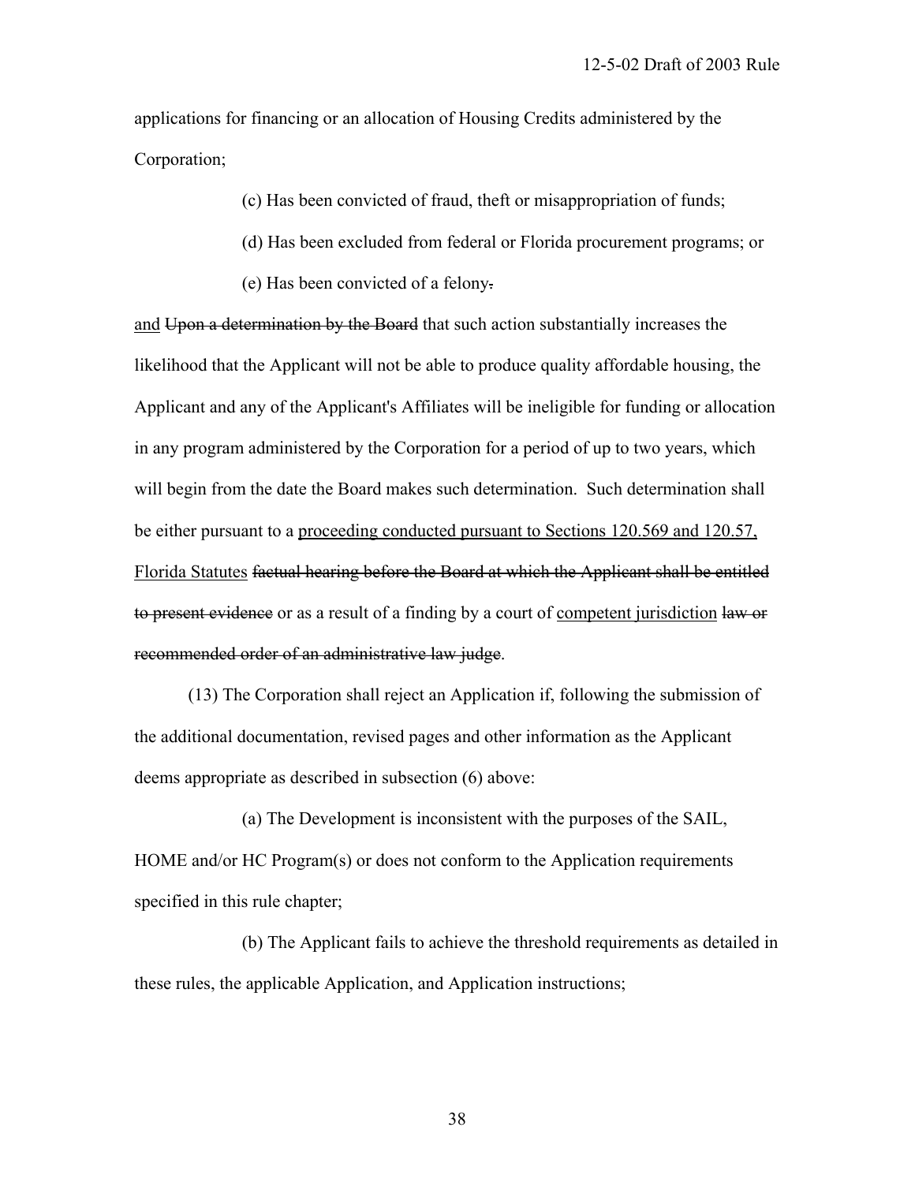applications for financing or an allocation of Housing Credits administered by the Corporation;

(c) Has been convicted of fraud, theft or misappropriation of funds;

(d) Has been excluded from federal or Florida procurement programs; or

(e) Has been convicted of a felony~~.~~

<u>and</u> ~~Upon a determination by the Board~~ that such action substantially increases the likelihood that the Applicant will not be able to produce quality affordable housing, the Applicant and any of the Applicant's Affiliates will be ineligible for funding or allocation in any program administered by the Corporation for a period of up to two years, which will begin from the date the Board makes such determination. Such determination shall be either pursuant to a <u>proceeding conducted pursuant to Sections 120.569 and 120.57, Florida Statutes</u> ~~factual hearing before the Board at which the Applicant shall be entitled to present evidence~~ or as a result of a finding by a court of <u>competent jurisdiction</u> ~~law or recommended order of an administrative law judge~~.

(13) The Corporation shall reject an Application if, following the submission of the additional documentation, revised pages and other information as the Applicant deems appropriate as described in subsection (6) above:

(a) The Development is inconsistent with the purposes of the SAIL, HOME and/or HC Program(s) or does not conform to the Application requirements specified in this rule chapter;

(b) The Applicant fails to achieve the threshold requirements as detailed in these rules, the applicable Application, and Application instructions;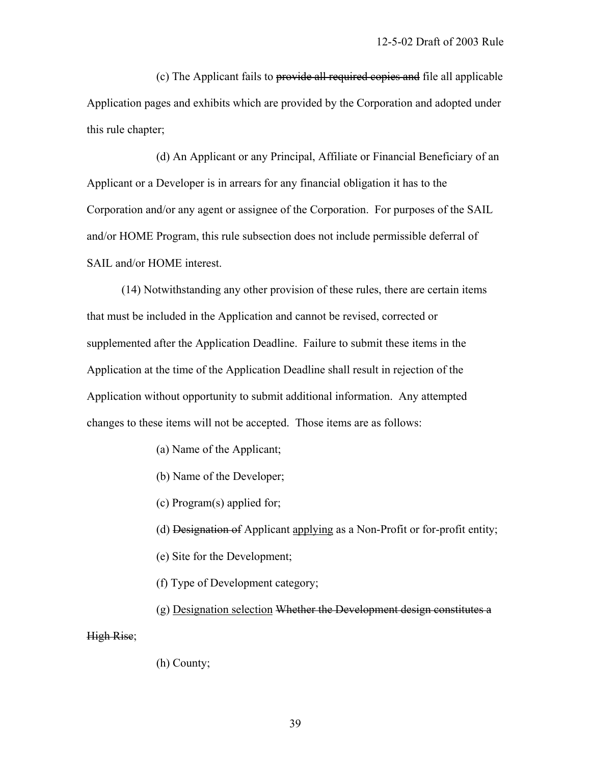(c) The Applicant fails to ~~provide all required copies and~~ file all applicable Application pages and exhibits which are provided by the Corporation and adopted under this rule chapter;

(d) An Applicant or any Principal, Affiliate or Financial Beneficiary of an Applicant or a Developer is in arrears for any financial obligation it has to the Corporation and/or any agent or assignee of the Corporation. For purposes of the SAIL and/or HOME Program, this rule subsection does not include permissible deferral of SAIL and/or HOME interest.

(14) Notwithstanding any other provision of these rules, there are certain items that must be included in the Application and cannot be revised, corrected or supplemented after the Application Deadline. Failure to submit these items in the Application at the time of the Application Deadline shall result in rejection of the Application without opportunity to submit additional information. Any attempted changes to these items will not be accepted. Those items are as follows:

(a) Name of the Applicant;

(b) Name of the Developer;

(c) Program(s) applied for;

(d) ~~Designation of~~ Applicant <u>applying</u> as a Non-Profit or for-profit entity;

(e) Site for the Development;

(f) Type of Development category;

(g) <u>Designation selection</u> ~~Whether the Development design constitutes a High Rise~~;

(h) County;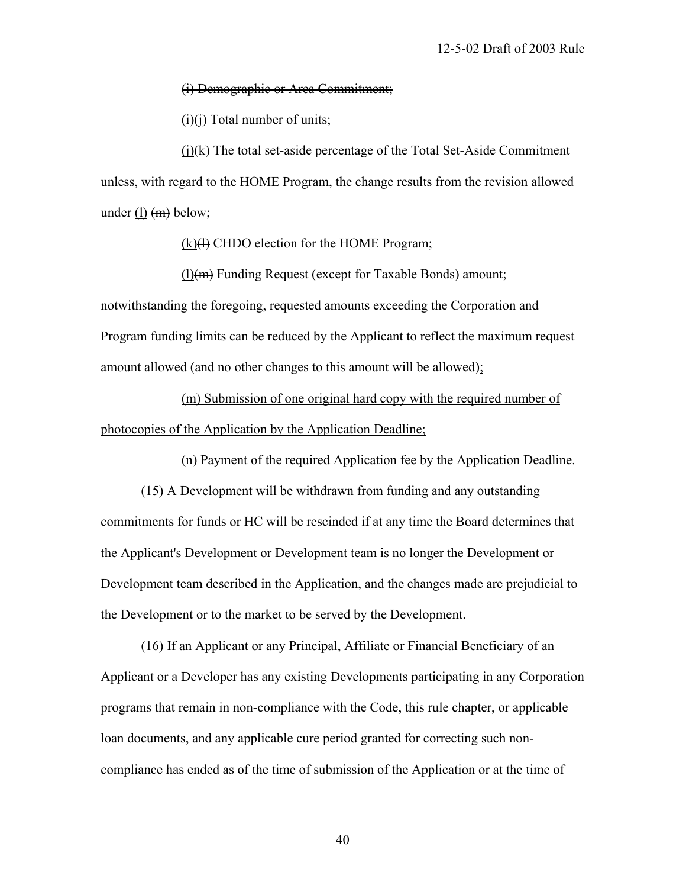~~(i) Demographic or Area Commitment;~~

<u>(i)</u>~~(j)~~ Total number of units;

<u>(j)</u>~~(k)~~ The total set-aside percentage of the Total Set-Aside Commitment unless, with regard to the HOME Program, the change results from the revision allowed under <u>(l)</u> ~~(m)~~ below;

<u>(k)</u>~~(l)~~ CHDO election for the HOME Program;

<u>(l)</u>~~(m)~~ Funding Request (except for Taxable Bonds) amount; notwithstanding the foregoing, requested amounts exceeding the Corporation and Program funding limits can be reduced by the Applicant to reflect the maximum request amount allowed (and no other changes to this amount will be allowed)<u>;</u>

<u>(m) Submission of one original hard copy with the required number of photocopies of the Application by the Application Deadline;</u>

<u>(n) Payment of the required Application fee by the Application Deadline</u>.

(15) A Development will be withdrawn from funding and any outstanding commitments for funds or HC will be rescinded if at any time the Board determines that the Applicant's Development or Development team is no longer the Development or Development team described in the Application, and the changes made are prejudicial to the Development or to the market to be served by the Development.

(16) If an Applicant or any Principal, Affiliate or Financial Beneficiary of an Applicant or a Developer has any existing Developments participating in any Corporation programs that remain in non-compliance with the Code, this rule chapter, or applicable loan documents, and any applicable cure period granted for correcting such non-compliance has ended as of the time of submission of the Application or at the time of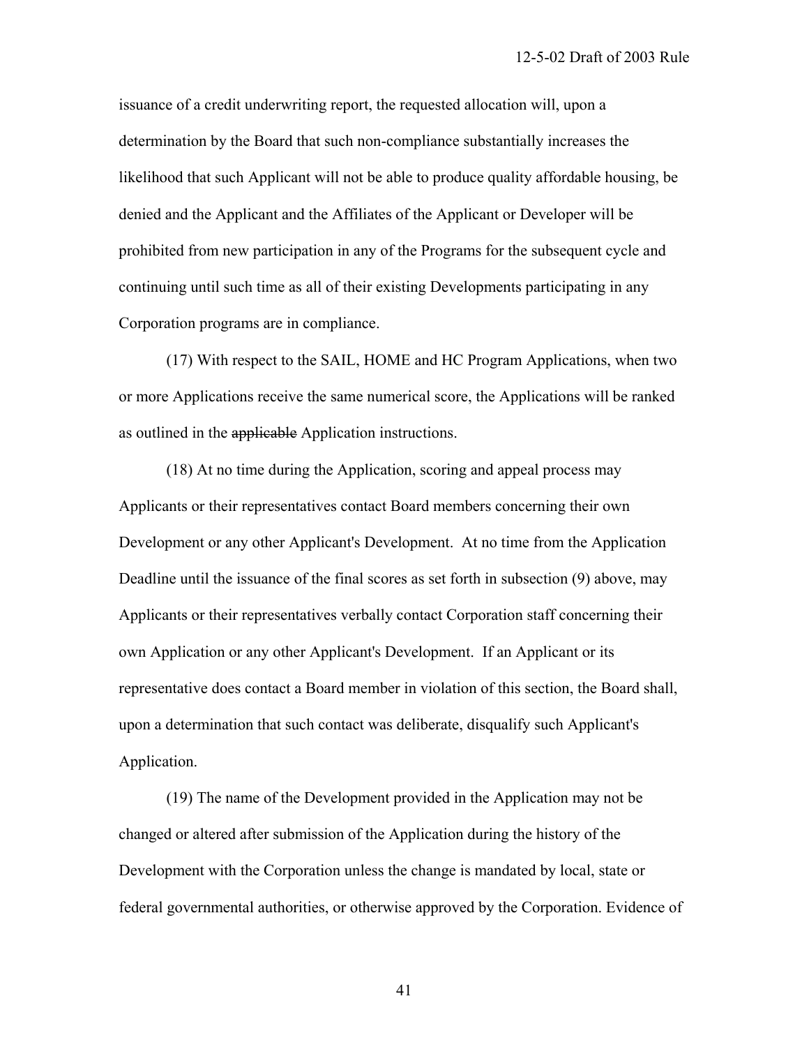issuance of a credit underwriting report, the requested allocation will, upon a determination by the Board that such non-compliance substantially increases the likelihood that such Applicant will not be able to produce quality affordable housing, be denied and the Applicant and the Affiliates of the Applicant or Developer will be prohibited from new participation in any of the Programs for the subsequent cycle and continuing until such time as all of their existing Developments participating in any Corporation programs are in compliance.

(17) With respect to the SAIL, HOME and HC Program Applications, when two or more Applications receive the same numerical score, the Applications will be ranked as outlined in the ~~applicable~~ Application instructions.

(18) At no time during the Application, scoring and appeal process may Applicants or their representatives contact Board members concerning their own Development or any other Applicant's Development. At no time from the Application Deadline until the issuance of the final scores as set forth in subsection (9) above, may Applicants or their representatives verbally contact Corporation staff concerning their own Application or any other Applicant's Development. If an Applicant or its representative does contact a Board member in violation of this section, the Board shall, upon a determination that such contact was deliberate, disqualify such Applicant's Application.

(19) The name of the Development provided in the Application may not be changed or altered after submission of the Application during the history of the Development with the Corporation unless the change is mandated by local, state or federal governmental authorities, or otherwise approved by the Corporation. Evidence of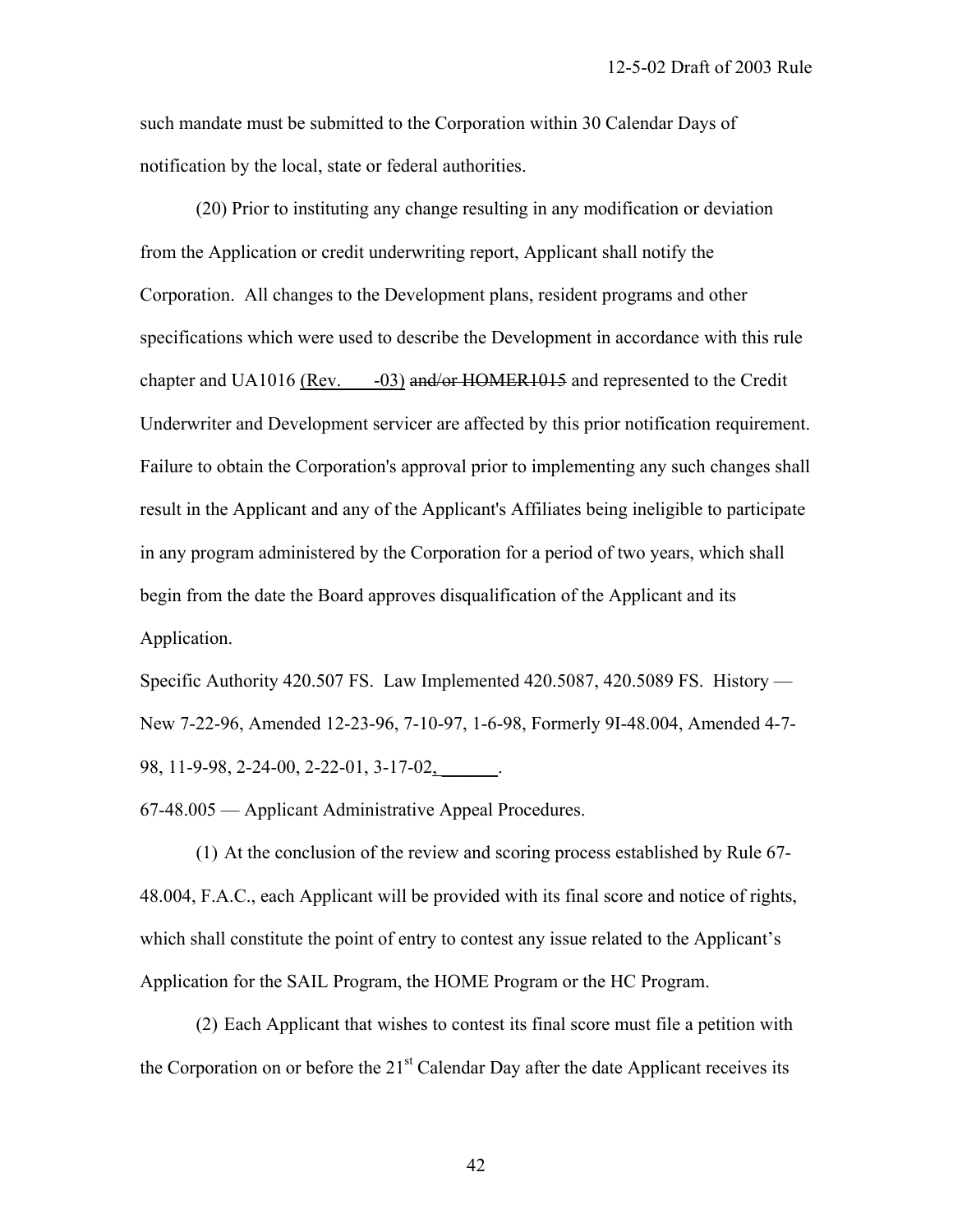such mandate must be submitted to the Corporation within 30 Calendar Days of notification by the local, state or federal authorities.

(20) Prior to instituting any change resulting in any modification or deviation from the Application or credit underwriting report, Applicant shall notify the Corporation. All changes to the Development plans, resident programs and other specifications which were used to describe the Development in accordance with this rule chapter and UA1016 <u>(Rev. -03)</u> ~~and/or HOMER1015~~ and represented to the Credit Underwriter and Development servicer are affected by this prior notification requirement. Failure to obtain the Corporation's approval prior to implementing any such changes shall result in the Applicant and any of the Applicant's Affiliates being ineligible to participate in any program administered by the Corporation for a period of two years, which shall begin from the date the Board approves disqualification of the Applicant and its Application.

Specific Authority 420.507 FS. Law Implemented 420.5087, 420.5089 FS. History — New 7-22-96, Amended 12-23-96, 7-10-97, 1-6-98, Formerly 9I-48.004, Amended 4-7-98, 11-9-98, 2-24-00, 2-22-01, 3-17-02<u>, ______</u>.

67-48.005 — Applicant Administrative Appeal Procedures.

(1) At the conclusion of the review and scoring process established by Rule 67-48.004, F.A.C., each Applicant will be provided with its final score and notice of rights, which shall constitute the point of entry to contest any issue related to the Applicant's Application for the SAIL Program, the HOME Program or the HC Program.

(2) Each Applicant that wishes to contest its final score must file a petition with the Corporation on or before the 21st Calendar Day after the date Applicant receives its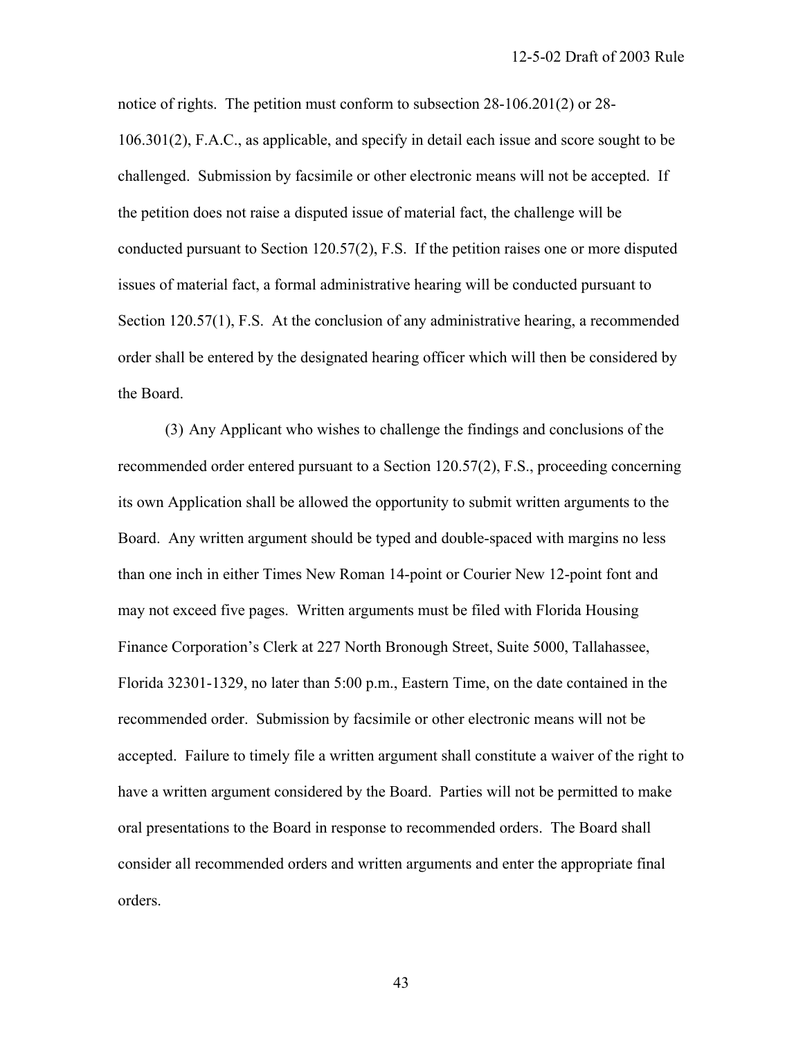notice of rights. The petition must conform to subsection 28-106.201(2) or 28-106.301(2), F.A.C., as applicable, and specify in detail each issue and score sought to be challenged. Submission by facsimile or other electronic means will not be accepted. If the petition does not raise a disputed issue of material fact, the challenge will be conducted pursuant to Section 120.57(2), F.S. If the petition raises one or more disputed issues of material fact, a formal administrative hearing will be conducted pursuant to Section 120.57(1), F.S. At the conclusion of any administrative hearing, a recommended order shall be entered by the designated hearing officer which will then be considered by the Board.

(3) Any Applicant who wishes to challenge the findings and conclusions of the recommended order entered pursuant to a Section 120.57(2), F.S., proceeding concerning its own Application shall be allowed the opportunity to submit written arguments to the Board. Any written argument should be typed and double-spaced with margins no less than one inch in either Times New Roman 14-point or Courier New 12-point font and may not exceed five pages. Written arguments must be filed with Florida Housing Finance Corporation's Clerk at 227 North Bronough Street, Suite 5000, Tallahassee, Florida 32301-1329, no later than 5:00 p.m., Eastern Time, on the date contained in the recommended order. Submission by facsimile or other electronic means will not be accepted. Failure to timely file a written argument shall constitute a waiver of the right to have a written argument considered by the Board. Parties will not be permitted to make oral presentations to the Board in response to recommended orders. The Board shall consider all recommended orders and written arguments and enter the appropriate final orders.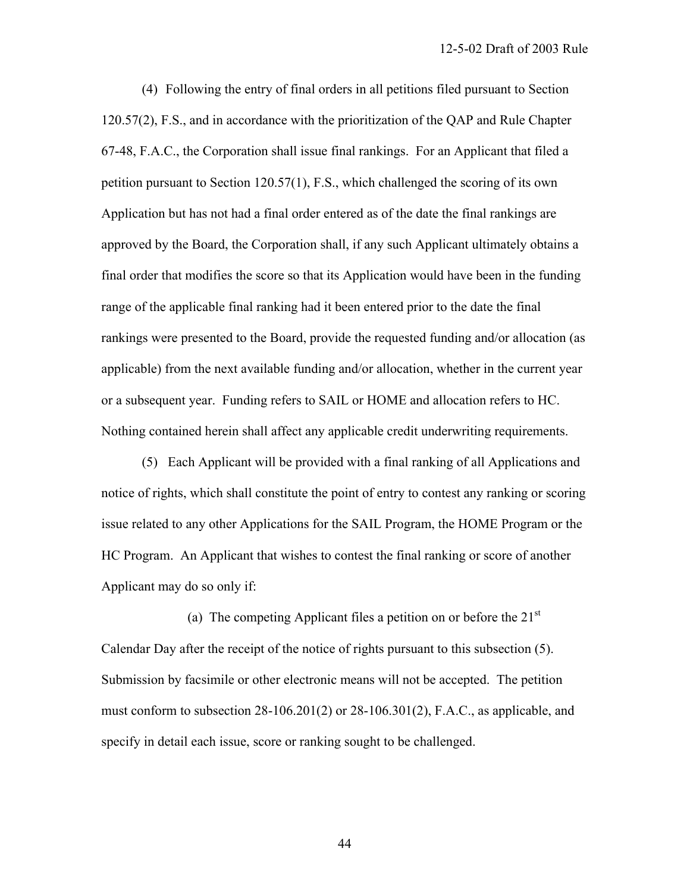(4) Following the entry of final orders in all petitions filed pursuant to Section 120.57(2), F.S., and in accordance with the prioritization of the QAP and Rule Chapter 67-48, F.A.C., the Corporation shall issue final rankings. For an Applicant that filed a petition pursuant to Section 120.57(1), F.S., which challenged the scoring of its own Application but has not had a final order entered as of the date the final rankings are approved by the Board, the Corporation shall, if any such Applicant ultimately obtains a final order that modifies the score so that its Application would have been in the funding range of the applicable final ranking had it been entered prior to the date the final rankings were presented to the Board, provide the requested funding and/or allocation (as applicable) from the next available funding and/or allocation, whether in the current year or a subsequent year. Funding refers to SAIL or HOME and allocation refers to HC. Nothing contained herein shall affect any applicable credit underwriting requirements.

(5) Each Applicant will be provided with a final ranking of all Applications and notice of rights, which shall constitute the point of entry to contest any ranking or scoring issue related to any other Applications for the SAIL Program, the HOME Program or the HC Program. An Applicant that wishes to contest the final ranking or score of another Applicant may do so only if:

(a) The competing Applicant files a petition on or before the 21st Calendar Day after the receipt of the notice of rights pursuant to this subsection (5). Submission by facsimile or other electronic means will not be accepted. The petition must conform to subsection 28-106.201(2) or 28-106.301(2), F.A.C., as applicable, and specify in detail each issue, score or ranking sought to be challenged.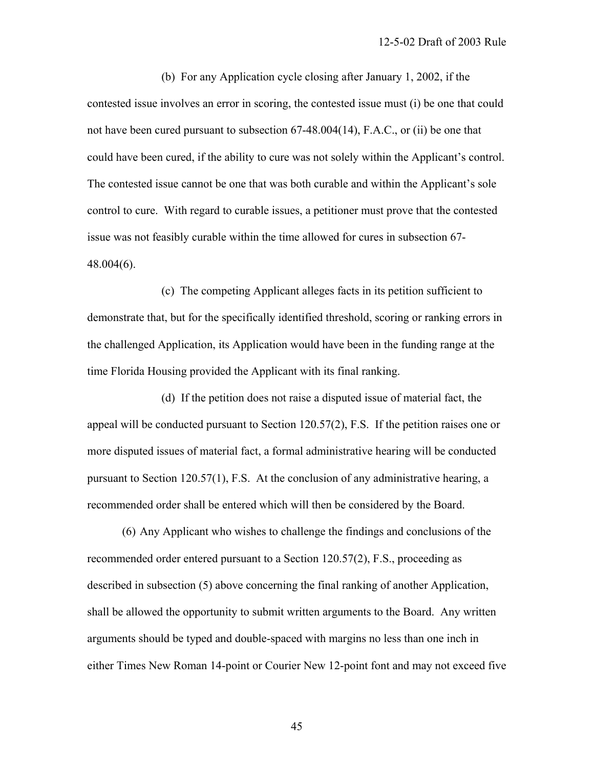(b) For any Application cycle closing after January 1, 2002, if the contested issue involves an error in scoring, the contested issue must (i) be one that could not have been cured pursuant to subsection 67-48.004(14), F.A.C., or (ii) be one that could have been cured, if the ability to cure was not solely within the Applicant's control. The contested issue cannot be one that was both curable and within the Applicant's sole control to cure. With regard to curable issues, a petitioner must prove that the contested issue was not feasibly curable within the time allowed for cures in subsection 67-48.004(6).

(c) The competing Applicant alleges facts in its petition sufficient to demonstrate that, but for the specifically identified threshold, scoring or ranking errors in the challenged Application, its Application would have been in the funding range at the time Florida Housing provided the Applicant with its final ranking.

(d) If the petition does not raise a disputed issue of material fact, the appeal will be conducted pursuant to Section 120.57(2), F.S. If the petition raises one or more disputed issues of material fact, a formal administrative hearing will be conducted pursuant to Section 120.57(1), F.S. At the conclusion of any administrative hearing, a recommended order shall be entered which will then be considered by the Board.

(6) Any Applicant who wishes to challenge the findings and conclusions of the recommended order entered pursuant to a Section 120.57(2), F.S., proceeding as described in subsection (5) above concerning the final ranking of another Application, shall be allowed the opportunity to submit written arguments to the Board. Any written arguments should be typed and double-spaced with margins no less than one inch in either Times New Roman 14-point or Courier New 12-point font and may not exceed five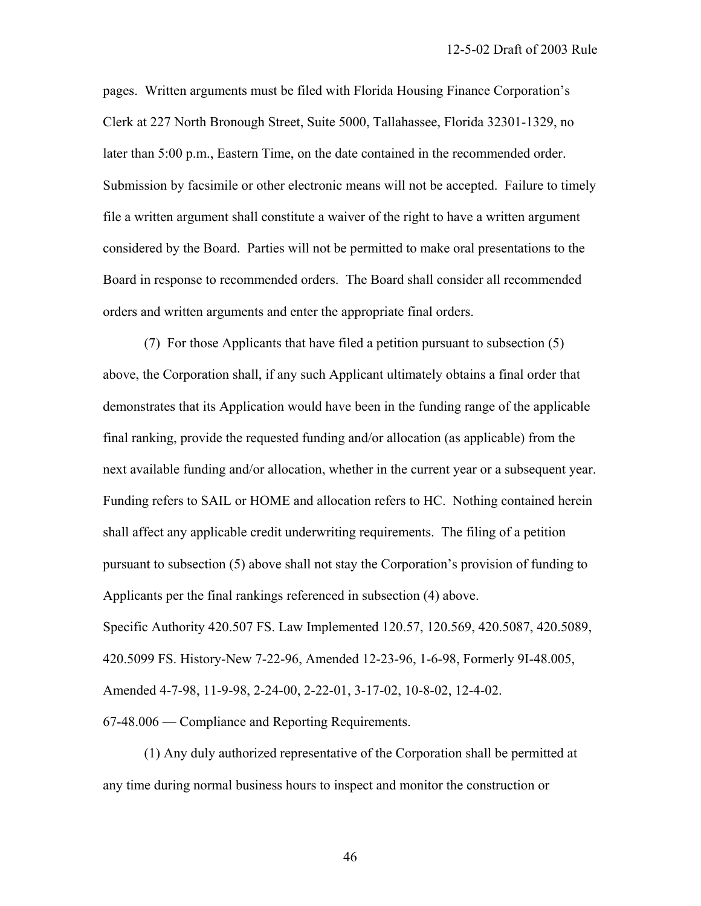pages. Written arguments must be filed with Florida Housing Finance Corporation's Clerk at 227 North Bronough Street, Suite 5000, Tallahassee, Florida 32301-1329, no later than 5:00 p.m., Eastern Time, on the date contained in the recommended order. Submission by facsimile or other electronic means will not be accepted. Failure to timely file a written argument shall constitute a waiver of the right to have a written argument considered by the Board. Parties will not be permitted to make oral presentations to the Board in response to recommended orders. The Board shall consider all recommended orders and written arguments and enter the appropriate final orders.

(7) For those Applicants that have filed a petition pursuant to subsection (5) above, the Corporation shall, if any such Applicant ultimately obtains a final order that demonstrates that its Application would have been in the funding range of the applicable final ranking, provide the requested funding and/or allocation (as applicable) from the next available funding and/or allocation, whether in the current year or a subsequent year. Funding refers to SAIL or HOME and allocation refers to HC. Nothing contained herein shall affect any applicable credit underwriting requirements. The filing of a petition pursuant to subsection (5) above shall not stay the Corporation's provision of funding to Applicants per the final rankings referenced in subsection (4) above.

Specific Authority 420.507 FS. Law Implemented 120.57, 120.569, 420.5087, 420.5089, 420.5099 FS. History-New 7-22-96, Amended 12-23-96, 1-6-98, Formerly 9I-48.005, Amended 4-7-98, 11-9-98, 2-24-00, 2-22-01, 3-17-02, 10-8-02, 12-4-02.

67-48.006 — Compliance and Reporting Requirements.

(1) Any duly authorized representative of the Corporation shall be permitted at any time during normal business hours to inspect and monitor the construction or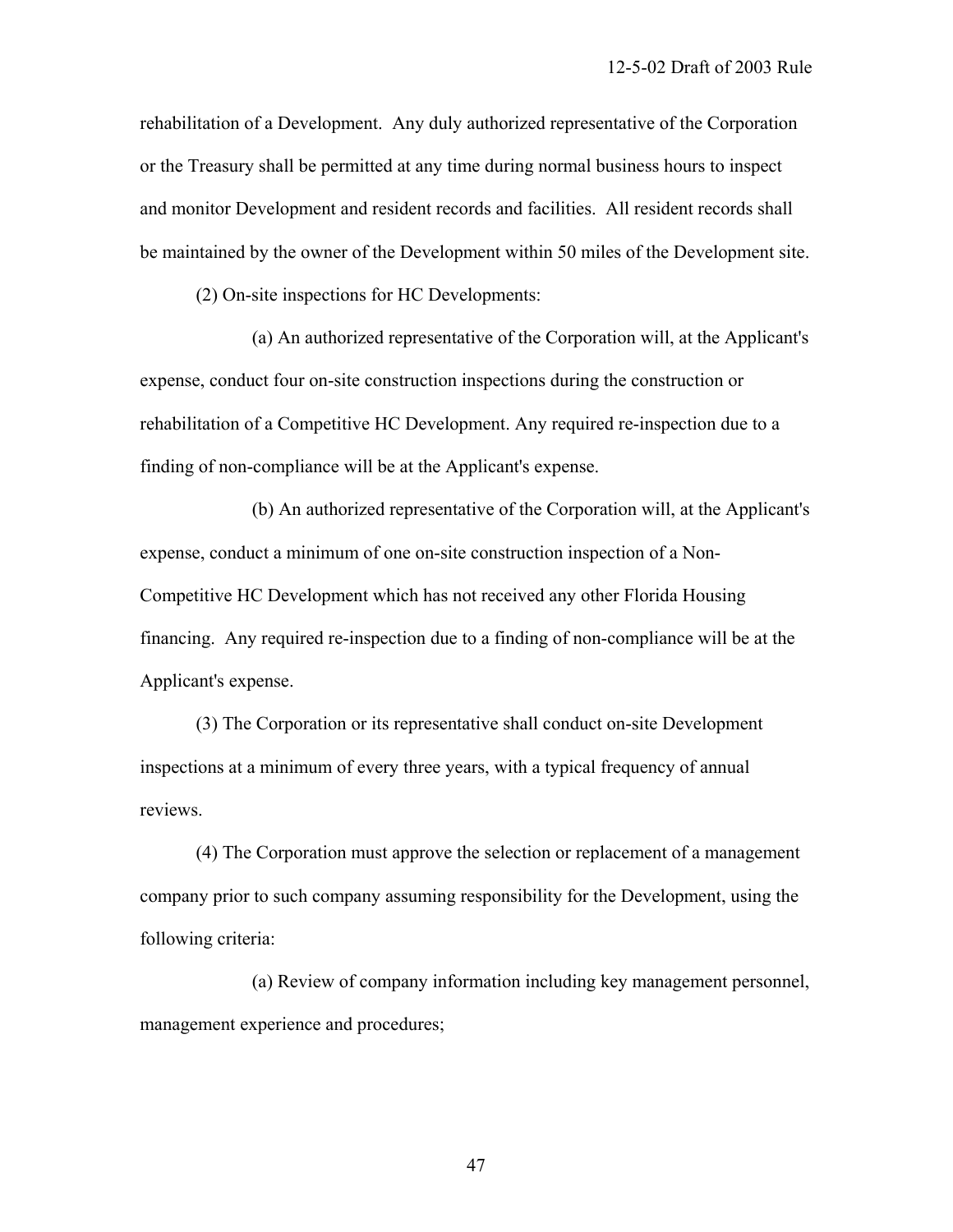rehabilitation of a Development. Any duly authorized representative of the Corporation or the Treasury shall be permitted at any time during normal business hours to inspect and monitor Development and resident records and facilities. All resident records shall be maintained by the owner of the Development within 50 miles of the Development site.

(2) On-site inspections for HC Developments:

(a) An authorized representative of the Corporation will, at the Applicant's expense, conduct four on-site construction inspections during the construction or rehabilitation of a Competitive HC Development. Any required re-inspection due to a finding of non-compliance will be at the Applicant's expense.

(b) An authorized representative of the Corporation will, at the Applicant's expense, conduct a minimum of one on-site construction inspection of a Non-Competitive HC Development which has not received any other Florida Housing financing. Any required re-inspection due to a finding of non-compliance will be at the Applicant's expense.

(3) The Corporation or its representative shall conduct on-site Development inspections at a minimum of every three years, with a typical frequency of annual reviews.

(4) The Corporation must approve the selection or replacement of a management company prior to such company assuming responsibility for the Development, using the following criteria:

(a) Review of company information including key management personnel, management experience and procedures;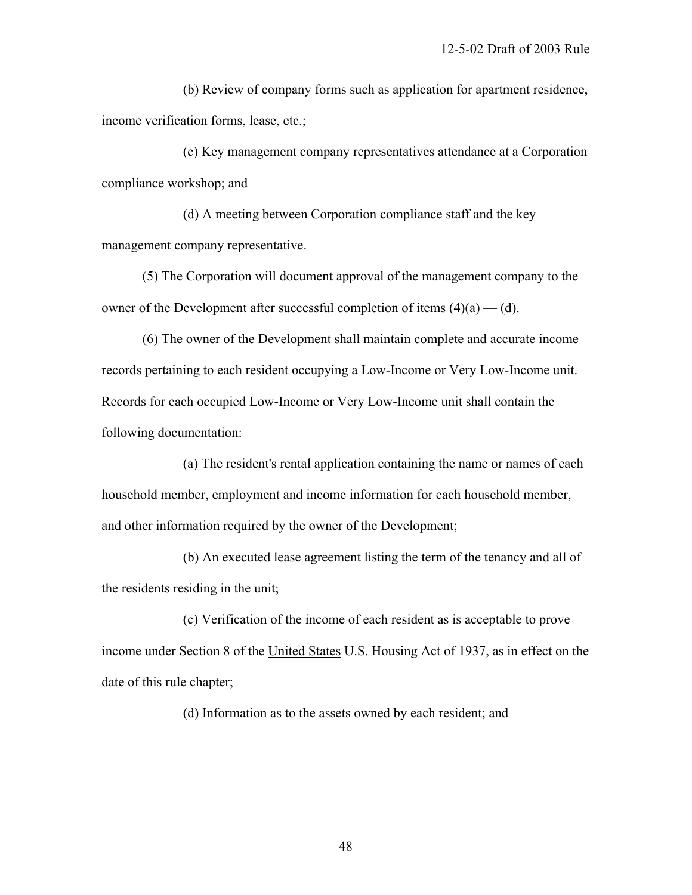(b) Review of company forms such as application for apartment residence, income verification forms, lease, etc.;

(c) Key management company representatives attendance at a Corporation compliance workshop; and

(d) A meeting between Corporation compliance staff and the key management company representative.

(5) The Corporation will document approval of the management company to the owner of the Development after successful completion of items (4)(a) — (d).

(6) The owner of the Development shall maintain complete and accurate income records pertaining to each resident occupying a Low-Income or Very Low-Income unit. Records for each occupied Low-Income or Very Low-Income unit shall contain the following documentation:

(a) The resident's rental application containing the name or names of each household member, employment and income information for each household member, and other information required by the owner of the Development;

(b) An executed lease agreement listing the term of the tenancy and all of the residents residing in the unit;

(c) Verification of the income of each resident as is acceptable to prove income under Section 8 of the <u>United States</u> ~~U.S.~~ Housing Act of 1937, as in effect on the date of this rule chapter;

(d) Information as to the assets owned by each resident; and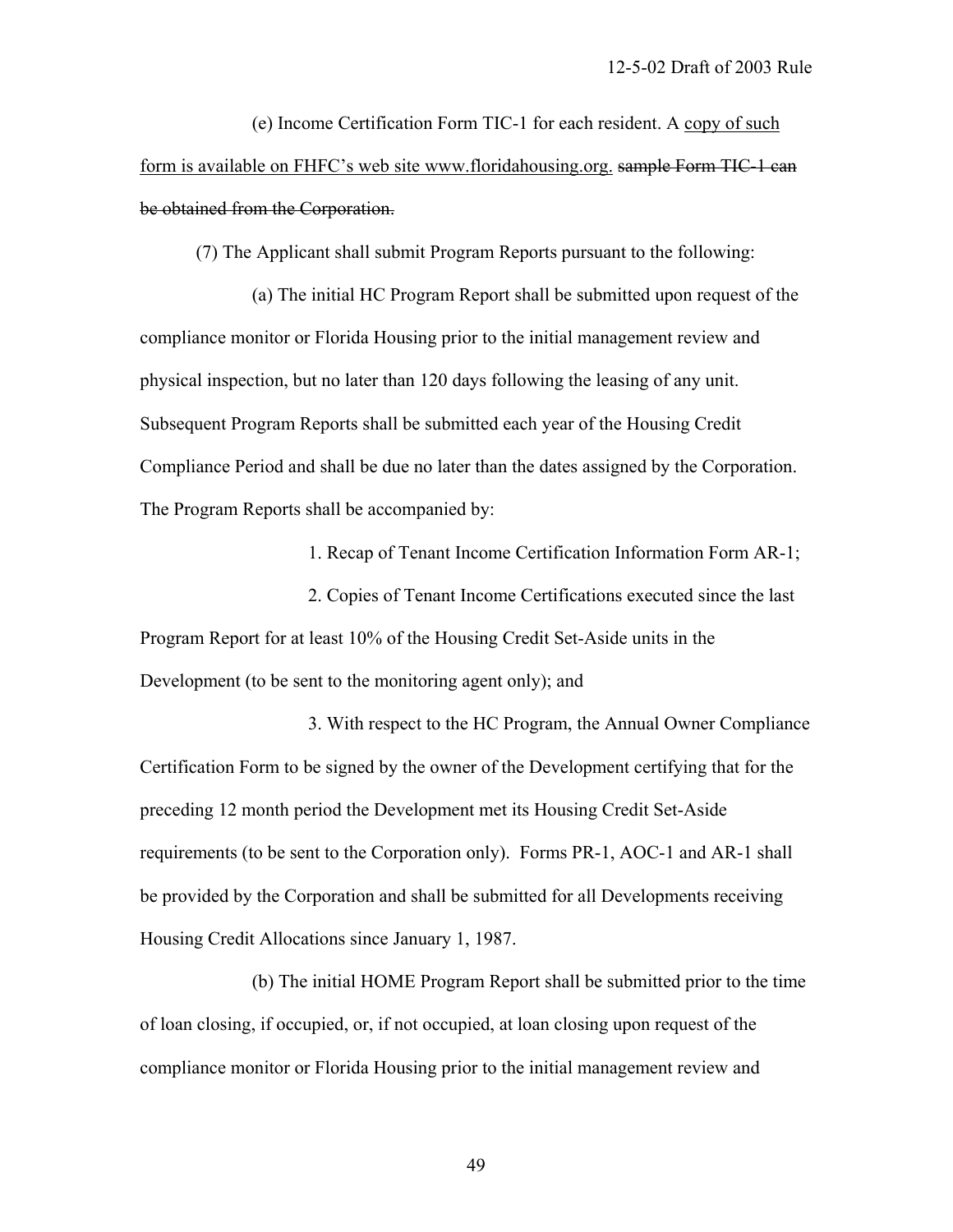(e) Income Certification Form TIC-1 for each resident. A <u>copy of such form is available on FHFC's web site www.floridahousing.org.</u> ~~sample Form TIC-1 can be obtained from the Corporation.~~

(7) The Applicant shall submit Program Reports pursuant to the following:

(a) The initial HC Program Report shall be submitted upon request of the compliance monitor or Florida Housing prior to the initial management review and physical inspection, but no later than 120 days following the leasing of any unit. Subsequent Program Reports shall be submitted each year of the Housing Credit Compliance Period and shall be due no later than the dates assigned by the Corporation. The Program Reports shall be accompanied by:

1. Recap of Tenant Income Certification Information Form AR-1;

2. Copies of Tenant Income Certifications executed since the last Program Report for at least 10% of the Housing Credit Set-Aside units in the Development (to be sent to the monitoring agent only); and

3. With respect to the HC Program, the Annual Owner Compliance Certification Form to be signed by the owner of the Development certifying that for the preceding 12 month period the Development met its Housing Credit Set-Aside requirements (to be sent to the Corporation only). Forms PR-1, AOC-1 and AR-1 shall be provided by the Corporation and shall be submitted for all Developments receiving Housing Credit Allocations since January 1, 1987.

(b) The initial HOME Program Report shall be submitted prior to the time of loan closing, if occupied, or, if not occupied, at loan closing upon request of the compliance monitor or Florida Housing prior to the initial management review and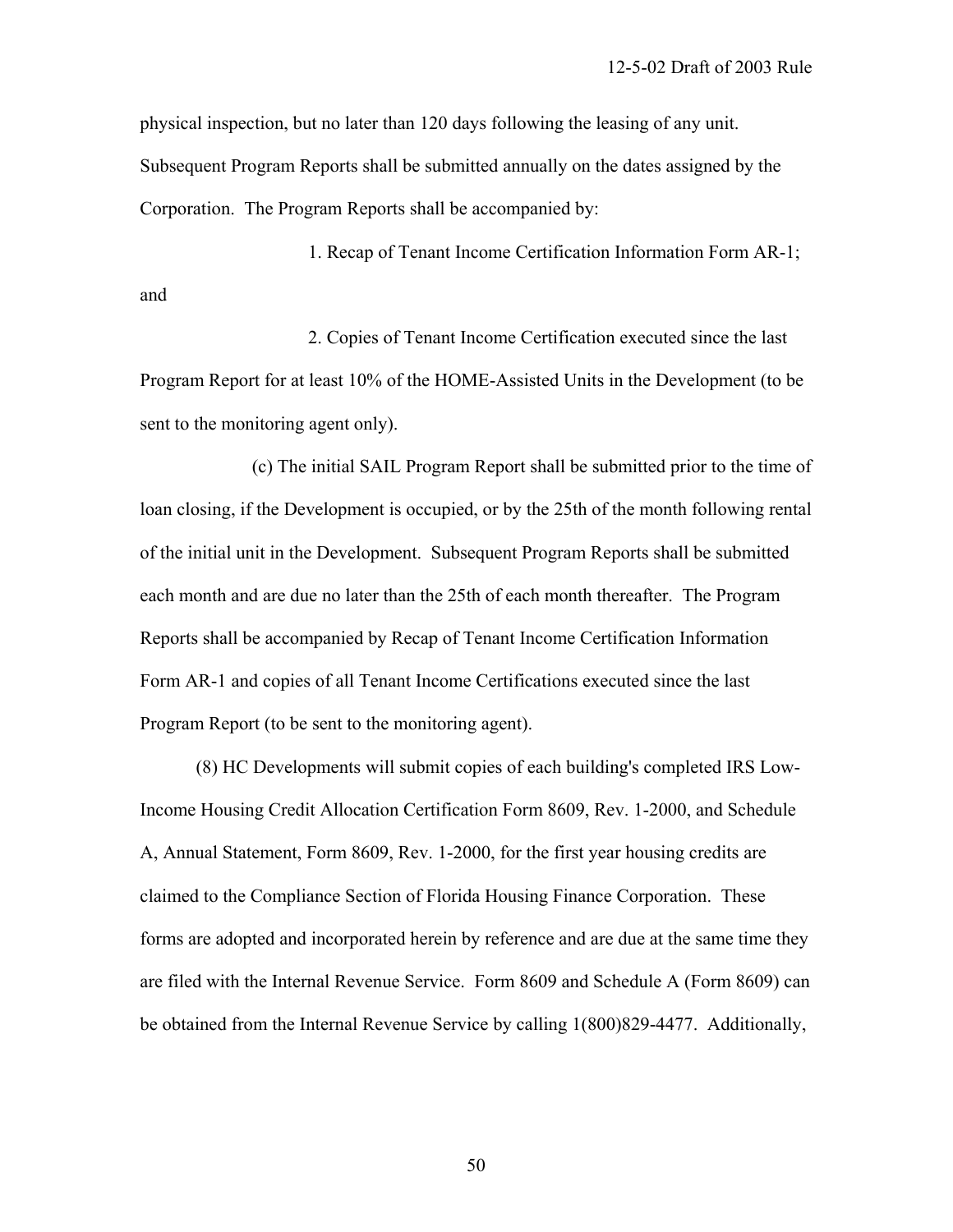physical inspection, but no later than 120 days following the leasing of any unit. Subsequent Program Reports shall be submitted annually on the dates assigned by the Corporation. The Program Reports shall be accompanied by:

1. Recap of Tenant Income Certification Information Form AR-1; and

2. Copies of Tenant Income Certification executed since the last Program Report for at least 10% of the HOME-Assisted Units in the Development (to be sent to the monitoring agent only).

(c) The initial SAIL Program Report shall be submitted prior to the time of loan closing, if the Development is occupied, or by the 25th of the month following rental of the initial unit in the Development. Subsequent Program Reports shall be submitted each month and are due no later than the 25th of each month thereafter. The Program Reports shall be accompanied by Recap of Tenant Income Certification Information Form AR-1 and copies of all Tenant Income Certifications executed since the last Program Report (to be sent to the monitoring agent).

(8) HC Developments will submit copies of each building's completed IRS Low-Income Housing Credit Allocation Certification Form 8609, Rev. 1-2000, and Schedule A, Annual Statement, Form 8609, Rev. 1-2000, for the first year housing credits are claimed to the Compliance Section of Florida Housing Finance Corporation. These forms are adopted and incorporated herein by reference and are due at the same time they are filed with the Internal Revenue Service. Form 8609 and Schedule A (Form 8609) can be obtained from the Internal Revenue Service by calling 1(800)829-4477. Additionally,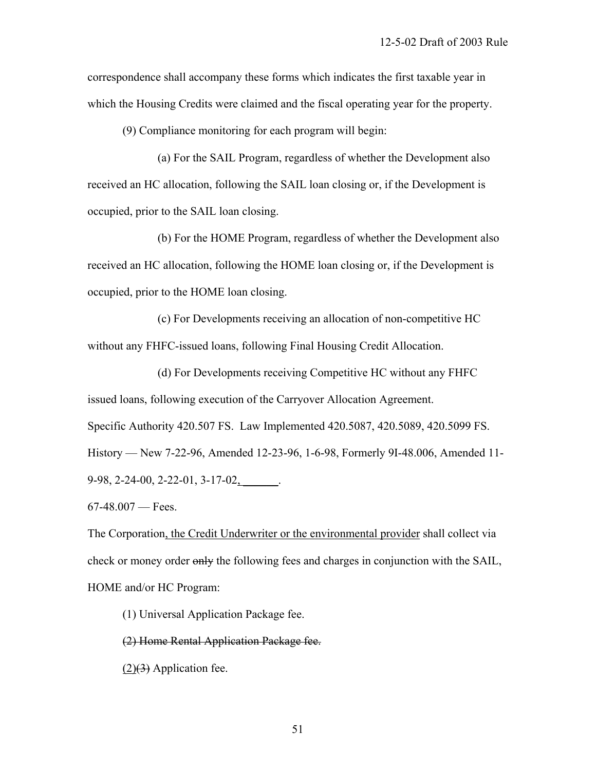correspondence shall accompany these forms which indicates the first taxable year in which the Housing Credits were claimed and the fiscal operating year for the property.

(9) Compliance monitoring for each program will begin:

(a) For the SAIL Program, regardless of whether the Development also received an HC allocation, following the SAIL loan closing or, if the Development is occupied, prior to the SAIL loan closing.

(b) For the HOME Program, regardless of whether the Development also received an HC allocation, following the HOME loan closing or, if the Development is occupied, prior to the HOME loan closing.

(c) For Developments receiving an allocation of non-competitive HC without any FHFC-issued loans, following Final Housing Credit Allocation.

(d) For Developments receiving Competitive HC without any FHFC issued loans, following execution of the Carryover Allocation Agreement.

Specific Authority 420.507 FS. Law Implemented 420.5087, 420.5089, 420.5099 FS. History — New 7-22-96, Amended 12-23-96, 1-6-98, Formerly 9I-48.006, Amended 11-9-98, 2-24-00, 2-22-01, 3-17-02, \_\_\_\_\_\_.

67-48.007 — Fees.

The Corporation, the Credit Underwriter or the environmental provider shall collect via check or money order ~~only~~ the following fees and charges in conjunction with the SAIL, HOME and/or HC Program:

(1) Universal Application Package fee.

~~(2) Home Rental Application Package fee.~~

(2)~~(3)~~ Application fee.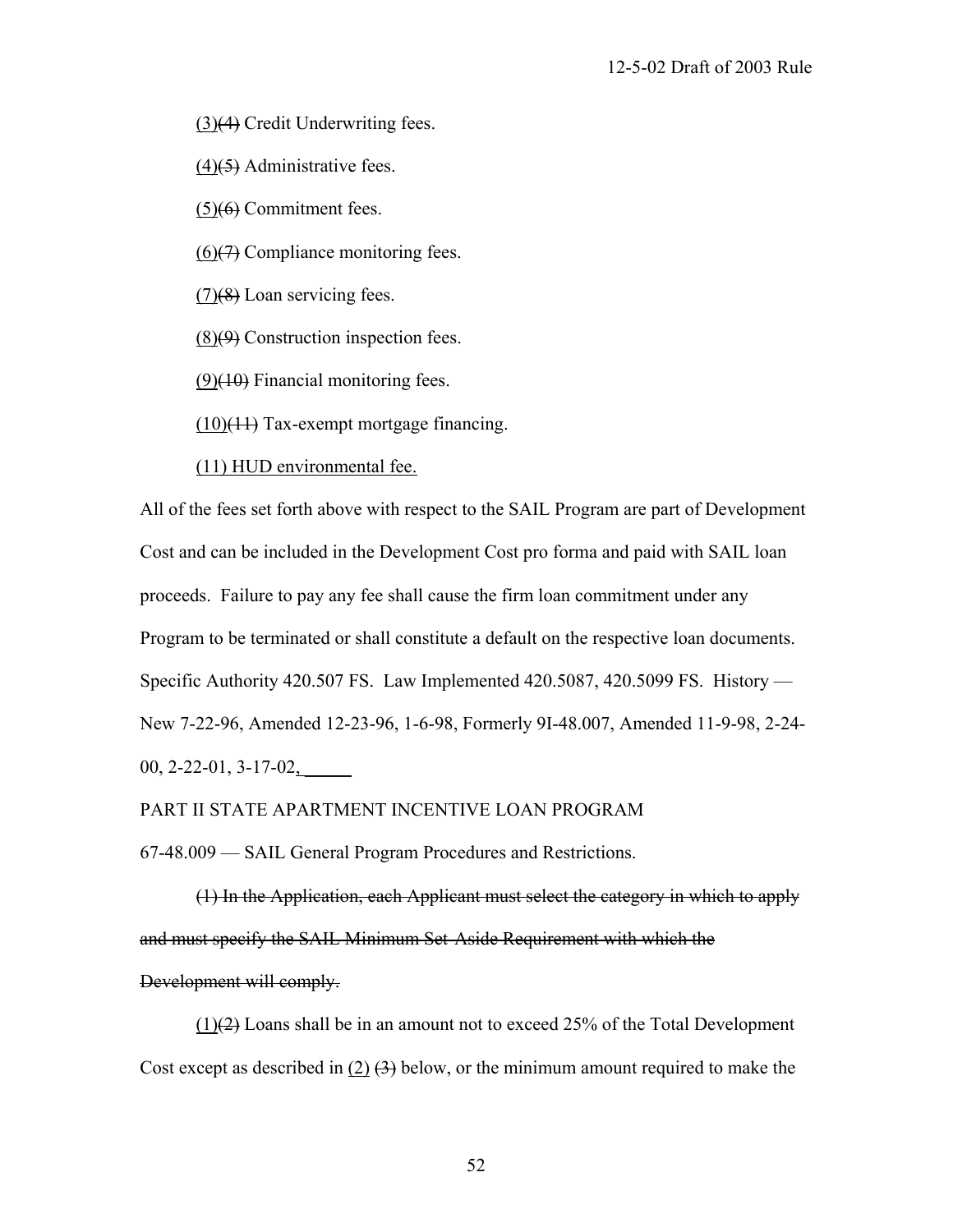<ins>(3)</ins><del>(4)</del> Credit Underwriting fees.

<ins>(4)</ins><del>(5)</del> Administrative fees.

<ins>(5)</ins><del>(6)</del> Commitment fees.

<ins>(6)</ins><del>(7)</del> Compliance monitoring fees.

<ins>(7)</ins><del>(8)</del> Loan servicing fees.

<ins>(8)</ins><del>(9)</del> Construction inspection fees.

<ins>(9)</ins><del>(10)</del> Financial monitoring fees.

<ins>(10)</ins><del>(11)</del> Tax-exempt mortgage financing.

<ins>(11) HUD environmental fee.</ins>

All of the fees set forth above with respect to the SAIL Program are part of Development Cost and can be included in the Development Cost pro forma and paid with SAIL loan proceeds. Failure to pay any fee shall cause the firm loan commitment under any Program to be terminated or shall constitute a default on the respective loan documents.

Specific Authority 420.507 FS. Law Implemented 420.5087, 420.5099 FS. History — New 7-22-96, Amended 12-23-96, 1-6-98, Formerly 9I-48.007, Amended 11-9-98, 2-24-00, 2-22-01, 3-17-02<ins>, \_\_\_\_\_</ins>

PART II STATE APARTMENT INCENTIVE LOAN PROGRAM

67-48.009 — SAIL General Program Procedures and Restrictions.

<del>(1) In the Application, each Applicant must select the category in which to apply and must specify the SAIL Minimum Set-Aside Requirement with which the Development will comply.</del>

<ins>(1)</ins><del>(2)</del> Loans shall be in an amount not to exceed 25% of the Total Development Cost except as described in <ins>(2)</ins> <del>(3)</del> below, or the minimum amount required to make the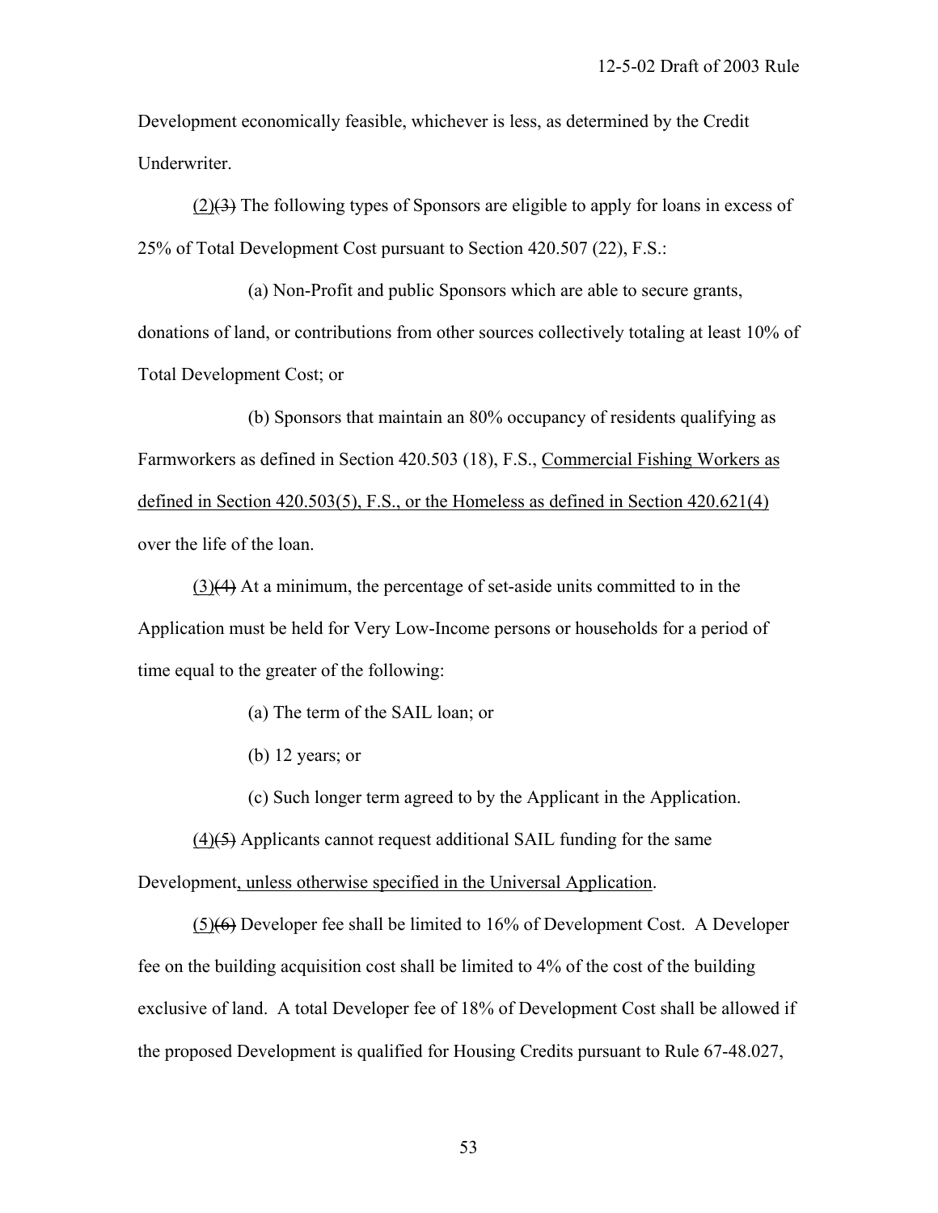Development economically feasible, whichever is less, as determined by the Credit Underwriter.

<u>(2)</u>~~(3)~~ The following types of Sponsors are eligible to apply for loans in excess of 25% of Total Development Cost pursuant to Section 420.507 (22), F.S.:

(a) Non-Profit and public Sponsors which are able to secure grants, donations of land, or contributions from other sources collectively totaling at least 10% of Total Development Cost; or

(b) Sponsors that maintain an 80% occupancy of residents qualifying as Farmworkers as defined in Section 420.503 (18), F.S., <u>Commercial Fishing Workers as defined in Section 420.503(5), F.S., or the Homeless as defined in Section 420.621(4)</u> over the life of the loan.

<u>(3)</u>~~(4)~~ At a minimum, the percentage of set-aside units committed to in the Application must be held for Very Low-Income persons or households for a period of time equal to the greater of the following:

(a) The term of the SAIL loan; or

(b) 12 years; or

(c) Such longer term agreed to by the Applicant in the Application.

<u>(4)</u>~~(5)~~ Applicants cannot request additional SAIL funding for the same Development<u>, unless otherwise specified in the Universal Application</u>.

<u>(5)</u>~~(6)~~ Developer fee shall be limited to 16% of Development Cost. A Developer fee on the building acquisition cost shall be limited to 4% of the cost of the building exclusive of land. A total Developer fee of 18% of Development Cost shall be allowed if the proposed Development is qualified for Housing Credits pursuant to Rule 67-48.027,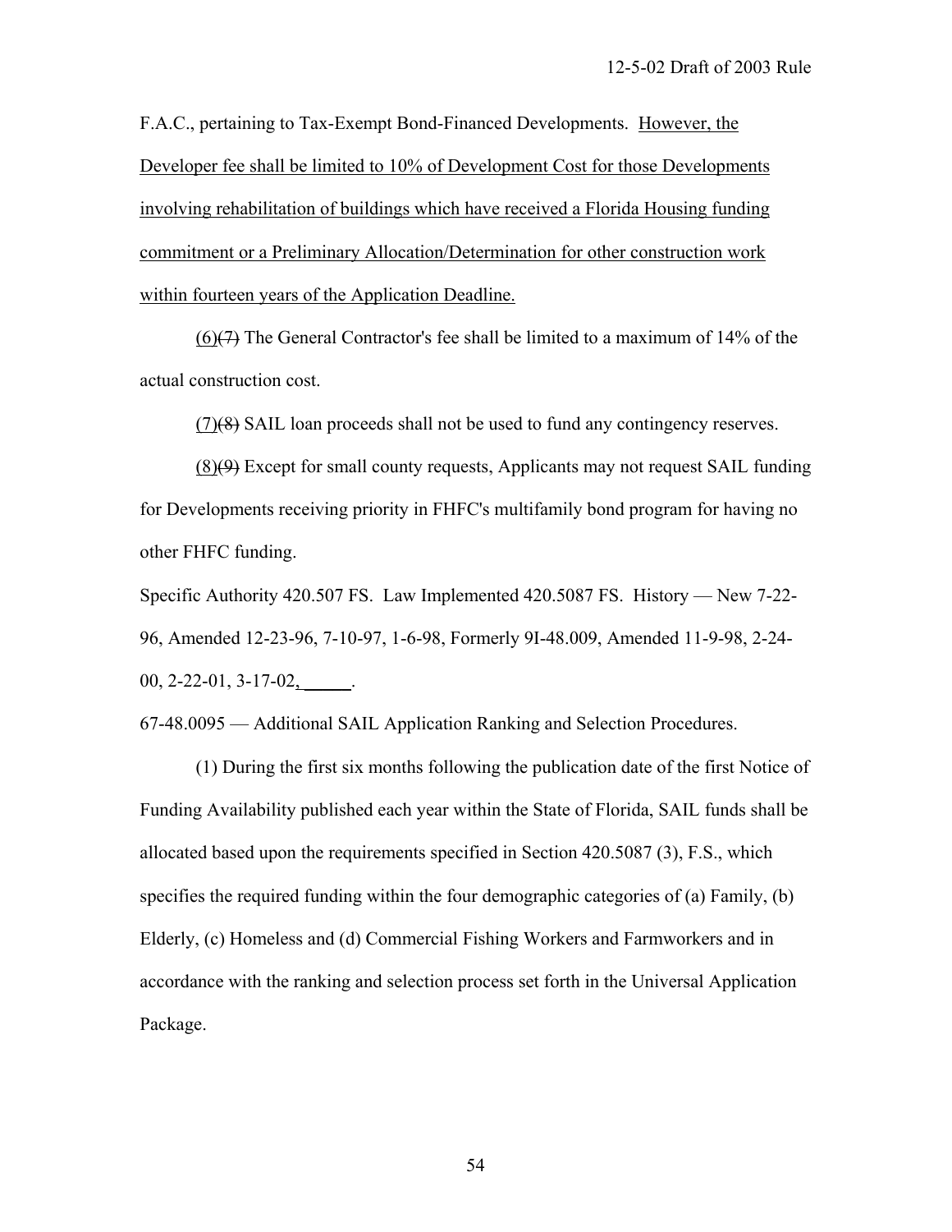F.A.C., pertaining to Tax-Exempt Bond-Financed Developments. <u>However, the Developer fee shall be limited to 10% of Development Cost for those Developments involving rehabilitation of buildings which have received a Florida Housing funding commitment or a Preliminary Allocation/Determination for other construction work within fourteen years of the Application Deadline.</u>

<u>(6)</u>~~(7)~~ The General Contractor's fee shall be limited to a maximum of 14% of the actual construction cost.

<u>(7)</u>~~(8)~~ SAIL loan proceeds shall not be used to fund any contingency reserves.

<u>(8)</u>~~(9)~~ Except for small county requests, Applicants may not request SAIL funding for Developments receiving priority in FHFC's multifamily bond program for having no other FHFC funding.

Specific Authority 420.507 FS. Law Implemented 420.5087 FS. History — New 7-22-96, Amended 12-23-96, 7-10-97, 1-6-98, Formerly 9I-48.009, Amended 11-9-98, 2-24-00, 2-22-01, 3-17-02<u>, \_\_\_\_\_</u>.

67-48.0095 — Additional SAIL Application Ranking and Selection Procedures.

(1) During the first six months following the publication date of the first Notice of Funding Availability published each year within the State of Florida, SAIL funds shall be allocated based upon the requirements specified in Section 420.5087 (3), F.S., which specifies the required funding within the four demographic categories of (a) Family, (b) Elderly, (c) Homeless and (d) Commercial Fishing Workers and Farmworkers and in accordance with the ranking and selection process set forth in the Universal Application Package.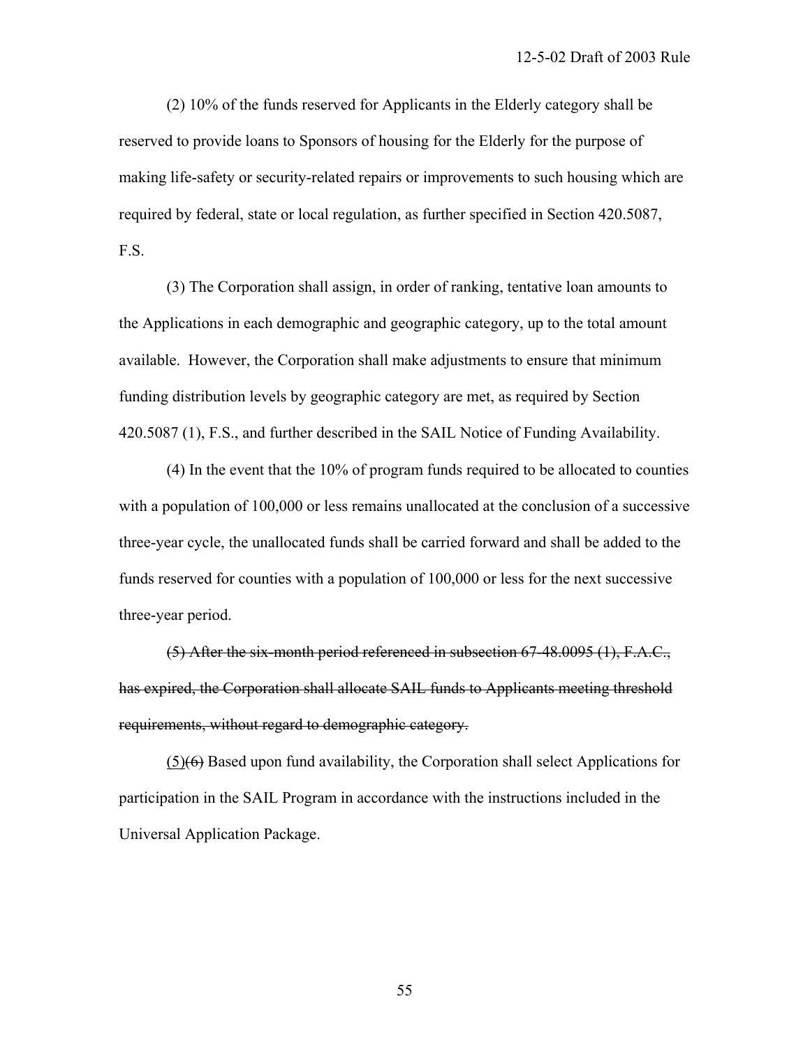(2) 10% of the funds reserved for Applicants in the Elderly category shall be reserved to provide loans to Sponsors of housing for the Elderly for the purpose of making life-safety or security-related repairs or improvements to such housing which are required by federal, state or local regulation, as further specified in Section 420.5087, F.S.

(3) The Corporation shall assign, in order of ranking, tentative loan amounts to the Applications in each demographic and geographic category, up to the total amount available. However, the Corporation shall make adjustments to ensure that minimum funding distribution levels by geographic category are met, as required by Section 420.5087 (1), F.S., and further described in the SAIL Notice of Funding Availability.

(4) In the event that the 10% of program funds required to be allocated to counties with a population of 100,000 or less remains unallocated at the conclusion of a successive three-year cycle, the unallocated funds shall be carried forward and shall be added to the funds reserved for counties with a population of 100,000 or less for the next successive three-year period.

~~(5) After the six-month period referenced in subsection 67-48.0095 (1), F.A.C., has expired, the Corporation shall allocate SAIL funds to Applicants meeting threshold requirements, without regard to demographic category.~~

<u>(5)</u>~~(6)~~ Based upon fund availability, the Corporation shall select Applications for participation in the SAIL Program in accordance with the instructions included in the Universal Application Package.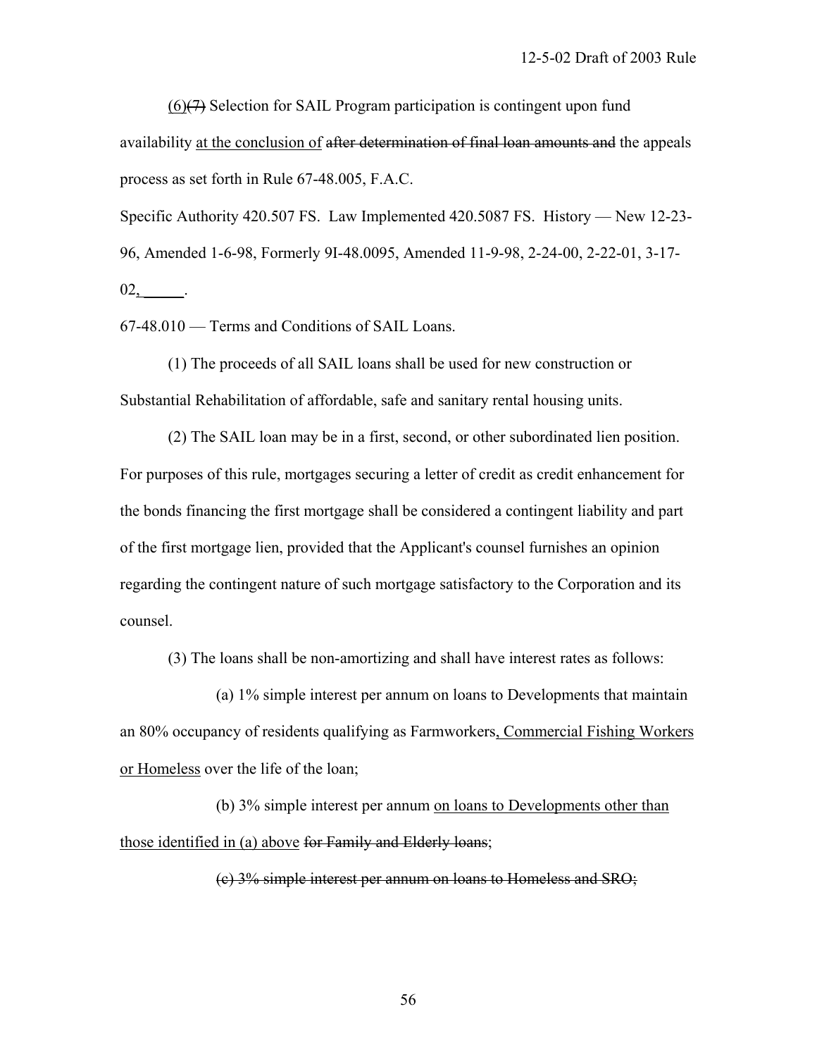(6)~~(7)~~ Selection for SAIL Program participation is contingent upon fund availability <u>at the conclusion of</u> ~~after determination of final loan amounts and~~ the appeals process as set forth in Rule 67-48.005, F.A.C.

Specific Authority 420.507 FS. Law Implemented 420.5087 FS. History — New 12-23-96, Amended 1-6-98, Formerly 9I-48.0095, Amended 11-9-98, 2-24-00, 2-22-01, 3-17-02<u>, \_\_\_\_\_</u>.

67-48.010 — Terms and Conditions of SAIL Loans.

(1) The proceeds of all SAIL loans shall be used for new construction or Substantial Rehabilitation of affordable, safe and sanitary rental housing units.

(2) The SAIL loan may be in a first, second, or other subordinated lien position. For purposes of this rule, mortgages securing a letter of credit as credit enhancement for the bonds financing the first mortgage shall be considered a contingent liability and part of the first mortgage lien, provided that the Applicant's counsel furnishes an opinion regarding the contingent nature of such mortgage satisfactory to the Corporation and its counsel.

(3) The loans shall be non-amortizing and shall have interest rates as follows:

(a) 1% simple interest per annum on loans to Developments that maintain an 80% occupancy of residents qualifying as Farmworkers<u>, Commercial Fishing Workers or Homeless</u> over the life of the loan;

(b) 3% simple interest per annum <u>on loans to Developments other than those identified in (a) above</u> ~~for Family and Elderly loans~~;

~~(c) 3% simple interest per annum on loans to Homeless and SRO;~~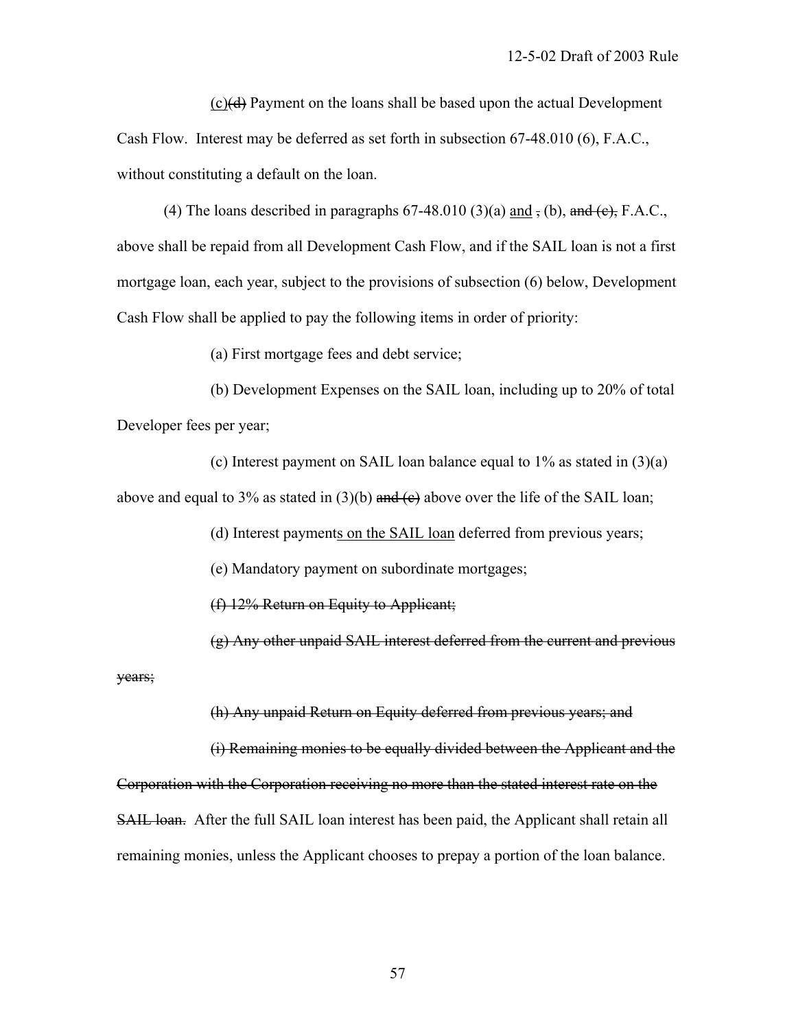(c)~~(d)~~ Payment on the loans shall be based upon the actual Development Cash Flow. Interest may be deferred as set forth in subsection 67-48.010 (6), F.A.C., without constituting a default on the loan.

(4) The loans described in paragraphs 67-48.010 (3)(a) <u>and</u> ~~,~~ (b), ~~and (c),~~ F.A.C., above shall be repaid from all Development Cash Flow, and if the SAIL loan is not a first mortgage loan, each year, subject to the provisions of subsection (6) below, Development Cash Flow shall be applied to pay the following items in order of priority:

(a) First mortgage fees and debt service;

(b) Development Expenses on the SAIL loan, including up to 20% of total Developer fees per year;

(c) Interest payment on SAIL loan balance equal to 1% as stated in (3)(a) above and equal to 3% as stated in (3)(b) ~~and (c)~~ above over the life of the SAIL loan;

(d) Interest payment<u>s on the SAIL loan</u> deferred from previous years;

(e) Mandatory payment on subordinate mortgages;

~~(f) 12% Return on Equity to Applicant;~~

~~(g) Any other unpaid SAIL interest deferred from the current and previous years;~~

~~(h) Any unpaid Return on Equity deferred from previous years; and~~

~~(i) Remaining monies to be equally divided between the Applicant and the Corporation with the Corporation receiving no more than the stated interest rate on the SAIL loan.~~ After the full SAIL loan interest has been paid, the Applicant shall retain all remaining monies, unless the Applicant chooses to prepay a portion of the loan balance.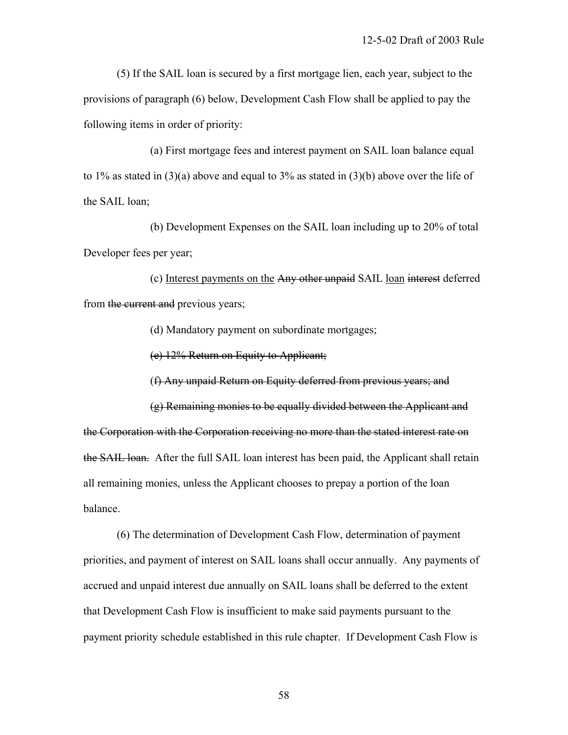(5) If the SAIL loan is secured by a first mortgage lien, each year, subject to the provisions of paragraph (6) below, Development Cash Flow shall be applied to pay the following items in order of priority:

(a) First mortgage fees and interest payment on SAIL loan balance equal to 1% as stated in (3)(a) above and equal to 3% as stated in (3)(b) above over the life of the SAIL loan;

(b) Development Expenses on the SAIL loan including up to 20% of total Developer fees per year;

(c) <u>Interest payments on the</u> ~~Any other unpaid~~ SAIL <u>loan</u> ~~interest~~ deferred from ~~the current and~~ previous years;

(d) Mandatory payment on subordinate mortgages;

~~(e) 12% Return on Equity to Applicant;~~

~~(f) Any unpaid Return on Equity deferred from previous years; and~~

~~(g) Remaining monies to be equally divided between the Applicant and the Corporation with the Corporation receiving no more than the stated interest rate on the SAIL loan.~~ After the full SAIL loan interest has been paid, the Applicant shall retain all remaining monies, unless the Applicant chooses to prepay a portion of the loan balance.

(6) The determination of Development Cash Flow, determination of payment priorities, and payment of interest on SAIL loans shall occur annually. Any payments of accrued and unpaid interest due annually on SAIL loans shall be deferred to the extent that Development Cash Flow is insufficient to make said payments pursuant to the payment priority schedule established in this rule chapter. If Development Cash Flow is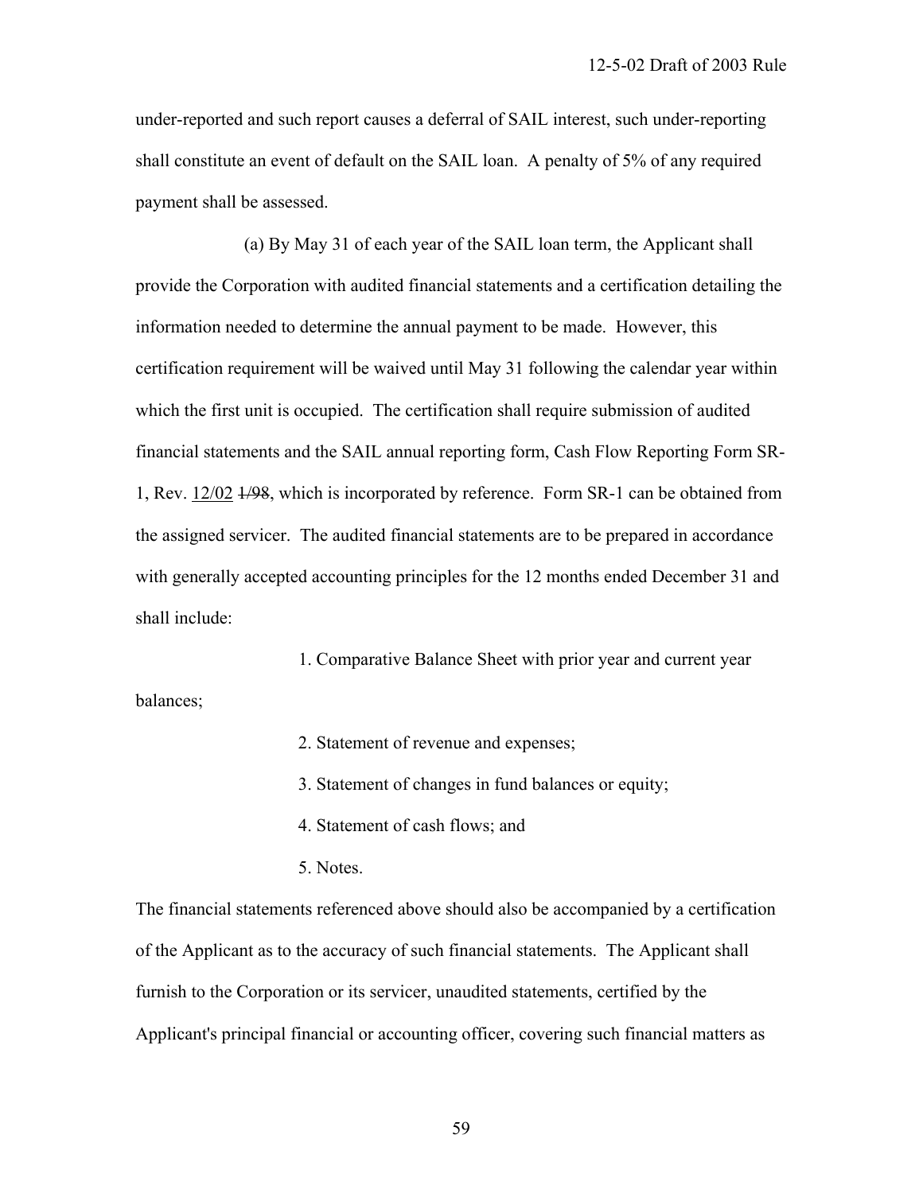under-reported and such report causes a deferral of SAIL interest, such under-reporting shall constitute an event of default on the SAIL loan. A penalty of 5% of any required payment shall be assessed.

(a) By May 31 of each year of the SAIL loan term, the Applicant shall provide the Corporation with audited financial statements and a certification detailing the information needed to determine the annual payment to be made. However, this certification requirement will be waived until May 31 following the calendar year within which the first unit is occupied. The certification shall require submission of audited financial statements and the SAIL annual reporting form, Cash Flow Reporting Form SR-1, Rev. <u>12/02</u> ~~1/98~~, which is incorporated by reference. Form SR-1 can be obtained from the assigned servicer. The audited financial statements are to be prepared in accordance with generally accepted accounting principles for the 12 months ended December 31 and shall include:

1. Comparative Balance Sheet with prior year and current year balances;

2. Statement of revenue and expenses;

3. Statement of changes in fund balances or equity;

4. Statement of cash flows; and

5. Notes.

The financial statements referenced above should also be accompanied by a certification of the Applicant as to the accuracy of such financial statements. The Applicant shall furnish to the Corporation or its servicer, unaudited statements, certified by the Applicant's principal financial or accounting officer, covering such financial matters as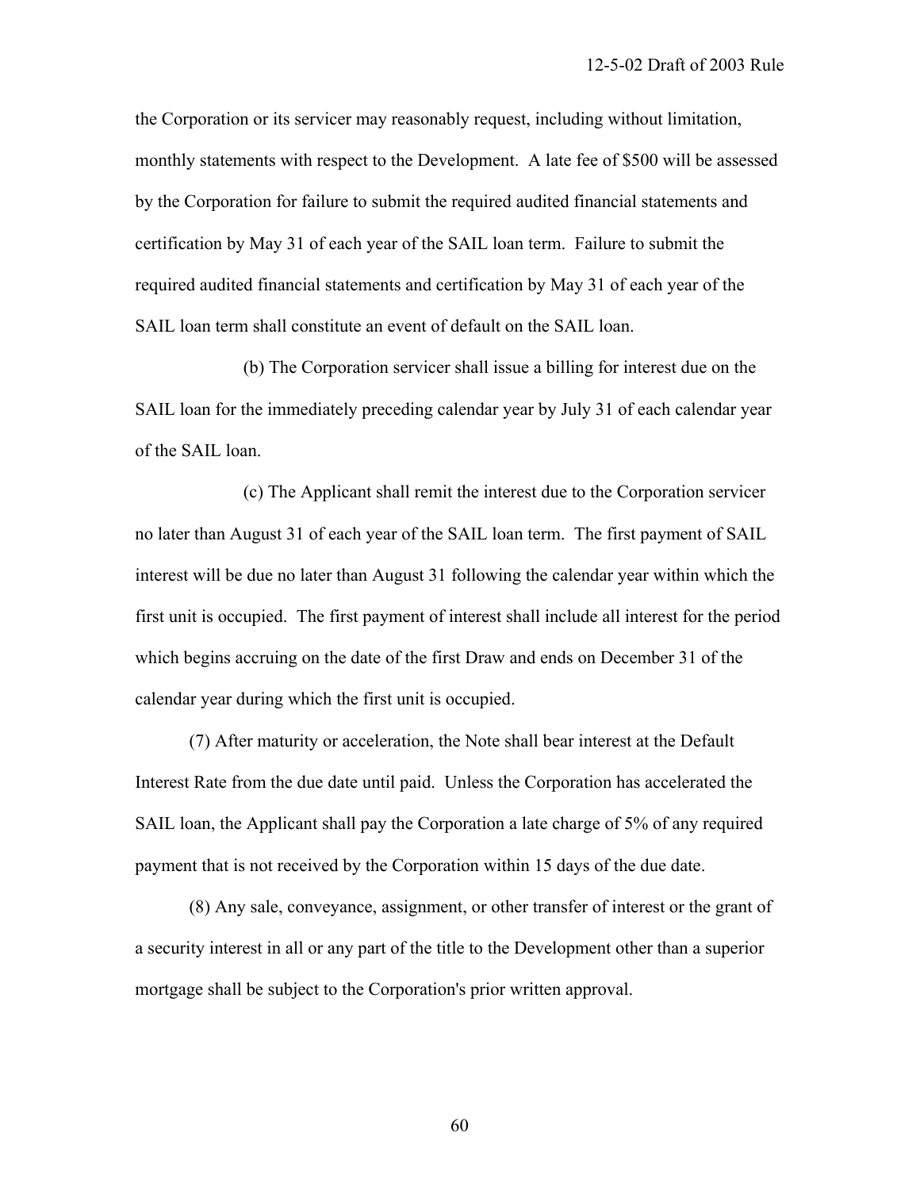the Corporation or its servicer may reasonably request, including without limitation, monthly statements with respect to the Development. A late fee of $500 will be assessed by the Corporation for failure to submit the required audited financial statements and certification by May 31 of each year of the SAIL loan term. Failure to submit the required audited financial statements and certification by May 31 of each year of the SAIL loan term shall constitute an event of default on the SAIL loan.

(b) The Corporation servicer shall issue a billing for interest due on the SAIL loan for the immediately preceding calendar year by July 31 of each calendar year of the SAIL loan.

(c) The Applicant shall remit the interest due to the Corporation servicer no later than August 31 of each year of the SAIL loan term. The first payment of SAIL interest will be due no later than August 31 following the calendar year within which the first unit is occupied. The first payment of interest shall include all interest for the period which begins accruing on the date of the first Draw and ends on December 31 of the calendar year during which the first unit is occupied.

(7) After maturity or acceleration, the Note shall bear interest at the Default Interest Rate from the due date until paid. Unless the Corporation has accelerated the SAIL loan, the Applicant shall pay the Corporation a late charge of 5% of any required payment that is not received by the Corporation within 15 days of the due date.

(8) Any sale, conveyance, assignment, or other transfer of interest or the grant of a security interest in all or any part of the title to the Development other than a superior mortgage shall be subject to the Corporation's prior written approval.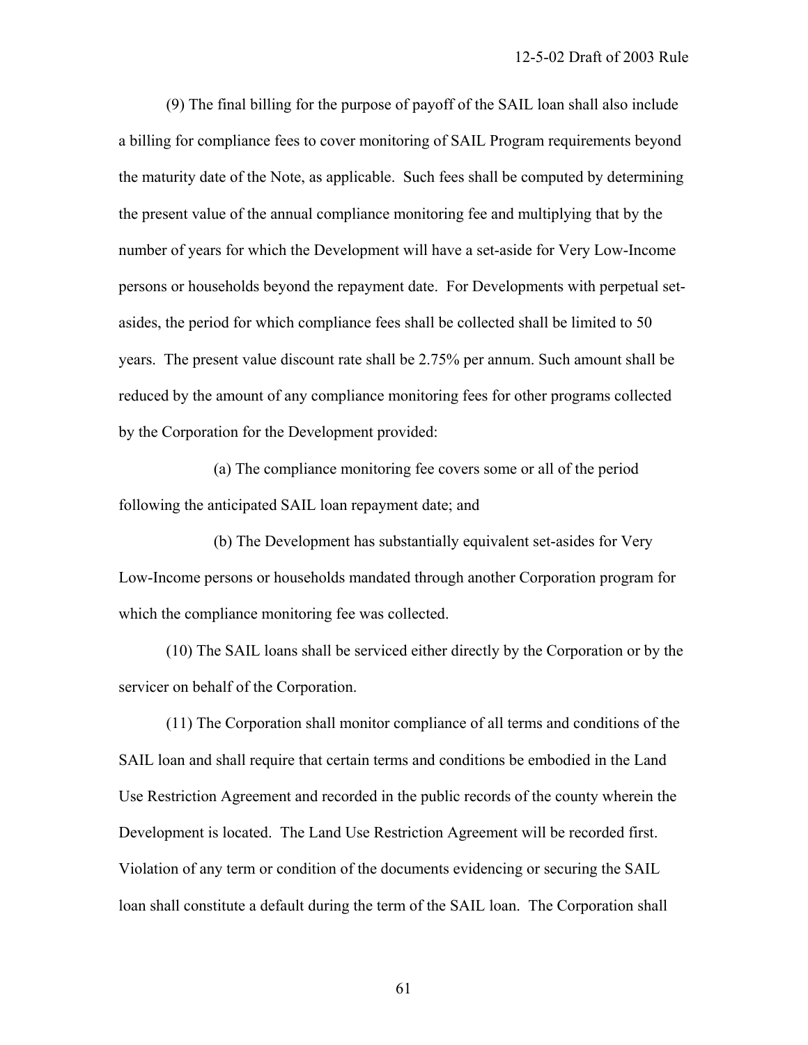(9) The final billing for the purpose of payoff of the SAIL loan shall also include a billing for compliance fees to cover monitoring of SAIL Program requirements beyond the maturity date of the Note, as applicable. Such fees shall be computed by determining the present value of the annual compliance monitoring fee and multiplying that by the number of years for which the Development will have a set-aside for Very Low-Income persons or households beyond the repayment date. For Developments with perpetual set-asides, the period for which compliance fees shall be collected shall be limited to 50 years. The present value discount rate shall be 2.75% per annum. Such amount shall be reduced by the amount of any compliance monitoring fees for other programs collected by the Corporation for the Development provided:

(a) The compliance monitoring fee covers some or all of the period following the anticipated SAIL loan repayment date; and

(b) The Development has substantially equivalent set-asides for Very Low-Income persons or households mandated through another Corporation program for which the compliance monitoring fee was collected.

(10) The SAIL loans shall be serviced either directly by the Corporation or by the servicer on behalf of the Corporation.

(11) The Corporation shall monitor compliance of all terms and conditions of the SAIL loan and shall require that certain terms and conditions be embodied in the Land Use Restriction Agreement and recorded in the public records of the county wherein the Development is located. The Land Use Restriction Agreement will be recorded first. Violation of any term or condition of the documents evidencing or securing the SAIL loan shall constitute a default during the term of the SAIL loan. The Corporation shall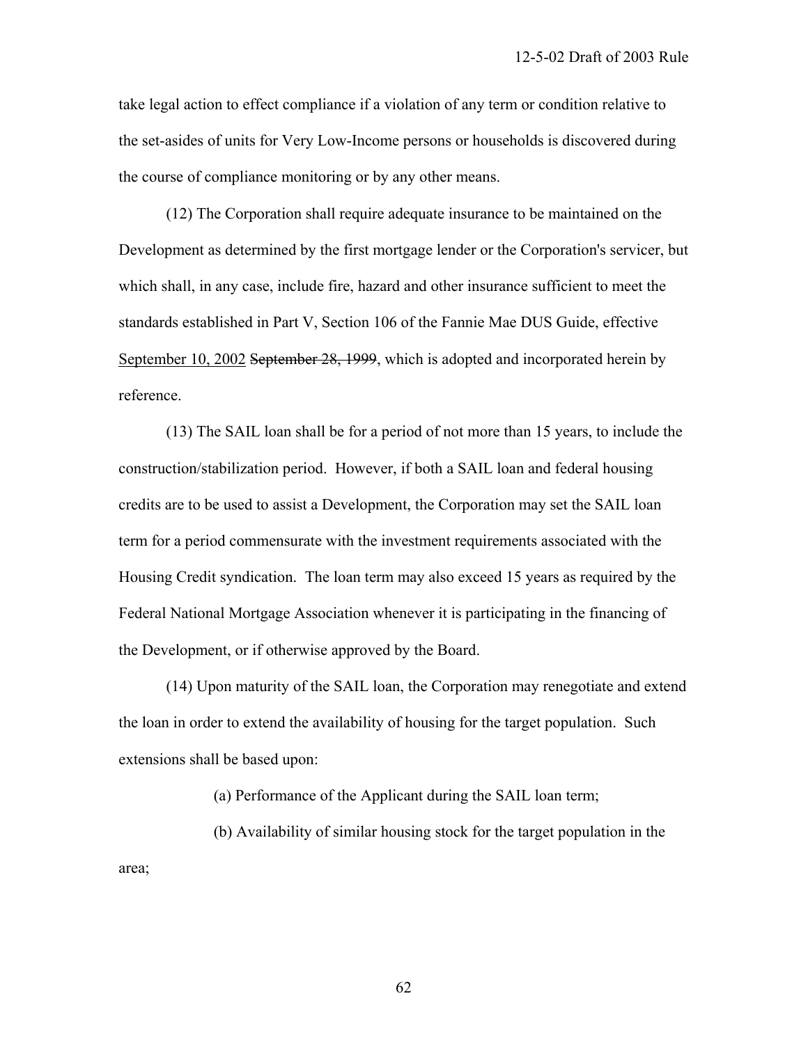take legal action to effect compliance if a violation of any term or condition relative to the set-asides of units for Very Low-Income persons or households is discovered during the course of compliance monitoring or by any other means.

(12) The Corporation shall require adequate insurance to be maintained on the Development as determined by the first mortgage lender or the Corporation's servicer, but which shall, in any case, include fire, hazard and other insurance sufficient to meet the standards established in Part V, Section 106 of the Fannie Mae DUS Guide, effective <u>September 10, 2002</u> ~~September 28, 1999~~, which is adopted and incorporated herein by reference.

(13) The SAIL loan shall be for a period of not more than 15 years, to include the construction/stabilization period. However, if both a SAIL loan and federal housing credits are to be used to assist a Development, the Corporation may set the SAIL loan term for a period commensurate with the investment requirements associated with the Housing Credit syndication. The loan term may also exceed 15 years as required by the Federal National Mortgage Association whenever it is participating in the financing of the Development, or if otherwise approved by the Board.

(14) Upon maturity of the SAIL loan, the Corporation may renegotiate and extend the loan in order to extend the availability of housing for the target population. Such extensions shall be based upon:

(a) Performance of the Applicant during the SAIL loan term;

(b) Availability of similar housing stock for the target population in the area;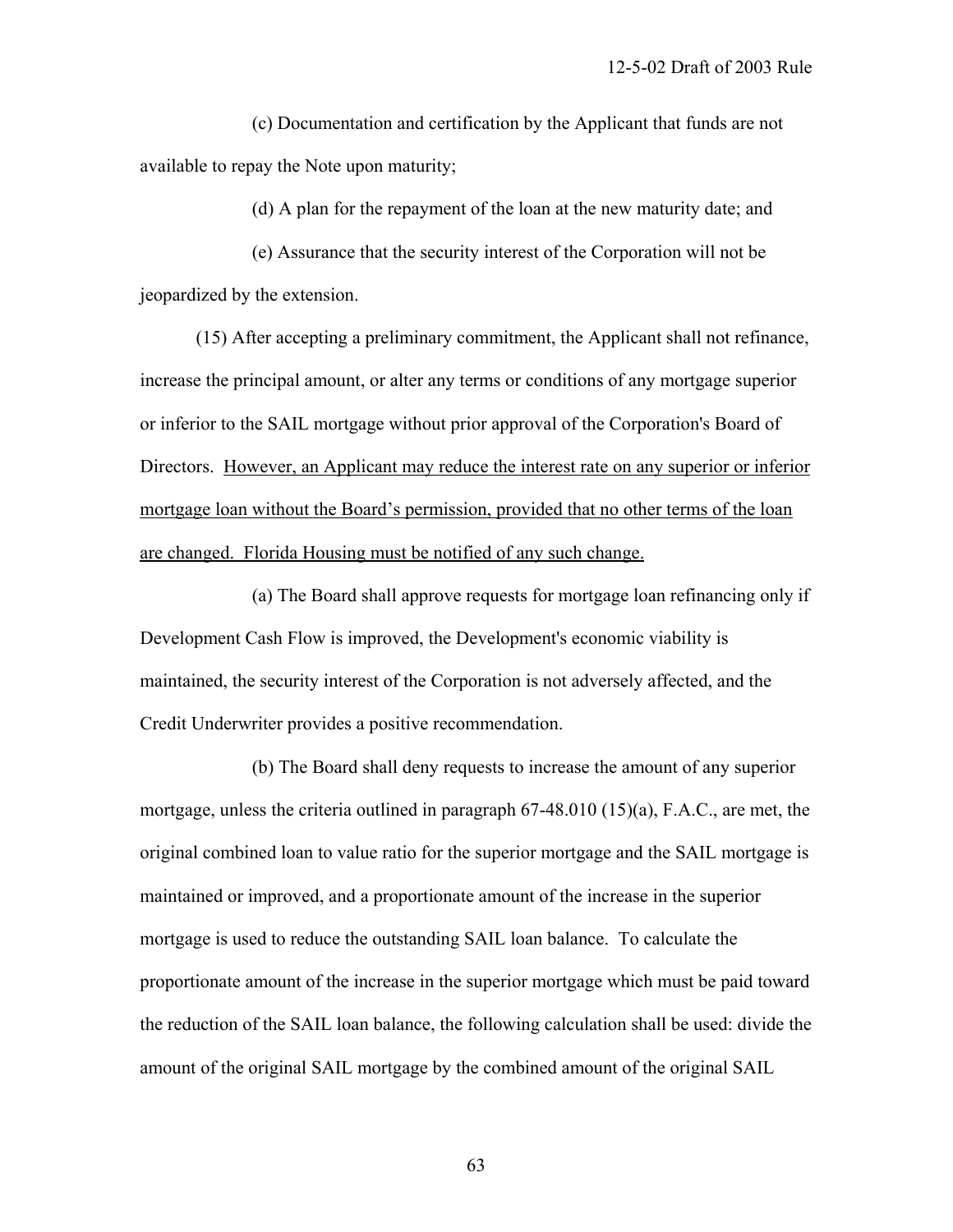(c) Documentation and certification by the Applicant that funds are not available to repay the Note upon maturity;

(d) A plan for the repayment of the loan at the new maturity date; and

(e) Assurance that the security interest of the Corporation will not be jeopardized by the extension.

(15) After accepting a preliminary commitment, the Applicant shall not refinance, increase the principal amount, or alter any terms or conditions of any mortgage superior or inferior to the SAIL mortgage without prior approval of the Corporation's Board of Directors. <u>However, an Applicant may reduce the interest rate on any superior or inferior mortgage loan without the Board's permission, provided that no other terms of the loan are changed. Florida Housing must be notified of any such change.</u>

(a) The Board shall approve requests for mortgage loan refinancing only if Development Cash Flow is improved, the Development's economic viability is maintained, the security interest of the Corporation is not adversely affected, and the Credit Underwriter provides a positive recommendation.

(b) The Board shall deny requests to increase the amount of any superior mortgage, unless the criteria outlined in paragraph 67-48.010 (15)(a), F.A.C., are met, the original combined loan to value ratio for the superior mortgage and the SAIL mortgage is maintained or improved, and a proportionate amount of the increase in the superior mortgage is used to reduce the outstanding SAIL loan balance. To calculate the proportionate amount of the increase in the superior mortgage which must be paid toward the reduction of the SAIL loan balance, the following calculation shall be used: divide the amount of the original SAIL mortgage by the combined amount of the original SAIL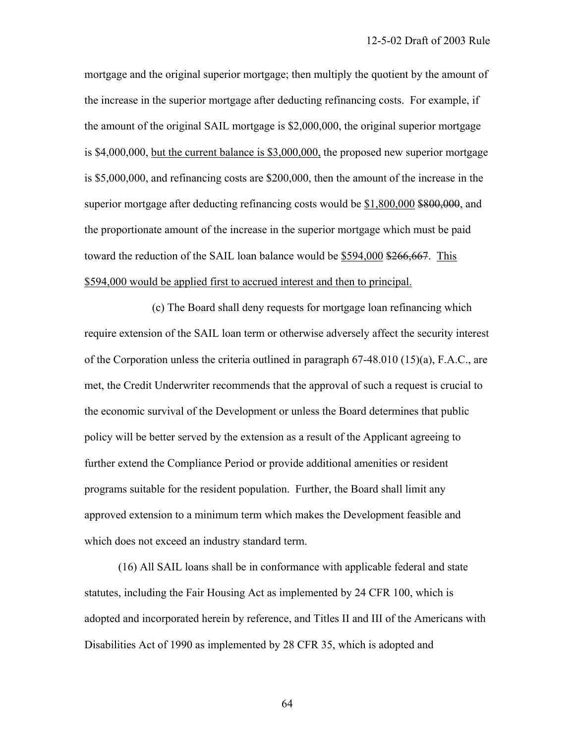mortgage and the original superior mortgage; then multiply the quotient by the amount of the increase in the superior mortgage after deducting refinancing costs. For example, if the amount of the original SAIL mortgage is $2,000,000, the original superior mortgage is $4,000,000, <u>but the current balance is $3,000,000,</u> the proposed new superior mortgage is $5,000,000, and refinancing costs are $200,000, then the amount of the increase in the superior mortgage after deducting refinancing costs would be <u>$1,800,000</u> ~~$800,000~~, and the proportionate amount of the increase in the superior mortgage which must be paid toward the reduction of the SAIL loan balance would be <u>$594,000</u> ~~$266,667~~. <u>This $594,000 would be applied first to accrued interest and then to principal.</u>

(c) The Board shall deny requests for mortgage loan refinancing which require extension of the SAIL loan term or otherwise adversely affect the security interest of the Corporation unless the criteria outlined in paragraph 67-48.010 (15)(a), F.A.C., are met, the Credit Underwriter recommends that the approval of such a request is crucial to the economic survival of the Development or unless the Board determines that public policy will be better served by the extension as a result of the Applicant agreeing to further extend the Compliance Period or provide additional amenities or resident programs suitable for the resident population. Further, the Board shall limit any approved extension to a minimum term which makes the Development feasible and which does not exceed an industry standard term.

(16) All SAIL loans shall be in conformance with applicable federal and state statutes, including the Fair Housing Act as implemented by 24 CFR 100, which is adopted and incorporated herein by reference, and Titles II and III of the Americans with Disabilities Act of 1990 as implemented by 28 CFR 35, which is adopted and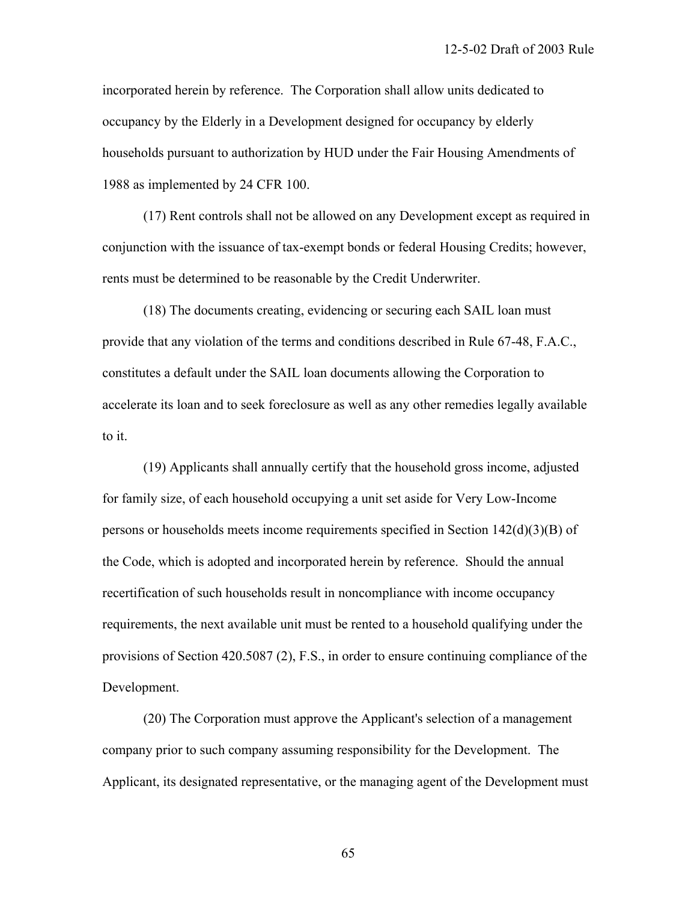incorporated herein by reference. The Corporation shall allow units dedicated to occupancy by the Elderly in a Development designed for occupancy by elderly households pursuant to authorization by HUD under the Fair Housing Amendments of 1988 as implemented by 24 CFR 100.

(17) Rent controls shall not be allowed on any Development except as required in conjunction with the issuance of tax-exempt bonds or federal Housing Credits; however, rents must be determined to be reasonable by the Credit Underwriter.

(18) The documents creating, evidencing or securing each SAIL loan must provide that any violation of the terms and conditions described in Rule 67-48, F.A.C., constitutes a default under the SAIL loan documents allowing the Corporation to accelerate its loan and to seek foreclosure as well as any other remedies legally available to it.

(19) Applicants shall annually certify that the household gross income, adjusted for family size, of each household occupying a unit set aside for Very Low-Income persons or households meets income requirements specified in Section 142(d)(3)(B) of the Code, which is adopted and incorporated herein by reference. Should the annual recertification of such households result in noncompliance with income occupancy requirements, the next available unit must be rented to a household qualifying under the provisions of Section 420.5087 (2), F.S., in order to ensure continuing compliance of the Development.

(20) The Corporation must approve the Applicant's selection of a management company prior to such company assuming responsibility for the Development. The Applicant, its designated representative, or the managing agent of the Development must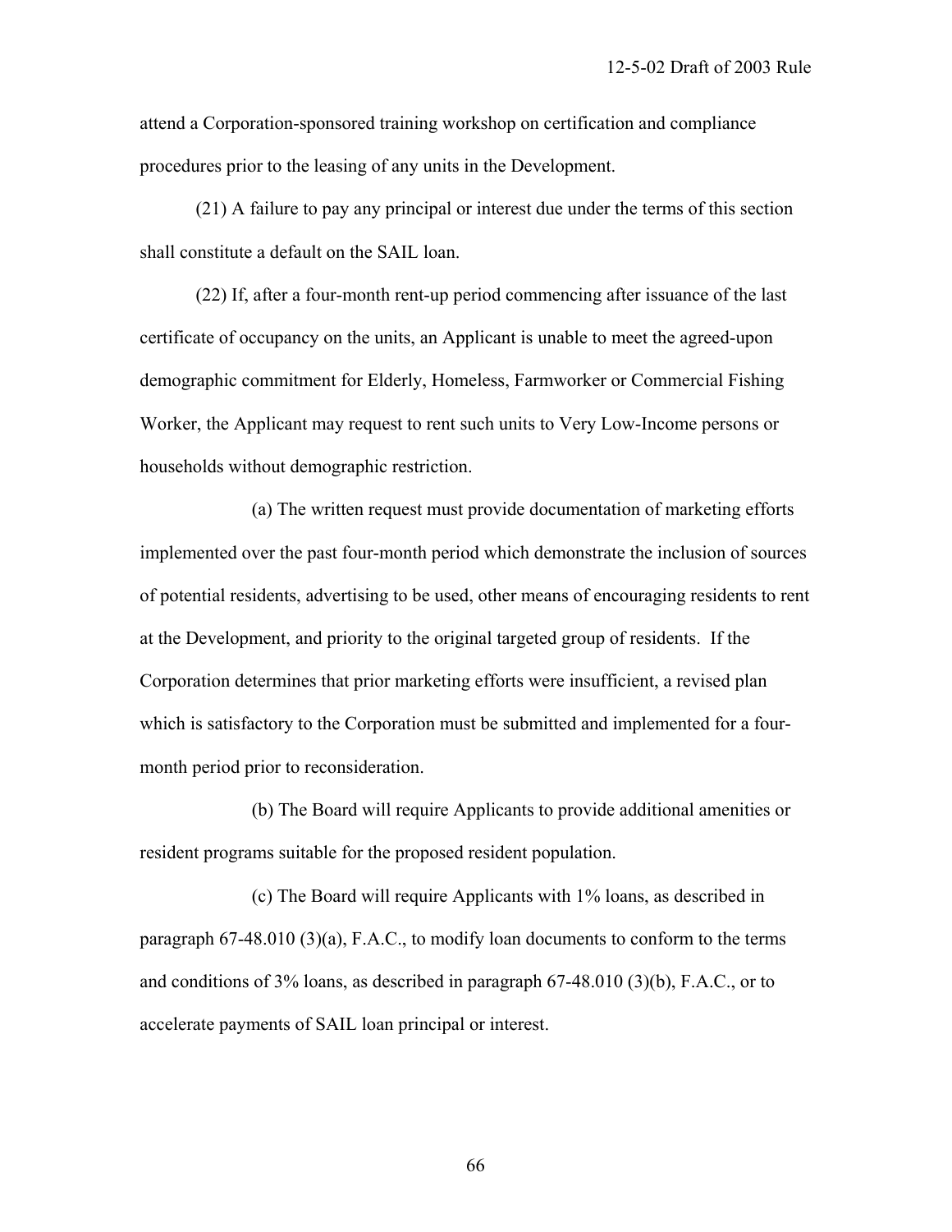attend a Corporation-sponsored training workshop on certification and compliance procedures prior to the leasing of any units in the Development.

(21) A failure to pay any principal or interest due under the terms of this section shall constitute a default on the SAIL loan.

(22) If, after a four-month rent-up period commencing after issuance of the last certificate of occupancy on the units, an Applicant is unable to meet the agreed-upon demographic commitment for Elderly, Homeless, Farmworker or Commercial Fishing Worker, the Applicant may request to rent such units to Very Low-Income persons or households without demographic restriction.

(a) The written request must provide documentation of marketing efforts implemented over the past four-month period which demonstrate the inclusion of sources of potential residents, advertising to be used, other means of encouraging residents to rent at the Development, and priority to the original targeted group of residents. If the Corporation determines that prior marketing efforts were insufficient, a revised plan which is satisfactory to the Corporation must be submitted and implemented for a four-month period prior to reconsideration.

(b) The Board will require Applicants to provide additional amenities or resident programs suitable for the proposed resident population.

(c) The Board will require Applicants with 1% loans, as described in paragraph 67-48.010 (3)(a), F.A.C., to modify loan documents to conform to the terms and conditions of 3% loans, as described in paragraph 67-48.010 (3)(b), F.A.C., or to accelerate payments of SAIL loan principal or interest.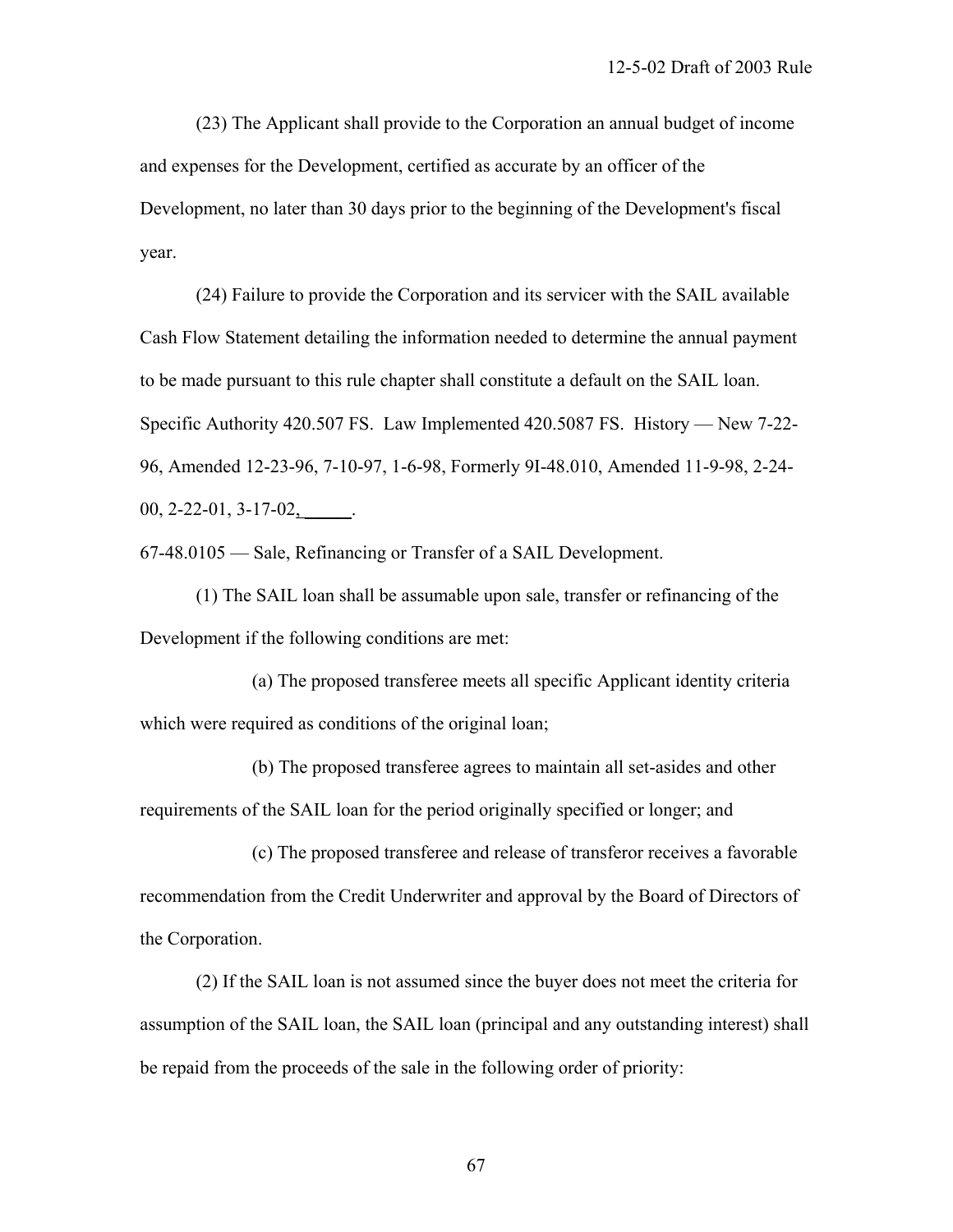(23) The Applicant shall provide to the Corporation an annual budget of income and expenses for the Development, certified as accurate by an officer of the Development, no later than 30 days prior to the beginning of the Development's fiscal year.

(24) Failure to provide the Corporation and its servicer with the SAIL available Cash Flow Statement detailing the information needed to determine the annual payment to be made pursuant to this rule chapter shall constitute a default on the SAIL loan.
Specific Authority 420.507 FS. Law Implemented 420.5087 FS. History — New 7-22-96, Amended 12-23-96, 7-10-97, 1-6-98, Formerly 9I-48.010, Amended 11-9-98, 2-24-00, 2-22-01, 3-17-02, _____.

67-48.0105 — Sale, Refinancing or Transfer of a SAIL Development.

(1) The SAIL loan shall be assumable upon sale, transfer or refinancing of the Development if the following conditions are met:

(a) The proposed transferee meets all specific Applicant identity criteria which were required as conditions of the original loan;

(b) The proposed transferee agrees to maintain all set-asides and other requirements of the SAIL loan for the period originally specified or longer; and

(c) The proposed transferee and release of transferor receives a favorable recommendation from the Credit Underwriter and approval by the Board of Directors of the Corporation.

(2) If the SAIL loan is not assumed since the buyer does not meet the criteria for assumption of the SAIL loan, the SAIL loan (principal and any outstanding interest) shall be repaid from the proceeds of the sale in the following order of priority: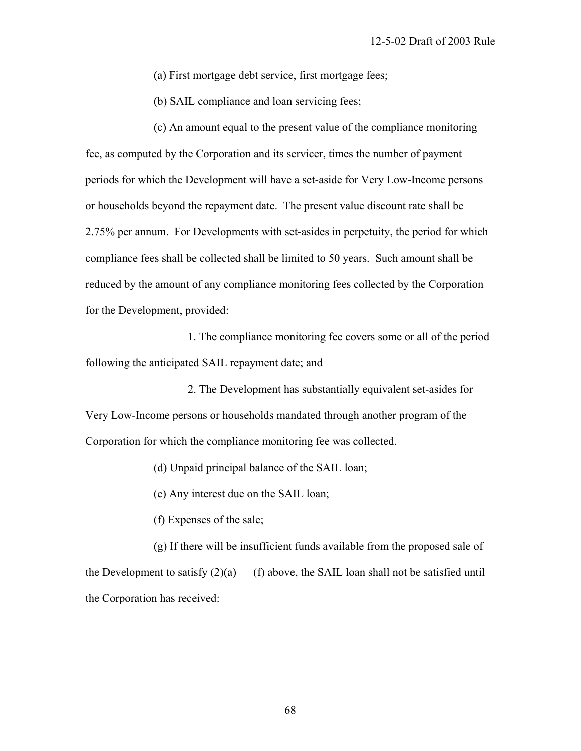(a) First mortgage debt service, first mortgage fees;

(b) SAIL compliance and loan servicing fees;

(c) An amount equal to the present value of the compliance monitoring fee, as computed by the Corporation and its servicer, times the number of payment periods for which the Development will have a set-aside for Very Low-Income persons or households beyond the repayment date. The present value discount rate shall be 2.75% per annum. For Developments with set-asides in perpetuity, the period for which compliance fees shall be collected shall be limited to 50 years. Such amount shall be reduced by the amount of any compliance monitoring fees collected by the Corporation for the Development, provided:

1. The compliance monitoring fee covers some or all of the period following the anticipated SAIL repayment date; and

2. The Development has substantially equivalent set-asides for Very Low-Income persons or households mandated through another program of the Corporation for which the compliance monitoring fee was collected.

(d) Unpaid principal balance of the SAIL loan;

(e) Any interest due on the SAIL loan;

(f) Expenses of the sale;

(g) If there will be insufficient funds available from the proposed sale of the Development to satisfy (2)(a) — (f) above, the SAIL loan shall not be satisfied until the Corporation has received: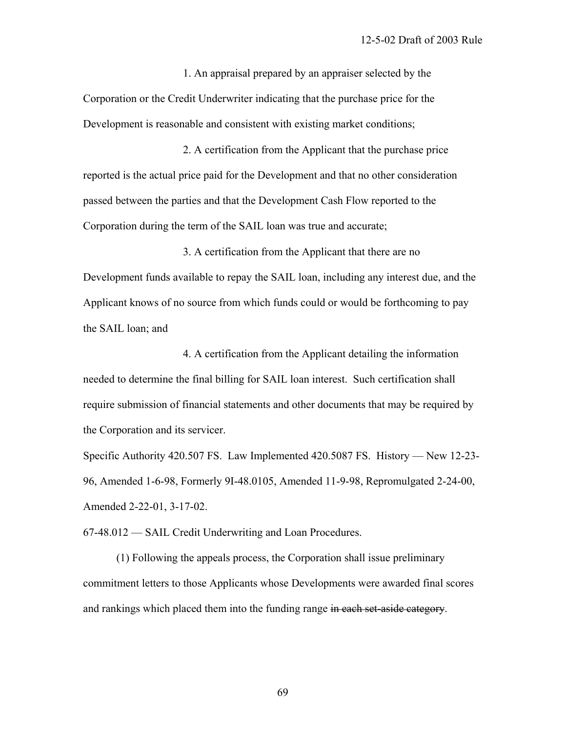1. An appraisal prepared by an appraiser selected by the Corporation or the Credit Underwriter indicating that the purchase price for the Development is reasonable and consistent with existing market conditions;

2. A certification from the Applicant that the purchase price reported is the actual price paid for the Development and that no other consideration passed between the parties and that the Development Cash Flow reported to the Corporation during the term of the SAIL loan was true and accurate;

3. A certification from the Applicant that there are no Development funds available to repay the SAIL loan, including any interest due, and the Applicant knows of no source from which funds could or would be forthcoming to pay the SAIL loan; and

4. A certification from the Applicant detailing the information needed to determine the final billing for SAIL loan interest. Such certification shall require submission of financial statements and other documents that may be required by the Corporation and its servicer.

Specific Authority 420.507 FS. Law Implemented 420.5087 FS. History — New 12-23-96, Amended 1-6-98, Formerly 9I-48.0105, Amended 11-9-98, Repromulgated 2-24-00, Amended 2-22-01, 3-17-02.

67-48.012 — SAIL Credit Underwriting and Loan Procedures.

(1) Following the appeals process, the Corporation shall issue preliminary commitment letters to those Applicants whose Developments were awarded final scores and rankings which placed them into the funding range ~~in each set-aside category~~.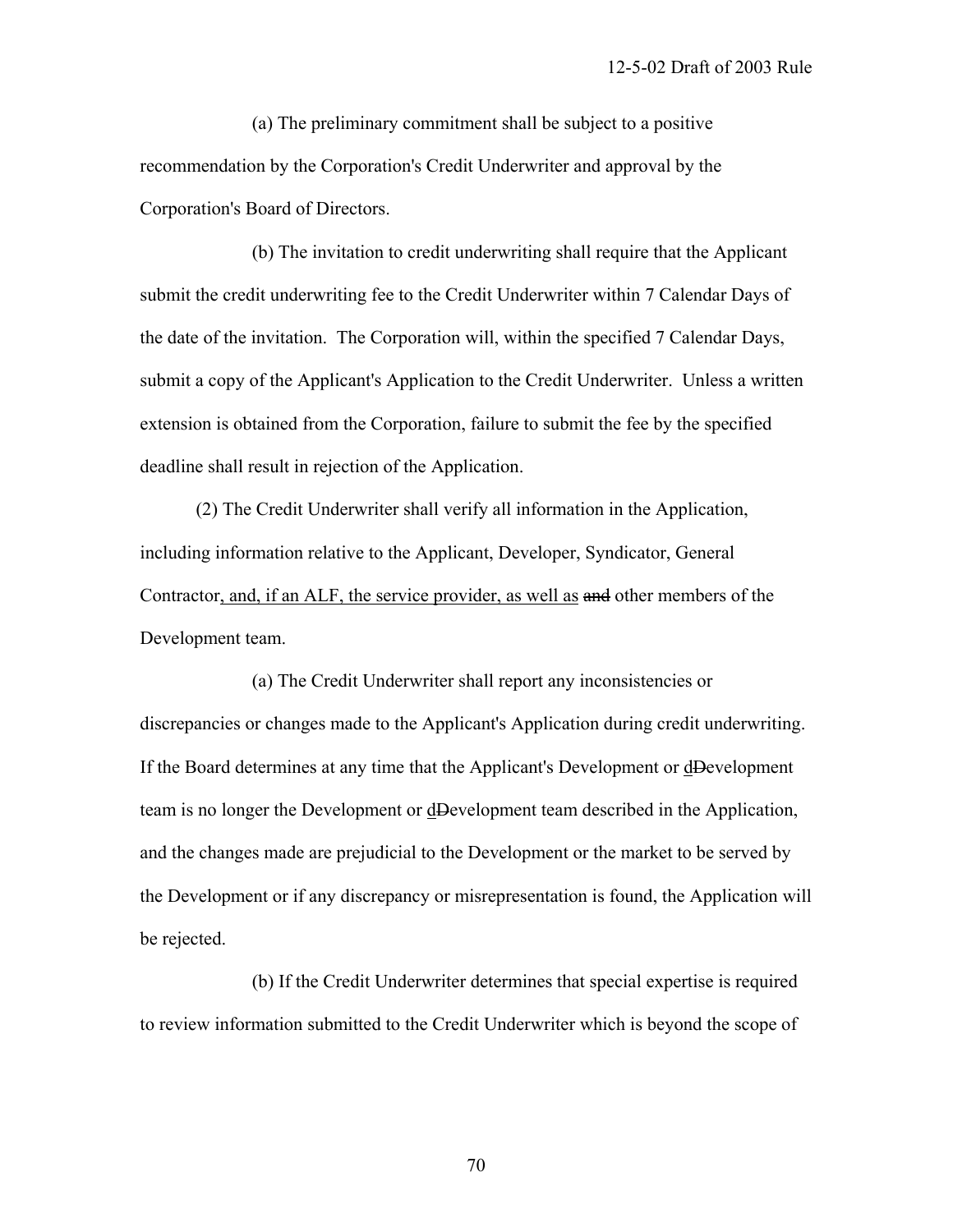(a) The preliminary commitment shall be subject to a positive recommendation by the Corporation's Credit Underwriter and approval by the Corporation's Board of Directors.

(b) The invitation to credit underwriting shall require that the Applicant submit the credit underwriting fee to the Credit Underwriter within 7 Calendar Days of the date of the invitation. The Corporation will, within the specified 7 Calendar Days, submit a copy of the Applicant's Application to the Credit Underwriter. Unless a written extension is obtained from the Corporation, failure to submit the fee by the specified deadline shall result in rejection of the Application.

(2) The Credit Underwriter shall verify all information in the Application, including information relative to the Applicant, Developer, Syndicator, General Contractor<u>, and, if an ALF, the service provider, as well as</u> ~~and~~ other members of the Development team.

(a) The Credit Underwriter shall report any inconsistencies or discrepancies or changes made to the Applicant's Application during credit underwriting. If the Board determines at any time that the Applicant's Development or <u>d</u>~~D~~evelopment team is no longer the Development or <u>d</u>~~D~~evelopment team described in the Application, and the changes made are prejudicial to the Development or the market to be served by the Development or if any discrepancy or misrepresentation is found, the Application will be rejected.

(b) If the Credit Underwriter determines that special expertise is required to review information submitted to the Credit Underwriter which is beyond the scope of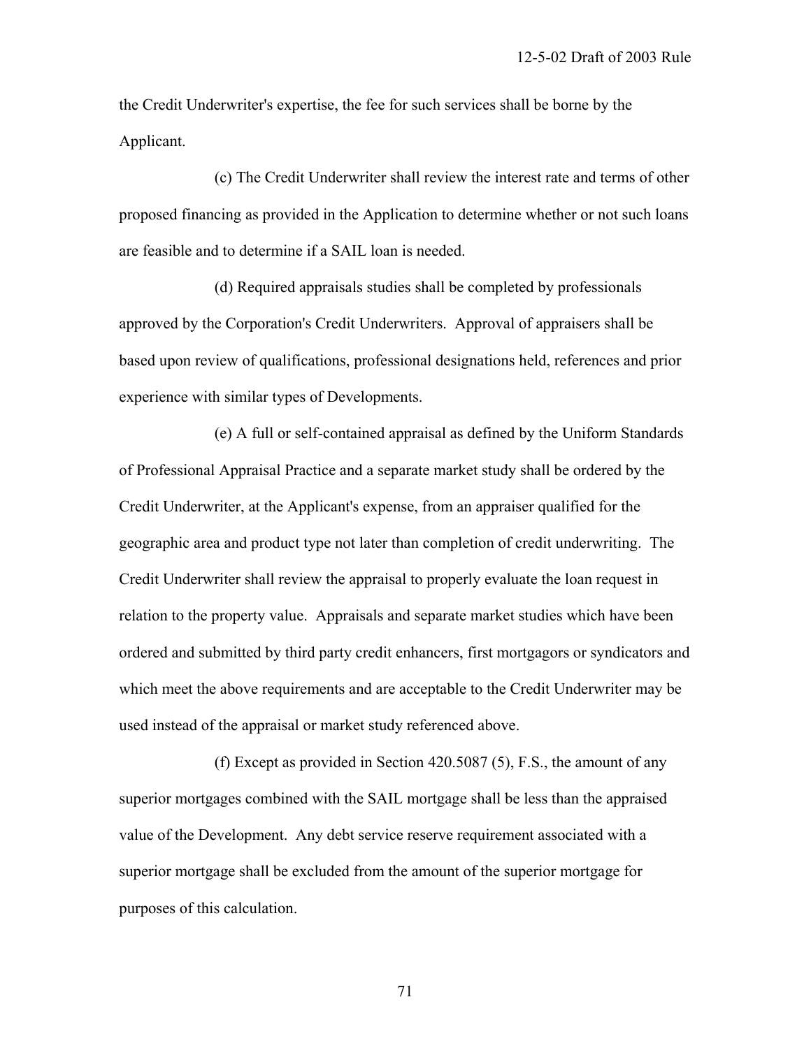the Credit Underwriter's expertise, the fee for such services shall be borne by the Applicant.

(c) The Credit Underwriter shall review the interest rate and terms of other proposed financing as provided in the Application to determine whether or not such loans are feasible and to determine if a SAIL loan is needed.

(d) Required appraisals studies shall be completed by professionals approved by the Corporation's Credit Underwriters. Approval of appraisers shall be based upon review of qualifications, professional designations held, references and prior experience with similar types of Developments.

(e) A full or self-contained appraisal as defined by the Uniform Standards of Professional Appraisal Practice and a separate market study shall be ordered by the Credit Underwriter, at the Applicant's expense, from an appraiser qualified for the geographic area and product type not later than completion of credit underwriting. The Credit Underwriter shall review the appraisal to properly evaluate the loan request in relation to the property value. Appraisals and separate market studies which have been ordered and submitted by third party credit enhancers, first mortgagors or syndicators and which meet the above requirements and are acceptable to the Credit Underwriter may be used instead of the appraisal or market study referenced above.

(f) Except as provided in Section 420.5087 (5), F.S., the amount of any superior mortgages combined with the SAIL mortgage shall be less than the appraised value of the Development. Any debt service reserve requirement associated with a superior mortgage shall be excluded from the amount of the superior mortgage for purposes of this calculation.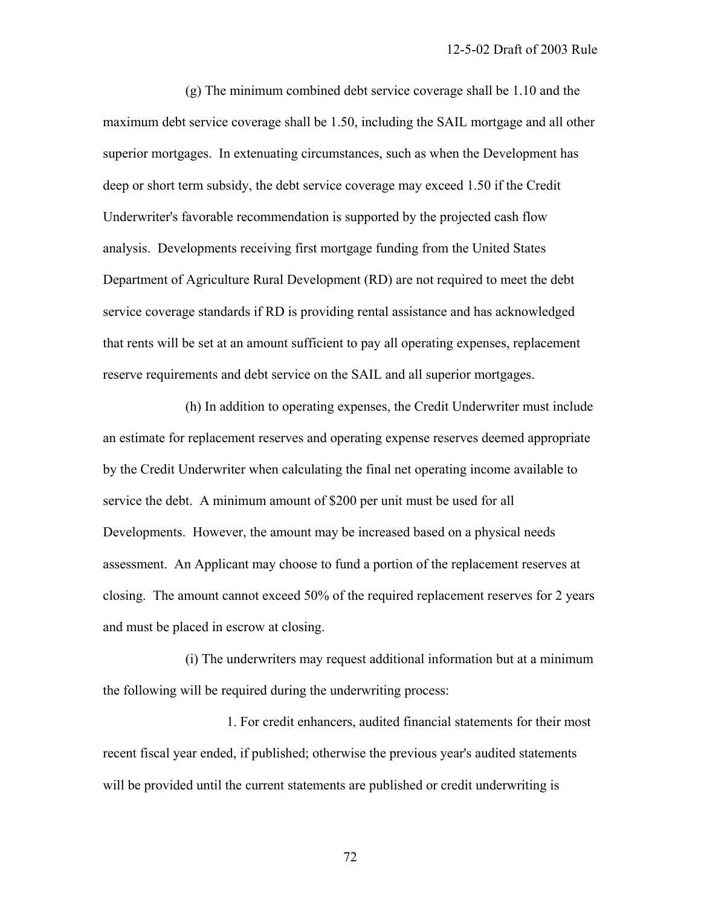(g) The minimum combined debt service coverage shall be 1.10 and the maximum debt service coverage shall be 1.50, including the SAIL mortgage and all other superior mortgages. In extenuating circumstances, such as when the Development has deep or short term subsidy, the debt service coverage may exceed 1.50 if the Credit Underwriter's favorable recommendation is supported by the projected cash flow analysis. Developments receiving first mortgage funding from the United States Department of Agriculture Rural Development (RD) are not required to meet the debt service coverage standards if RD is providing rental assistance and has acknowledged that rents will be set at an amount sufficient to pay all operating expenses, replacement reserve requirements and debt service on the SAIL and all superior mortgages.

(h) In addition to operating expenses, the Credit Underwriter must include an estimate for replacement reserves and operating expense reserves deemed appropriate by the Credit Underwriter when calculating the final net operating income available to service the debt. A minimum amount of $200 per unit must be used for all Developments. However, the amount may be increased based on a physical needs assessment. An Applicant may choose to fund a portion of the replacement reserves at closing. The amount cannot exceed 50% of the required replacement reserves for 2 years and must be placed in escrow at closing.

(i) The underwriters may request additional information but at a minimum the following will be required during the underwriting process:

1. For credit enhancers, audited financial statements for their most recent fiscal year ended, if published; otherwise the previous year's audited statements will be provided until the current statements are published or credit underwriting is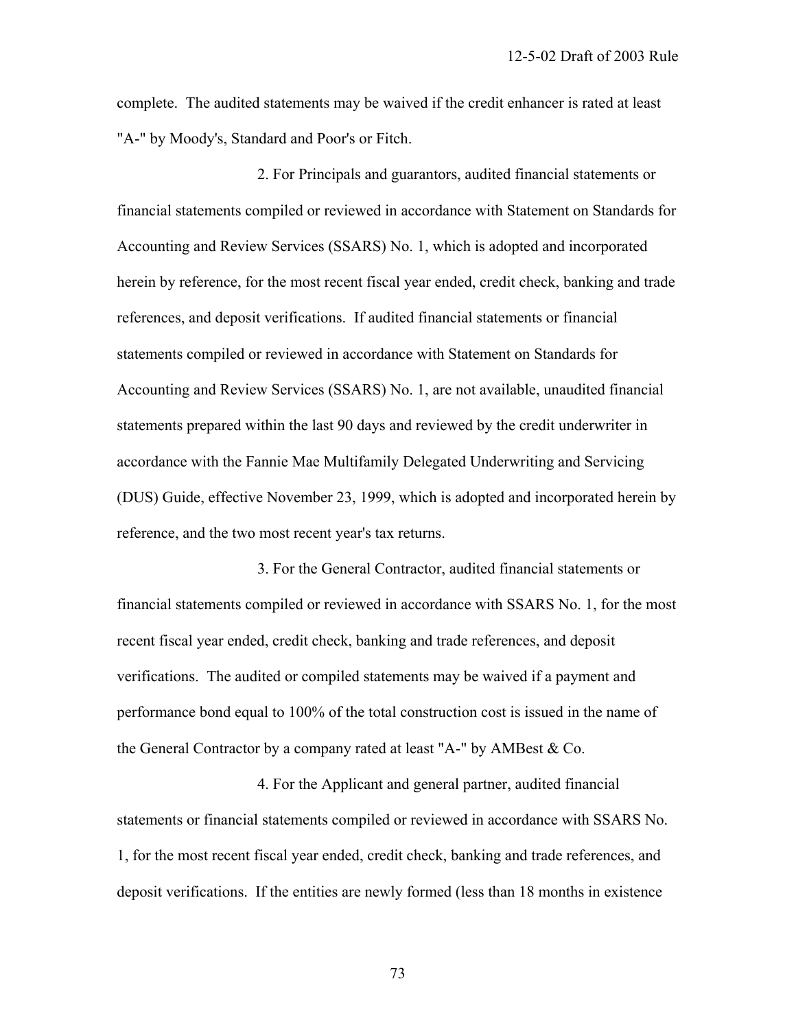complete. The audited statements may be waived if the credit enhancer is rated at least "A-" by Moody's, Standard and Poor's or Fitch.

2. For Principals and guarantors, audited financial statements or financial statements compiled or reviewed in accordance with Statement on Standards for Accounting and Review Services (SSARS) No. 1, which is adopted and incorporated herein by reference, for the most recent fiscal year ended, credit check, banking and trade references, and deposit verifications. If audited financial statements or financial statements compiled or reviewed in accordance with Statement on Standards for Accounting and Review Services (SSARS) No. 1, are not available, unaudited financial statements prepared within the last 90 days and reviewed by the credit underwriter in accordance with the Fannie Mae Multifamily Delegated Underwriting and Servicing (DUS) Guide, effective November 23, 1999, which is adopted and incorporated herein by reference, and the two most recent year's tax returns.

3. For the General Contractor, audited financial statements or financial statements compiled or reviewed in accordance with SSARS No. 1, for the most recent fiscal year ended, credit check, banking and trade references, and deposit verifications. The audited or compiled statements may be waived if a payment and performance bond equal to 100% of the total construction cost is issued in the name of the General Contractor by a company rated at least "A-" by AMBest & Co.

4. For the Applicant and general partner, audited financial statements or financial statements compiled or reviewed in accordance with SSARS No. 1, for the most recent fiscal year ended, credit check, banking and trade references, and deposit verifications. If the entities are newly formed (less than 18 months in existence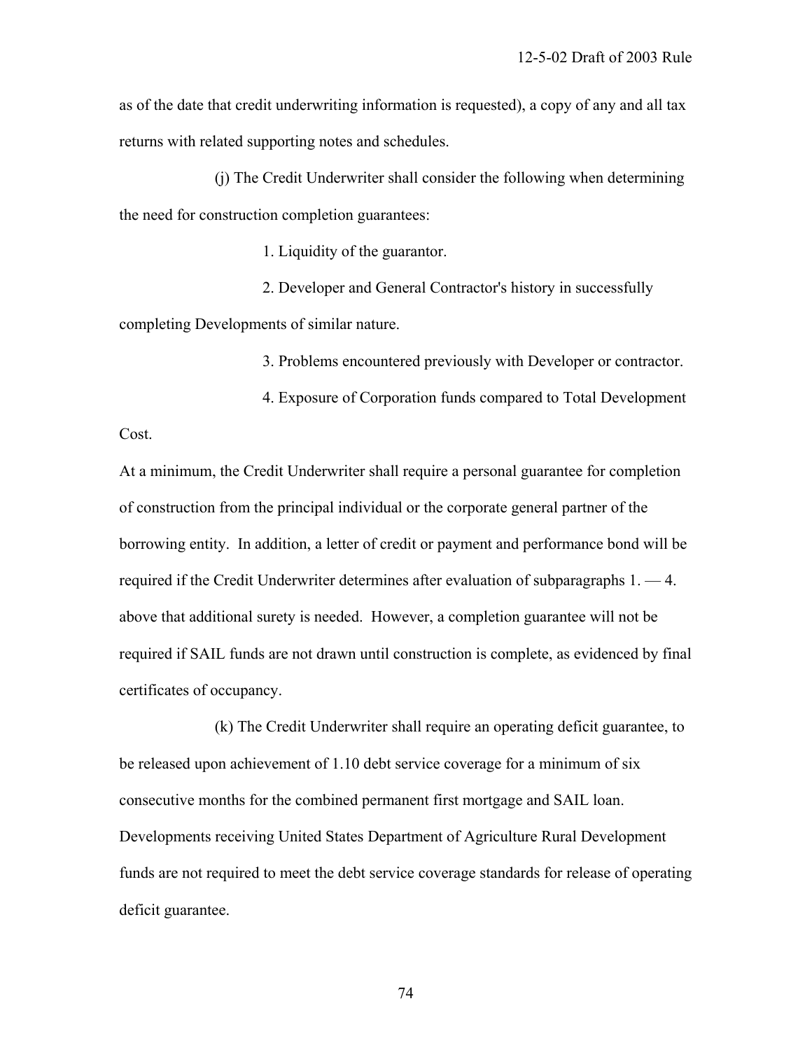as of the date that credit underwriting information is requested), a copy of any and all tax returns with related supporting notes and schedules.

(j) The Credit Underwriter shall consider the following when determining the need for construction completion guarantees:

1. Liquidity of the guarantor.

2. Developer and General Contractor's history in successfully completing Developments of similar nature.

3. Problems encountered previously with Developer or contractor.

4. Exposure of Corporation funds compared to Total Development Cost.

At a minimum, the Credit Underwriter shall require a personal guarantee for completion of construction from the principal individual or the corporate general partner of the borrowing entity. In addition, a letter of credit or payment and performance bond will be required if the Credit Underwriter determines after evaluation of subparagraphs 1. — 4. above that additional surety is needed. However, a completion guarantee will not be required if SAIL funds are not drawn until construction is complete, as evidenced by final certificates of occupancy.

(k) The Credit Underwriter shall require an operating deficit guarantee, to be released upon achievement of 1.10 debt service coverage for a minimum of six consecutive months for the combined permanent first mortgage and SAIL loan. Developments receiving United States Department of Agriculture Rural Development funds are not required to meet the debt service coverage standards for release of operating deficit guarantee.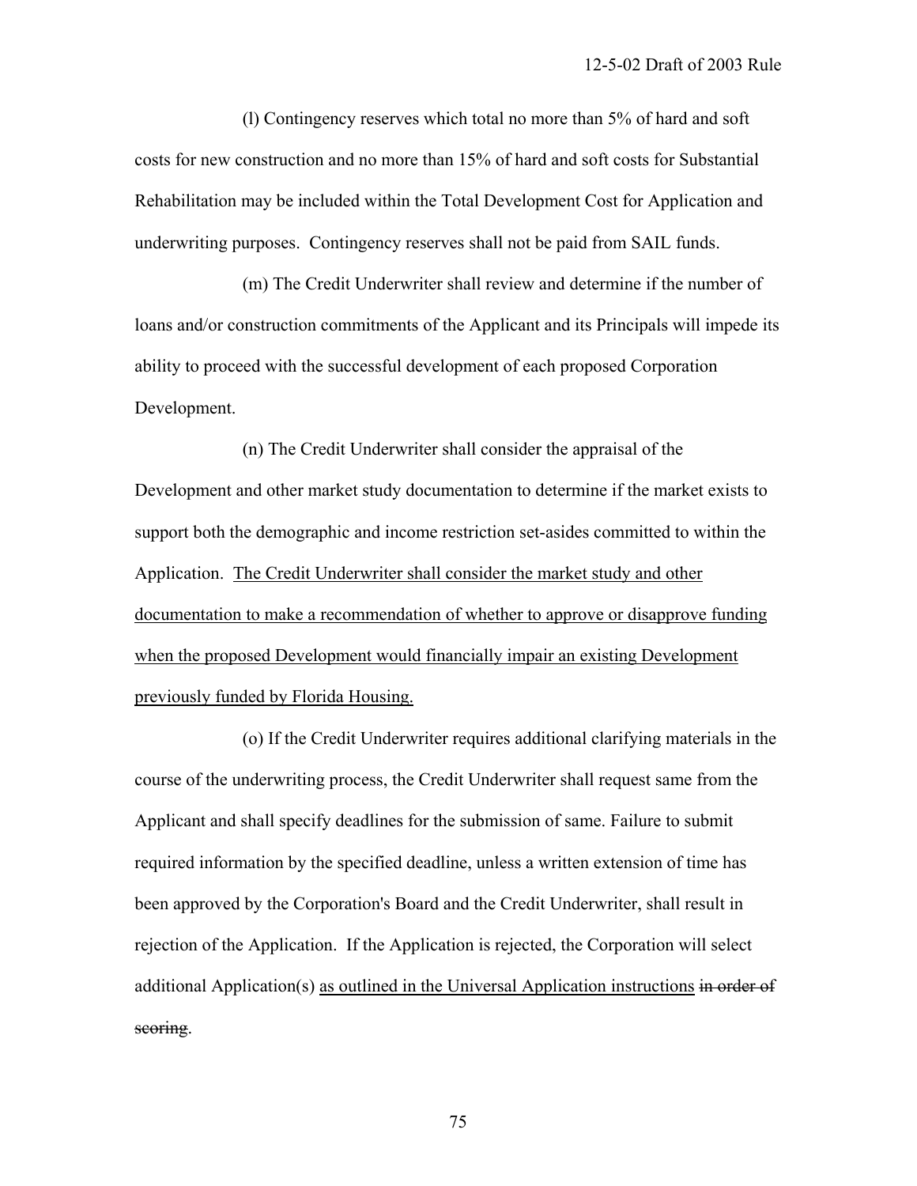(l) Contingency reserves which total no more than 5% of hard and soft costs for new construction and no more than 15% of hard and soft costs for Substantial Rehabilitation may be included within the Total Development Cost for Application and underwriting purposes. Contingency reserves shall not be paid from SAIL funds.

(m) The Credit Underwriter shall review and determine if the number of loans and/or construction commitments of the Applicant and its Principals will impede its ability to proceed with the successful development of each proposed Corporation Development.

(n) The Credit Underwriter shall consider the appraisal of the Development and other market study documentation to determine if the market exists to support both the demographic and income restriction set-asides committed to within the Application. <u>The Credit Underwriter shall consider the market study and other documentation to make a recommendation of whether to approve or disapprove funding when the proposed Development would financially impair an existing Development previously funded by Florida Housing.</u>

(o) If the Credit Underwriter requires additional clarifying materials in the course of the underwriting process, the Credit Underwriter shall request same from the Applicant and shall specify deadlines for the submission of same. Failure to submit required information by the specified deadline, unless a written extension of time has been approved by the Corporation's Board and the Credit Underwriter, shall result in rejection of the Application. If the Application is rejected, the Corporation will select additional Application(s) <u>as outlined in the Universal Application instructions</u> ~~in order of scoring~~.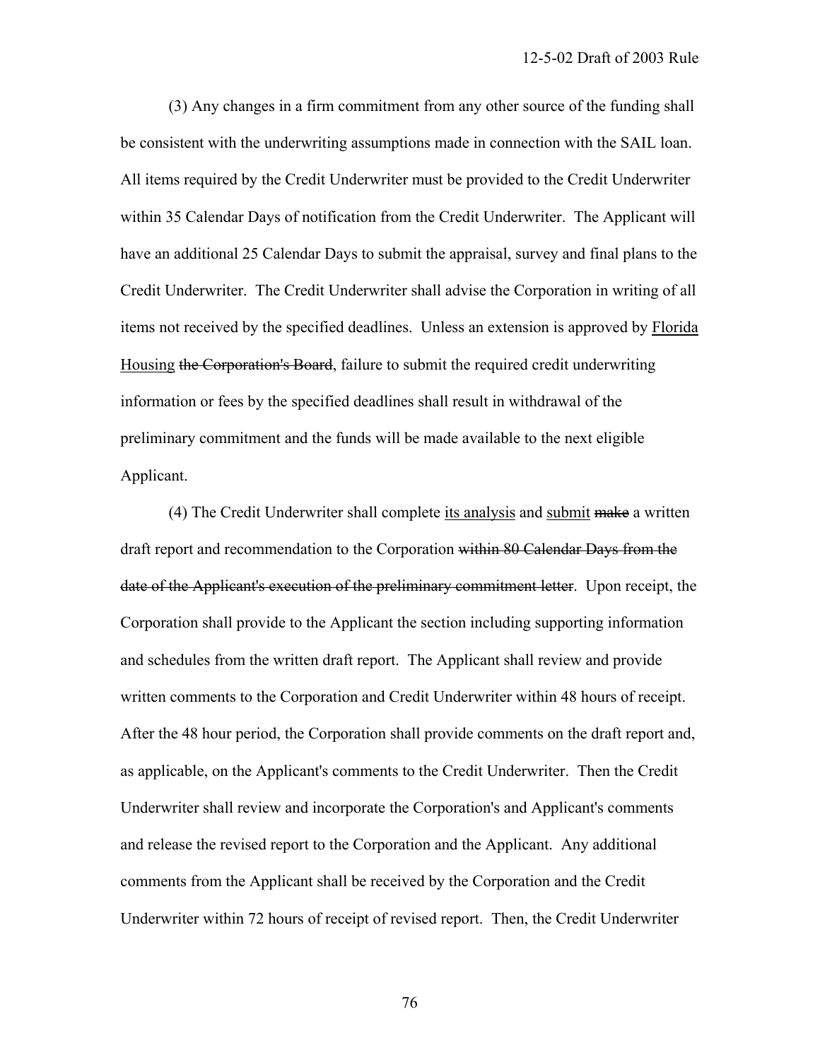(3) Any changes in a firm commitment from any other source of the funding shall be consistent with the underwriting assumptions made in connection with the SAIL loan. All items required by the Credit Underwriter must be provided to the Credit Underwriter within 35 Calendar Days of notification from the Credit Underwriter. The Applicant will have an additional 25 Calendar Days to submit the appraisal, survey and final plans to the Credit Underwriter. The Credit Underwriter shall advise the Corporation in writing of all items not received by the specified deadlines. Unless an extension is approved by <u>Florida Housing</u> ~~the Corporation's Board~~, failure to submit the required credit underwriting information or fees by the specified deadlines shall result in withdrawal of the preliminary commitment and the funds will be made available to the next eligible Applicant.

(4) The Credit Underwriter shall complete <u>its analysis</u> and <u>submit</u> ~~make~~ a written draft report and recommendation to the Corporation ~~within 80 Calendar Days from the date of the Applicant's execution of the preliminary commitment letter~~. Upon receipt, the Corporation shall provide to the Applicant the section including supporting information and schedules from the written draft report. The Applicant shall review and provide written comments to the Corporation and Credit Underwriter within 48 hours of receipt. After the 48 hour period, the Corporation shall provide comments on the draft report and, as applicable, on the Applicant's comments to the Credit Underwriter. Then the Credit Underwriter shall review and incorporate the Corporation's and Applicant's comments and release the revised report to the Corporation and the Applicant. Any additional comments from the Applicant shall be received by the Corporation and the Credit Underwriter within 72 hours of receipt of revised report. Then, the Credit Underwriter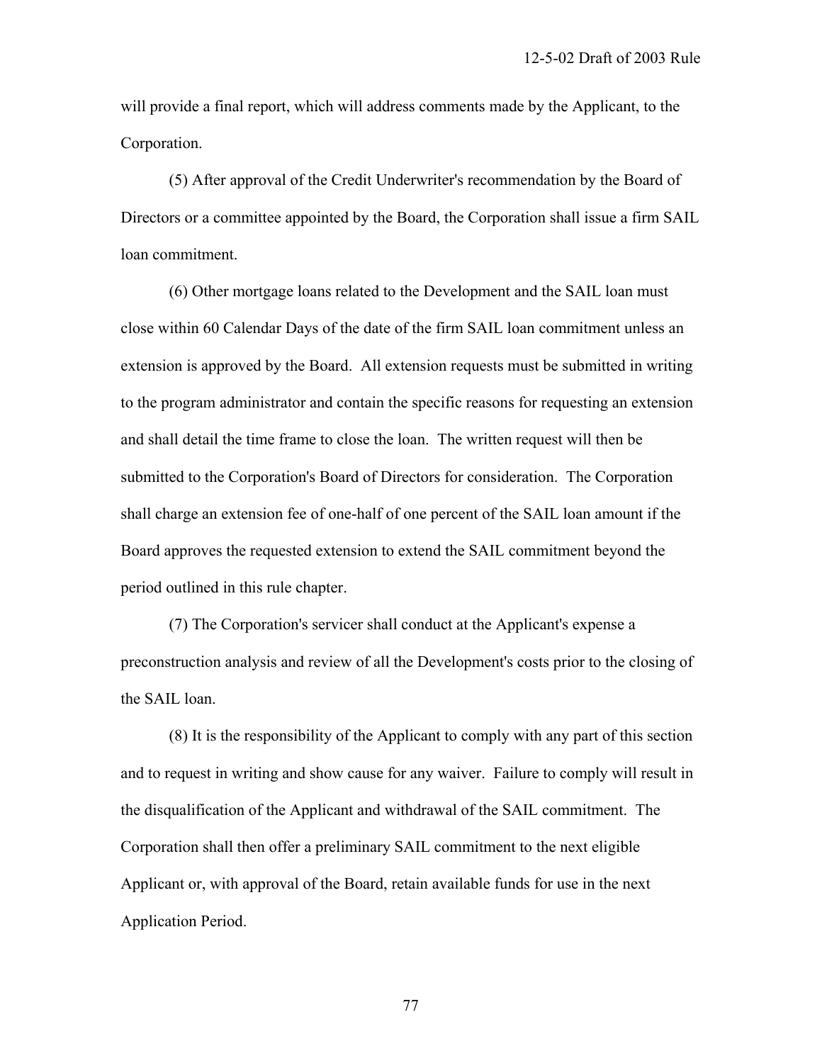will provide a final report, which will address comments made by the Applicant, to the Corporation.

(5) After approval of the Credit Underwriter's recommendation by the Board of Directors or a committee appointed by the Board, the Corporation shall issue a firm SAIL loan commitment.

(6) Other mortgage loans related to the Development and the SAIL loan must close within 60 Calendar Days of the date of the firm SAIL loan commitment unless an extension is approved by the Board. All extension requests must be submitted in writing to the program administrator and contain the specific reasons for requesting an extension and shall detail the time frame to close the loan. The written request will then be submitted to the Corporation's Board of Directors for consideration. The Corporation shall charge an extension fee of one-half of one percent of the SAIL loan amount if the Board approves the requested extension to extend the SAIL commitment beyond the period outlined in this rule chapter.

(7) The Corporation's servicer shall conduct at the Applicant's expense a preconstruction analysis and review of all the Development's costs prior to the closing of the SAIL loan.

(8) It is the responsibility of the Applicant to comply with any part of this section and to request in writing and show cause for any waiver. Failure to comply will result in the disqualification of the Applicant and withdrawal of the SAIL commitment. The Corporation shall then offer a preliminary SAIL commitment to the next eligible Applicant or, with approval of the Board, retain available funds for use in the next Application Period.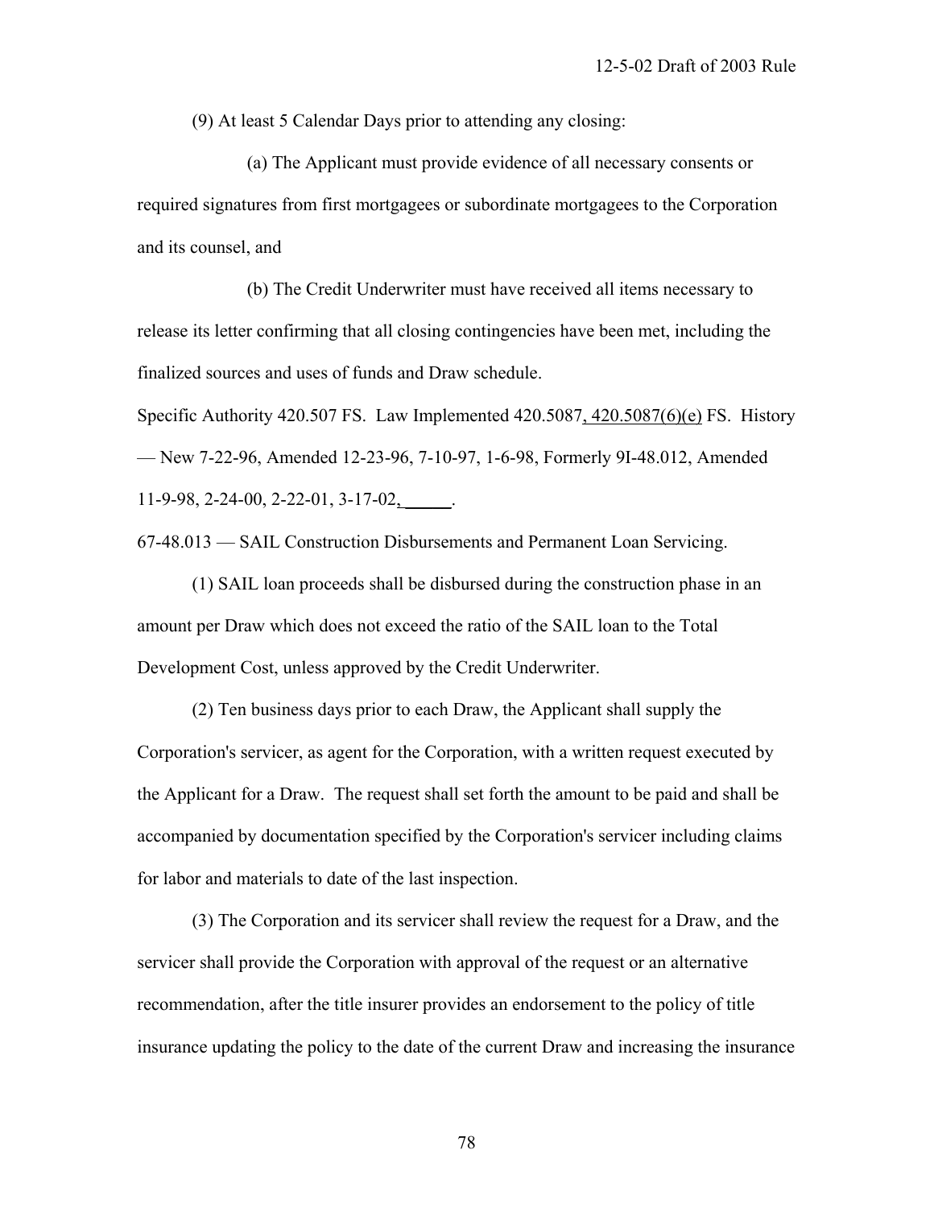(9) At least 5 Calendar Days prior to attending any closing:

(a) The Applicant must provide evidence of all necessary consents or required signatures from first mortgagees or subordinate mortgagees to the Corporation and its counsel, and

(b) The Credit Underwriter must have received all items necessary to release its letter confirming that all closing contingencies have been met, including the finalized sources and uses of funds and Draw schedule.

Specific Authority 420.507 FS. Law Implemented 420.5087, 420.5087(6)(e) FS. History — New 7-22-96, Amended 12-23-96, 7-10-97, 1-6-98, Formerly 9I-48.012, Amended 11-9-98, 2-24-00, 2-22-01, 3-17-02, \_\_\_\_\_.

67-48.013 — SAIL Construction Disbursements and Permanent Loan Servicing.

(1) SAIL loan proceeds shall be disbursed during the construction phase in an amount per Draw which does not exceed the ratio of the SAIL loan to the Total Development Cost, unless approved by the Credit Underwriter.

(2) Ten business days prior to each Draw, the Applicant shall supply the Corporation's servicer, as agent for the Corporation, with a written request executed by the Applicant for a Draw. The request shall set forth the amount to be paid and shall be accompanied by documentation specified by the Corporation's servicer including claims for labor and materials to date of the last inspection.

(3) The Corporation and its servicer shall review the request for a Draw, and the servicer shall provide the Corporation with approval of the request or an alternative recommendation, after the title insurer provides an endorsement to the policy of title insurance updating the policy to the date of the current Draw and increasing the insurance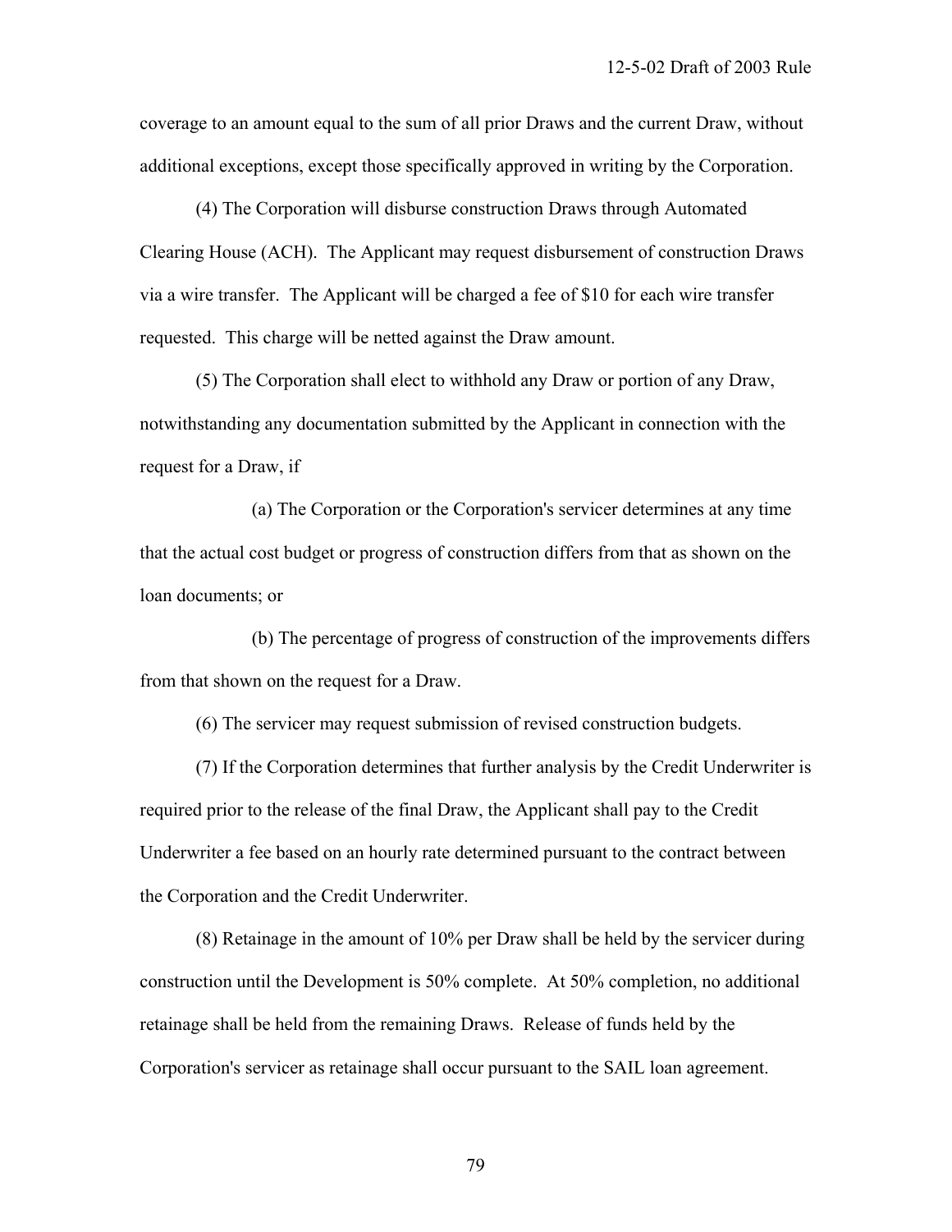coverage to an amount equal to the sum of all prior Draws and the current Draw, without additional exceptions, except those specifically approved in writing by the Corporation.

(4) The Corporation will disburse construction Draws through Automated Clearing House (ACH). The Applicant may request disbursement of construction Draws via a wire transfer. The Applicant will be charged a fee of $10 for each wire transfer requested. This charge will be netted against the Draw amount.

(5) The Corporation shall elect to withhold any Draw or portion of any Draw, notwithstanding any documentation submitted by the Applicant in connection with the request for a Draw, if

(a) The Corporation or the Corporation's servicer determines at any time that the actual cost budget or progress of construction differs from that as shown on the loan documents; or

(b) The percentage of progress of construction of the improvements differs from that shown on the request for a Draw.

(6) The servicer may request submission of revised construction budgets.

(7) If the Corporation determines that further analysis by the Credit Underwriter is required prior to the release of the final Draw, the Applicant shall pay to the Credit Underwriter a fee based on an hourly rate determined pursuant to the contract between the Corporation and the Credit Underwriter.

(8) Retainage in the amount of 10% per Draw shall be held by the servicer during construction until the Development is 50% complete. At 50% completion, no additional retainage shall be held from the remaining Draws. Release of funds held by the Corporation's servicer as retainage shall occur pursuant to the SAIL loan agreement.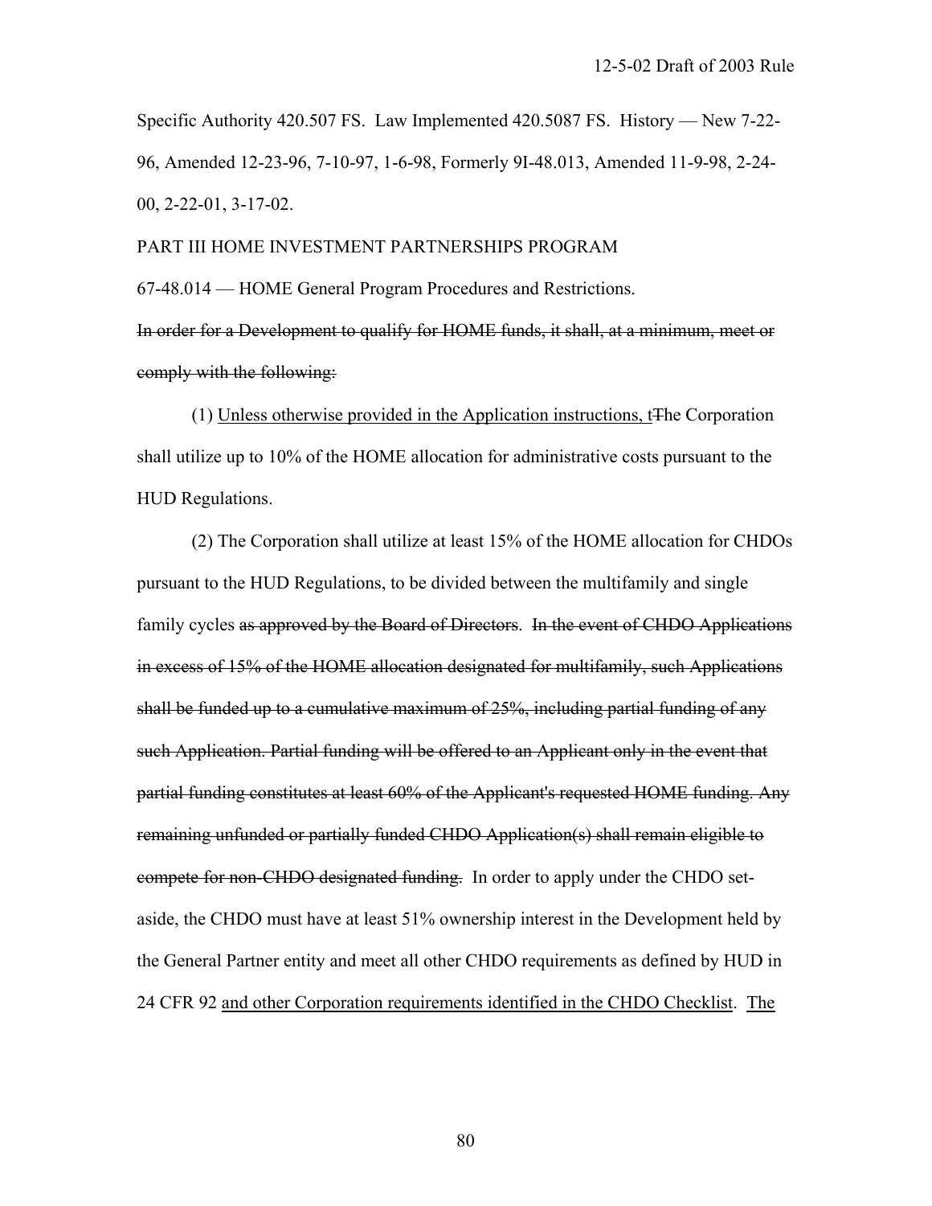Specific Authority 420.507 FS. Law Implemented 420.5087 FS. History — New 7-22-96, Amended 12-23-96, 7-10-97, 1-6-98, Formerly 9I-48.013, Amended 11-9-98, 2-24-00, 2-22-01, 3-17-02.

PART III HOME INVESTMENT PARTNERSHIPS PROGRAM

67-48.014 — HOME General Program Procedures and Restrictions.

~~In order for a Development to qualify for HOME funds, it shall, at a minimum, meet or comply with the following:~~

(1) <u>Unless otherwise provided in the Application instructions, t</u>~~T~~he Corporation shall utilize up to 10% of the HOME allocation for administrative costs pursuant to the HUD Regulations.

(2) The Corporation shall utilize at least 15% of the HOME allocation for CHDOs pursuant to the HUD Regulations, to be divided between the multifamily and single family cycles ~~as approved by the Board of Directors~~. ~~In the event of CHDO Applications in excess of 15% of the HOME allocation designated for multifamily, such Applications shall be funded up to a cumulative maximum of 25%, including partial funding of any such Application. Partial funding will be offered to an Applicant only in the event that partial funding constitutes at least 60% of the Applicant's requested HOME funding. Any remaining unfunded or partially funded CHDO Application(s) shall remain eligible to compete for non-CHDO designated funding.~~ In order to apply under the CHDO set-aside, the CHDO must have at least 51% ownership interest in the Development held by the General Partner entity and meet all other CHDO requirements as defined by HUD in 24 CFR 92 <u>and other Corporation requirements identified in the CHDO Checklist</u>. <u>The</u>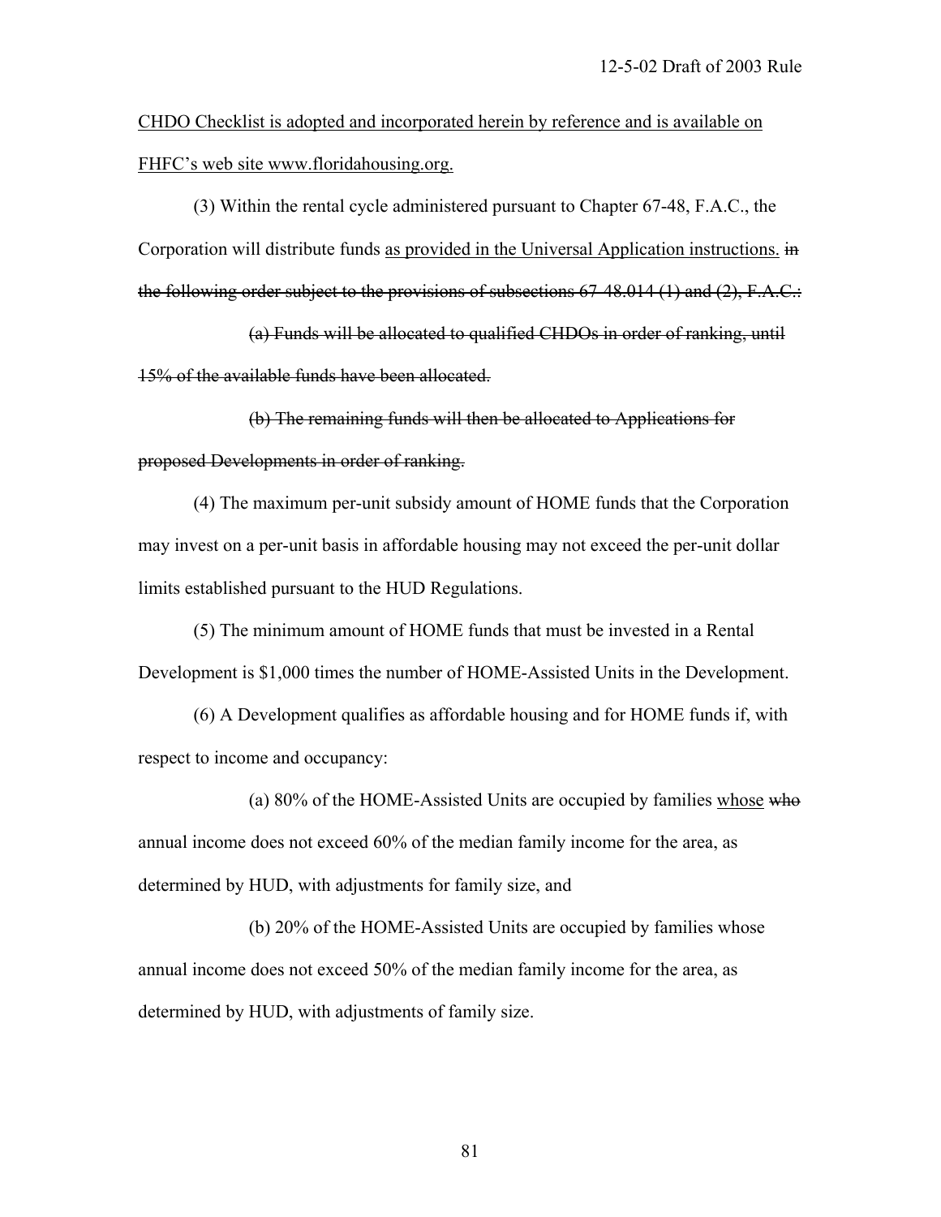CHDO Checklist is adopted and incorporated herein by reference and is available on FHFC's web site www.floridahousing.org.

(3) Within the rental cycle administered pursuant to Chapter 67-48, F.A.C., the Corporation will distribute funds as provided in the Universal Application instructions. ~~in the following order subject to the provisions of subsections 67-48.014 (1) and (2), F.A.C.:~~

~~(a) Funds will be allocated to qualified CHDOs in order of ranking, until 15% of the available funds have been allocated.~~

~~(b) The remaining funds will then be allocated to Applications for proposed Developments in order of ranking.~~

(4) The maximum per-unit subsidy amount of HOME funds that the Corporation may invest on a per-unit basis in affordable housing may not exceed the per-unit dollar limits established pursuant to the HUD Regulations.

(5) The minimum amount of HOME funds that must be invested in a Rental Development is $1,000 times the number of HOME-Assisted Units in the Development.

(6) A Development qualifies as affordable housing and for HOME funds if, with respect to income and occupancy:

(a) 80% of the HOME-Assisted Units are occupied by families whose ~~who~~ annual income does not exceed 60% of the median family income for the area, as determined by HUD, with adjustments for family size, and

(b) 20% of the HOME-Assisted Units are occupied by families whose annual income does not exceed 50% of the median family income for the area, as determined by HUD, with adjustments of family size.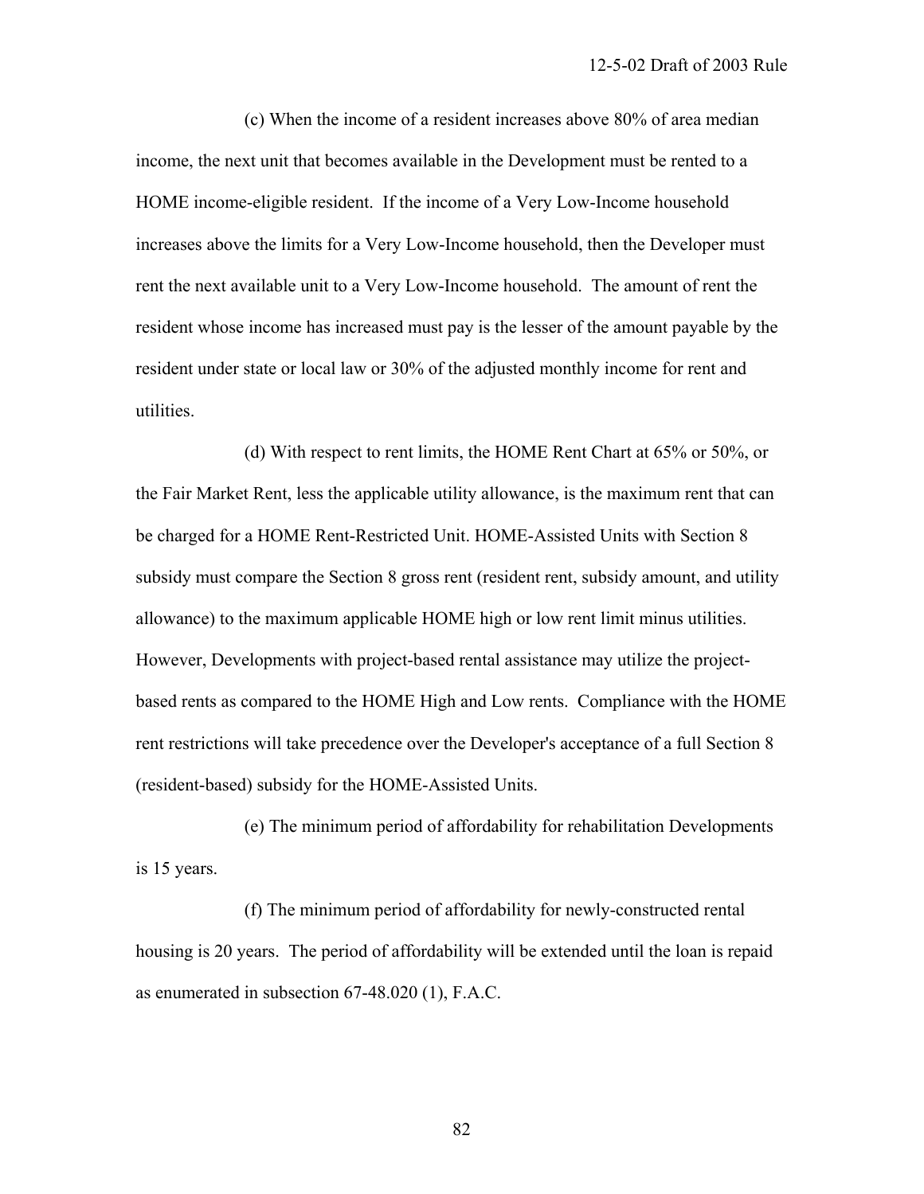(c) When the income of a resident increases above 80% of area median income, the next unit that becomes available in the Development must be rented to a HOME income-eligible resident. If the income of a Very Low-Income household increases above the limits for a Very Low-Income household, then the Developer must rent the next available unit to a Very Low-Income household. The amount of rent the resident whose income has increased must pay is the lesser of the amount payable by the resident under state or local law or 30% of the adjusted monthly income for rent and utilities.

(d) With respect to rent limits, the HOME Rent Chart at 65% or 50%, or the Fair Market Rent, less the applicable utility allowance, is the maximum rent that can be charged for a HOME Rent-Restricted Unit. HOME-Assisted Units with Section 8 subsidy must compare the Section 8 gross rent (resident rent, subsidy amount, and utility allowance) to the maximum applicable HOME high or low rent limit minus utilities. However, Developments with project-based rental assistance may utilize the project-based rents as compared to the HOME High and Low rents. Compliance with the HOME rent restrictions will take precedence over the Developer's acceptance of a full Section 8 (resident-based) subsidy for the HOME-Assisted Units.

(e) The minimum period of affordability for rehabilitation Developments is 15 years.

(f) The minimum period of affordability for newly-constructed rental housing is 20 years. The period of affordability will be extended until the loan is repaid as enumerated in subsection 67-48.020 (1), F.A.C.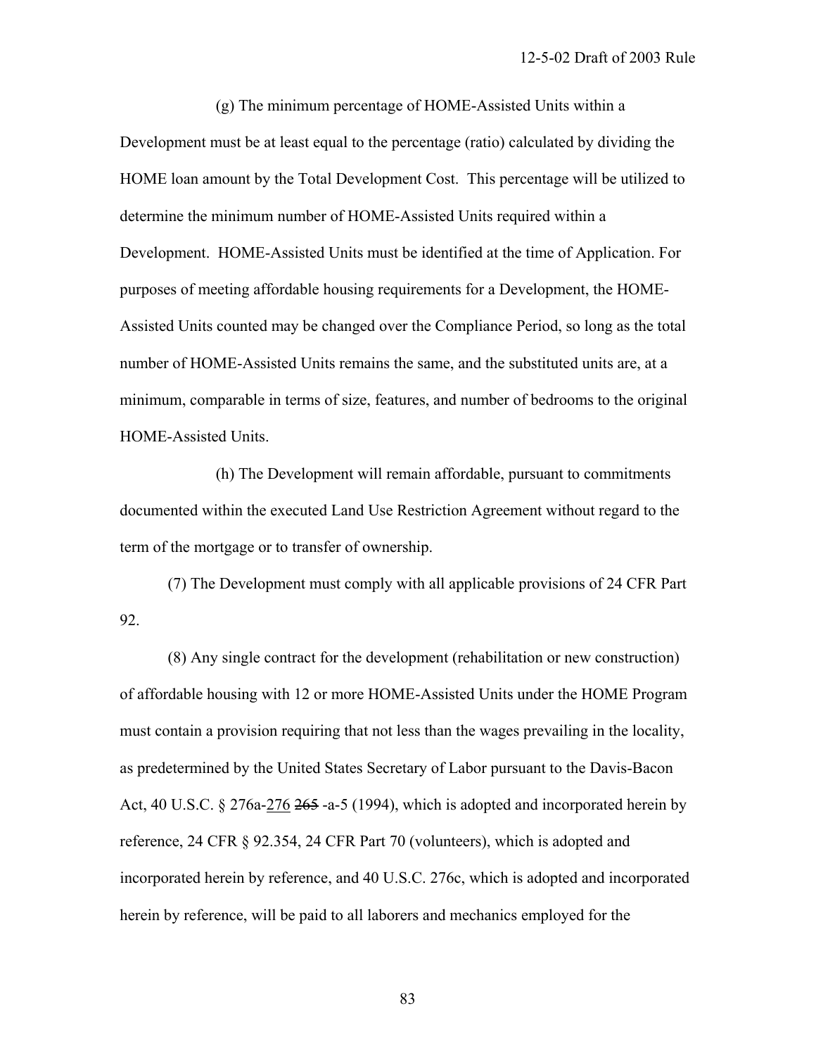(g) The minimum percentage of HOME-Assisted Units within a Development must be at least equal to the percentage (ratio) calculated by dividing the HOME loan amount by the Total Development Cost. This percentage will be utilized to determine the minimum number of HOME-Assisted Units required within a Development. HOME-Assisted Units must be identified at the time of Application. For purposes of meeting affordable housing requirements for a Development, the HOME-Assisted Units counted may be changed over the Compliance Period, so long as the total number of HOME-Assisted Units remains the same, and the substituted units are, at a minimum, comparable in terms of size, features, and number of bedrooms to the original HOME-Assisted Units.

(h) The Development will remain affordable, pursuant to commitments documented within the executed Land Use Restriction Agreement without regard to the term of the mortgage or to transfer of ownership.

(7) The Development must comply with all applicable provisions of 24 CFR Part 92.

(8) Any single contract for the development (rehabilitation or new construction) of affordable housing with 12 or more HOME-Assisted Units under the HOME Program must contain a provision requiring that not less than the wages prevailing in the locality, as predetermined by the United States Secretary of Labor pursuant to the Davis-Bacon Act, 40 U.S.C. § 276a-<u>276</u> ~~265~~ -a-5 (1994), which is adopted and incorporated herein by reference, 24 CFR § 92.354, 24 CFR Part 70 (volunteers), which is adopted and incorporated herein by reference, and 40 U.S.C. 276c, which is adopted and incorporated herein by reference, will be paid to all laborers and mechanics employed for the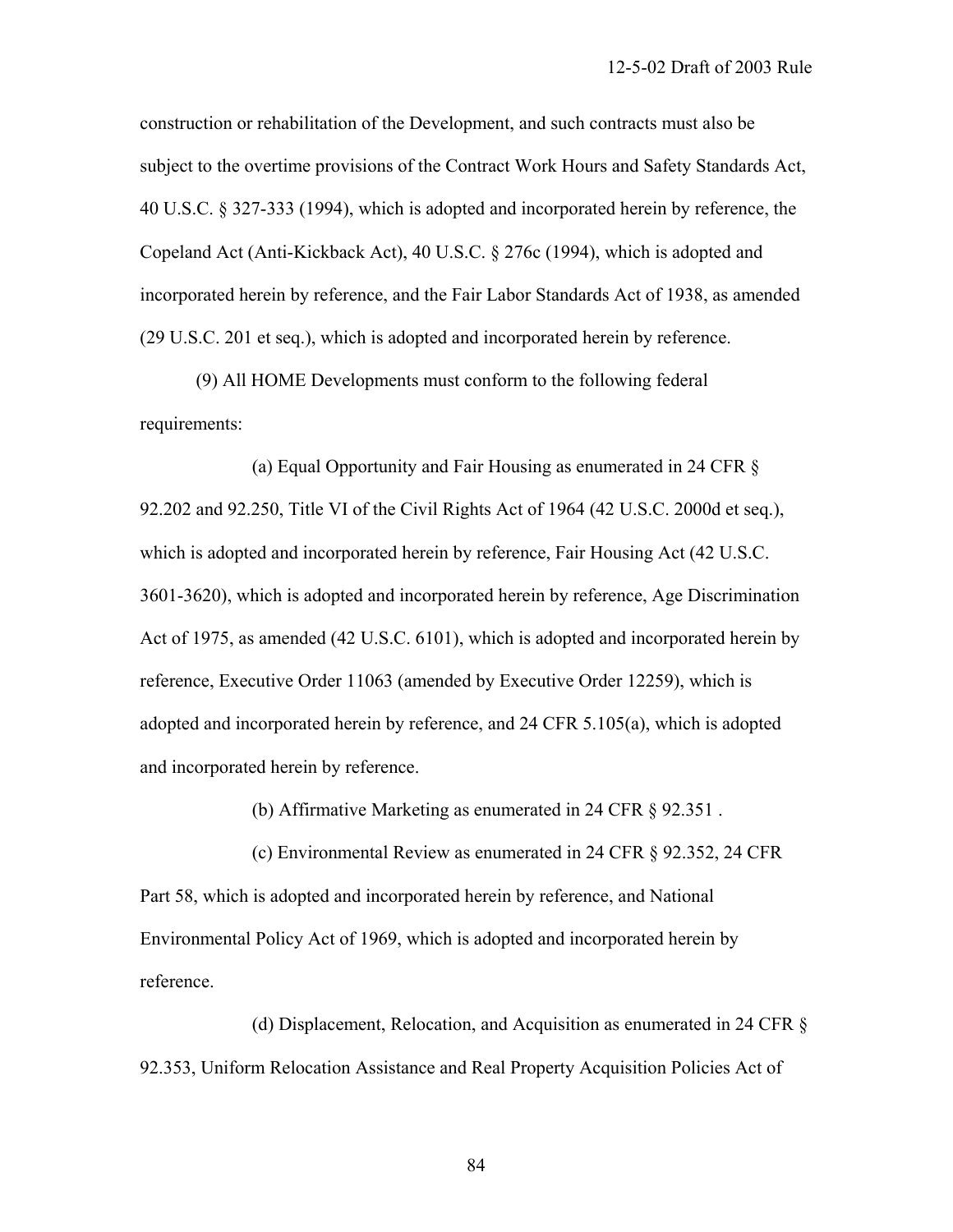construction or rehabilitation of the Development, and such contracts must also be subject to the overtime provisions of the Contract Work Hours and Safety Standards Act, 40 U.S.C. § 327-333 (1994), which is adopted and incorporated herein by reference, the Copeland Act (Anti-Kickback Act), 40 U.S.C. § 276c (1994), which is adopted and incorporated herein by reference, and the Fair Labor Standards Act of 1938, as amended (29 U.S.C. 201 et seq.), which is adopted and incorporated herein by reference.

(9) All HOME Developments must conform to the following federal requirements:

(a) Equal Opportunity and Fair Housing as enumerated in 24 CFR § 92.202 and 92.250, Title VI of the Civil Rights Act of 1964 (42 U.S.C. 2000d et seq.), which is adopted and incorporated herein by reference, Fair Housing Act (42 U.S.C. 3601-3620), which is adopted and incorporated herein by reference, Age Discrimination Act of 1975, as amended (42 U.S.C. 6101), which is adopted and incorporated herein by reference, Executive Order 11063 (amended by Executive Order 12259), which is adopted and incorporated herein by reference, and 24 CFR 5.105(a), which is adopted and incorporated herein by reference.

(b) Affirmative Marketing as enumerated in 24 CFR § 92.351 .

(c) Environmental Review as enumerated in 24 CFR § 92.352, 24 CFR Part 58, which is adopted and incorporated herein by reference, and National Environmental Policy Act of 1969, which is adopted and incorporated herein by reference.

(d) Displacement, Relocation, and Acquisition as enumerated in 24 CFR § 92.353, Uniform Relocation Assistance and Real Property Acquisition Policies Act of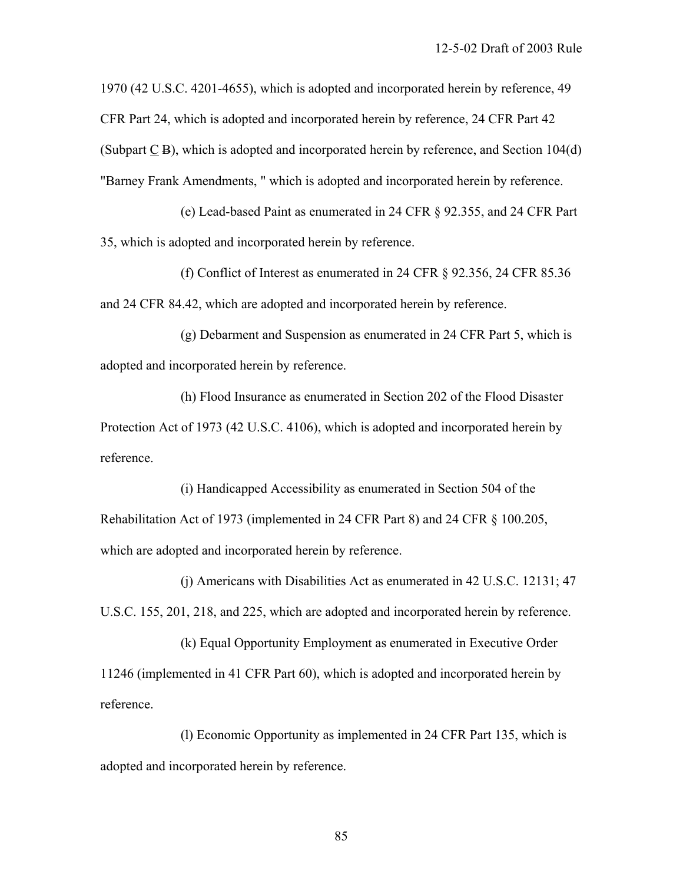1970 (42 U.S.C. 4201-4655), which is adopted and incorporated herein by reference, 49 CFR Part 24, which is adopted and incorporated herein by reference, 24 CFR Part 42 (Subpart <u>C</u> ~~B~~), which is adopted and incorporated herein by reference, and Section 104(d) "Barney Frank Amendments, " which is adopted and incorporated herein by reference.

(e) Lead-based Paint as enumerated in 24 CFR § 92.355, and 24 CFR Part 35, which is adopted and incorporated herein by reference.

(f) Conflict of Interest as enumerated in 24 CFR § 92.356, 24 CFR 85.36 and 24 CFR 84.42, which are adopted and incorporated herein by reference.

(g) Debarment and Suspension as enumerated in 24 CFR Part 5, which is adopted and incorporated herein by reference.

(h) Flood Insurance as enumerated in Section 202 of the Flood Disaster Protection Act of 1973 (42 U.S.C. 4106), which is adopted and incorporated herein by reference.

(i) Handicapped Accessibility as enumerated in Section 504 of the Rehabilitation Act of 1973 (implemented in 24 CFR Part 8) and 24 CFR § 100.205, which are adopted and incorporated herein by reference.

(j) Americans with Disabilities Act as enumerated in 42 U.S.C. 12131; 47 U.S.C. 155, 201, 218, and 225, which are adopted and incorporated herein by reference.

(k) Equal Opportunity Employment as enumerated in Executive Order 11246 (implemented in 41 CFR Part 60), which is adopted and incorporated herein by reference.

(l) Economic Opportunity as implemented in 24 CFR Part 135, which is adopted and incorporated herein by reference.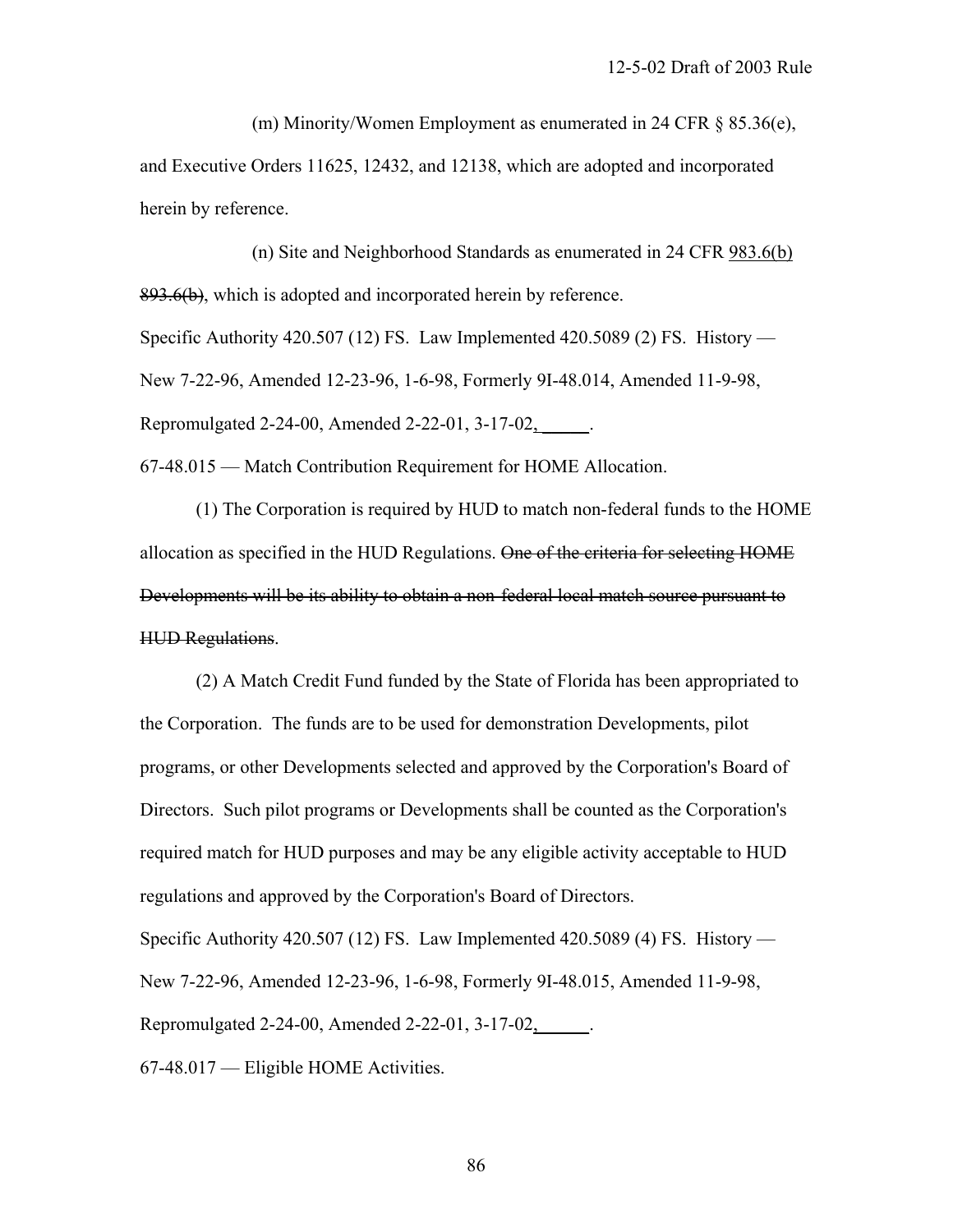(m) Minority/Women Employment as enumerated in 24 CFR § 85.36(e), and Executive Orders 11625, 12432, and 12138, which are adopted and incorporated herein by reference.

(n) Site and Neighborhood Standards as enumerated in 24 CFR <u>983.6(b)</u> ~~893.6(b)~~, which is adopted and incorporated herein by reference.

Specific Authority 420.507 (12) FS. Law Implemented 420.5089 (2) FS. History — New 7-22-96, Amended 12-23-96, 1-6-98, Formerly 9I-48.014, Amended 11-9-98, Repromulgated 2-24-00, Amended 2-22-01, 3-17-02<u>, \_\_\_\_\_</u>.

67-48.015 — Match Contribution Requirement for HOME Allocation.

(1) The Corporation is required by HUD to match non-federal funds to the HOME allocation as specified in the HUD Regulations. ~~One of the criteria for selecting HOME Developments will be its ability to obtain a non-federal local match source pursuant to HUD Regulations~~.

(2) A Match Credit Fund funded by the State of Florida has been appropriated to the Corporation. The funds are to be used for demonstration Developments, pilot programs, or other Developments selected and approved by the Corporation's Board of Directors. Such pilot programs or Developments shall be counted as the Corporation's required match for HUD purposes and may be any eligible activity acceptable to HUD regulations and approved by the Corporation's Board of Directors.

Specific Authority 420.507 (12) FS. Law Implemented 420.5089 (4) FS. History — New 7-22-96, Amended 12-23-96, 1-6-98, Formerly 9I-48.015, Amended 11-9-98, Repromulgated 2-24-00, Amended 2-22-01, 3-17-02<u>, \_\_\_\_\_</u>.

67-48.017 — Eligible HOME Activities.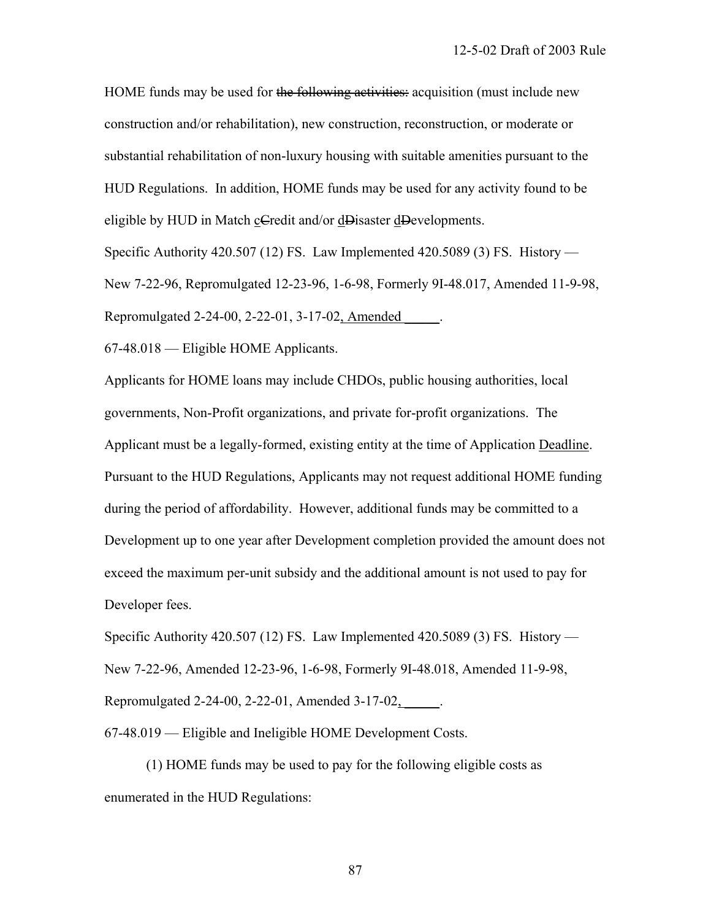HOME funds may be used for ~~the following activities:~~ acquisition (must include new construction and/or rehabilitation), new construction, reconstruction, or moderate or substantial rehabilitation of non-luxury housing with suitable amenities pursuant to the HUD Regulations. In addition, HOME funds may be used for any activity found to be eligible by HUD in Match <u>c</u>~~C~~redit and/or <u>d</u>~~D~~isaster <u>d</u>~~D~~evelopments.

Specific Authority 420.507 (12) FS. Law Implemented 420.5089 (3) FS. History — New 7-22-96, Repromulgated 12-23-96, 1-6-98, Formerly 9I-48.017, Amended 11-9-98, Repromulgated 2-24-00, 2-22-01, 3-17-02<u>, Amended _____</u>.

67-48.018 — Eligible HOME Applicants.

Applicants for HOME loans may include CHDOs, public housing authorities, local governments, Non-Profit organizations, and private for-profit organizations. The Applicant must be a legally-formed, existing entity at the time of Application <u>Deadline</u>. Pursuant to the HUD Regulations, Applicants may not request additional HOME funding during the period of affordability. However, additional funds may be committed to a Development up to one year after Development completion provided the amount does not exceed the maximum per-unit subsidy and the additional amount is not used to pay for Developer fees.

Specific Authority 420.507 (12) FS. Law Implemented 420.5089 (3) FS. History — New 7-22-96, Amended 12-23-96, 1-6-98, Formerly 9I-48.018, Amended 11-9-98, Repromulgated 2-24-00, 2-22-01, Amended 3-17-02<u>, _____</u>.

67-48.019 — Eligible and Ineligible HOME Development Costs.

(1) HOME funds may be used to pay for the following eligible costs as enumerated in the HUD Regulations: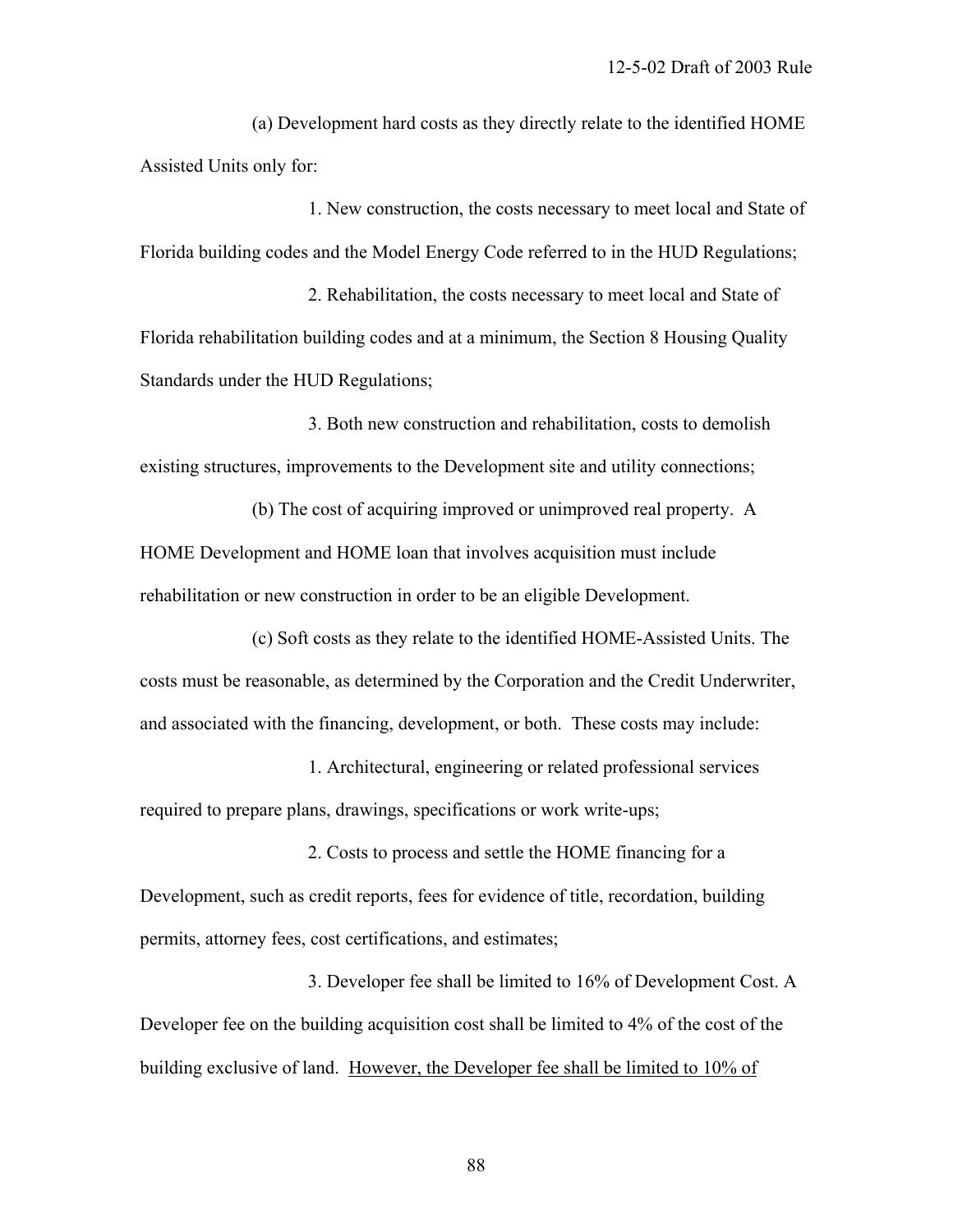(a) Development hard costs as they directly relate to the identified HOME Assisted Units only for:

1. New construction, the costs necessary to meet local and State of Florida building codes and the Model Energy Code referred to in the HUD Regulations;

2. Rehabilitation, the costs necessary to meet local and State of Florida rehabilitation building codes and at a minimum, the Section 8 Housing Quality Standards under the HUD Regulations;

3. Both new construction and rehabilitation, costs to demolish existing structures, improvements to the Development site and utility connections;

(b) The cost of acquiring improved or unimproved real property. A HOME Development and HOME loan that involves acquisition must include rehabilitation or new construction in order to be an eligible Development.

(c) Soft costs as they relate to the identified HOME-Assisted Units. The costs must be reasonable, as determined by the Corporation and the Credit Underwriter, and associated with the financing, development, or both. These costs may include:

1. Architectural, engineering or related professional services required to prepare plans, drawings, specifications or work write-ups;

2. Costs to process and settle the HOME financing for a Development, such as credit reports, fees for evidence of title, recordation, building permits, attorney fees, cost certifications, and estimates;

3. Developer fee shall be limited to 16% of Development Cost. A Developer fee on the building acquisition cost shall be limited to 4% of the cost of the building exclusive of land. <u>However, the Developer fee shall be limited to 10% of</u>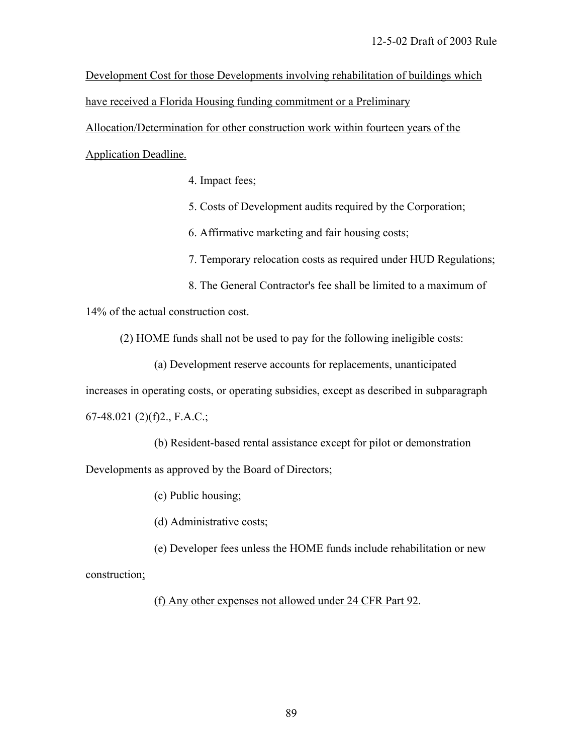Development Cost for those Developments involving rehabilitation of buildings which have received a Florida Housing funding commitment or a Preliminary Allocation/Determination for other construction work within fourteen years of the Application Deadline.

4. Impact fees;

5. Costs of Development audits required by the Corporation;

6. Affirmative marketing and fair housing costs;

7. Temporary relocation costs as required under HUD Regulations;

8. The General Contractor's fee shall be limited to a maximum of 14% of the actual construction cost.

(2) HOME funds shall not be used to pay for the following ineligible costs:

(a) Development reserve accounts for replacements, unanticipated increases in operating costs, or operating subsidies, except as described in subparagraph 67-48.021 (2)(f)2., F.A.C.;

(b) Resident-based rental assistance except for pilot or demonstration Developments as approved by the Board of Directors;

(c) Public housing;

(d) Administrative costs;

(e) Developer fees unless the HOME funds include rehabilitation or new construction;

(f) Any other expenses not allowed under 24 CFR Part 92.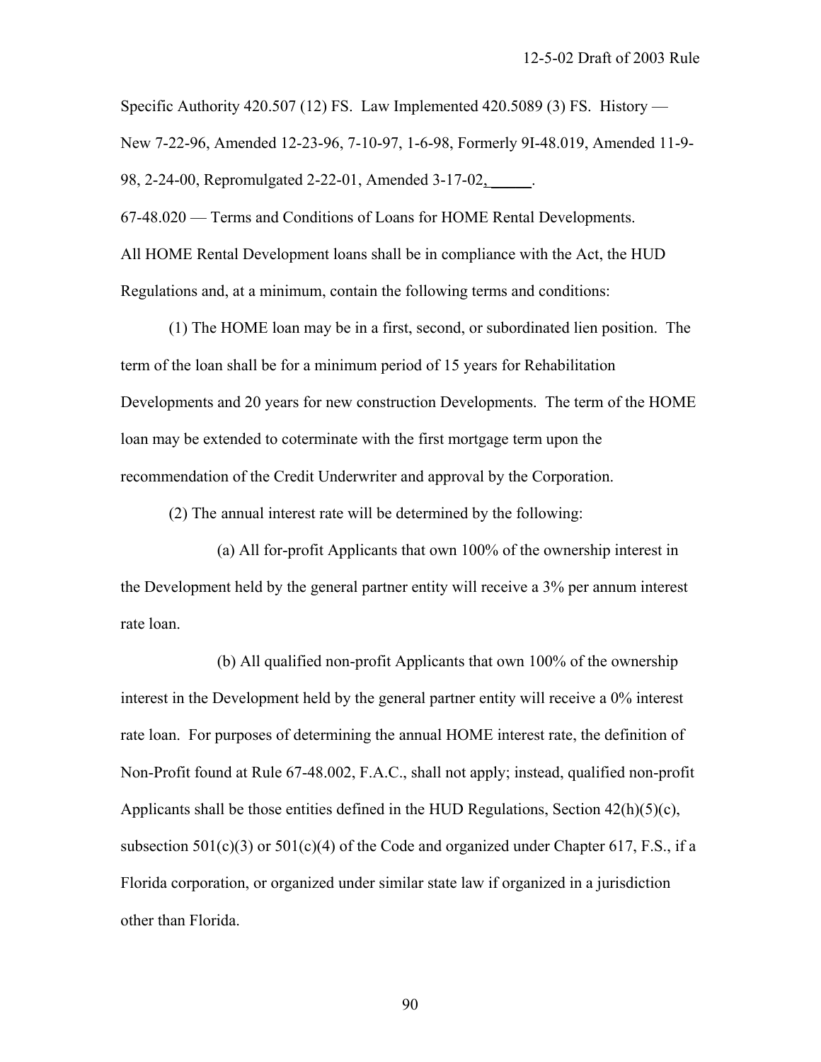Specific Authority 420.507 (12) FS. Law Implemented 420.5089 (3) FS. History — New 7-22-96, Amended 12-23-96, 7-10-97, 1-6-98, Formerly 9I-48.019, Amended 11-9-98, 2-24-00, Repromulgated 2-22-01, Amended 3-17-02, \_\_\_\_\_.

67-48.020 — Terms and Conditions of Loans for HOME Rental Developments.

All HOME Rental Development loans shall be in compliance with the Act, the HUD Regulations and, at a minimum, contain the following terms and conditions:

(1) The HOME loan may be in a first, second, or subordinated lien position. The term of the loan shall be for a minimum period of 15 years for Rehabilitation Developments and 20 years for new construction Developments. The term of the HOME loan may be extended to coterminate with the first mortgage term upon the recommendation of the Credit Underwriter and approval by the Corporation.

(2) The annual interest rate will be determined by the following:

(a) All for-profit Applicants that own 100% of the ownership interest in the Development held by the general partner entity will receive a 3% per annum interest rate loan.

(b) All qualified non-profit Applicants that own 100% of the ownership interest in the Development held by the general partner entity will receive a 0% interest rate loan. For purposes of determining the annual HOME interest rate, the definition of Non-Profit found at Rule 67-48.002, F.A.C., shall not apply; instead, qualified non-profit Applicants shall be those entities defined in the HUD Regulations, Section 42(h)(5)(c), subsection 501(c)(3) or 501(c)(4) of the Code and organized under Chapter 617, F.S., if a Florida corporation, or organized under similar state law if organized in a jurisdiction other than Florida.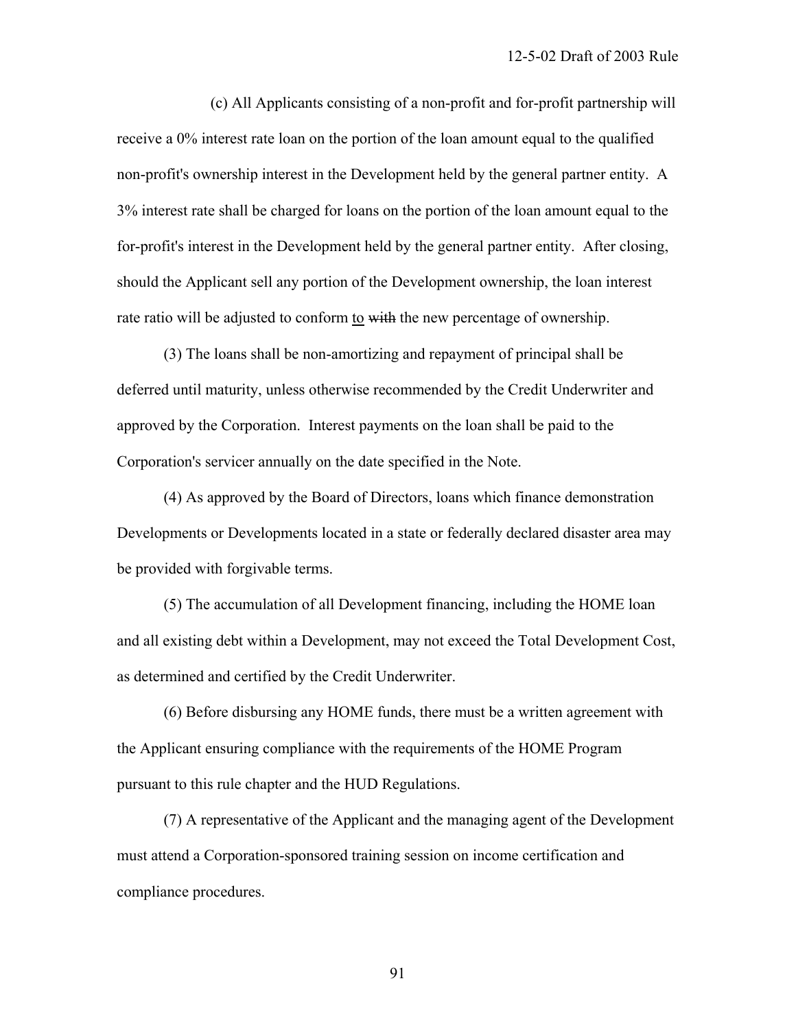(c) All Applicants consisting of a non-profit and for-profit partnership will receive a 0% interest rate loan on the portion of the loan amount equal to the qualified non-profit's ownership interest in the Development held by the general partner entity. A 3% interest rate shall be charged for loans on the portion of the loan amount equal to the for-profit's interest in the Development held by the general partner entity. After closing, should the Applicant sell any portion of the Development ownership, the loan interest rate ratio will be adjusted to conform <u>to</u> ~~with~~ the new percentage of ownership.

(3) The loans shall be non-amortizing and repayment of principal shall be deferred until maturity, unless otherwise recommended by the Credit Underwriter and approved by the Corporation. Interest payments on the loan shall be paid to the Corporation's servicer annually on the date specified in the Note.

(4) As approved by the Board of Directors, loans which finance demonstration Developments or Developments located in a state or federally declared disaster area may be provided with forgivable terms.

(5) The accumulation of all Development financing, including the HOME loan and all existing debt within a Development, may not exceed the Total Development Cost, as determined and certified by the Credit Underwriter.

(6) Before disbursing any HOME funds, there must be a written agreement with the Applicant ensuring compliance with the requirements of the HOME Program pursuant to this rule chapter and the HUD Regulations.

(7) A representative of the Applicant and the managing agent of the Development must attend a Corporation-sponsored training session on income certification and compliance procedures.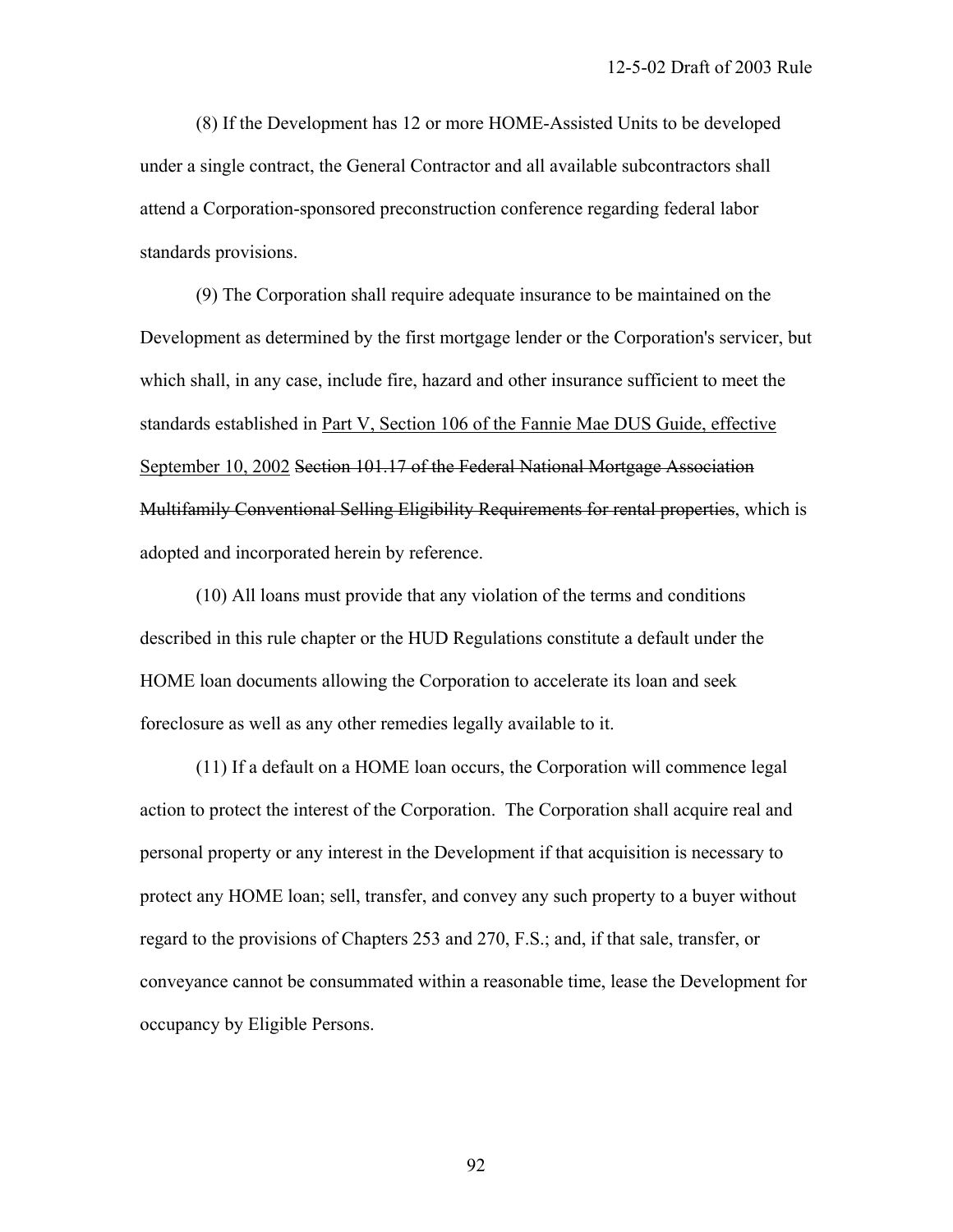(8) If the Development has 12 or more HOME-Assisted Units to be developed under a single contract, the General Contractor and all available subcontractors shall attend a Corporation-sponsored preconstruction conference regarding federal labor standards provisions.

(9) The Corporation shall require adequate insurance to be maintained on the Development as determined by the first mortgage lender or the Corporation's servicer, but which shall, in any case, include fire, hazard and other insurance sufficient to meet the standards established in <u>Part V, Section 106 of the Fannie Mae DUS Guide, effective September 10, 2002</u> ~~Section 101.17 of the Federal National Mortgage Association Multifamily Conventional Selling Eligibility Requirements for rental properties~~, which is adopted and incorporated herein by reference.

(10) All loans must provide that any violation of the terms and conditions described in this rule chapter or the HUD Regulations constitute a default under the HOME loan documents allowing the Corporation to accelerate its loan and seek foreclosure as well as any other remedies legally available to it.

(11) If a default on a HOME loan occurs, the Corporation will commence legal action to protect the interest of the Corporation. The Corporation shall acquire real and personal property or any interest in the Development if that acquisition is necessary to protect any HOME loan; sell, transfer, and convey any such property to a buyer without regard to the provisions of Chapters 253 and 270, F.S.; and, if that sale, transfer, or conveyance cannot be consummated within a reasonable time, lease the Development for occupancy by Eligible Persons.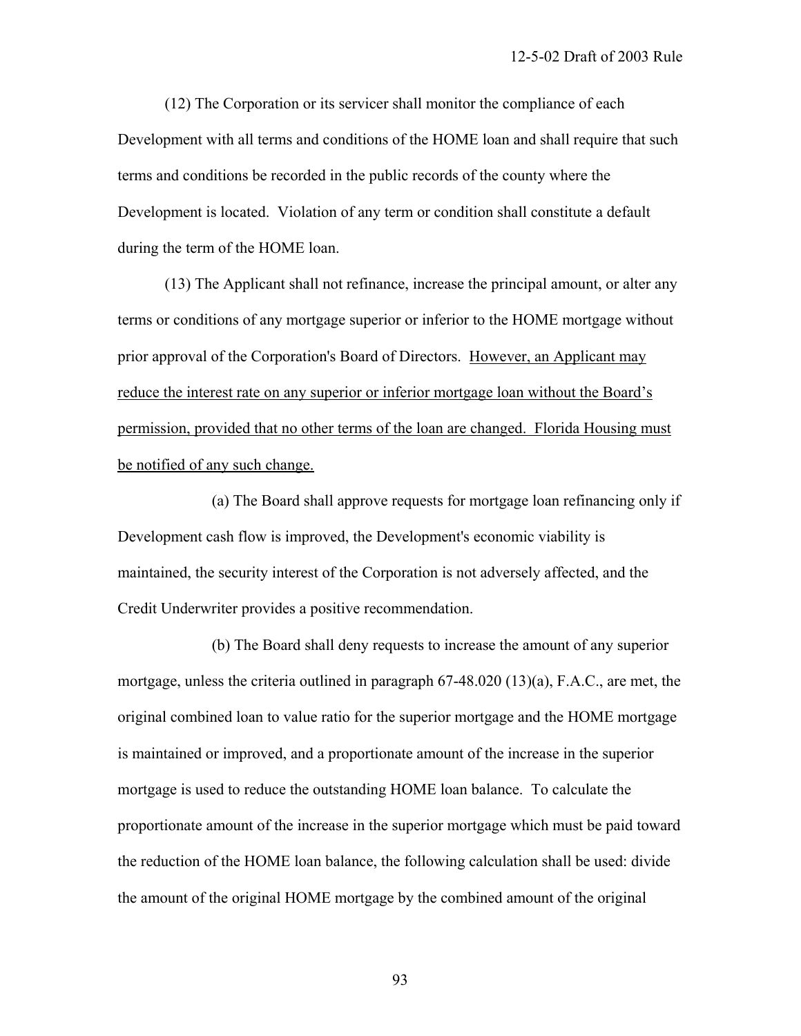(12) The Corporation or its servicer shall monitor the compliance of each Development with all terms and conditions of the HOME loan and shall require that such terms and conditions be recorded in the public records of the county where the Development is located. Violation of any term or condition shall constitute a default during the term of the HOME loan.

(13) The Applicant shall not refinance, increase the principal amount, or alter any terms or conditions of any mortgage superior or inferior to the HOME mortgage without prior approval of the Corporation's Board of Directors. <u>However, an Applicant may reduce the interest rate on any superior or inferior mortgage loan without the Board's permission, provided that no other terms of the loan are changed. Florida Housing must be notified of any such change.</u>

(a) The Board shall approve requests for mortgage loan refinancing only if Development cash flow is improved, the Development's economic viability is maintained, the security interest of the Corporation is not adversely affected, and the Credit Underwriter provides a positive recommendation.

(b) The Board shall deny requests to increase the amount of any superior mortgage, unless the criteria outlined in paragraph 67-48.020 (13)(a), F.A.C., are met, the original combined loan to value ratio for the superior mortgage and the HOME mortgage is maintained or improved, and a proportionate amount of the increase in the superior mortgage is used to reduce the outstanding HOME loan balance. To calculate the proportionate amount of the increase in the superior mortgage which must be paid toward the reduction of the HOME loan balance, the following calculation shall be used: divide the amount of the original HOME mortgage by the combined amount of the original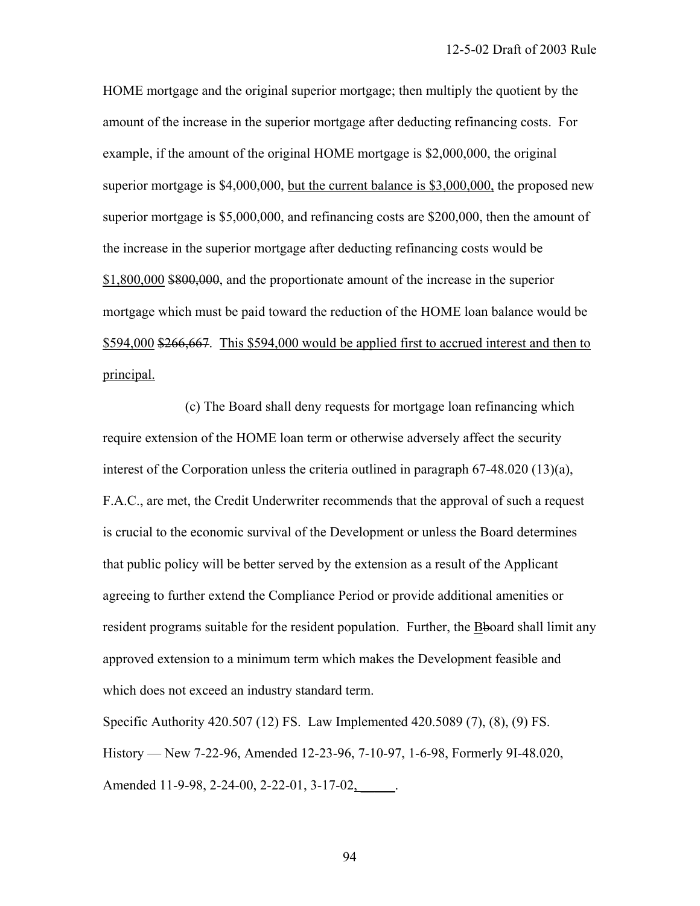HOME mortgage and the original superior mortgage; then multiply the quotient by the amount of the increase in the superior mortgage after deducting refinancing costs. For example, if the amount of the original HOME mortgage is $2,000,000, the original superior mortgage is $4,000,000, <u>but the current balance is $3,000,000,</u> the proposed new superior mortgage is $5,000,000, and refinancing costs are $200,000, then the amount of the increase in the superior mortgage after deducting refinancing costs would be <u>$1,800,000</u> ~~$800,000~~, and the proportionate amount of the increase in the superior mortgage which must be paid toward the reduction of the HOME loan balance would be <u>$594,000</u> ~~$266,667~~. <u>This $594,000 would be applied first to accrued interest and then to principal.</u>

(c) The Board shall deny requests for mortgage loan refinancing which require extension of the HOME loan term or otherwise adversely affect the security interest of the Corporation unless the criteria outlined in paragraph 67-48.020 (13)(a), F.A.C., are met, the Credit Underwriter recommends that the approval of such a request is crucial to the economic survival of the Development or unless the Board determines that public policy will be better served by the extension as a result of the Applicant agreeing to further extend the Compliance Period or provide additional amenities or resident programs suitable for the resident population. Further, the <u>B</u>~~b~~oard shall limit any approved extension to a minimum term which makes the Development feasible and which does not exceed an industry standard term.

Specific Authority 420.507 (12) FS. Law Implemented 420.5089 (7), (8), (9) FS. History — New 7-22-96, Amended 12-23-96, 7-10-97, 1-6-98, Formerly 9I-48.020, Amended 11-9-98, 2-24-00, 2-22-01, 3-17-02<u>, \_\_\_\_\_</u>.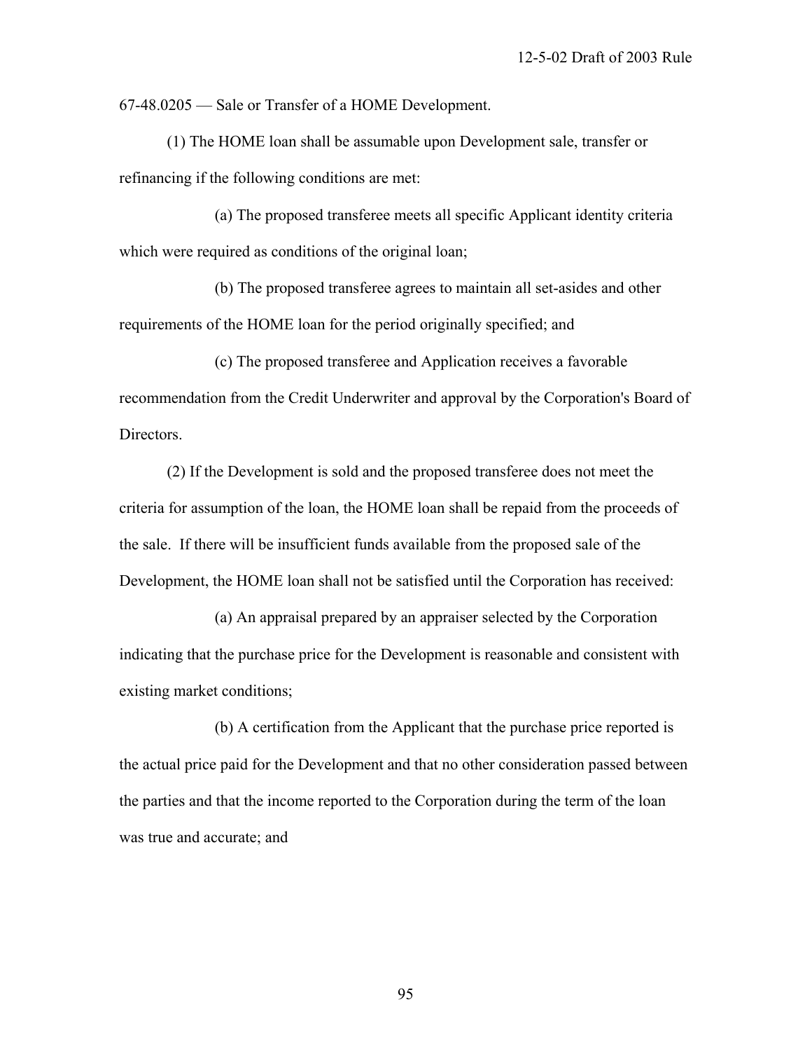67-48.0205 — Sale or Transfer of a HOME Development.

(1) The HOME loan shall be assumable upon Development sale, transfer or refinancing if the following conditions are met:

(a) The proposed transferee meets all specific Applicant identity criteria which were required as conditions of the original loan;

(b) The proposed transferee agrees to maintain all set-asides and other requirements of the HOME loan for the period originally specified; and

(c) The proposed transferee and Application receives a favorable recommendation from the Credit Underwriter and approval by the Corporation's Board of Directors.

(2) If the Development is sold and the proposed transferee does not meet the criteria for assumption of the loan, the HOME loan shall be repaid from the proceeds of the sale. If there will be insufficient funds available from the proposed sale of the Development, the HOME loan shall not be satisfied until the Corporation has received:

(a) An appraisal prepared by an appraiser selected by the Corporation indicating that the purchase price for the Development is reasonable and consistent with existing market conditions;

(b) A certification from the Applicant that the purchase price reported is the actual price paid for the Development and that no other consideration passed between the parties and that the income reported to the Corporation during the term of the loan was true and accurate; and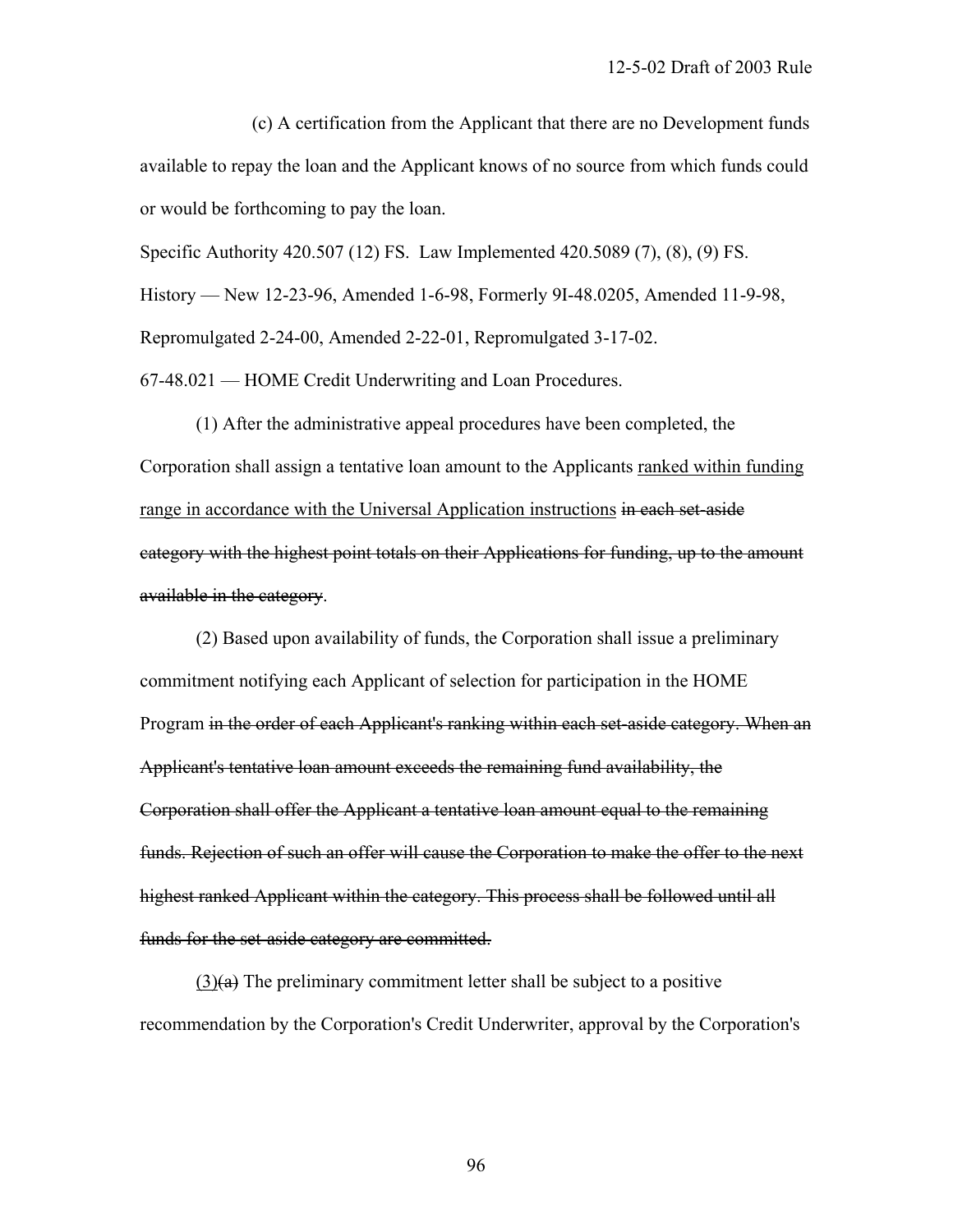(c) A certification from the Applicant that there are no Development funds available to repay the loan and the Applicant knows of no source from which funds could or would be forthcoming to pay the loan.

Specific Authority 420.507 (12) FS. Law Implemented 420.5089 (7), (8), (9) FS. History — New 12-23-96, Amended 1-6-98, Formerly 9I-48.0205, Amended 11-9-98, Repromulgated 2-24-00, Amended 2-22-01, Repromulgated 3-17-02.

67-48.021 — HOME Credit Underwriting and Loan Procedures.

(1) After the administrative appeal procedures have been completed, the Corporation shall assign a tentative loan amount to the Applicants <u>ranked within funding range in accordance with the Universal Application instructions</u> ~~in each set-aside category with the highest point totals on their Applications for funding, up to the amount available in the category~~.

(2) Based upon availability of funds, the Corporation shall issue a preliminary commitment notifying each Applicant of selection for participation in the HOME Program ~~in the order of each Applicant's ranking within each set-aside category. When an Applicant's tentative loan amount exceeds the remaining fund availability, the Corporation shall offer the Applicant a tentative loan amount equal to the remaining funds. Rejection of such an offer will cause the Corporation to make the offer to the next highest ranked Applicant within the category. This process shall be followed until all funds for the set-aside category are committed.~~

<u>(3)</u>~~(a)~~ The preliminary commitment letter shall be subject to a positive recommendation by the Corporation's Credit Underwriter, approval by the Corporation's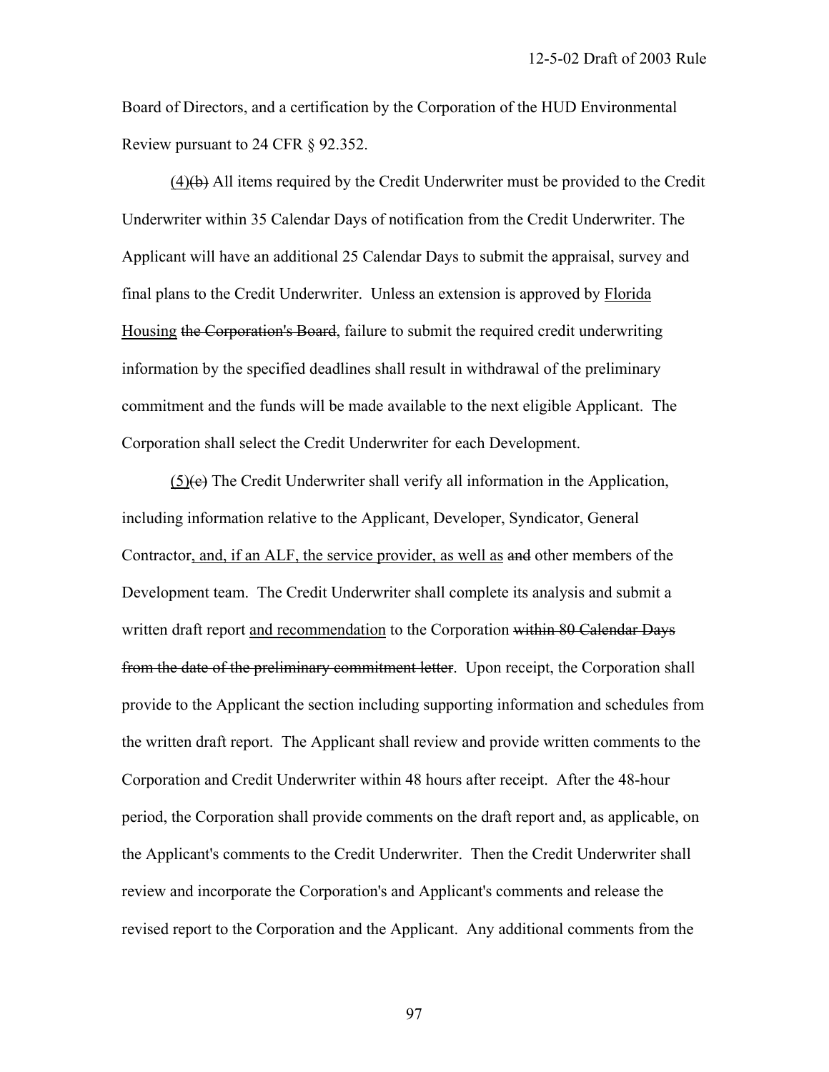Board of Directors, and a certification by the Corporation of the HUD Environmental Review pursuant to 24 CFR § 92.352.

<u>(4)</u>~~(b)~~ All items required by the Credit Underwriter must be provided to the Credit Underwriter within 35 Calendar Days of notification from the Credit Underwriter. The Applicant will have an additional 25 Calendar Days to submit the appraisal, survey and final plans to the Credit Underwriter. Unless an extension is approved by <u>Florida Housing</u> ~~the Corporation's Board~~, failure to submit the required credit underwriting information by the specified deadlines shall result in withdrawal of the preliminary commitment and the funds will be made available to the next eligible Applicant. The Corporation shall select the Credit Underwriter for each Development.

<u>(5)</u>~~(c)~~ The Credit Underwriter shall verify all information in the Application, including information relative to the Applicant, Developer, Syndicator, General Contractor<u>, and, if an ALF, the service provider, as well as</u> ~~and~~ other members of the Development team. The Credit Underwriter shall complete its analysis and submit a written draft report <u>and recommendation</u> to the Corporation ~~within 80 Calendar Days from the date of the preliminary commitment letter~~. Upon receipt, the Corporation shall provide to the Applicant the section including supporting information and schedules from the written draft report. The Applicant shall review and provide written comments to the Corporation and Credit Underwriter within 48 hours after receipt. After the 48-hour period, the Corporation shall provide comments on the draft report and, as applicable, on the Applicant's comments to the Credit Underwriter. Then the Credit Underwriter shall review and incorporate the Corporation's and Applicant's comments and release the revised report to the Corporation and the Applicant. Any additional comments from the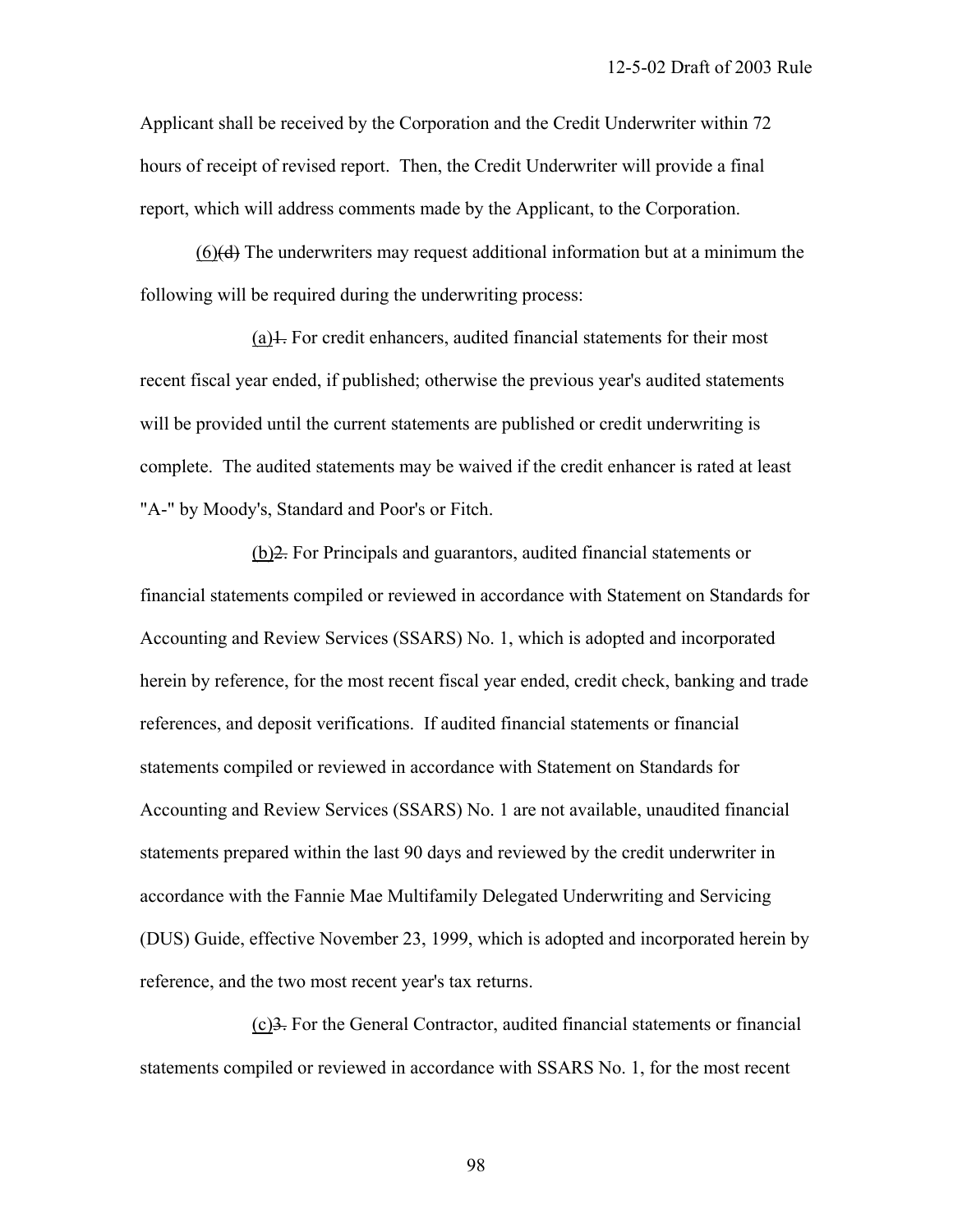Applicant shall be received by the Corporation and the Credit Underwriter within 72 hours of receipt of revised report. Then, the Credit Underwriter will provide a final report, which will address comments made by the Applicant, to the Corporation.

<u>(6)</u>~~(d)~~ The underwriters may request additional information but at a minimum the following will be required during the underwriting process:

<u>(a)</u>~~1.~~ For credit enhancers, audited financial statements for their most recent fiscal year ended, if published; otherwise the previous year's audited statements will be provided until the current statements are published or credit underwriting is complete. The audited statements may be waived if the credit enhancer is rated at least "A-" by Moody's, Standard and Poor's or Fitch.

<u>(b)</u>~~2.~~ For Principals and guarantors, audited financial statements or financial statements compiled or reviewed in accordance with Statement on Standards for Accounting and Review Services (SSARS) No. 1, which is adopted and incorporated herein by reference, for the most recent fiscal year ended, credit check, banking and trade references, and deposit verifications. If audited financial statements or financial statements compiled or reviewed in accordance with Statement on Standards for Accounting and Review Services (SSARS) No. 1 are not available, unaudited financial statements prepared within the last 90 days and reviewed by the credit underwriter in accordance with the Fannie Mae Multifamily Delegated Underwriting and Servicing (DUS) Guide, effective November 23, 1999, which is adopted and incorporated herein by reference, and the two most recent year's tax returns.

<u>(c)</u>~~3.~~ For the General Contractor, audited financial statements or financial statements compiled or reviewed in accordance with SSARS No. 1, for the most recent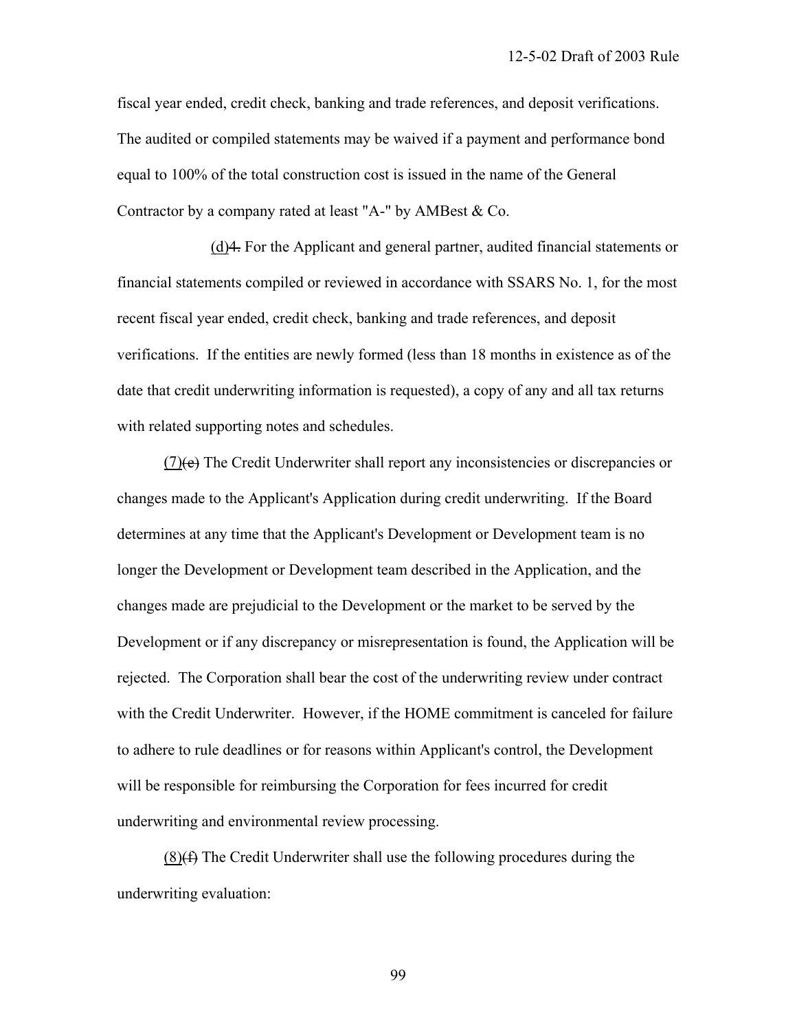fiscal year ended, credit check, banking and trade references, and deposit verifications. The audited or compiled statements may be waived if a payment and performance bond equal to 100% of the total construction cost is issued in the name of the General Contractor by a company rated at least "A-" by AMBest & Co.

(d)~~4.~~ For the Applicant and general partner, audited financial statements or financial statements compiled or reviewed in accordance with SSARS No. 1, for the most recent fiscal year ended, credit check, banking and trade references, and deposit verifications. If the entities are newly formed (less than 18 months in existence as of the date that credit underwriting information is requested), a copy of any and all tax returns with related supporting notes and schedules.

(7)~~(e)~~ The Credit Underwriter shall report any inconsistencies or discrepancies or changes made to the Applicant's Application during credit underwriting. If the Board determines at any time that the Applicant's Development or Development team is no longer the Development or Development team described in the Application, and the changes made are prejudicial to the Development or the market to be served by the Development or if any discrepancy or misrepresentation is found, the Application will be rejected. The Corporation shall bear the cost of the underwriting review under contract with the Credit Underwriter. However, if the HOME commitment is canceled for failure to adhere to rule deadlines or for reasons within Applicant's control, the Development will be responsible for reimbursing the Corporation for fees incurred for credit underwriting and environmental review processing.

(8)~~(f)~~ The Credit Underwriter shall use the following procedures during the underwriting evaluation: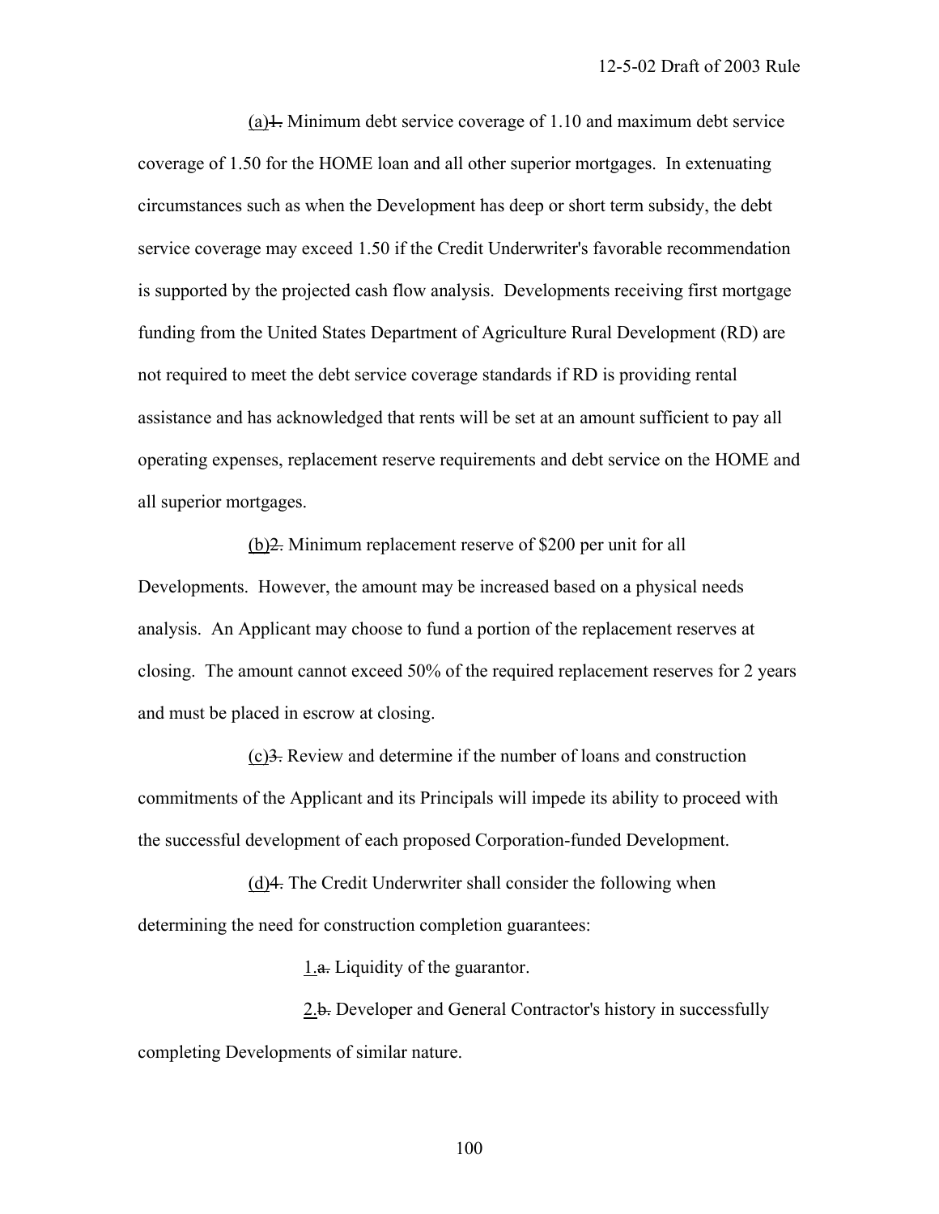(a)~~1.~~ Minimum debt service coverage of 1.10 and maximum debt service coverage of 1.50 for the HOME loan and all other superior mortgages. In extenuating circumstances such as when the Development has deep or short term subsidy, the debt service coverage may exceed 1.50 if the Credit Underwriter's favorable recommendation is supported by the projected cash flow analysis. Developments receiving first mortgage funding from the United States Department of Agriculture Rural Development (RD) are not required to meet the debt service coverage standards if RD is providing rental assistance and has acknowledged that rents will be set at an amount sufficient to pay all operating expenses, replacement reserve requirements and debt service on the HOME and all superior mortgages.

(b)~~2.~~ Minimum replacement reserve of $200 per unit for all Developments. However, the amount may be increased based on a physical needs analysis. An Applicant may choose to fund a portion of the replacement reserves at closing. The amount cannot exceed 50% of the required replacement reserves for 2 years and must be placed in escrow at closing.

(c)~~3.~~ Review and determine if the number of loans and construction commitments of the Applicant and its Principals will impede its ability to proceed with the successful development of each proposed Corporation-funded Development.

(d)~~4.~~ The Credit Underwriter shall consider the following when determining the need for construction completion guarantees:

1.~~a.~~ Liquidity of the guarantor.

2.~~b.~~ Developer and General Contractor's history in successfully completing Developments of similar nature.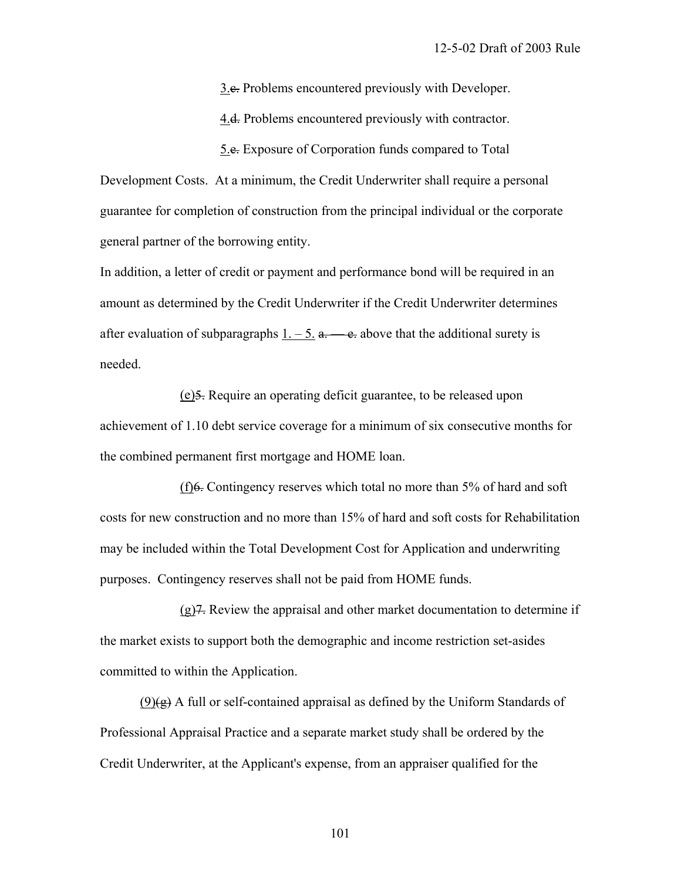3.~~c.~~ Problems encountered previously with Developer.

4.~~d.~~ Problems encountered previously with contractor.

5.~~e.~~ Exposure of Corporation funds compared to Total Development Costs. At a minimum, the Credit Underwriter shall require a personal guarantee for completion of construction from the principal individual or the corporate general partner of the borrowing entity.

In addition, a letter of credit or payment and performance bond will be required in an amount as determined by the Credit Underwriter if the Credit Underwriter determines after evaluation of subparagraphs 1. – 5. ~~a. — e.~~ above that the additional surety is needed.

(e)~~5.~~ Require an operating deficit guarantee, to be released upon achievement of 1.10 debt service coverage for a minimum of six consecutive months for the combined permanent first mortgage and HOME loan.

(f)~~6.~~ Contingency reserves which total no more than 5% of hard and soft costs for new construction and no more than 15% of hard and soft costs for Rehabilitation may be included within the Total Development Cost for Application and underwriting purposes. Contingency reserves shall not be paid from HOME funds.

(g)~~7.~~ Review the appraisal and other market documentation to determine if the market exists to support both the demographic and income restriction set-asides committed to within the Application.

(9)~~(g)~~ A full or self-contained appraisal as defined by the Uniform Standards of Professional Appraisal Practice and a separate market study shall be ordered by the Credit Underwriter, at the Applicant's expense, from an appraiser qualified for the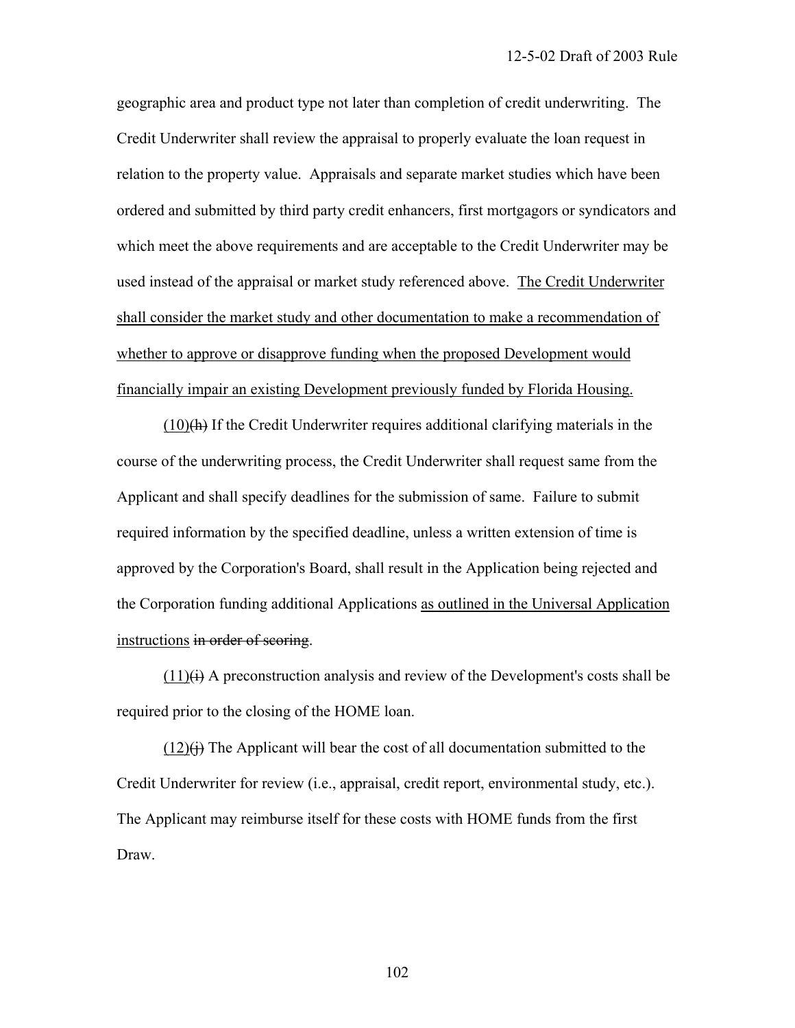geographic area and product type not later than completion of credit underwriting. The Credit Underwriter shall review the appraisal to properly evaluate the loan request in relation to the property value. Appraisals and separate market studies which have been ordered and submitted by third party credit enhancers, first mortgagors or syndicators and which meet the above requirements and are acceptable to the Credit Underwriter may be used instead of the appraisal or market study referenced above. <u>The Credit Underwriter shall consider the market study and other documentation to make a recommendation of whether to approve or disapprove funding when the proposed Development would financially impair an existing Development previously funded by Florida Housing.</u>

<u>(10)</u>~~(h)~~ If the Credit Underwriter requires additional clarifying materials in the course of the underwriting process, the Credit Underwriter shall request same from the Applicant and shall specify deadlines for the submission of same. Failure to submit required information by the specified deadline, unless a written extension of time is approved by the Corporation's Board, shall result in the Application being rejected and the Corporation funding additional Applications <u>as outlined in the Universal Application instructions</u> ~~in order of scoring~~.

<u>(11)</u>~~(i)~~ A preconstruction analysis and review of the Development's costs shall be required prior to the closing of the HOME loan.

<u>(12)</u>~~(j)~~ The Applicant will bear the cost of all documentation submitted to the Credit Underwriter for review (i.e., appraisal, credit report, environmental study, etc.). The Applicant may reimburse itself for these costs with HOME funds from the first Draw.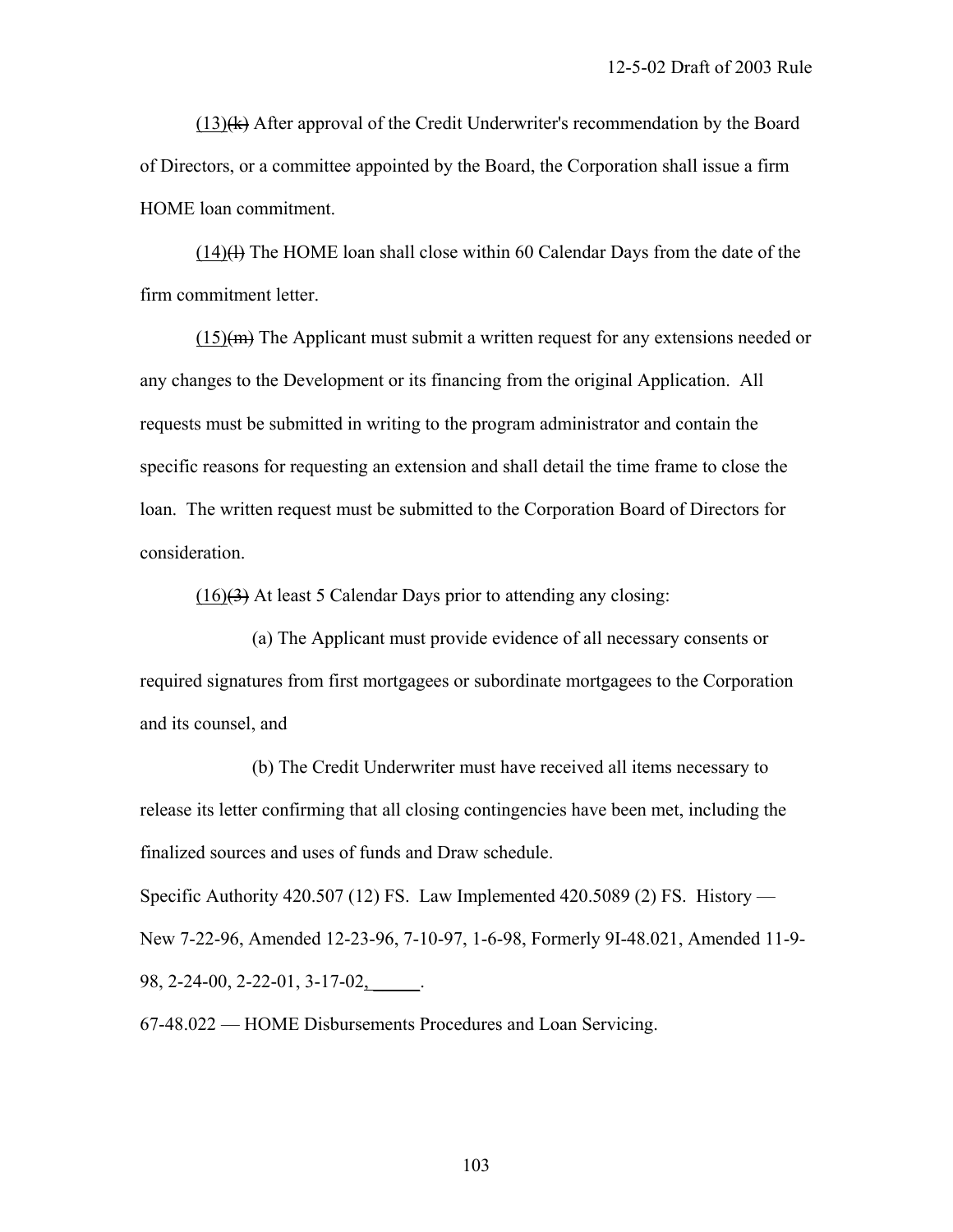(13)~~(k)~~ After approval of the Credit Underwriter's recommendation by the Board of Directors, or a committee appointed by the Board, the Corporation shall issue a firm HOME loan commitment.

(14)~~(l)~~ The HOME loan shall close within 60 Calendar Days from the date of the firm commitment letter.

(15)~~(m)~~ The Applicant must submit a written request for any extensions needed or any changes to the Development or its financing from the original Application. All requests must be submitted in writing to the program administrator and contain the specific reasons for requesting an extension and shall detail the time frame to close the loan. The written request must be submitted to the Corporation Board of Directors for consideration.

(16)~~(3)~~ At least 5 Calendar Days prior to attending any closing:

(a) The Applicant must provide evidence of all necessary consents or required signatures from first mortgagees or subordinate mortgagees to the Corporation and its counsel, and

(b) The Credit Underwriter must have received all items necessary to release its letter confirming that all closing contingencies have been met, including the finalized sources and uses of funds and Draw schedule.

Specific Authority 420.507 (12) FS. Law Implemented 420.5089 (2) FS. History — New 7-22-96, Amended 12-23-96, 7-10-97, 1-6-98, Formerly 9I-48.021, Amended 11-9-98, 2-24-00, 2-22-01, 3-17-02, \_\_\_\_\_.

67-48.022 — HOME Disbursements Procedures and Loan Servicing.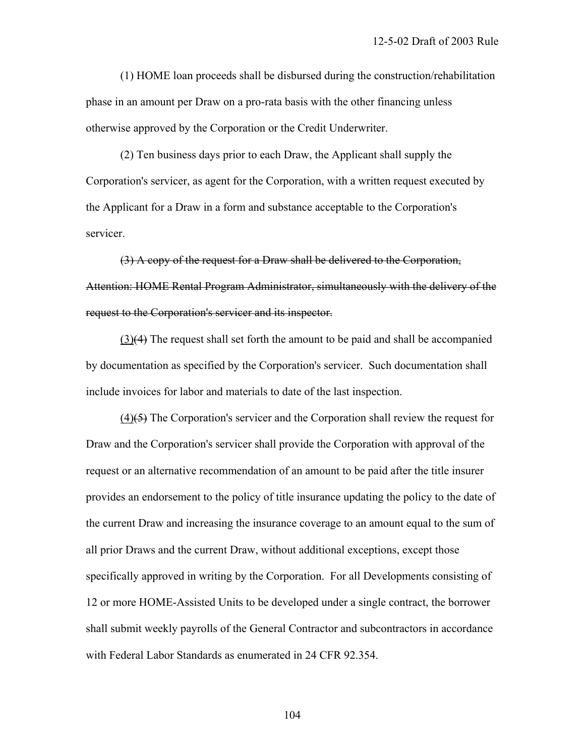(1) HOME loan proceeds shall be disbursed during the construction/rehabilitation phase in an amount per Draw on a pro-rata basis with the other financing unless otherwise approved by the Corporation or the Credit Underwriter.

(2) Ten business days prior to each Draw, the Applicant shall supply the Corporation's servicer, as agent for the Corporation, with a written request executed by the Applicant for a Draw in a form and substance acceptable to the Corporation's servicer.

~~(3) A copy of the request for a Draw shall be delivered to the Corporation, Attention: HOME Rental Program Administrator, simultaneously with the delivery of the request to the Corporation's servicer and its inspector.~~

<u>(3)</u>~~(4)~~ The request shall set forth the amount to be paid and shall be accompanied by documentation as specified by the Corporation's servicer. Such documentation shall include invoices for labor and materials to date of the last inspection.

<u>(4)</u>~~(5)~~ The Corporation's servicer and the Corporation shall review the request for Draw and the Corporation's servicer shall provide the Corporation with approval of the request or an alternative recommendation of an amount to be paid after the title insurer provides an endorsement to the policy of title insurance updating the policy to the date of the current Draw and increasing the insurance coverage to an amount equal to the sum of all prior Draws and the current Draw, without additional exceptions, except those specifically approved in writing by the Corporation. For all Developments consisting of 12 or more HOME-Assisted Units to be developed under a single contract, the borrower shall submit weekly payrolls of the General Contractor and subcontractors in accordance with Federal Labor Standards as enumerated in 24 CFR 92.354.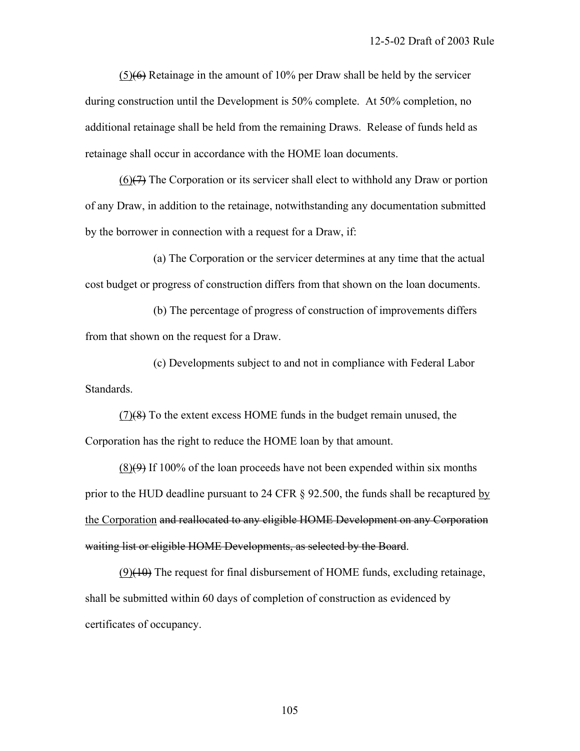(5)~~(6)~~ Retainage in the amount of 10% per Draw shall be held by the servicer during construction until the Development is 50% complete. At 50% completion, no additional retainage shall be held from the remaining Draws. Release of funds held as retainage shall occur in accordance with the HOME loan documents.

(6)~~(7)~~ The Corporation or its servicer shall elect to withhold any Draw or portion of any Draw, in addition to the retainage, notwithstanding any documentation submitted by the borrower in connection with a request for a Draw, if:

(a) The Corporation or the servicer determines at any time that the actual cost budget or progress of construction differs from that shown on the loan documents.

(b) The percentage of progress of construction of improvements differs from that shown on the request for a Draw.

(c) Developments subject to and not in compliance with Federal Labor Standards.

(7)~~(8)~~ To the extent excess HOME funds in the budget remain unused, the Corporation has the right to reduce the HOME loan by that amount.

(8)~~(9)~~ If 100% of the loan proceeds have not been expended within six months prior to the HUD deadline pursuant to 24 CFR § 92.500, the funds shall be recaptured by the Corporation ~~and reallocated to any eligible HOME Development on any Corporation waiting list or eligible HOME Developments, as selected by the Board~~.

(9)~~(10)~~ The request for final disbursement of HOME funds, excluding retainage, shall be submitted within 60 days of completion of construction as evidenced by certificates of occupancy.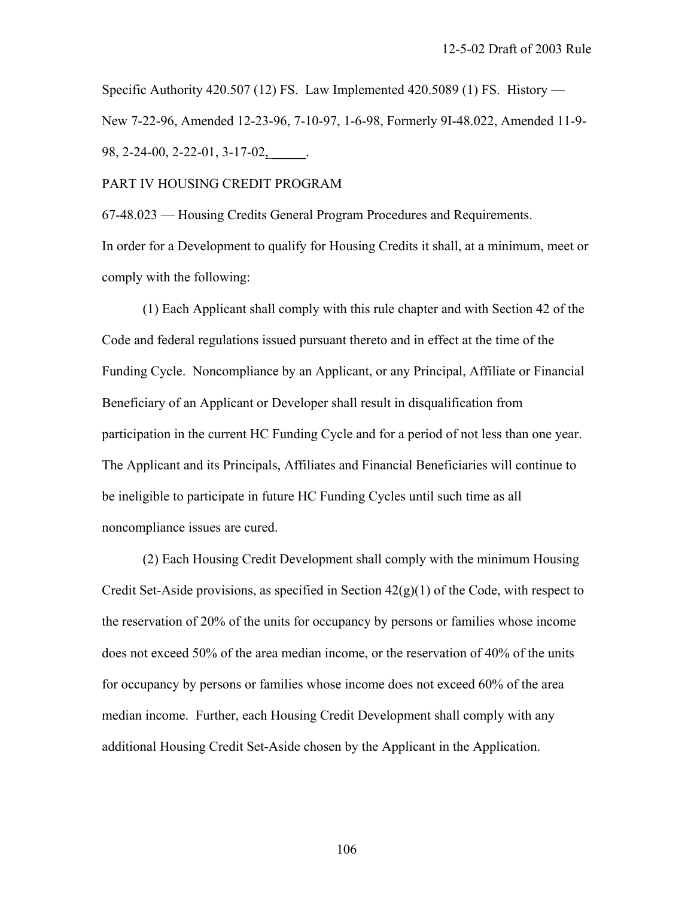Specific Authority 420.507 (12) FS. Law Implemented 420.5089 (1) FS. History — New 7-22-96, Amended 12-23-96, 7-10-97, 1-6-98, Formerly 9I-48.022, Amended 11-9-98, 2-24-00, 2-22-01, 3-17-02, _____.

## PART IV HOUSING CREDIT PROGRAM

### 67-48.023 — Housing Credits General Program Procedures and Requirements.

In order for a Development to qualify for Housing Credits it shall, at a minimum, meet or comply with the following:

(1) Each Applicant shall comply with this rule chapter and with Section 42 of the Code and federal regulations issued pursuant thereto and in effect at the time of the Funding Cycle. Noncompliance by an Applicant, or any Principal, Affiliate or Financial Beneficiary of an Applicant or Developer shall result in disqualification from participation in the current HC Funding Cycle and for a period of not less than one year. The Applicant and its Principals, Affiliates and Financial Beneficiaries will continue to be ineligible to participate in future HC Funding Cycles until such time as all noncompliance issues are cured.

(2) Each Housing Credit Development shall comply with the minimum Housing Credit Set-Aside provisions, as specified in Section 42(g)(1) of the Code, with respect to the reservation of 20% of the units for occupancy by persons or families whose income does not exceed 50% of the area median income, or the reservation of 40% of the units for occupancy by persons or families whose income does not exceed 60% of the area median income. Further, each Housing Credit Development shall comply with any additional Housing Credit Set-Aside chosen by the Applicant in the Application.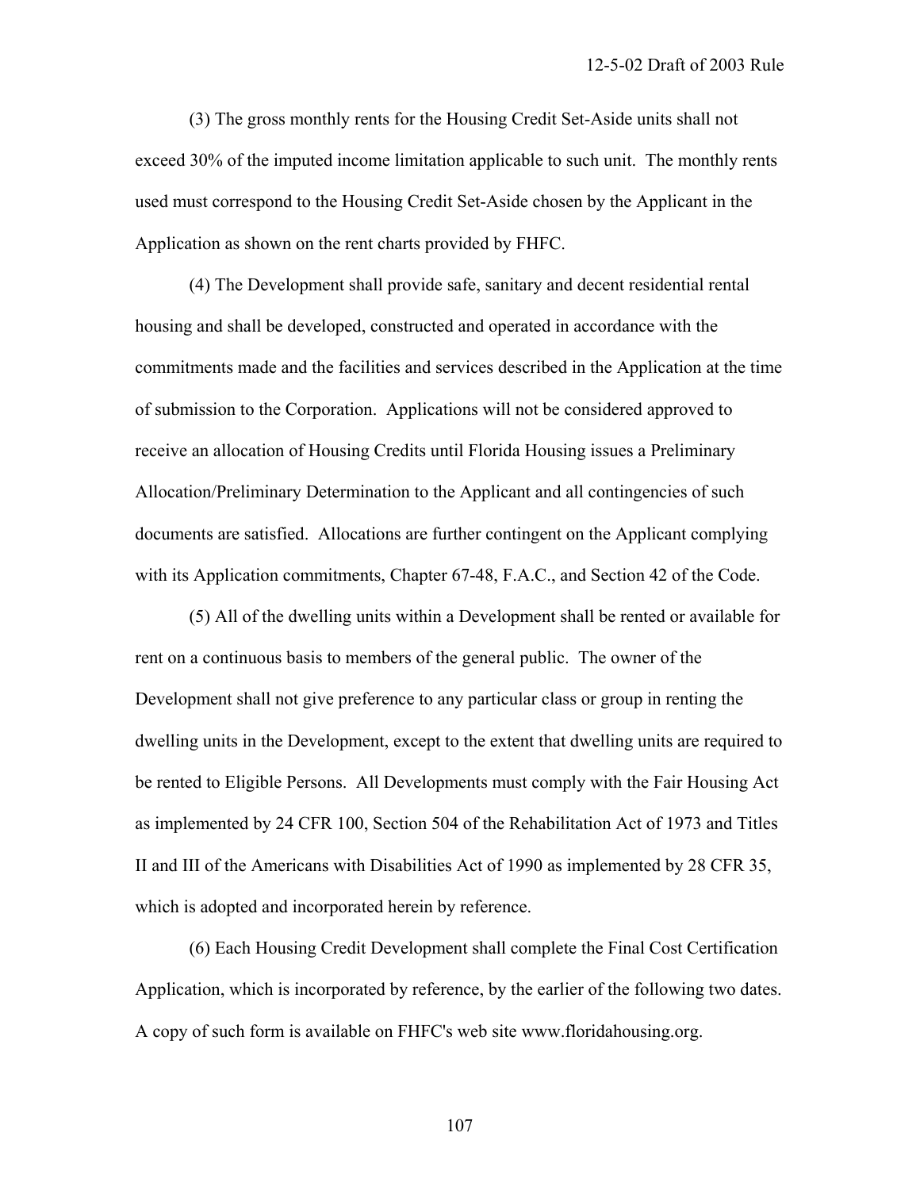(3) The gross monthly rents for the Housing Credit Set-Aside units shall not exceed 30% of the imputed income limitation applicable to such unit. The monthly rents used must correspond to the Housing Credit Set-Aside chosen by the Applicant in the Application as shown on the rent charts provided by FHFC.

(4) The Development shall provide safe, sanitary and decent residential rental housing and shall be developed, constructed and operated in accordance with the commitments made and the facilities and services described in the Application at the time of submission to the Corporation. Applications will not be considered approved to receive an allocation of Housing Credits until Florida Housing issues a Preliminary Allocation/Preliminary Determination to the Applicant and all contingencies of such documents are satisfied. Allocations are further contingent on the Applicant complying with its Application commitments, Chapter 67-48, F.A.C., and Section 42 of the Code.

(5) All of the dwelling units within a Development shall be rented or available for rent on a continuous basis to members of the general public. The owner of the Development shall not give preference to any particular class or group in renting the dwelling units in the Development, except to the extent that dwelling units are required to be rented to Eligible Persons. All Developments must comply with the Fair Housing Act as implemented by 24 CFR 100, Section 504 of the Rehabilitation Act of 1973 and Titles II and III of the Americans with Disabilities Act of 1990 as implemented by 28 CFR 35, which is adopted and incorporated herein by reference.

(6) Each Housing Credit Development shall complete the Final Cost Certification Application, which is incorporated by reference, by the earlier of the following two dates. A copy of such form is available on FHFC's web site www.floridahousing.org.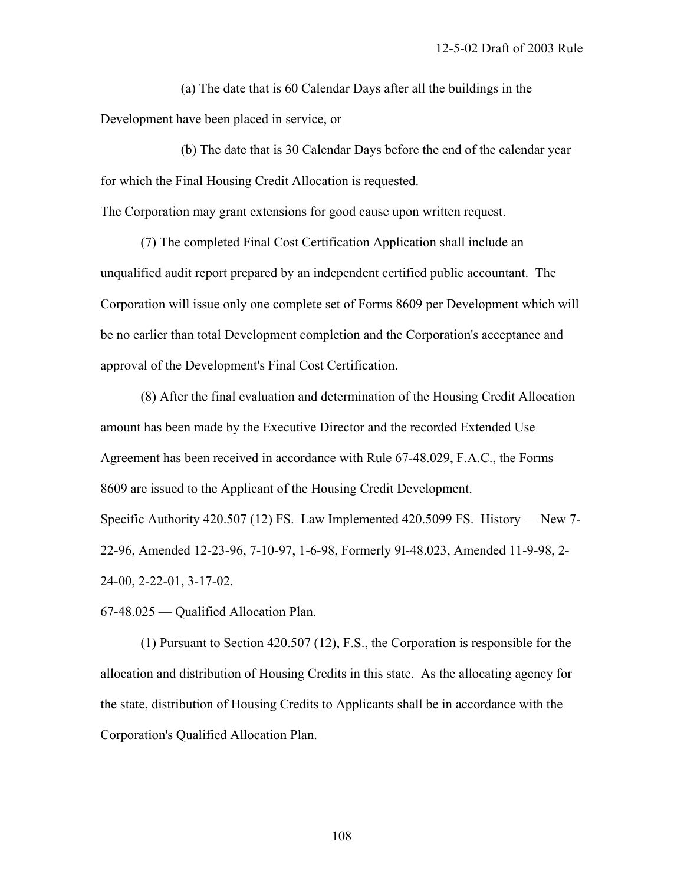(a) The date that is 60 Calendar Days after all the buildings in the Development have been placed in service, or

(b) The date that is 30 Calendar Days before the end of the calendar year for which the Final Housing Credit Allocation is requested.

The Corporation may grant extensions for good cause upon written request.

(7) The completed Final Cost Certification Application shall include an unqualified audit report prepared by an independent certified public accountant. The Corporation will issue only one complete set of Forms 8609 per Development which will be no earlier than total Development completion and the Corporation's acceptance and approval of the Development's Final Cost Certification.

(8) After the final evaluation and determination of the Housing Credit Allocation amount has been made by the Executive Director and the recorded Extended Use Agreement has been received in accordance with Rule 67-48.029, F.A.C., the Forms 8609 are issued to the Applicant of the Housing Credit Development.

Specific Authority 420.507 (12) FS. Law Implemented 420.5099 FS. History — New 7-22-96, Amended 12-23-96, 7-10-97, 1-6-98, Formerly 9I-48.023, Amended 11-9-98, 2-24-00, 2-22-01, 3-17-02.

67-48.025 — Qualified Allocation Plan.

(1) Pursuant to Section 420.507 (12), F.S., the Corporation is responsible for the allocation and distribution of Housing Credits in this state. As the allocating agency for the state, distribution of Housing Credits to Applicants shall be in accordance with the Corporation's Qualified Allocation Plan.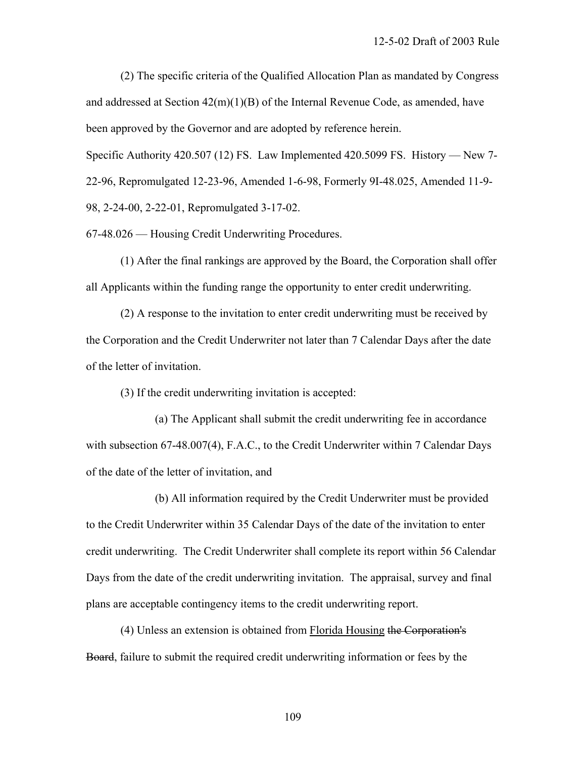(2) The specific criteria of the Qualified Allocation Plan as mandated by Congress and addressed at Section 42(m)(1)(B) of the Internal Revenue Code, as amended, have been approved by the Governor and are adopted by reference herein.

Specific Authority 420.507 (12) FS. Law Implemented 420.5099 FS. History — New 7-22-96, Repromulgated 12-23-96, Amended 1-6-98, Formerly 9I-48.025, Amended 11-9-98, 2-24-00, 2-22-01, Repromulgated 3-17-02.

67-48.026 — Housing Credit Underwriting Procedures.

(1) After the final rankings are approved by the Board, the Corporation shall offer all Applicants within the funding range the opportunity to enter credit underwriting.

(2) A response to the invitation to enter credit underwriting must be received by the Corporation and the Credit Underwriter not later than 7 Calendar Days after the date of the letter of invitation.

(3) If the credit underwriting invitation is accepted:

(a) The Applicant shall submit the credit underwriting fee in accordance with subsection 67-48.007(4), F.A.C., to the Credit Underwriter within 7 Calendar Days of the date of the letter of invitation, and

(b) All information required by the Credit Underwriter must be provided to the Credit Underwriter within 35 Calendar Days of the date of the invitation to enter credit underwriting. The Credit Underwriter shall complete its report within 56 Calendar Days from the date of the credit underwriting invitation. The appraisal, survey and final plans are acceptable contingency items to the credit underwriting report.

(4) Unless an extension is obtained from <u>Florida Housing</u> ~~the Corporation's Board~~, failure to submit the required credit underwriting information or fees by the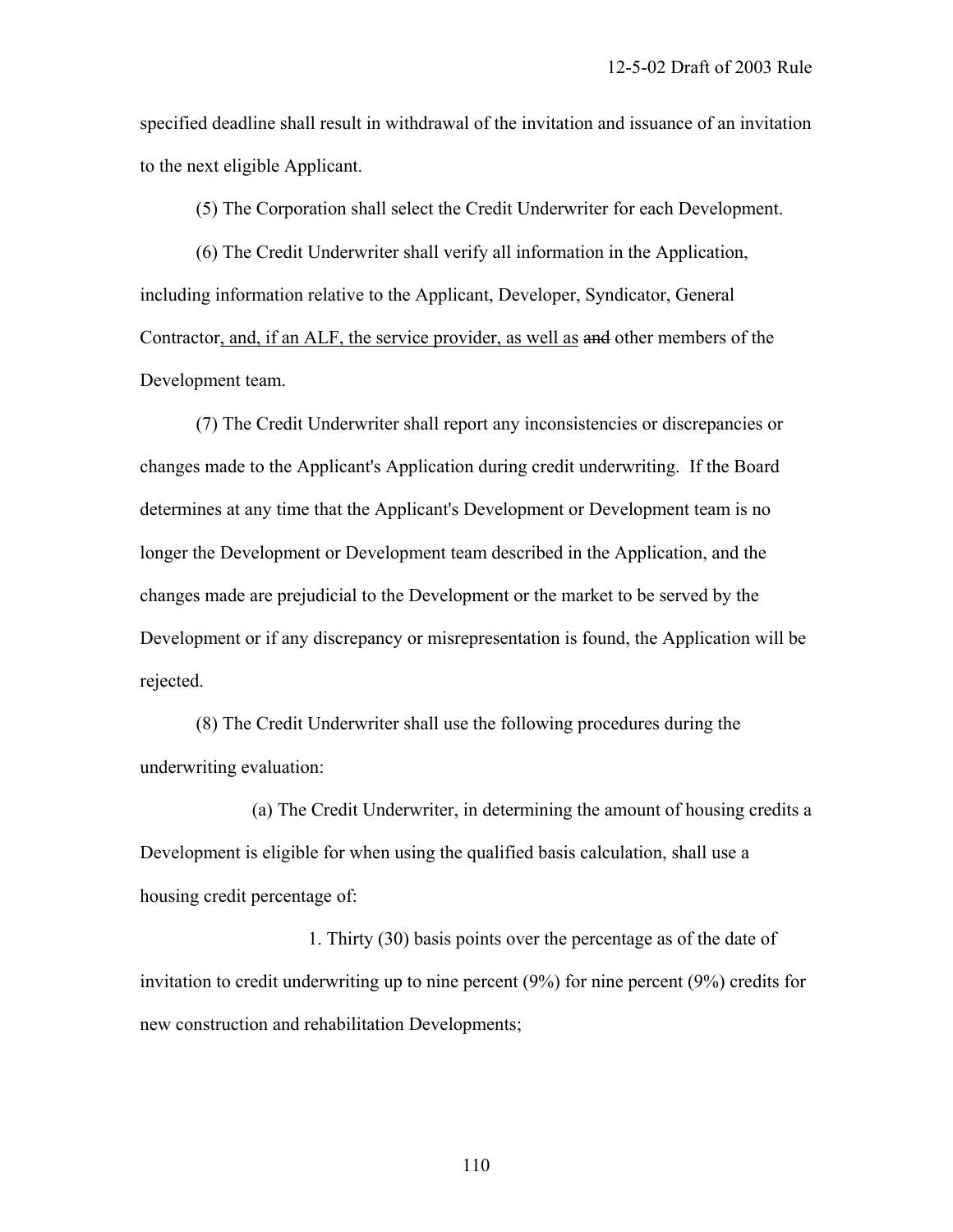specified deadline shall result in withdrawal of the invitation and issuance of an invitation to the next eligible Applicant.

(5) The Corporation shall select the Credit Underwriter for each Development.

(6) The Credit Underwriter shall verify all information in the Application, including information relative to the Applicant, Developer, Syndicator, General Contractor<u>, and, if an ALF, the service provider, as well as</u> ~~and~~ other members of the Development team.

(7) The Credit Underwriter shall report any inconsistencies or discrepancies or changes made to the Applicant's Application during credit underwriting. If the Board determines at any time that the Applicant's Development or Development team is no longer the Development or Development team described in the Application, and the changes made are prejudicial to the Development or the market to be served by the Development or if any discrepancy or misrepresentation is found, the Application will be rejected.

(8) The Credit Underwriter shall use the following procedures during the underwriting evaluation:

(a) The Credit Underwriter, in determining the amount of housing credits a Development is eligible for when using the qualified basis calculation, shall use a housing credit percentage of:

1. Thirty (30) basis points over the percentage as of the date of invitation to credit underwriting up to nine percent (9%) for nine percent (9%) credits for new construction and rehabilitation Developments;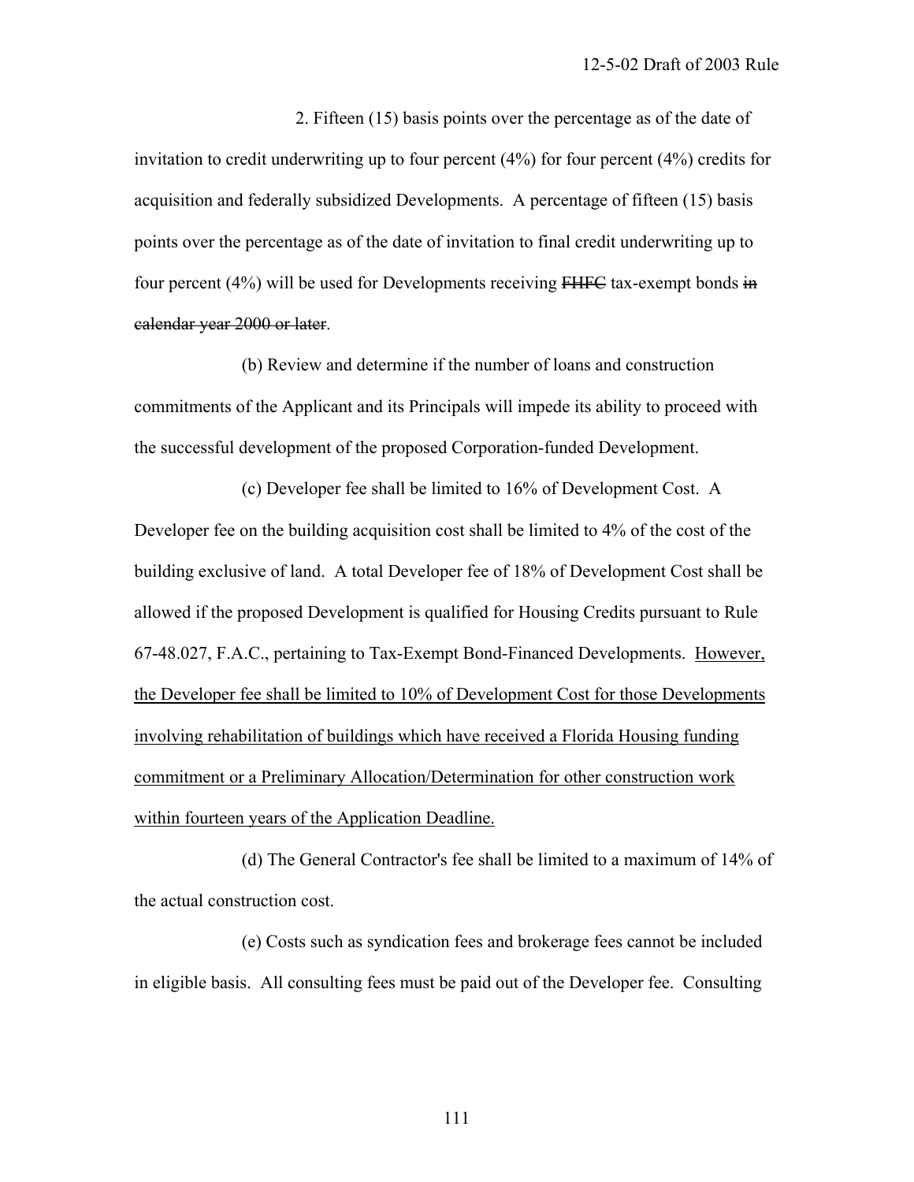2. Fifteen (15) basis points over the percentage as of the date of invitation to credit underwriting up to four percent (4%) for four percent (4%) credits for acquisition and federally subsidized Developments. A percentage of fifteen (15) basis points over the percentage as of the date of invitation to final credit underwriting up to four percent (4%) will be used for Developments receiving ~~FHFC~~ tax-exempt bonds ~~in calendar year 2000 or later~~.

(b) Review and determine if the number of loans and construction commitments of the Applicant and its Principals will impede its ability to proceed with the successful development of the proposed Corporation-funded Development.

(c) Developer fee shall be limited to 16% of Development Cost. A Developer fee on the building acquisition cost shall be limited to 4% of the cost of the building exclusive of land. A total Developer fee of 18% of Development Cost shall be allowed if the proposed Development is qualified for Housing Credits pursuant to Rule 67-48.027, F.A.C., pertaining to Tax-Exempt Bond-Financed Developments. <u>However, the Developer fee shall be limited to 10% of Development Cost for those Developments involving rehabilitation of buildings which have received a Florida Housing funding commitment or a Preliminary Allocation/Determination for other construction work within fourteen years of the Application Deadline.</u>

(d) The General Contractor's fee shall be limited to a maximum of 14% of the actual construction cost.

(e) Costs such as syndication fees and brokerage fees cannot be included in eligible basis. All consulting fees must be paid out of the Developer fee. Consulting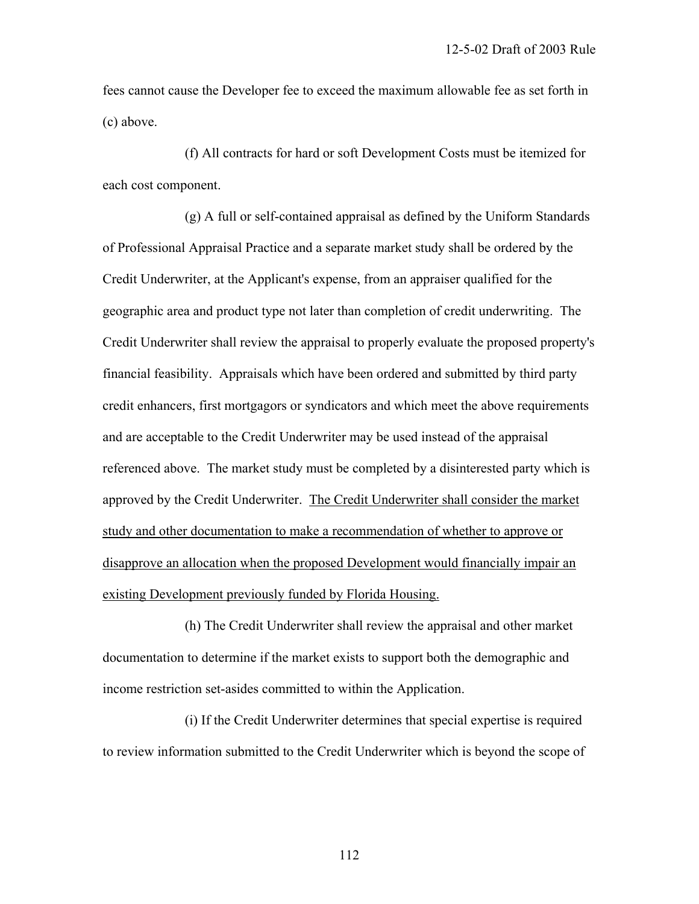fees cannot cause the Developer fee to exceed the maximum allowable fee as set forth in (c) above.

(f) All contracts for hard or soft Development Costs must be itemized for each cost component.

(g) A full or self-contained appraisal as defined by the Uniform Standards of Professional Appraisal Practice and a separate market study shall be ordered by the Credit Underwriter, at the Applicant's expense, from an appraiser qualified for the geographic area and product type not later than completion of credit underwriting. The Credit Underwriter shall review the appraisal to properly evaluate the proposed property's financial feasibility. Appraisals which have been ordered and submitted by third party credit enhancers, first mortgagors or syndicators and which meet the above requirements and are acceptable to the Credit Underwriter may be used instead of the appraisal referenced above. The market study must be completed by a disinterested party which is approved by the Credit Underwriter. <u>The Credit Underwriter shall consider the market study and other documentation to make a recommendation of whether to approve or disapprove an allocation when the proposed Development would financially impair an existing Development previously funded by Florida Housing.</u>

(h) The Credit Underwriter shall review the appraisal and other market documentation to determine if the market exists to support both the demographic and income restriction set-asides committed to within the Application.

(i) If the Credit Underwriter determines that special expertise is required to review information submitted to the Credit Underwriter which is beyond the scope of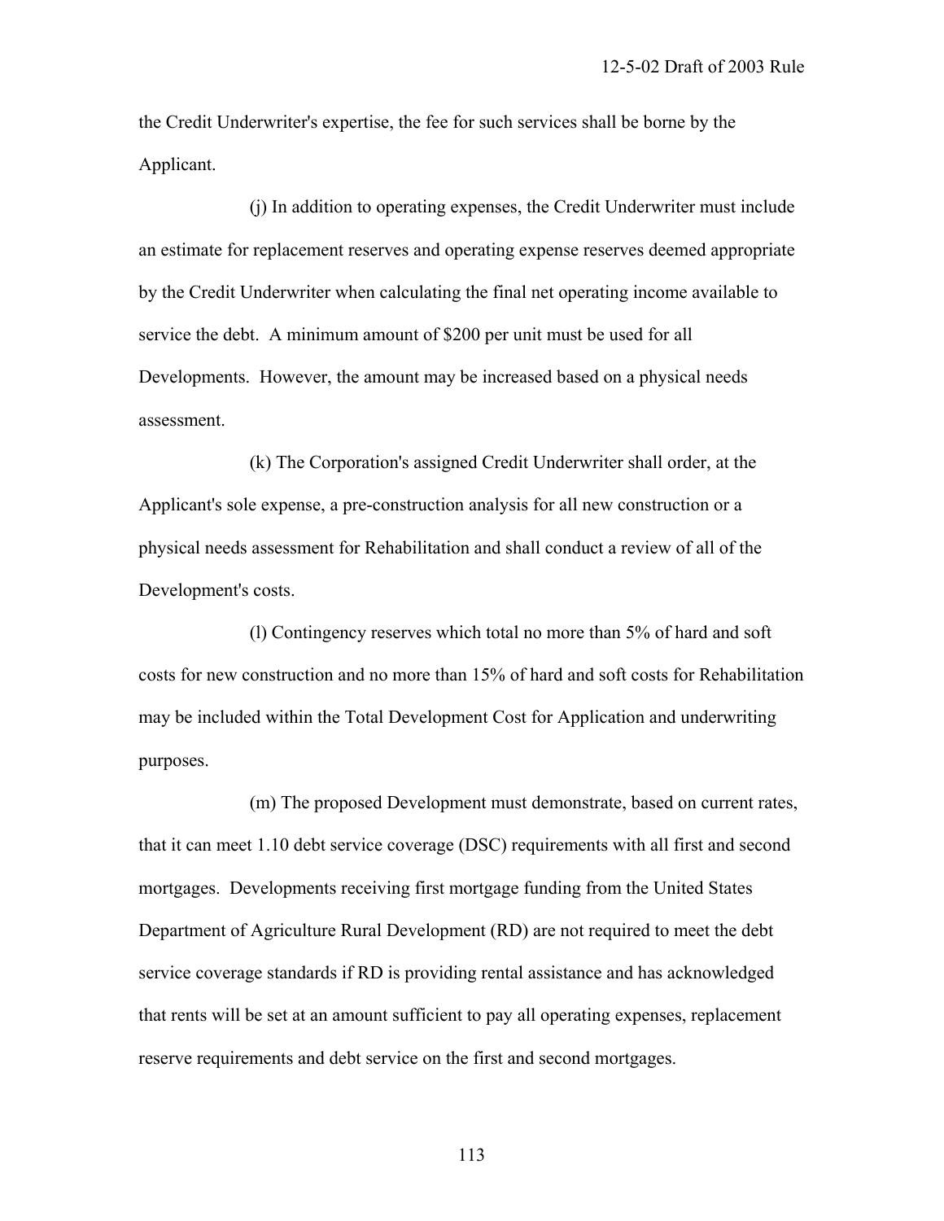the Credit Underwriter's expertise, the fee for such services shall be borne by the Applicant.

(j) In addition to operating expenses, the Credit Underwriter must include an estimate for replacement reserves and operating expense reserves deemed appropriate by the Credit Underwriter when calculating the final net operating income available to service the debt. A minimum amount of $200 per unit must be used for all Developments. However, the amount may be increased based on a physical needs assessment.

(k) The Corporation's assigned Credit Underwriter shall order, at the Applicant's sole expense, a pre-construction analysis for all new construction or a physical needs assessment for Rehabilitation and shall conduct a review of all of the Development's costs.

(l) Contingency reserves which total no more than 5% of hard and soft costs for new construction and no more than 15% of hard and soft costs for Rehabilitation may be included within the Total Development Cost for Application and underwriting purposes.

(m) The proposed Development must demonstrate, based on current rates, that it can meet 1.10 debt service coverage (DSC) requirements with all first and second mortgages. Developments receiving first mortgage funding from the United States Department of Agriculture Rural Development (RD) are not required to meet the debt service coverage standards if RD is providing rental assistance and has acknowledged that rents will be set at an amount sufficient to pay all operating expenses, replacement reserve requirements and debt service on the first and second mortgages.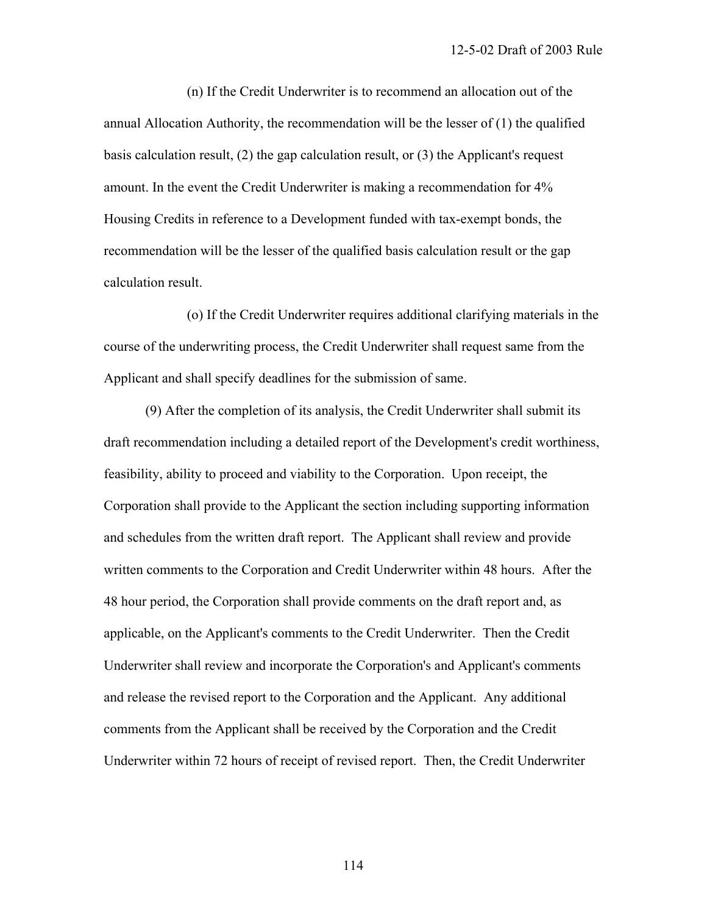(n) If the Credit Underwriter is to recommend an allocation out of the annual Allocation Authority, the recommendation will be the lesser of (1) the qualified basis calculation result, (2) the gap calculation result, or (3) the Applicant's request amount. In the event the Credit Underwriter is making a recommendation for 4% Housing Credits in reference to a Development funded with tax-exempt bonds, the recommendation will be the lesser of the qualified basis calculation result or the gap calculation result.

(o) If the Credit Underwriter requires additional clarifying materials in the course of the underwriting process, the Credit Underwriter shall request same from the Applicant and shall specify deadlines for the submission of same.

(9) After the completion of its analysis, the Credit Underwriter shall submit its draft recommendation including a detailed report of the Development's credit worthiness, feasibility, ability to proceed and viability to the Corporation. Upon receipt, the Corporation shall provide to the Applicant the section including supporting information and schedules from the written draft report. The Applicant shall review and provide written comments to the Corporation and Credit Underwriter within 48 hours. After the 48 hour period, the Corporation shall provide comments on the draft report and, as applicable, on the Applicant's comments to the Credit Underwriter. Then the Credit Underwriter shall review and incorporate the Corporation's and Applicant's comments and release the revised report to the Corporation and the Applicant. Any additional comments from the Applicant shall be received by the Corporation and the Credit Underwriter within 72 hours of receipt of revised report. Then, the Credit Underwriter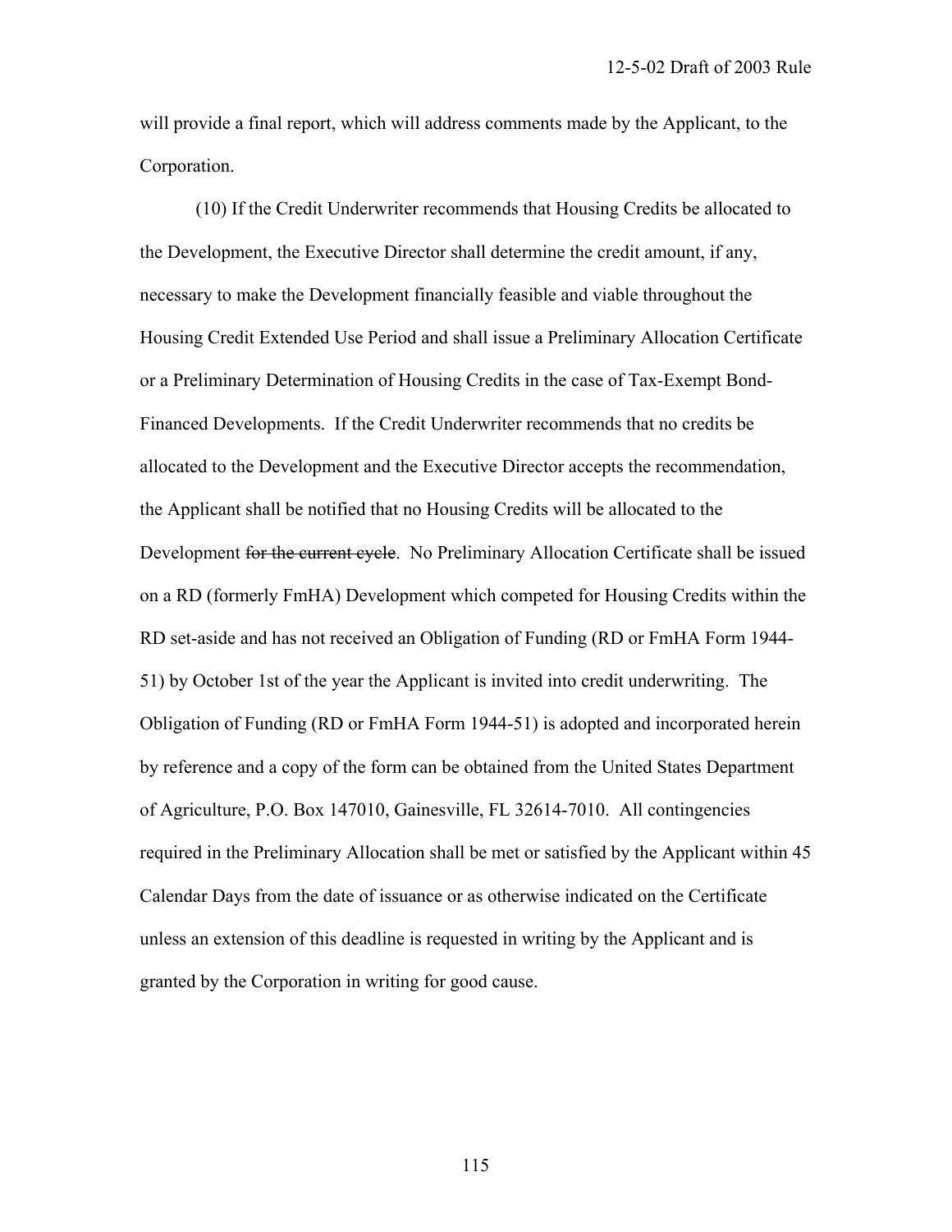will provide a final report, which will address comments made by the Applicant, to the Corporation.

(10) If the Credit Underwriter recommends that Housing Credits be allocated to the Development, the Executive Director shall determine the credit amount, if any, necessary to make the Development financially feasible and viable throughout the Housing Credit Extended Use Period and shall issue a Preliminary Allocation Certificate or a Preliminary Determination of Housing Credits in the case of Tax-Exempt Bond-Financed Developments. If the Credit Underwriter recommends that no credits be allocated to the Development and the Executive Director accepts the recommendation, the Applicant shall be notified that no Housing Credits will be allocated to the Development ~~for the current cycle~~. No Preliminary Allocation Certificate shall be issued on a RD (formerly FmHA) Development which competed for Housing Credits within the RD set-aside and has not received an Obligation of Funding (RD or FmHA Form 1944-51) by October 1st of the year the Applicant is invited into credit underwriting. The Obligation of Funding (RD or FmHA Form 1944-51) is adopted and incorporated herein by reference and a copy of the form can be obtained from the United States Department of Agriculture, P.O. Box 147010, Gainesville, FL 32614-7010. All contingencies required in the Preliminary Allocation shall be met or satisfied by the Applicant within 45 Calendar Days from the date of issuance or as otherwise indicated on the Certificate unless an extension of this deadline is requested in writing by the Applicant and is granted by the Corporation in writing for good cause.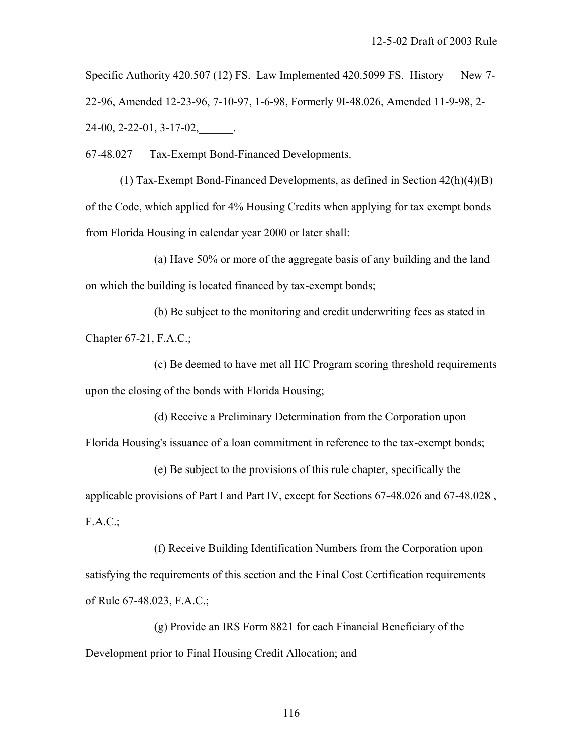Specific Authority 420.507 (12) FS. Law Implemented 420.5099 FS. History — New 7-22-96, Amended 12-23-96, 7-10-97, 1-6-98, Formerly 9I-48.026, Amended 11-9-98, 2-24-00, 2-22-01, 3-17-02,______.

67-48.027 — Tax-Exempt Bond-Financed Developments.

(1) Tax-Exempt Bond-Financed Developments, as defined in Section 42(h)(4)(B) of the Code, which applied for 4% Housing Credits when applying for tax exempt bonds from Florida Housing in calendar year 2000 or later shall:

(a) Have 50% or more of the aggregate basis of any building and the land on which the building is located financed by tax-exempt bonds;

(b) Be subject to the monitoring and credit underwriting fees as stated in Chapter 67-21, F.A.C.;

(c) Be deemed to have met all HC Program scoring threshold requirements upon the closing of the bonds with Florida Housing;

(d) Receive a Preliminary Determination from the Corporation upon Florida Housing's issuance of a loan commitment in reference to the tax-exempt bonds;

(e) Be subject to the provisions of this rule chapter, specifically the applicable provisions of Part I and Part IV, except for Sections 67-48.026 and 67-48.028 , F.A.C.;

(f) Receive Building Identification Numbers from the Corporation upon satisfying the requirements of this section and the Final Cost Certification requirements of Rule 67-48.023, F.A.C.;

(g) Provide an IRS Form 8821 for each Financial Beneficiary of the Development prior to Final Housing Credit Allocation; and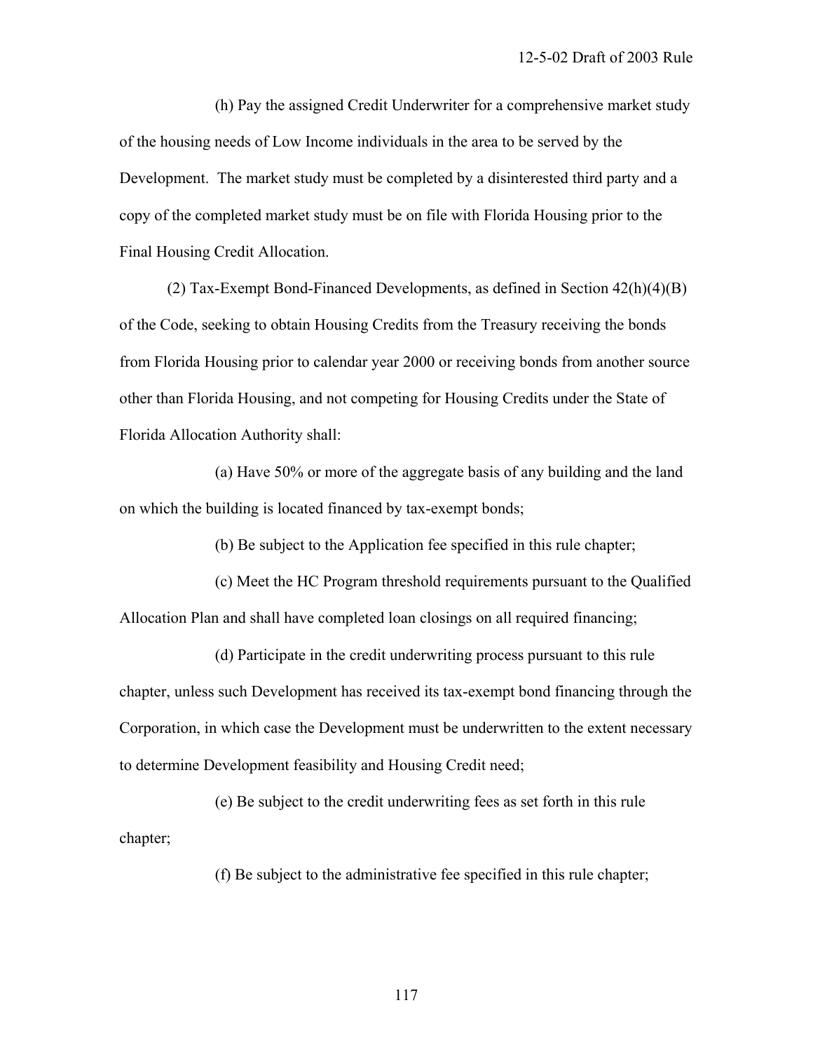(h) Pay the assigned Credit Underwriter for a comprehensive market study of the housing needs of Low Income individuals in the area to be served by the Development. The market study must be completed by a disinterested third party and a copy of the completed market study must be on file with Florida Housing prior to the Final Housing Credit Allocation.

(2) Tax-Exempt Bond-Financed Developments, as defined in Section 42(h)(4)(B) of the Code, seeking to obtain Housing Credits from the Treasury receiving the bonds from Florida Housing prior to calendar year 2000 or receiving bonds from another source other than Florida Housing, and not competing for Housing Credits under the State of Florida Allocation Authority shall:

(a) Have 50% or more of the aggregate basis of any building and the land on which the building is located financed by tax-exempt bonds;

(b) Be subject to the Application fee specified in this rule chapter;

(c) Meet the HC Program threshold requirements pursuant to the Qualified Allocation Plan and shall have completed loan closings on all required financing;

(d) Participate in the credit underwriting process pursuant to this rule chapter, unless such Development has received its tax-exempt bond financing through the Corporation, in which case the Development must be underwritten to the extent necessary to determine Development feasibility and Housing Credit need;

(e) Be subject to the credit underwriting fees as set forth in this rule chapter;

(f) Be subject to the administrative fee specified in this rule chapter;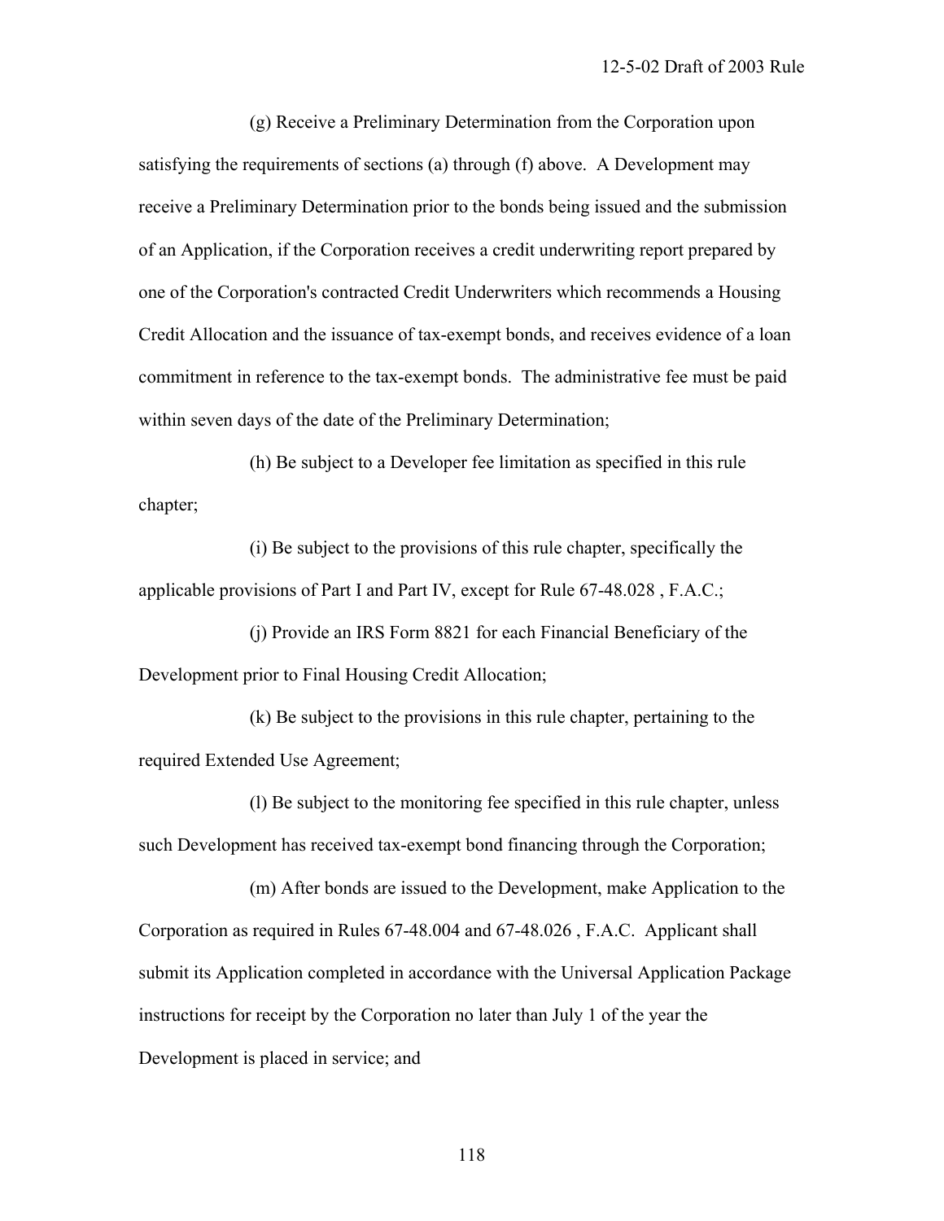(g) Receive a Preliminary Determination from the Corporation upon satisfying the requirements of sections (a) through (f) above. A Development may receive a Preliminary Determination prior to the bonds being issued and the submission of an Application, if the Corporation receives a credit underwriting report prepared by one of the Corporation's contracted Credit Underwriters which recommends a Housing Credit Allocation and the issuance of tax-exempt bonds, and receives evidence of a loan commitment in reference to the tax-exempt bonds. The administrative fee must be paid within seven days of the date of the Preliminary Determination;

(h) Be subject to a Developer fee limitation as specified in this rule chapter;

(i) Be subject to the provisions of this rule chapter, specifically the applicable provisions of Part I and Part IV, except for Rule 67-48.028 , F.A.C.;

(j) Provide an IRS Form 8821 for each Financial Beneficiary of the Development prior to Final Housing Credit Allocation;

(k) Be subject to the provisions in this rule chapter, pertaining to the required Extended Use Agreement;

(l) Be subject to the monitoring fee specified in this rule chapter, unless such Development has received tax-exempt bond financing through the Corporation;

(m) After bonds are issued to the Development, make Application to the Corporation as required in Rules 67-48.004 and 67-48.026 , F.A.C. Applicant shall submit its Application completed in accordance with the Universal Application Package instructions for receipt by the Corporation no later than July 1 of the year the Development is placed in service; and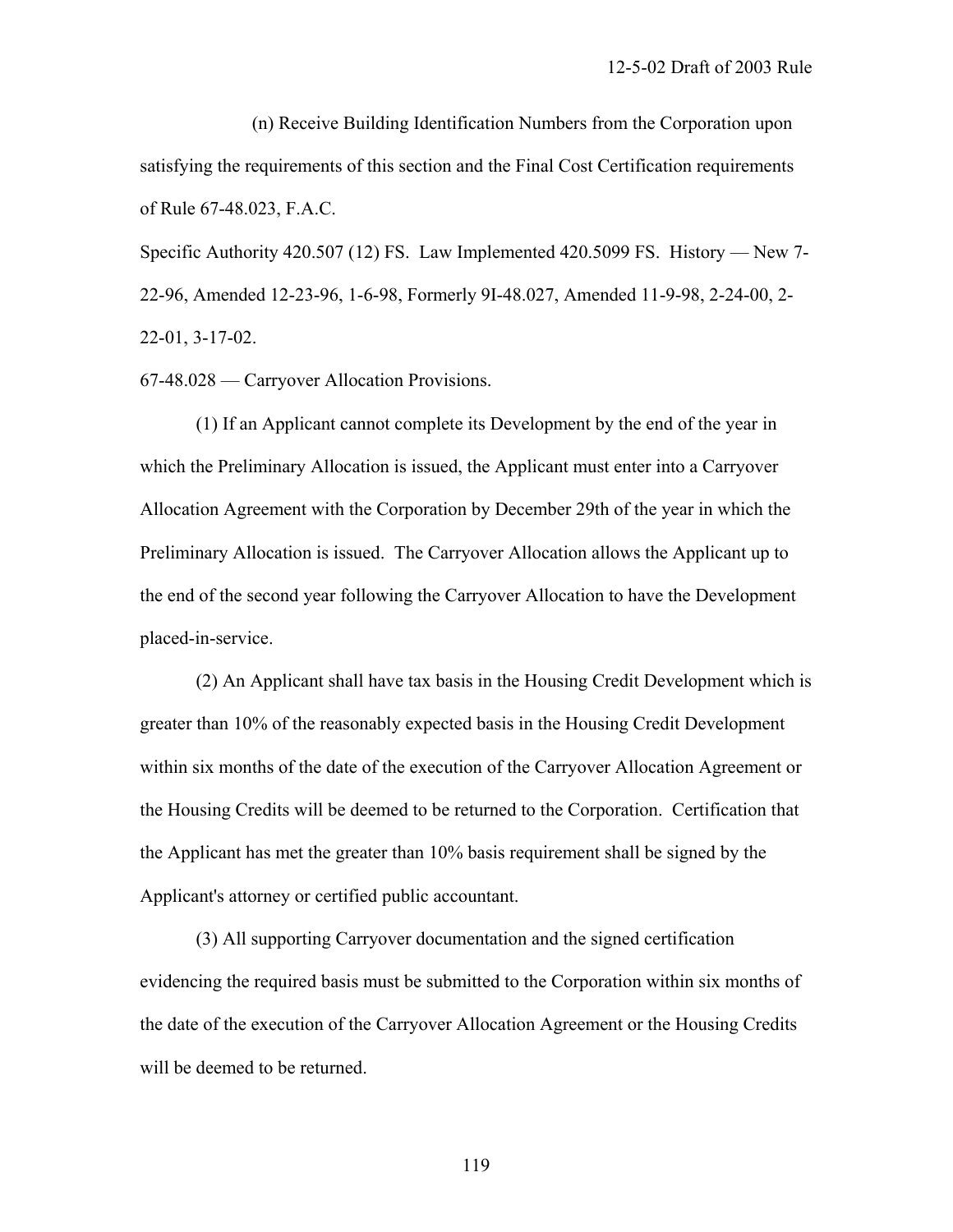(n) Receive Building Identification Numbers from the Corporation upon satisfying the requirements of this section and the Final Cost Certification requirements of Rule 67-48.023, F.A.C.

Specific Authority 420.507 (12) FS. Law Implemented 420.5099 FS. History — New 7-22-96, Amended 12-23-96, 1-6-98, Formerly 9I-48.027, Amended 11-9-98, 2-24-00, 2-22-01, 3-17-02.

67-48.028 — Carryover Allocation Provisions.

(1) If an Applicant cannot complete its Development by the end of the year in which the Preliminary Allocation is issued, the Applicant must enter into a Carryover Allocation Agreement with the Corporation by December 29th of the year in which the Preliminary Allocation is issued. The Carryover Allocation allows the Applicant up to the end of the second year following the Carryover Allocation to have the Development placed-in-service.

(2) An Applicant shall have tax basis in the Housing Credit Development which is greater than 10% of the reasonably expected basis in the Housing Credit Development within six months of the date of the execution of the Carryover Allocation Agreement or the Housing Credits will be deemed to be returned to the Corporation. Certification that the Applicant has met the greater than 10% basis requirement shall be signed by the Applicant's attorney or certified public accountant.

(3) All supporting Carryover documentation and the signed certification evidencing the required basis must be submitted to the Corporation within six months of the date of the execution of the Carryover Allocation Agreement or the Housing Credits will be deemed to be returned.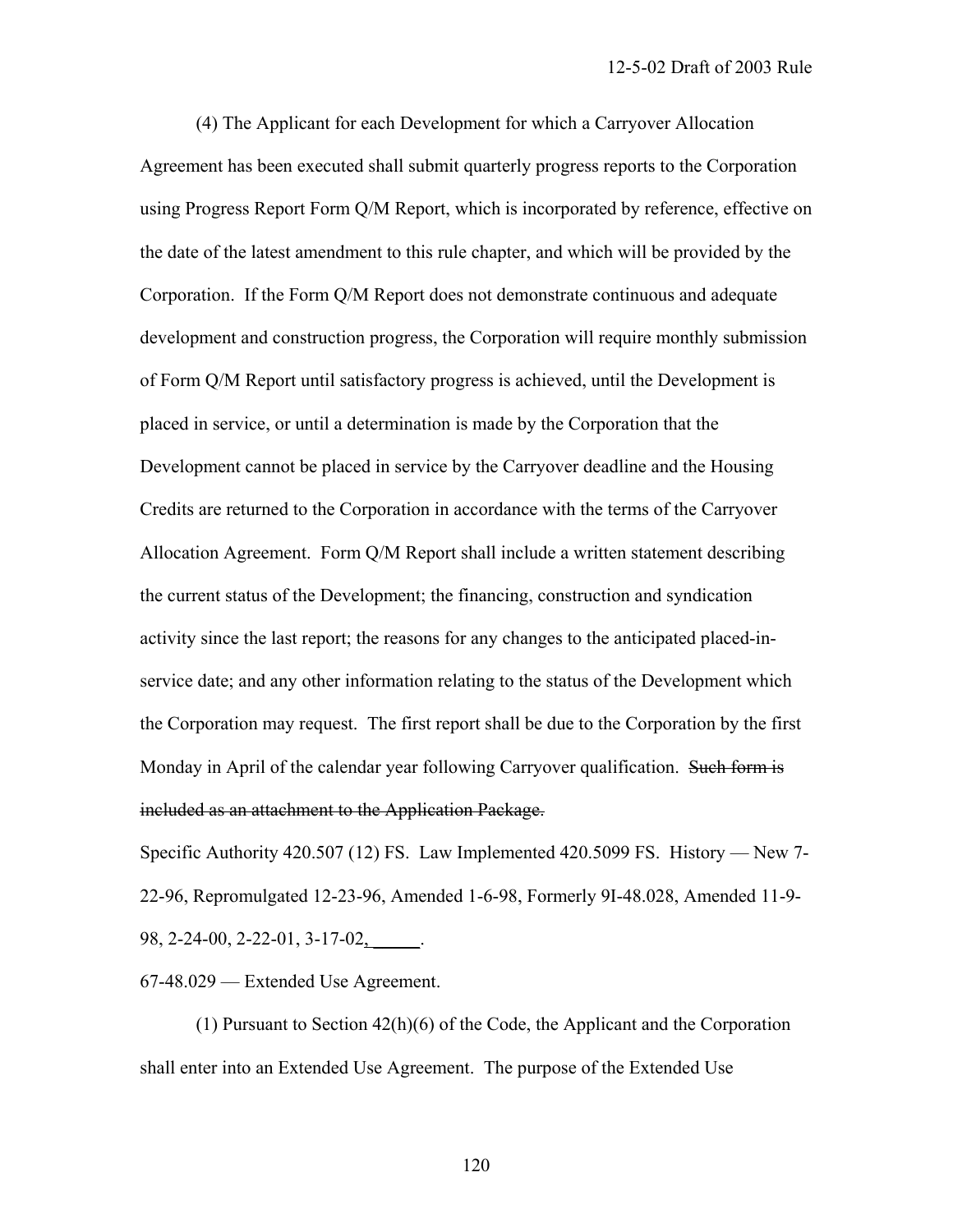(4) The Applicant for each Development for which a Carryover Allocation Agreement has been executed shall submit quarterly progress reports to the Corporation using Progress Report Form Q/M Report, which is incorporated by reference, effective on the date of the latest amendment to this rule chapter, and which will be provided by the Corporation. If the Form Q/M Report does not demonstrate continuous and adequate development and construction progress, the Corporation will require monthly submission of Form Q/M Report until satisfactory progress is achieved, until the Development is placed in service, or until a determination is made by the Corporation that the Development cannot be placed in service by the Carryover deadline and the Housing Credits are returned to the Corporation in accordance with the terms of the Carryover Allocation Agreement. Form Q/M Report shall include a written statement describing the current status of the Development; the financing, construction and syndication activity since the last report; the reasons for any changes to the anticipated placed-in-service date; and any other information relating to the status of the Development which the Corporation may request. The first report shall be due to the Corporation by the first Monday in April of the calendar year following Carryover qualification. ~~Such form is included as an attachment to the Application Package.~~

Specific Authority 420.507 (12) FS. Law Implemented 420.5099 FS. History — New 7-22-96, Repromulgated 12-23-96, Amended 1-6-98, Formerly 9I-48.028, Amended 11-9-98, 2-24-00, 2-22-01, 3-17-02, ______.

67-48.029 — Extended Use Agreement.

(1) Pursuant to Section 42(h)(6) of the Code, the Applicant and the Corporation shall enter into an Extended Use Agreement. The purpose of the Extended Use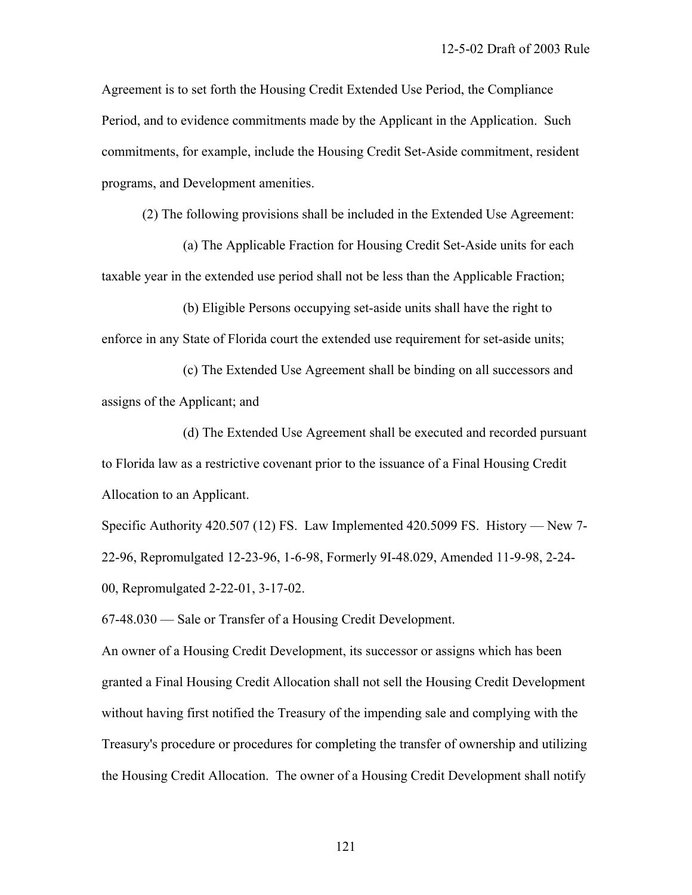Agreement is to set forth the Housing Credit Extended Use Period, the Compliance Period, and to evidence commitments made by the Applicant in the Application. Such commitments, for example, include the Housing Credit Set-Aside commitment, resident programs, and Development amenities.

(2) The following provisions shall be included in the Extended Use Agreement:

(a) The Applicable Fraction for Housing Credit Set-Aside units for each taxable year in the extended use period shall not be less than the Applicable Fraction;

(b) Eligible Persons occupying set-aside units shall have the right to enforce in any State of Florida court the extended use requirement for set-aside units;

(c) The Extended Use Agreement shall be binding on all successors and assigns of the Applicant; and

(d) The Extended Use Agreement shall be executed and recorded pursuant to Florida law as a restrictive covenant prior to the issuance of a Final Housing Credit Allocation to an Applicant.

Specific Authority 420.507 (12) FS. Law Implemented 420.5099 FS. History — New 7-22-96, Repromulgated 12-23-96, 1-6-98, Formerly 9I-48.029, Amended 11-9-98, 2-24-00, Repromulgated 2-22-01, 3-17-02.

67-48.030 — Sale or Transfer of a Housing Credit Development.

An owner of a Housing Credit Development, its successor or assigns which has been granted a Final Housing Credit Allocation shall not sell the Housing Credit Development without having first notified the Treasury of the impending sale and complying with the Treasury's procedure or procedures for completing the transfer of ownership and utilizing the Housing Credit Allocation. The owner of a Housing Credit Development shall notify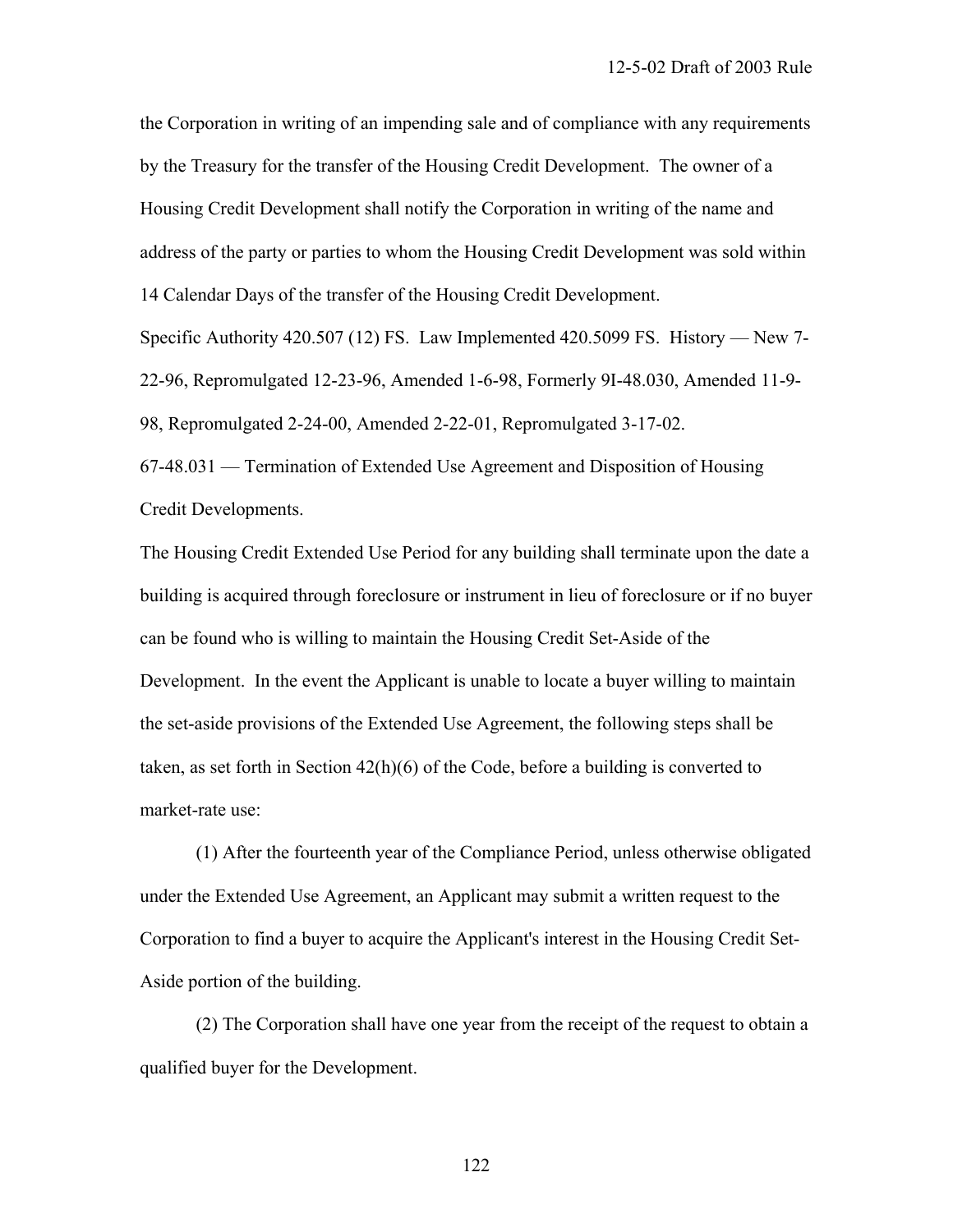the Corporation in writing of an impending sale and of compliance with any requirements by the Treasury for the transfer of the Housing Credit Development. The owner of a Housing Credit Development shall notify the Corporation in writing of the name and address of the party or parties to whom the Housing Credit Development was sold within 14 Calendar Days of the transfer of the Housing Credit Development.

Specific Authority 420.507 (12) FS. Law Implemented 420.5099 FS. History — New 7-22-96, Repromulgated 12-23-96, Amended 1-6-98, Formerly 9I-48.030, Amended 11-9-98, Repromulgated 2-24-00, Amended 2-22-01, Repromulgated 3-17-02.

67-48.031 — Termination of Extended Use Agreement and Disposition of Housing Credit Developments.

The Housing Credit Extended Use Period for any building shall terminate upon the date a building is acquired through foreclosure or instrument in lieu of foreclosure or if no buyer can be found who is willing to maintain the Housing Credit Set-Aside of the Development. In the event the Applicant is unable to locate a buyer willing to maintain the set-aside provisions of the Extended Use Agreement, the following steps shall be taken, as set forth in Section 42(h)(6) of the Code, before a building is converted to market-rate use:

(1) After the fourteenth year of the Compliance Period, unless otherwise obligated under the Extended Use Agreement, an Applicant may submit a written request to the Corporation to find a buyer to acquire the Applicant's interest in the Housing Credit Set-Aside portion of the building.

(2) The Corporation shall have one year from the receipt of the request to obtain a qualified buyer for the Development.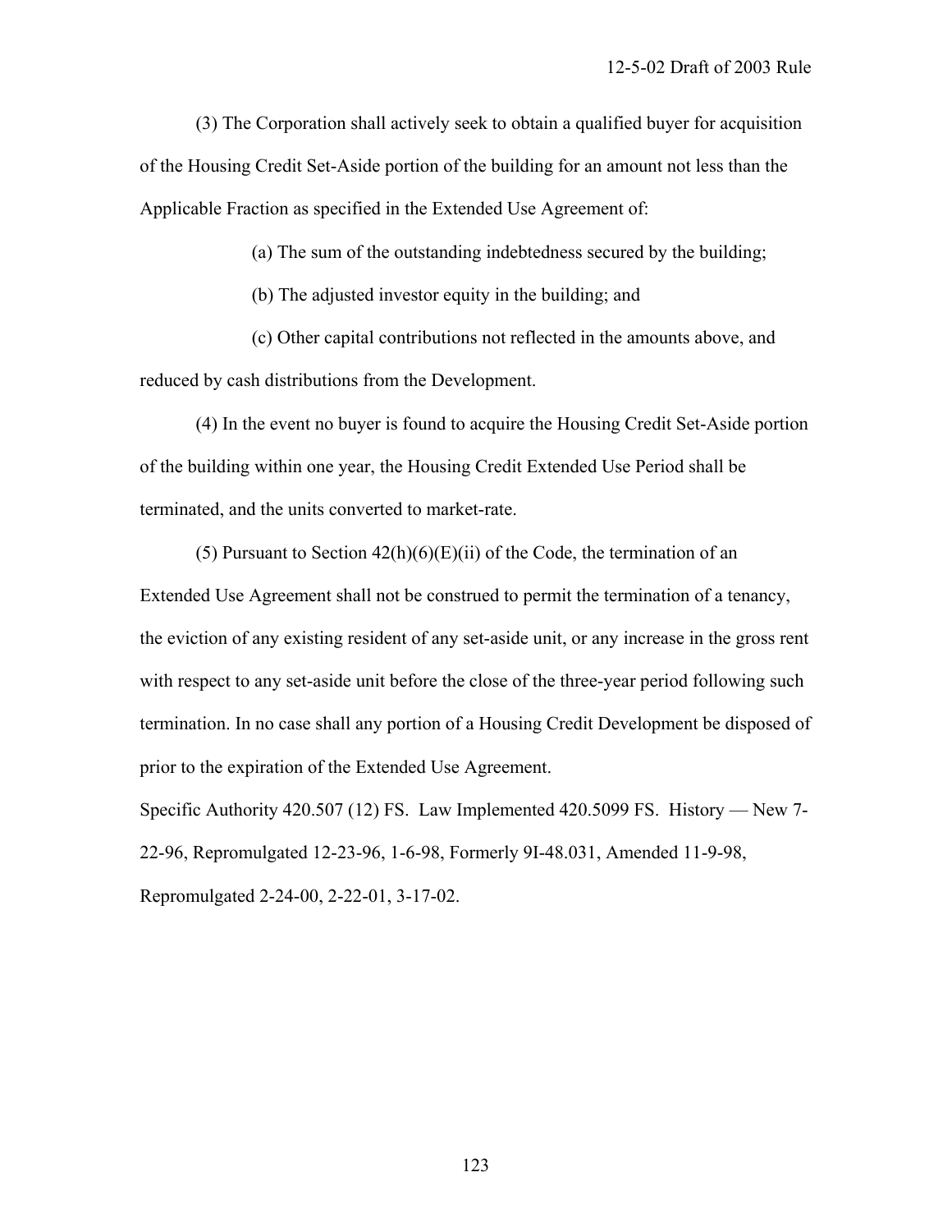(3) The Corporation shall actively seek to obtain a qualified buyer for acquisition of the Housing Credit Set-Aside portion of the building for an amount not less than the Applicable Fraction as specified in the Extended Use Agreement of:

(a) The sum of the outstanding indebtedness secured by the building;

(b) The adjusted investor equity in the building; and

(c) Other capital contributions not reflected in the amounts above, and reduced by cash distributions from the Development.

(4) In the event no buyer is found to acquire the Housing Credit Set-Aside portion of the building within one year, the Housing Credit Extended Use Period shall be terminated, and the units converted to market-rate.

(5) Pursuant to Section 42(h)(6)(E)(ii) of the Code, the termination of an Extended Use Agreement shall not be construed to permit the termination of a tenancy, the eviction of any existing resident of any set-aside unit, or any increase in the gross rent with respect to any set-aside unit before the close of the three-year period following such termination. In no case shall any portion of a Housing Credit Development be disposed of prior to the expiration of the Extended Use Agreement.

Specific Authority 420.507 (12) FS. Law Implemented 420.5099 FS. History — New 7-22-96, Repromulgated 12-23-96, 1-6-98, Formerly 9I-48.031, Amended 11-9-98, Repromulgated 2-24-00, 2-22-01, 3-17-02.